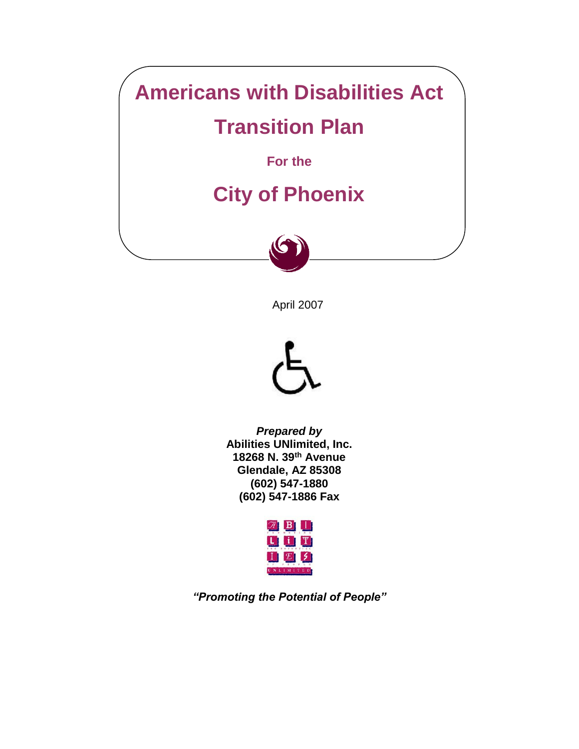# Americans with Disabilities Act

# Transition Plan

**For the**

# City of Phoenix

April 2007

***Prepared by***
**Abilities UNlimited, Inc.**
**18268 N. 39th Avenue**
**Glendale, AZ 85308**
**(602) 547-1880**
**(602) 547-1886 Fax**

***"Promoting the Potential of People"***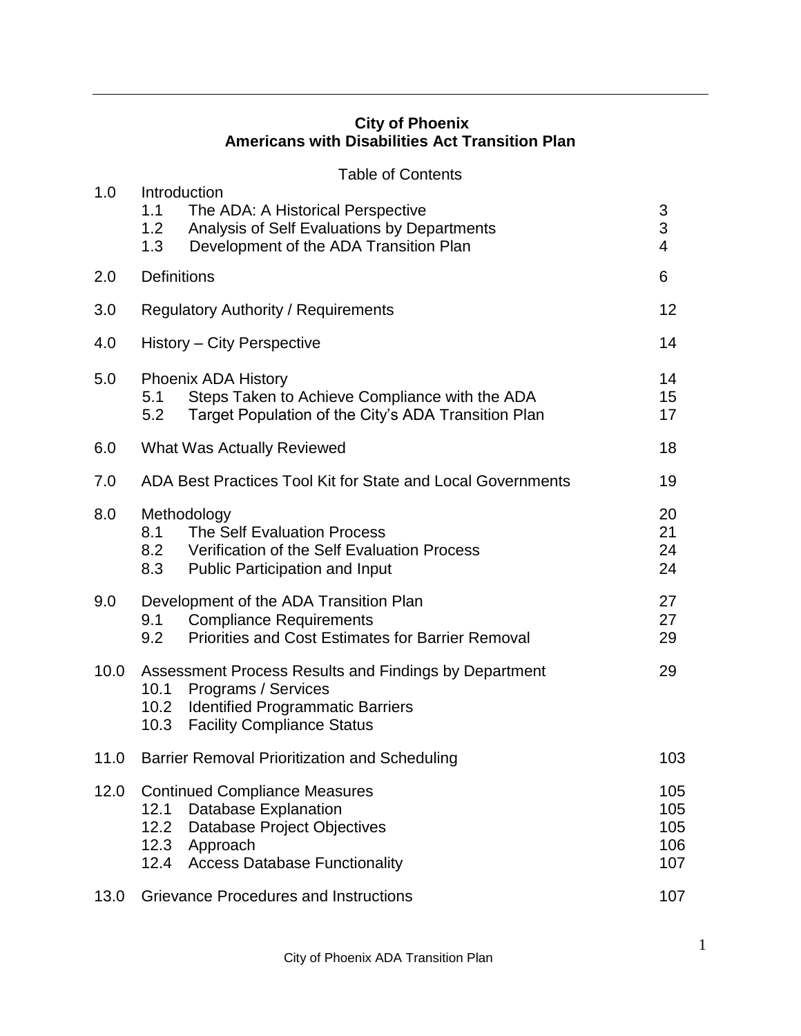**City of Phoenix**
**Americans with Disabilities Act Transition Plan**

Table of Contents

| | | |
|---|---|---|
| 1.0 | Introduction | |
| | 1.1 The ADA: A Historical Perspective | 3 |
| | 1.2 Analysis of Self Evaluations by Departments | 3 |
| | 1.3 Development of the ADA Transition Plan | 4 |
| 2.0 | Definitions | 6 |
| 3.0 | Regulatory Authority / Requirements | 12 |
| 4.0 | History – City Perspective | 14 |
| 5.0 | Phoenix ADA History | 14 |
| | 5.1 Steps Taken to Achieve Compliance with the ADA | 15 |
| | 5.2 Target Population of the City's ADA Transition Plan | 17 |
| 6.0 | What Was Actually Reviewed | 18 |
| 7.0 | ADA Best Practices Tool Kit for State and Local Governments | 19 |
| 8.0 | Methodology | 20 |
| | 8.1 The Self Evaluation Process | 21 |
| | 8.2 Verification of the Self Evaluation Process | 24 |
| | 8.3 Public Participation and Input | 24 |
| 9.0 | Development of the ADA Transition Plan | 27 |
| | 9.1 Compliance Requirements | 27 |
| | 9.2 Priorities and Cost Estimates for Barrier Removal | 29 |
| 10.0 | Assessment Process Results and Findings by Department | 29 |
| | 10.1 Programs / Services | |
| | 10.2 Identified Programmatic Barriers | |
| | 10.3 Facility Compliance Status | |
| 11.0 | Barrier Removal Prioritization and Scheduling | 103 |
| 12.0 | Continued Compliance Measures | 105 |
| | 12.1 Database Explanation | 105 |
| | 12.2 Database Project Objectives | 105 |
| | 12.3 Approach | 106 |
| | 12.4 Access Database Functionality | 107 |
| 13.0 | Grievance Procedures and Instructions | 107 |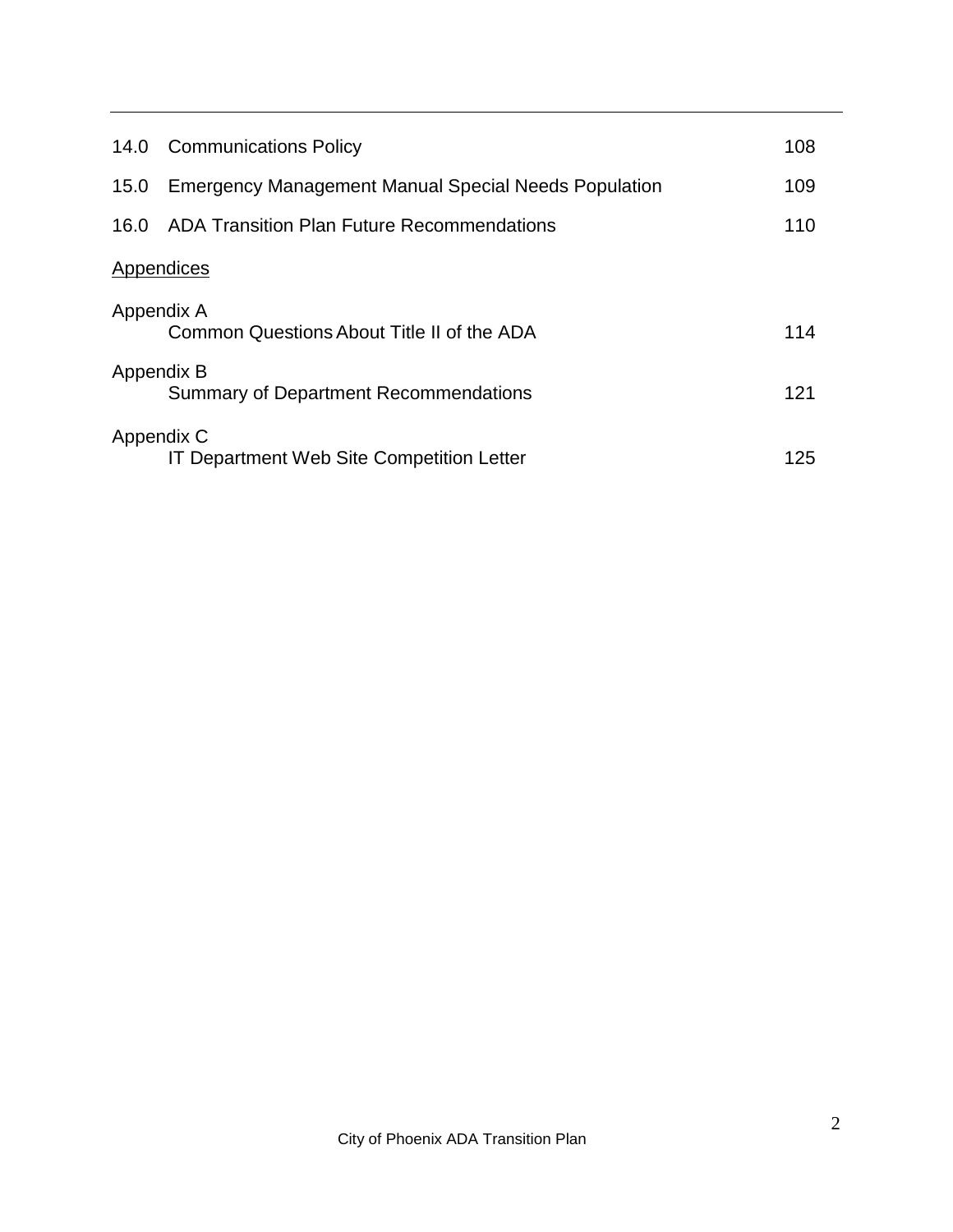| | | |
|---|---|---|
| 14.0 | Communications Policy | 108 |
| 15.0 | Emergency Management Manual Special Needs Population | 109 |
| 16.0 | ADA Transition Plan Future Recommendations | 110 |

Appendices

Appendix A
Common Questions About Title II of the ADA 114

Appendix B
Summary of Department Recommendations 121

Appendix C
IT Department Web Site Competition Letter 125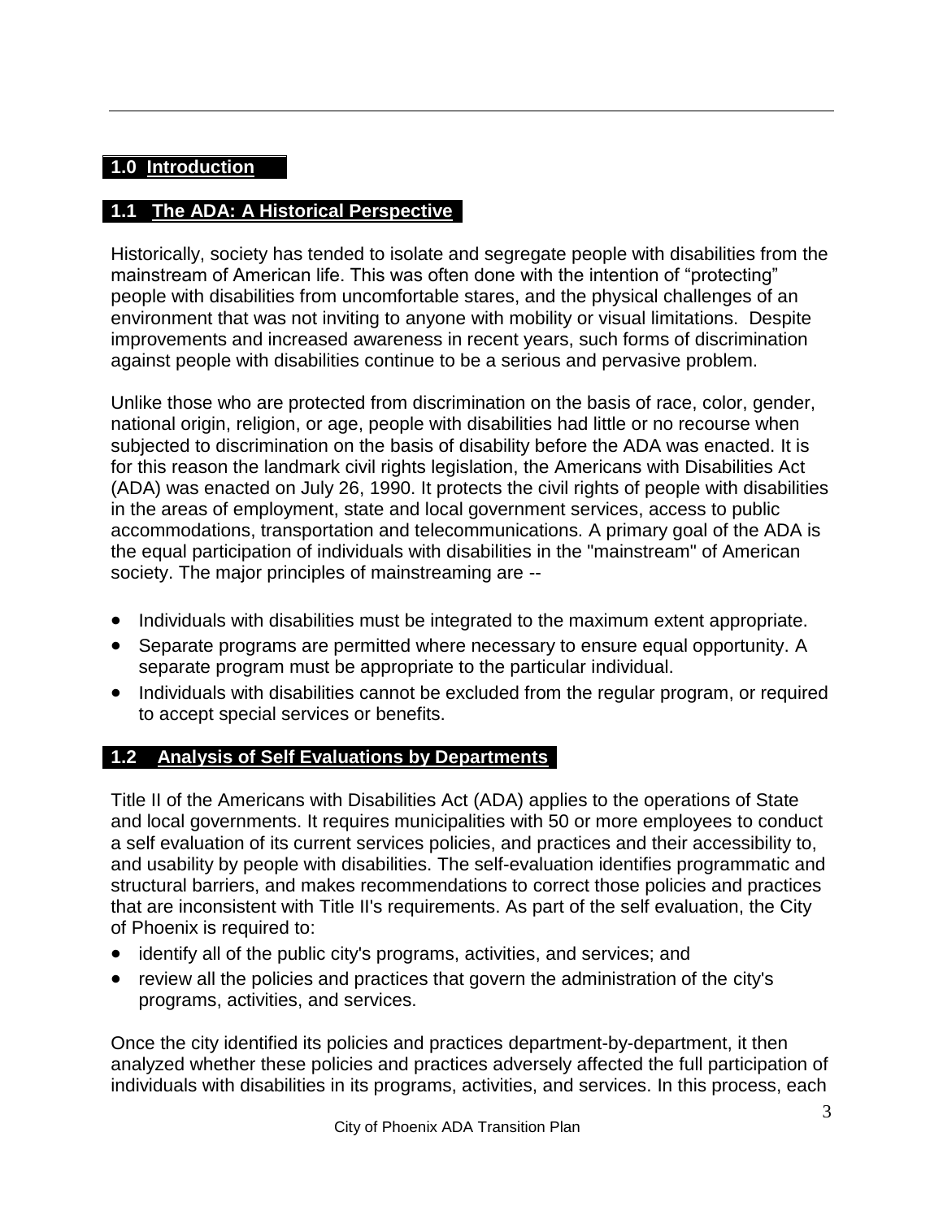# 1.0 Introduction

## 1.1 The ADA: A Historical Perspective

Historically, society has tended to isolate and segregate people with disabilities from the mainstream of American life. This was often done with the intention of "protecting" people with disabilities from uncomfortable stares, and the physical challenges of an environment that was not inviting to anyone with mobility or visual limitations. Despite improvements and increased awareness in recent years, such forms of discrimination against people with disabilities continue to be a serious and pervasive problem.

Unlike those who are protected from discrimination on the basis of race, color, gender, national origin, religion, or age, people with disabilities had little or no recourse when subjected to discrimination on the basis of disability before the ADA was enacted. It is for this reason the landmark civil rights legislation, the Americans with Disabilities Act (ADA) was enacted on July 26, 1990. It protects the civil rights of people with disabilities in the areas of employment, state and local government services, access to public accommodations, transportation and telecommunications. A primary goal of the ADA is the equal participation of individuals with disabilities in the "mainstream" of American society. The major principles of mainstreaming are --

- Individuals with disabilities must be integrated to the maximum extent appropriate.
- Separate programs are permitted where necessary to ensure equal opportunity. A separate program must be appropriate to the particular individual.
- Individuals with disabilities cannot be excluded from the regular program, or required to accept special services or benefits.

## 1.2 Analysis of Self Evaluations by Departments

Title II of the Americans with Disabilities Act (ADA) applies to the operations of State and local governments. It requires municipalities with 50 or more employees to conduct a self evaluation of its current services policies, and practices and their accessibility to, and usability by people with disabilities. The self-evaluation identifies programmatic and structural barriers, and makes recommendations to correct those policies and practices that are inconsistent with Title II's requirements. As part of the self evaluation, the City of Phoenix is required to:

- identify all of the public city's programs, activities, and services; and
- review all the policies and practices that govern the administration of the city's programs, activities, and services.

Once the city identified its policies and practices department-by-department, it then analyzed whether these policies and practices adversely affected the full participation of individuals with disabilities in its programs, activities, and services. In this process, each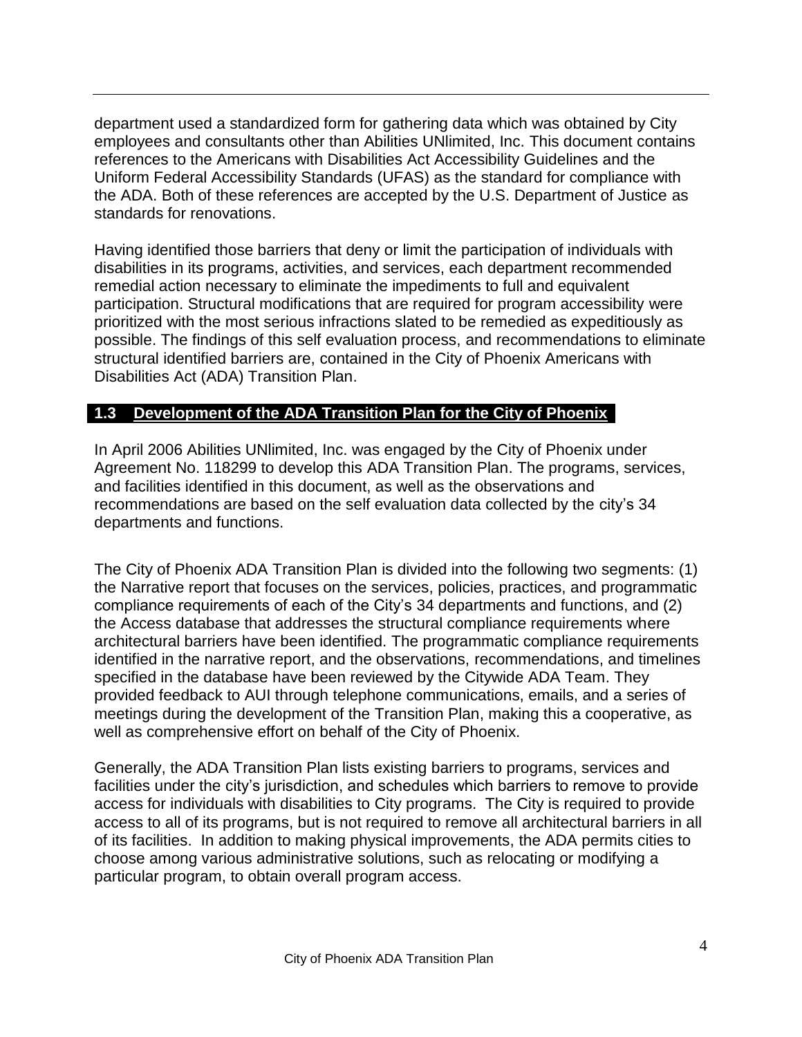department used a standardized form for gathering data which was obtained by City employees and consultants other than Abilities UNlimited, Inc. This document contains references to the Americans with Disabilities Act Accessibility Guidelines and the Uniform Federal Accessibility Standards (UFAS) as the standard for compliance with the ADA. Both of these references are accepted by the U.S. Department of Justice as standards for renovations.

Having identified those barriers that deny or limit the participation of individuals with disabilities in its programs, activities, and services, each department recommended remedial action necessary to eliminate the impediments to full and equivalent participation. Structural modifications that are required for program accessibility were prioritized with the most serious infractions slated to be remedied as expeditiously as possible. The findings of this self evaluation process, and recommendations to eliminate structural identified barriers are, contained in the City of Phoenix Americans with Disabilities Act (ADA) Transition Plan.

## 1.3 Development of the ADA Transition Plan for the City of Phoenix

In April 2006 Abilities UNlimited, Inc. was engaged by the City of Phoenix under Agreement No. 118299 to develop this ADA Transition Plan. The programs, services, and facilities identified in this document, as well as the observations and recommendations are based on the self evaluation data collected by the city's 34 departments and functions.

The City of Phoenix ADA Transition Plan is divided into the following two segments: (1) the Narrative report that focuses on the services, policies, practices, and programmatic compliance requirements of each of the City's 34 departments and functions, and (2) the Access database that addresses the structural compliance requirements where architectural barriers have been identified. The programmatic compliance requirements identified in the narrative report, and the observations, recommendations, and timelines specified in the database have been reviewed by the Citywide ADA Team. They provided feedback to AUI through telephone communications, emails, and a series of meetings during the development of the Transition Plan, making this a cooperative, as well as comprehensive effort on behalf of the City of Phoenix.

Generally, the ADA Transition Plan lists existing barriers to programs, services and facilities under the city's jurisdiction, and schedules which barriers to remove to provide access for individuals with disabilities to City programs. The City is required to provide access to all of its programs, but is not required to remove all architectural barriers in all of its facilities. In addition to making physical improvements, the ADA permits cities to choose among various administrative solutions, such as relocating or modifying a particular program, to obtain overall program access.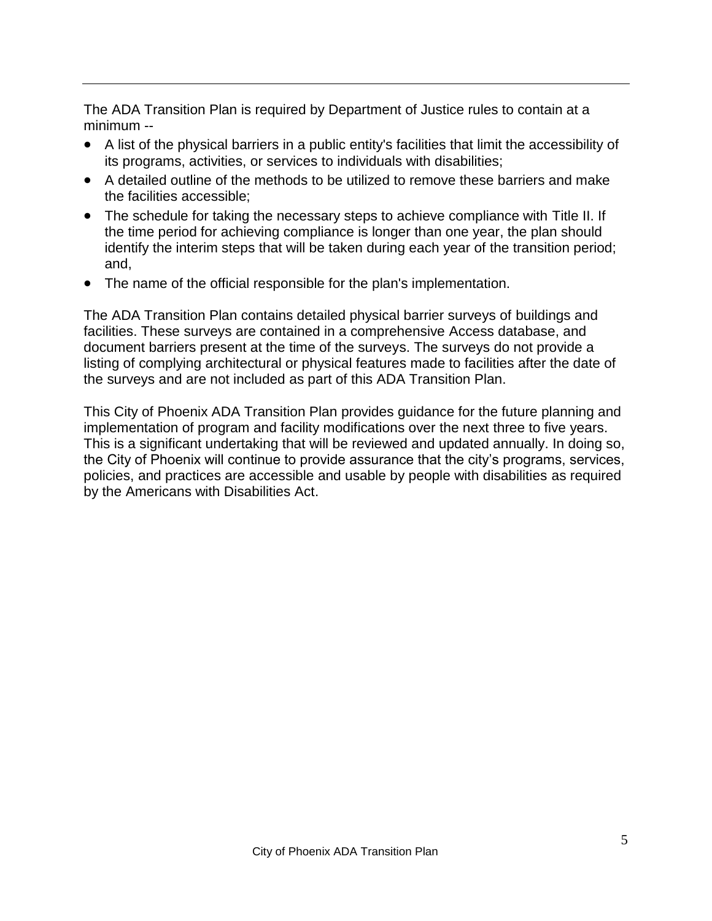The ADA Transition Plan is required by Department of Justice rules to contain at a minimum --

- A list of the physical barriers in a public entity's facilities that limit the accessibility of its programs, activities, or services to individuals with disabilities;
- A detailed outline of the methods to be utilized to remove these barriers and make the facilities accessible;
- The schedule for taking the necessary steps to achieve compliance with Title II. If the time period for achieving compliance is longer than one year, the plan should identify the interim steps that will be taken during each year of the transition period; and,
- The name of the official responsible for the plan's implementation.

The ADA Transition Plan contains detailed physical barrier surveys of buildings and facilities. These surveys are contained in a comprehensive Access database, and document barriers present at the time of the surveys. The surveys do not provide a listing of complying architectural or physical features made to facilities after the date of the surveys and are not included as part of this ADA Transition Plan.

This City of Phoenix ADA Transition Plan provides guidance for the future planning and implementation of program and facility modifications over the next three to five years. This is a significant undertaking that will be reviewed and updated annually. In doing so, the City of Phoenix will continue to provide assurance that the city's programs, services, policies, and practices are accessible and usable by people with disabilities as required by the Americans with Disabilities Act.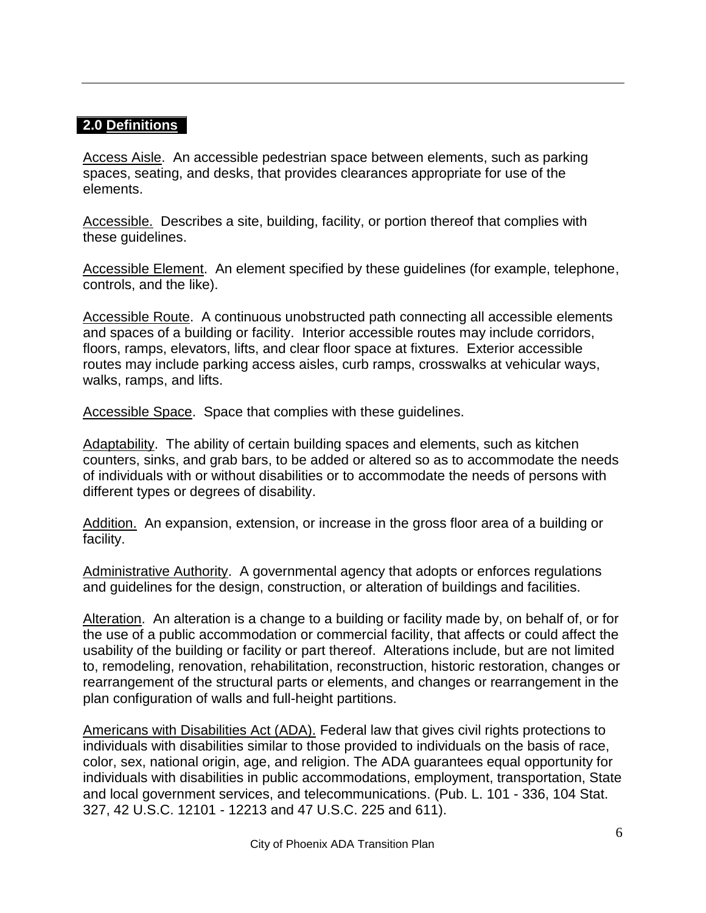## 2.0 Definitions

Access Aisle. An accessible pedestrian space between elements, such as parking spaces, seating, and desks, that provides clearances appropriate for use of the elements.

Accessible. Describes a site, building, facility, or portion thereof that complies with these guidelines.

Accessible Element. An element specified by these guidelines (for example, telephone, controls, and the like).

Accessible Route. A continuous unobstructed path connecting all accessible elements and spaces of a building or facility. Interior accessible routes may include corridors, floors, ramps, elevators, lifts, and clear floor space at fixtures. Exterior accessible routes may include parking access aisles, curb ramps, crosswalks at vehicular ways, walks, ramps, and lifts.

Accessible Space. Space that complies with these guidelines.

Adaptability. The ability of certain building spaces and elements, such as kitchen counters, sinks, and grab bars, to be added or altered so as to accommodate the needs of individuals with or without disabilities or to accommodate the needs of persons with different types or degrees of disability.

Addition. An expansion, extension, or increase in the gross floor area of a building or facility.

Administrative Authority. A governmental agency that adopts or enforces regulations and guidelines for the design, construction, or alteration of buildings and facilities.

Alteration. An alteration is a change to a building or facility made by, on behalf of, or for the use of a public accommodation or commercial facility, that affects or could affect the usability of the building or facility or part thereof. Alterations include, but are not limited to, remodeling, renovation, rehabilitation, reconstruction, historic restoration, changes or rearrangement of the structural parts or elements, and changes or rearrangement in the plan configuration of walls and full-height partitions.

Americans with Disabilities Act (ADA). Federal law that gives civil rights protections to individuals with disabilities similar to those provided to individuals on the basis of race, color, sex, national origin, age, and religion. The ADA guarantees equal opportunity for individuals with disabilities in public accommodations, employment, transportation, State and local government services, and telecommunications. (Pub. L. 101 - 336, 104 Stat. 327, 42 U.S.C. 12101 - 12213 and 47 U.S.C. 225 and 611).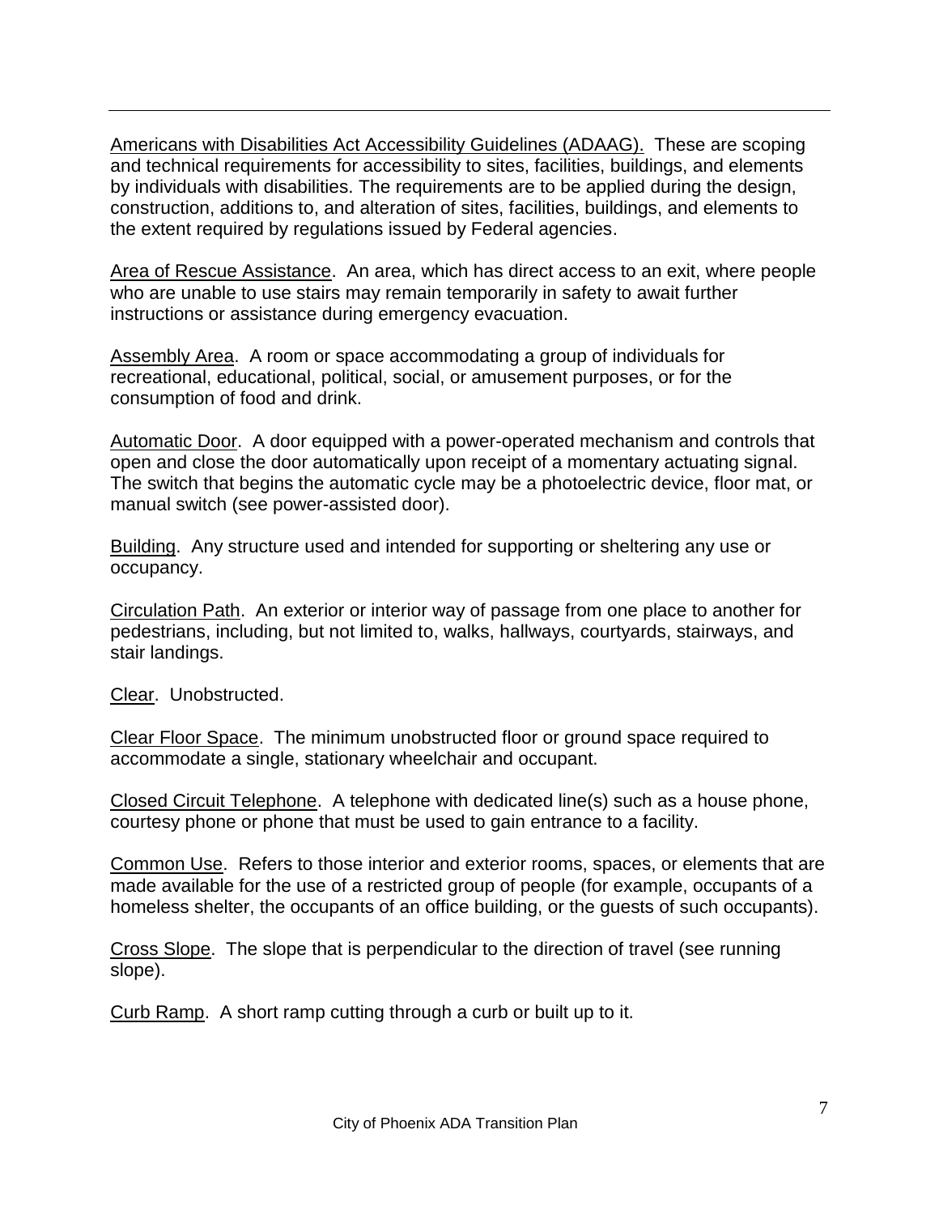Americans with Disabilities Act Accessibility Guidelines (ADAAG). These are scoping and technical requirements for accessibility to sites, facilities, buildings, and elements by individuals with disabilities. The requirements are to be applied during the design, construction, additions to, and alteration of sites, facilities, buildings, and elements to the extent required by regulations issued by Federal agencies.

Area of Rescue Assistance. An area, which has direct access to an exit, where people who are unable to use stairs may remain temporarily in safety to await further instructions or assistance during emergency evacuation.

Assembly Area. A room or space accommodating a group of individuals for recreational, educational, political, social, or amusement purposes, or for the consumption of food and drink.

Automatic Door. A door equipped with a power-operated mechanism and controls that open and close the door automatically upon receipt of a momentary actuating signal. The switch that begins the automatic cycle may be a photoelectric device, floor mat, or manual switch (see power-assisted door).

Building. Any structure used and intended for supporting or sheltering any use or occupancy.

Circulation Path. An exterior or interior way of passage from one place to another for pedestrians, including, but not limited to, walks, hallways, courtyards, stairways, and stair landings.

Clear. Unobstructed.

Clear Floor Space. The minimum unobstructed floor or ground space required to accommodate a single, stationary wheelchair and occupant.

Closed Circuit Telephone. A telephone with dedicated line(s) such as a house phone, courtesy phone or phone that must be used to gain entrance to a facility.

Common Use. Refers to those interior and exterior rooms, spaces, or elements that are made available for the use of a restricted group of people (for example, occupants of a homeless shelter, the occupants of an office building, or the guests of such occupants).

Cross Slope. The slope that is perpendicular to the direction of travel (see running slope).

Curb Ramp. A short ramp cutting through a curb or built up to it.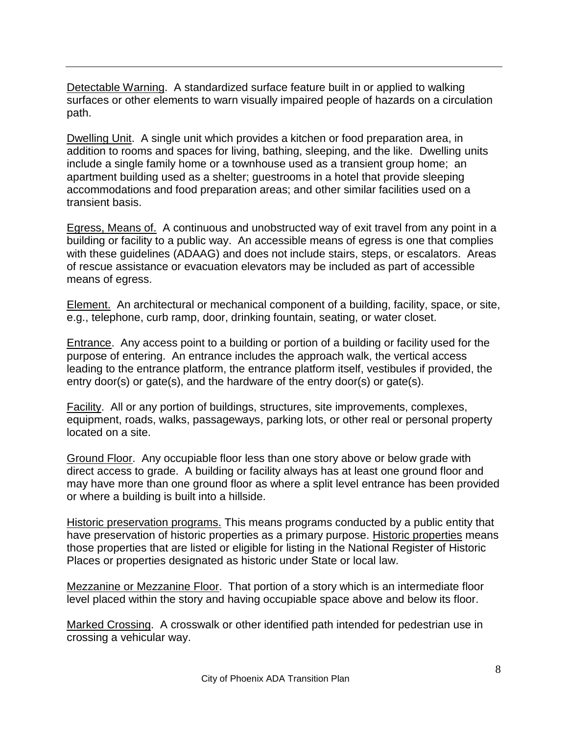Detectable Warning. A standardized surface feature built in or applied to walking surfaces or other elements to warn visually impaired people of hazards on a circulation path.

Dwelling Unit. A single unit which provides a kitchen or food preparation area, in addition to rooms and spaces for living, bathing, sleeping, and the like. Dwelling units include a single family home or a townhouse used as a transient group home; an apartment building used as a shelter; guestrooms in a hotel that provide sleeping accommodations and food preparation areas; and other similar facilities used on a transient basis.

Egress, Means of. A continuous and unobstructed way of exit travel from any point in a building or facility to a public way. An accessible means of egress is one that complies with these guidelines (ADAAG) and does not include stairs, steps, or escalators. Areas of rescue assistance or evacuation elevators may be included as part of accessible means of egress.

Element. An architectural or mechanical component of a building, facility, space, or site, e.g., telephone, curb ramp, door, drinking fountain, seating, or water closet.

Entrance. Any access point to a building or portion of a building or facility used for the purpose of entering. An entrance includes the approach walk, the vertical access leading to the entrance platform, the entrance platform itself, vestibules if provided, the entry door(s) or gate(s), and the hardware of the entry door(s) or gate(s).

Facility. All or any portion of buildings, structures, site improvements, complexes, equipment, roads, walks, passageways, parking lots, or other real or personal property located on a site.

Ground Floor. Any occupiable floor less than one story above or below grade with direct access to grade. A building or facility always has at least one ground floor and may have more than one ground floor as where a split level entrance has been provided or where a building is built into a hillside.

Historic preservation programs. This means programs conducted by a public entity that have preservation of historic properties as a primary purpose. Historic properties means those properties that are listed or eligible for listing in the National Register of Historic Places or properties designated as historic under State or local law.

Mezzanine or Mezzanine Floor. That portion of a story which is an intermediate floor level placed within the story and having occupiable space above and below its floor.

Marked Crossing. A crosswalk or other identified path intended for pedestrian use in crossing a vehicular way.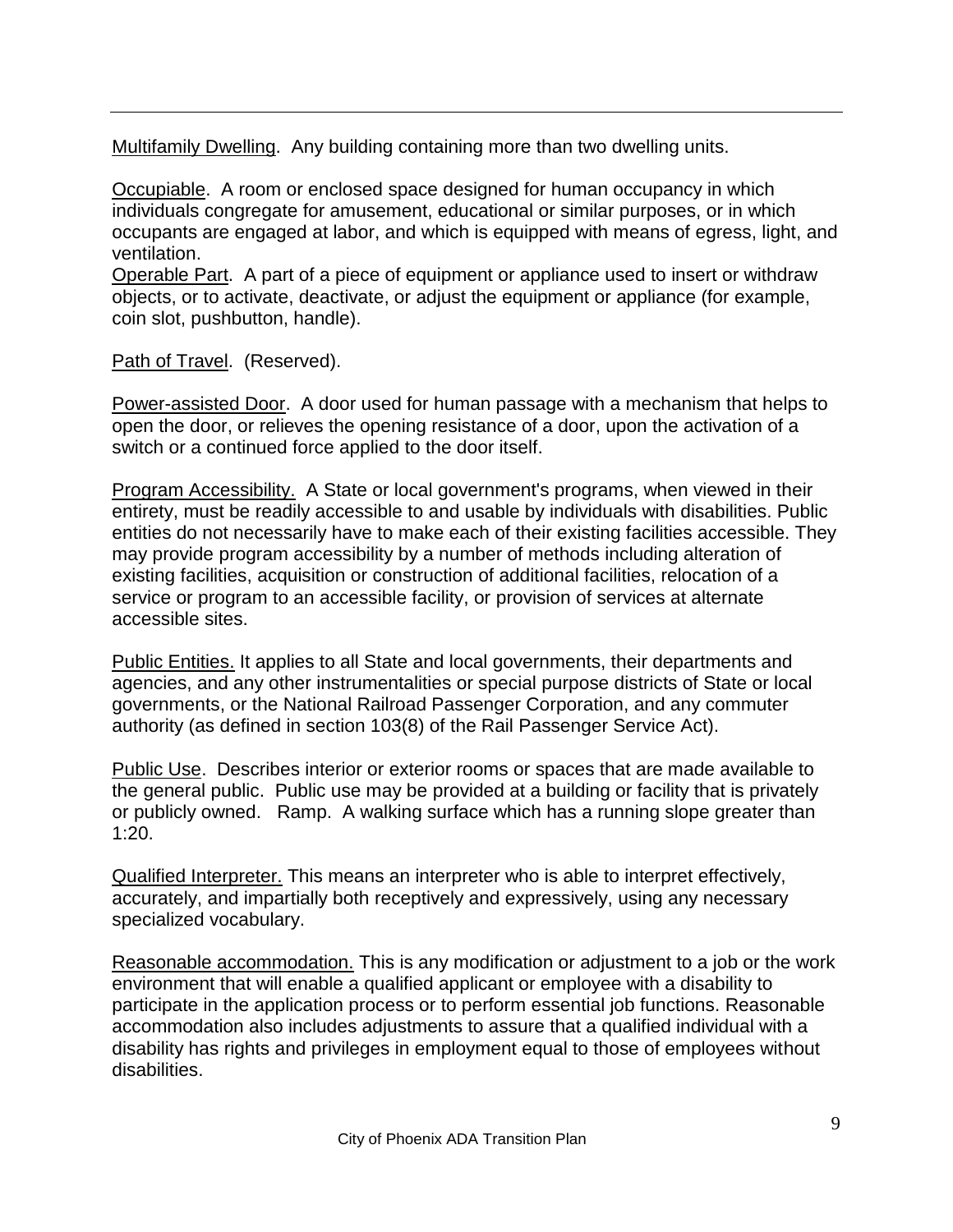Multifamily Dwelling. Any building containing more than two dwelling units.

Occupiable. A room or enclosed space designed for human occupancy in which individuals congregate for amusement, educational or similar purposes, or in which occupants are engaged at labor, and which is equipped with means of egress, light, and ventilation.

Operable Part. A part of a piece of equipment or appliance used to insert or withdraw objects, or to activate, deactivate, or adjust the equipment or appliance (for example, coin slot, pushbutton, handle).

Path of Travel. (Reserved).

Power-assisted Door. A door used for human passage with a mechanism that helps to open the door, or relieves the opening resistance of a door, upon the activation of a switch or a continued force applied to the door itself.

Program Accessibility. A State or local government's programs, when viewed in their entirety, must be readily accessible to and usable by individuals with disabilities. Public entities do not necessarily have to make each of their existing facilities accessible. They may provide program accessibility by a number of methods including alteration of existing facilities, acquisition or construction of additional facilities, relocation of a service or program to an accessible facility, or provision of services at alternate accessible sites.

Public Entities. It applies to all State and local governments, their departments and agencies, and any other instrumentalities or special purpose districts of State or local governments, or the National Railroad Passenger Corporation, and any commuter authority (as defined in section 103(8) of the Rail Passenger Service Act).

Public Use. Describes interior or exterior rooms or spaces that are made available to the general public. Public use may be provided at a building or facility that is privately or publicly owned. Ramp. A walking surface which has a running slope greater than 1:20.

Qualified Interpreter. This means an interpreter who is able to interpret effectively, accurately, and impartially both receptively and expressively, using any necessary specialized vocabulary.

Reasonable accommodation. This is any modification or adjustment to a job or the work environment that will enable a qualified applicant or employee with a disability to participate in the application process or to perform essential job functions. Reasonable accommodation also includes adjustments to assure that a qualified individual with a disability has rights and privileges in employment equal to those of employees without disabilities.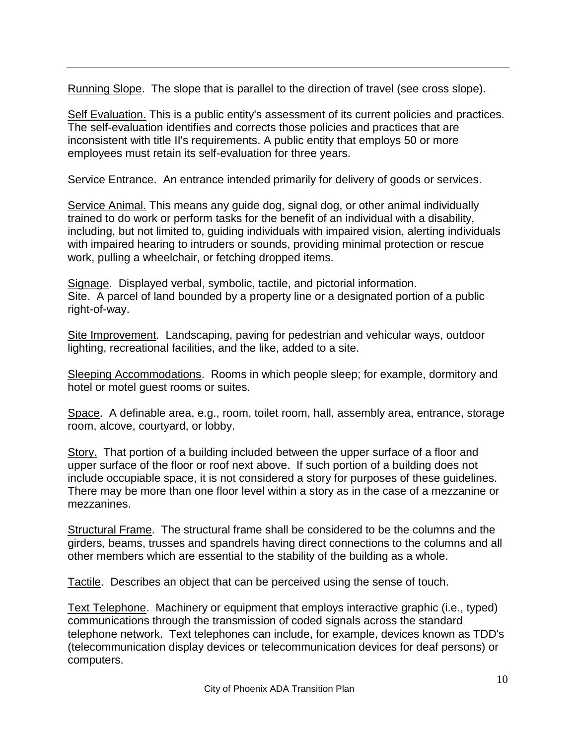Running Slope. The slope that is parallel to the direction of travel (see cross slope).

Self Evaluation. This is a public entity's assessment of its current policies and practices. The self-evaluation identifies and corrects those policies and practices that are inconsistent with title II's requirements. A public entity that employs 50 or more employees must retain its self-evaluation for three years.

Service Entrance. An entrance intended primarily for delivery of goods or services.

Service Animal. This means any guide dog, signal dog, or other animal individually trained to do work or perform tasks for the benefit of an individual with a disability, including, but not limited to, guiding individuals with impaired vision, alerting individuals with impaired hearing to intruders or sounds, providing minimal protection or rescue work, pulling a wheelchair, or fetching dropped items.

Signage. Displayed verbal, symbolic, tactile, and pictorial information.
Site. A parcel of land bounded by a property line or a designated portion of a public right-of-way.

Site Improvement. Landscaping, paving for pedestrian and vehicular ways, outdoor lighting, recreational facilities, and the like, added to a site.

Sleeping Accommodations. Rooms in which people sleep; for example, dormitory and hotel or motel guest rooms or suites.

Space. A definable area, e.g., room, toilet room, hall, assembly area, entrance, storage room, alcove, courtyard, or lobby.

Story. That portion of a building included between the upper surface of a floor and upper surface of the floor or roof next above. If such portion of a building does not include occupiable space, it is not considered a story for purposes of these guidelines. There may be more than one floor level within a story as in the case of a mezzanine or mezzanines.

Structural Frame. The structural frame shall be considered to be the columns and the girders, beams, trusses and spandrels having direct connections to the columns and all other members which are essential to the stability of the building as a whole.

Tactile. Describes an object that can be perceived using the sense of touch.

Text Telephone. Machinery or equipment that employs interactive graphic (i.e., typed) communications through the transmission of coded signals across the standard telephone network. Text telephones can include, for example, devices known as TDD's (telecommunication display devices or telecommunication devices for deaf persons) or computers.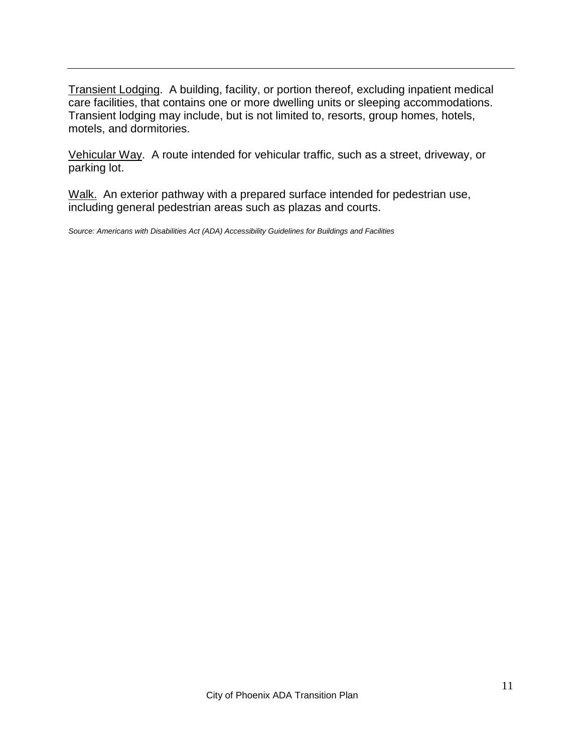Transient Lodging. A building, facility, or portion thereof, excluding inpatient medical care facilities, that contains one or more dwelling units or sleeping accommodations. Transient lodging may include, but is not limited to, resorts, group homes, hotels, motels, and dormitories.

Vehicular Way. A route intended for vehicular traffic, such as a street, driveway, or parking lot.

Walk. An exterior pathway with a prepared surface intended for pedestrian use, including general pedestrian areas such as plazas and courts.

*Source: Americans with Disabilities Act (ADA) Accessibility Guidelines for Buildings and Facilities*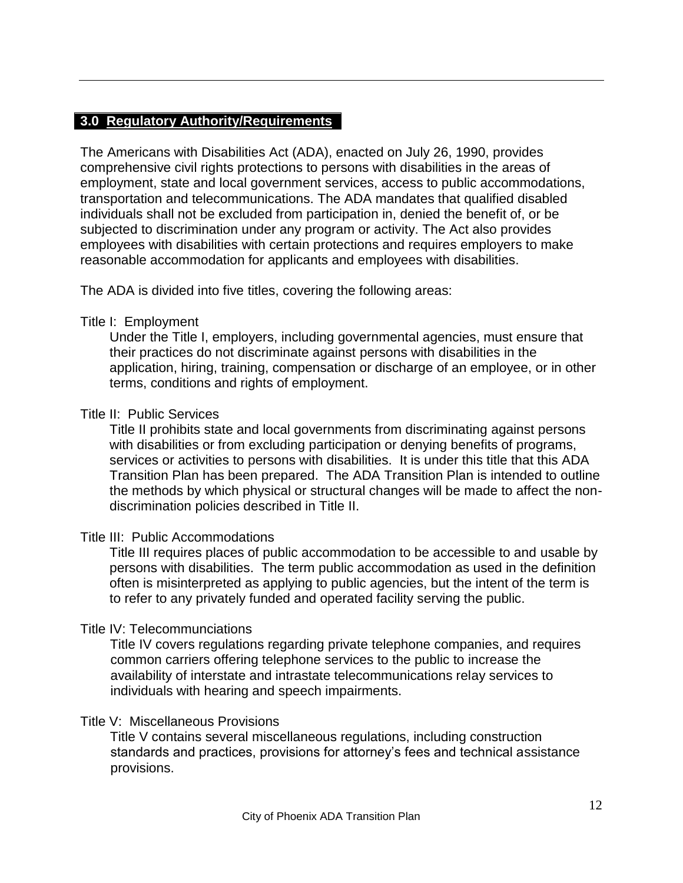## 3.0 Regulatory Authority/Requirements

The Americans with Disabilities Act (ADA), enacted on July 26, 1990, provides comprehensive civil rights protections to persons with disabilities in the areas of employment, state and local government services, access to public accommodations, transportation and telecommunications. The ADA mandates that qualified disabled individuals shall not be excluded from participation in, denied the benefit of, or be subjected to discrimination under any program or activity. The Act also provides employees with disabilities with certain protections and requires employers to make reasonable accommodation for applicants and employees with disabilities.

The ADA is divided into five titles, covering the following areas:

Title I: Employment

Under the Title I, employers, including governmental agencies, must ensure that their practices do not discriminate against persons with disabilities in the application, hiring, training, compensation or discharge of an employee, or in other terms, conditions and rights of employment.

Title II: Public Services

Title II prohibits state and local governments from discriminating against persons with disabilities or from excluding participation or denying benefits of programs, services or activities to persons with disabilities. It is under this title that this ADA Transition Plan has been prepared. The ADA Transition Plan is intended to outline the methods by which physical or structural changes will be made to affect the non-discrimination policies described in Title II.

Title III: Public Accommodations

Title III requires places of public accommodation to be accessible to and usable by persons with disabilities. The term public accommodation as used in the definition often is misinterpreted as applying to public agencies, but the intent of the term is to refer to any privately funded and operated facility serving the public.

Title IV: Telecommunciations

Title IV covers regulations regarding private telephone companies, and requires common carriers offering telephone services to the public to increase the availability of interstate and intrastate telecommunications relay services to individuals with hearing and speech impairments.

Title V: Miscellaneous Provisions

Title V contains several miscellaneous regulations, including construction standards and practices, provisions for attorney's fees and technical assistance provisions.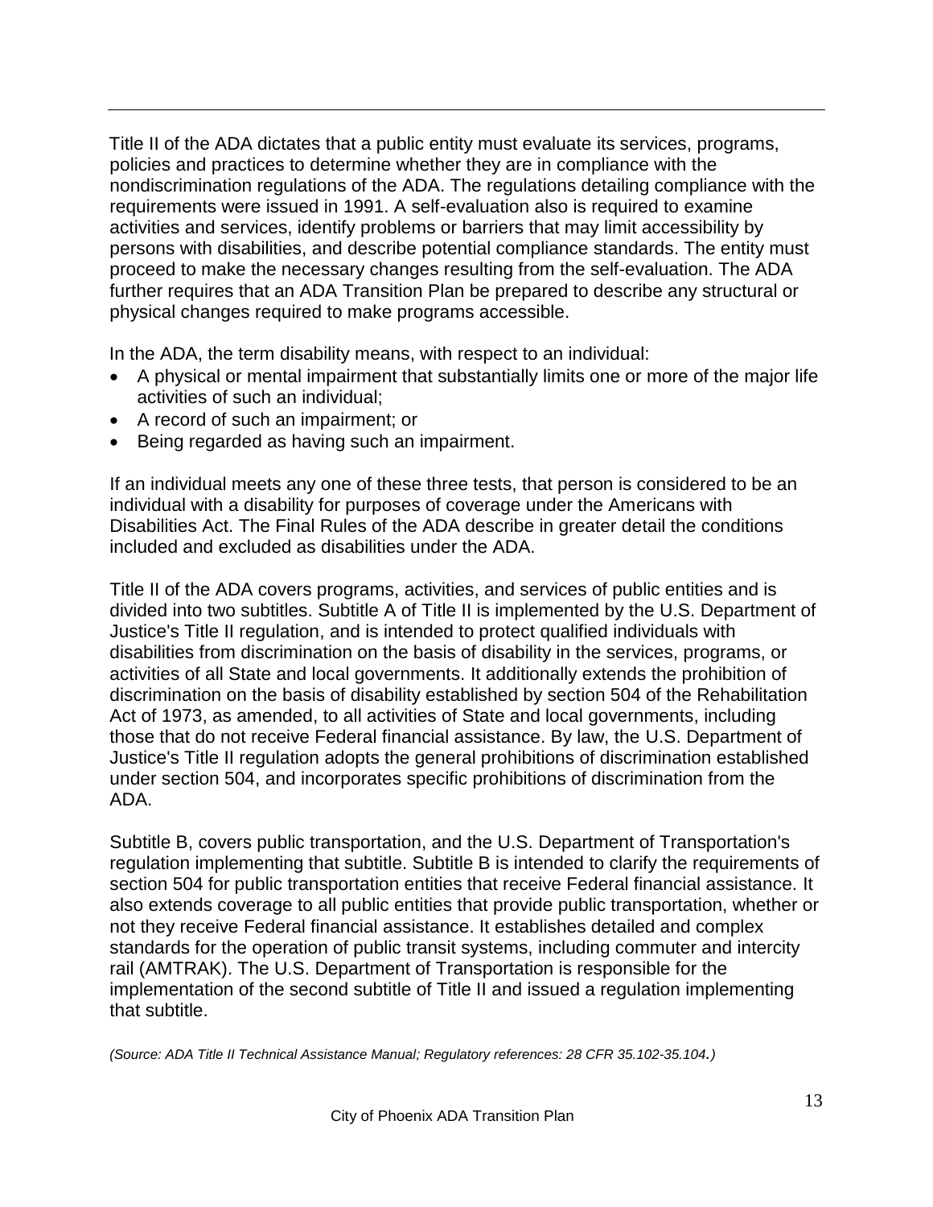Title II of the ADA dictates that a public entity must evaluate its services, programs, policies and practices to determine whether they are in compliance with the nondiscrimination regulations of the ADA. The regulations detailing compliance with the requirements were issued in 1991. A self-evaluation also is required to examine activities and services, identify problems or barriers that may limit accessibility by persons with disabilities, and describe potential compliance standards. The entity must proceed to make the necessary changes resulting from the self-evaluation. The ADA further requires that an ADA Transition Plan be prepared to describe any structural or physical changes required to make programs accessible.

In the ADA, the term disability means, with respect to an individual:

- A physical or mental impairment that substantially limits one or more of the major life activities of such an individual;
- A record of such an impairment; or
- Being regarded as having such an impairment.

If an individual meets any one of these three tests, that person is considered to be an individual with a disability for purposes of coverage under the Americans with Disabilities Act. The Final Rules of the ADA describe in greater detail the conditions included and excluded as disabilities under the ADA.

Title II of the ADA covers programs, activities, and services of public entities and is divided into two subtitles. Subtitle A of Title II is implemented by the U.S. Department of Justice's Title II regulation, and is intended to protect qualified individuals with disabilities from discrimination on the basis of disability in the services, programs, or activities of all State and local governments. It additionally extends the prohibition of discrimination on the basis of disability established by section 504 of the Rehabilitation Act of 1973, as amended, to all activities of State and local governments, including those that do not receive Federal financial assistance. By law, the U.S. Department of Justice's Title II regulation adopts the general prohibitions of discrimination established under section 504, and incorporates specific prohibitions of discrimination from the ADA.

Subtitle B, covers public transportation, and the U.S. Department of Transportation's regulation implementing that subtitle. Subtitle B is intended to clarify the requirements of section 504 for public transportation entities that receive Federal financial assistance. It also extends coverage to all public entities that provide public transportation, whether or not they receive Federal financial assistance. It establishes detailed and complex standards for the operation of public transit systems, including commuter and intercity rail (AMTRAK). The U.S. Department of Transportation is responsible for the implementation of the second subtitle of Title II and issued a regulation implementing that subtitle.

*(Source: ADA Title II Technical Assistance Manual; Regulatory references: 28 CFR 35.102-35.104.)*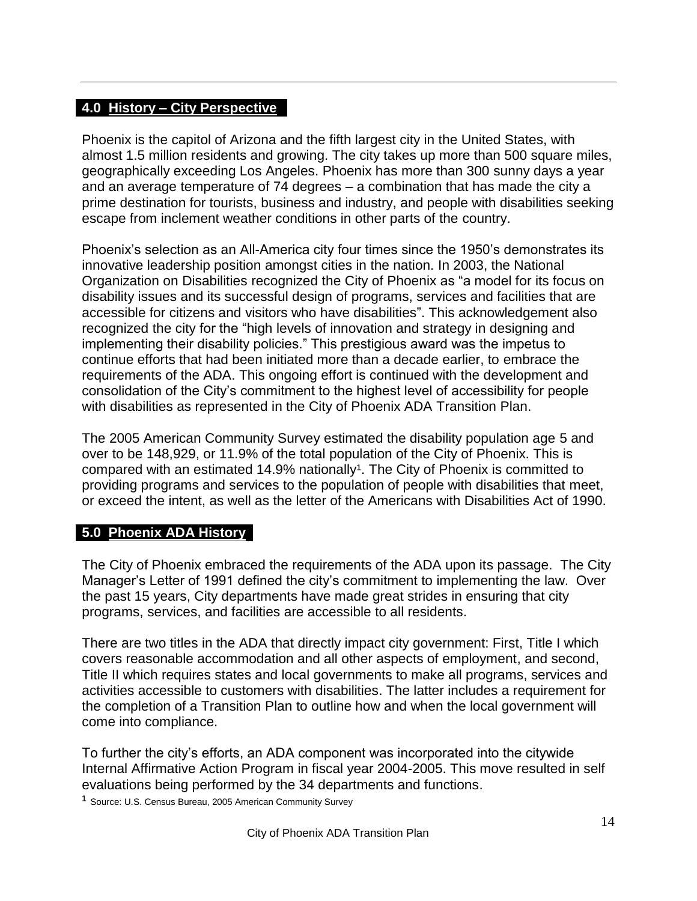## 4.0 History – City Perspective

Phoenix is the capitol of Arizona and the fifth largest city in the United States, with almost 1.5 million residents and growing. The city takes up more than 500 square miles, geographically exceeding Los Angeles. Phoenix has more than 300 sunny days a year and an average temperature of 74 degrees – a combination that has made the city a prime destination for tourists, business and industry, and people with disabilities seeking escape from inclement weather conditions in other parts of the country.

Phoenix's selection as an All-America city four times since the 1950's demonstrates its innovative leadership position amongst cities in the nation. In 2003, the National Organization on Disabilities recognized the City of Phoenix as "a model for its focus on disability issues and its successful design of programs, services and facilities that are accessible for citizens and visitors who have disabilities". This acknowledgement also recognized the city for the "high levels of innovation and strategy in designing and implementing their disability policies." This prestigious award was the impetus to continue efforts that had been initiated more than a decade earlier, to embrace the requirements of the ADA. This ongoing effort is continued with the development and consolidation of the City's commitment to the highest level of accessibility for people with disabilities as represented in the City of Phoenix ADA Transition Plan.

The 2005 American Community Survey estimated the disability population age 5 and over to be 148,929, or 11.9% of the total population of the City of Phoenix. This is compared with an estimated 14.9% nationally[1]. The City of Phoenix is committed to providing programs and services to the population of people with disabilities that meet, or exceed the intent, as well as the letter of the Americans with Disabilities Act of 1990.

## 5.0 Phoenix ADA History

The City of Phoenix embraced the requirements of the ADA upon its passage. The City Manager's Letter of 1991 defined the city's commitment to implementing the law. Over the past 15 years, City departments have made great strides in ensuring that city programs, services, and facilities are accessible to all residents.

There are two titles in the ADA that directly impact city government: First, Title I which covers reasonable accommodation and all other aspects of employment, and second, Title II which requires states and local governments to make all programs, services and activities accessible to customers with disabilities. The latter includes a requirement for the completion of a Transition Plan to outline how and when the local government will come into compliance.

To further the city's efforts, an ADA component was incorporated into the citywide Internal Affirmative Action Program in fiscal year 2004-2005. This move resulted in self evaluations being performed by the 34 departments and functions.

[1] Source: U.S. Census Bureau, 2005 American Community Survey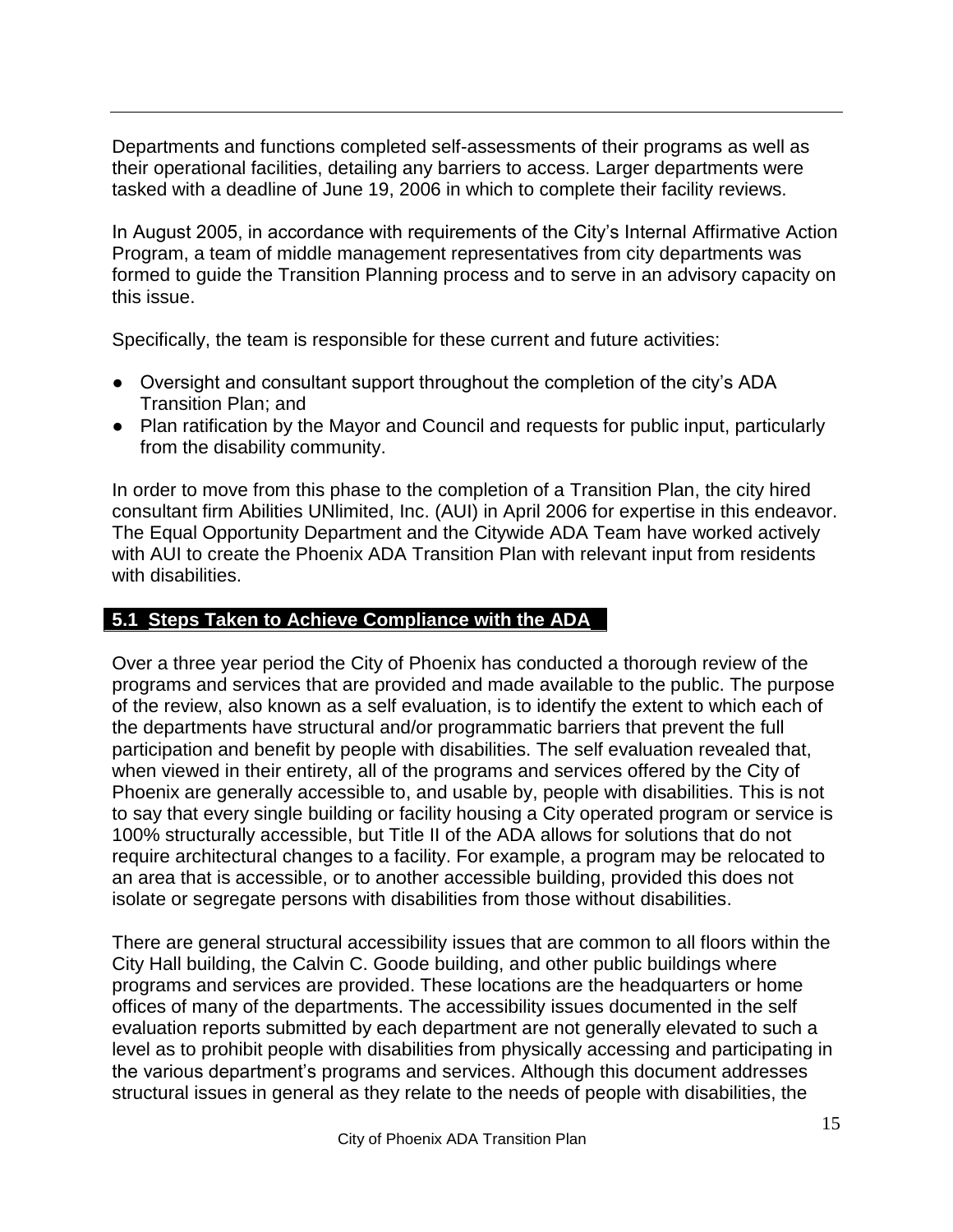Departments and functions completed self-assessments of their programs as well as their operational facilities, detailing any barriers to access. Larger departments were tasked with a deadline of June 19, 2006 in which to complete their facility reviews.

In August 2005, in accordance with requirements of the City's Internal Affirmative Action Program, a team of middle management representatives from city departments was formed to guide the Transition Planning process and to serve in an advisory capacity on this issue.

Specifically, the team is responsible for these current and future activities:

- Oversight and consultant support throughout the completion of the city's ADA Transition Plan; and
- Plan ratification by the Mayor and Council and requests for public input, particularly from the disability community.

In order to move from this phase to the completion of a Transition Plan, the city hired consultant firm Abilities UNlimited, Inc. (AUI) in April 2006 for expertise in this endeavor. The Equal Opportunity Department and the Citywide ADA Team have worked actively with AUI to create the Phoenix ADA Transition Plan with relevant input from residents with disabilities.

## 5.1 Steps Taken to Achieve Compliance with the ADA

Over a three year period the City of Phoenix has conducted a thorough review of the programs and services that are provided and made available to the public. The purpose of the review, also known as a self evaluation, is to identify the extent to which each of the departments have structural and/or programmatic barriers that prevent the full participation and benefit by people with disabilities. The self evaluation revealed that, when viewed in their entirety, all of the programs and services offered by the City of Phoenix are generally accessible to, and usable by, people with disabilities. This is not to say that every single building or facility housing a City operated program or service is 100% structurally accessible, but Title II of the ADA allows for solutions that do not require architectural changes to a facility. For example, a program may be relocated to an area that is accessible, or to another accessible building, provided this does not isolate or segregate persons with disabilities from those without disabilities.

There are general structural accessibility issues that are common to all floors within the City Hall building, the Calvin C. Goode building, and other public buildings where programs and services are provided. These locations are the headquarters or home offices of many of the departments. The accessibility issues documented in the self evaluation reports submitted by each department are not generally elevated to such a level as to prohibit people with disabilities from physically accessing and participating in the various department's programs and services. Although this document addresses structural issues in general as they relate to the needs of people with disabilities, the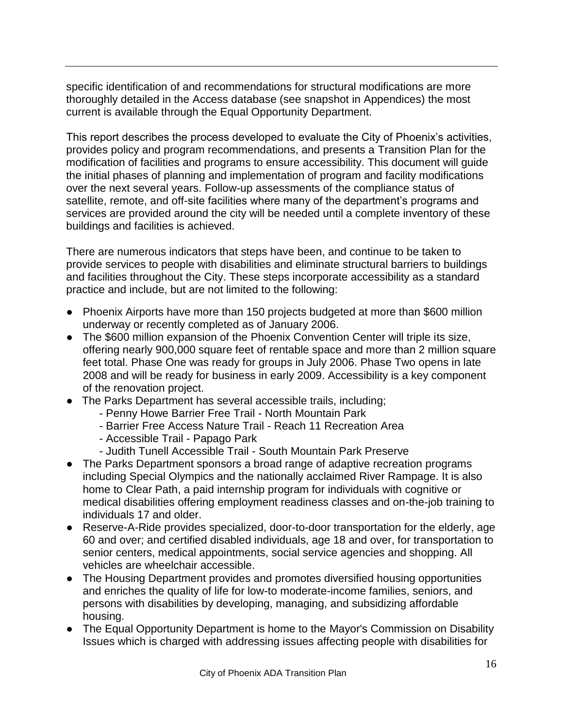specific identification of and recommendations for structural modifications are more thoroughly detailed in the Access database (see snapshot in Appendices) the most current is available through the Equal Opportunity Department.

This report describes the process developed to evaluate the City of Phoenix's activities, provides policy and program recommendations, and presents a Transition Plan for the modification of facilities and programs to ensure accessibility. This document will guide the initial phases of planning and implementation of program and facility modifications over the next several years. Follow-up assessments of the compliance status of satellite, remote, and off-site facilities where many of the department's programs and services are provided around the city will be needed until a complete inventory of these buildings and facilities is achieved.

There are numerous indicators that steps have been, and continue to be taken to provide services to people with disabilities and eliminate structural barriers to buildings and facilities throughout the City. These steps incorporate accessibility as a standard practice and include, but are not limited to the following:

- Phoenix Airports have more than 150 projects budgeted at more than $600 million underway or recently completed as of January 2006.
- The $600 million expansion of the Phoenix Convention Center will triple its size, offering nearly 900,000 square feet of rentable space and more than 2 million square feet total. Phase One was ready for groups in July 2006. Phase Two opens in late 2008 and will be ready for business in early 2009. Accessibility is a key component of the renovation project.
- The Parks Department has several accessible trails, including;
  - Penny Howe Barrier Free Trail - North Mountain Park
  - Barrier Free Access Nature Trail - Reach 11 Recreation Area
  - Accessible Trail - Papago Park
  - Judith Tunell Accessible Trail - South Mountain Park Preserve
- The Parks Department sponsors a broad range of adaptive recreation programs including Special Olympics and the nationally acclaimed River Rampage. It is also home to Clear Path, a paid internship program for individuals with cognitive or medical disabilities offering employment readiness classes and on-the-job training to individuals 17 and older.
- Reserve-A-Ride provides specialized, door-to-door transportation for the elderly, age 60 and over; and certified disabled individuals, age 18 and over, for transportation to senior centers, medical appointments, social service agencies and shopping. All vehicles are wheelchair accessible.
- The Housing Department provides and promotes diversified housing opportunities and enriches the quality of life for low-to moderate-income families, seniors, and persons with disabilities by developing, managing, and subsidizing affordable housing.
- The Equal Opportunity Department is home to the Mayor's Commission on Disability Issues which is charged with addressing issues affecting people with disabilities for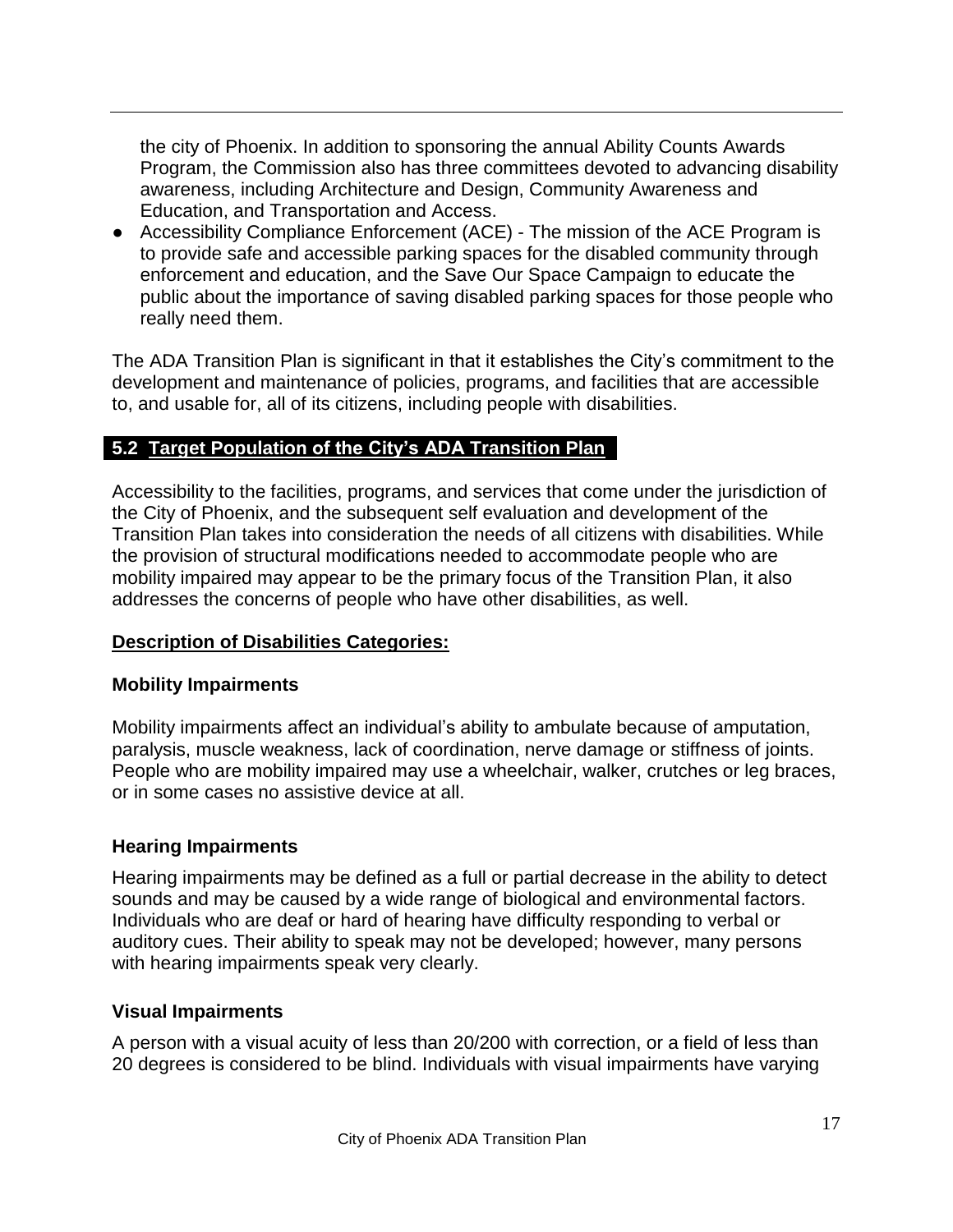the city of Phoenix. In addition to sponsoring the annual Ability Counts Awards Program, the Commission also has three committees devoted to advancing disability awareness, including Architecture and Design, Community Awareness and Education, and Transportation and Access.

- Accessibility Compliance Enforcement (ACE) - The mission of the ACE Program is to provide safe and accessible parking spaces for the disabled community through enforcement and education, and the Save Our Space Campaign to educate the public about the importance of saving disabled parking spaces for those people who really need them.

The ADA Transition Plan is significant in that it establishes the City's commitment to the development and maintenance of policies, programs, and facilities that are accessible to, and usable for, all of its citizens, including people with disabilities.

## 5.2 Target Population of the City's ADA Transition Plan

Accessibility to the facilities, programs, and services that come under the jurisdiction of the City of Phoenix, and the subsequent self evaluation and development of the Transition Plan takes into consideration the needs of all citizens with disabilities. While the provision of structural modifications needed to accommodate people who are mobility impaired may appear to be the primary focus of the Transition Plan, it also addresses the concerns of people who have other disabilities, as well.

**Description of Disabilities Categories:**

### Mobility Impairments

Mobility impairments affect an individual's ability to ambulate because of amputation, paralysis, muscle weakness, lack of coordination, nerve damage or stiffness of joints. People who are mobility impaired may use a wheelchair, walker, crutches or leg braces, or in some cases no assistive device at all.

### Hearing Impairments

Hearing impairments may be defined as a full or partial decrease in the ability to detect sounds and may be caused by a wide range of biological and environmental factors. Individuals who are deaf or hard of hearing have difficulty responding to verbal or auditory cues. Their ability to speak may not be developed; however, many persons with hearing impairments speak very clearly.

### Visual Impairments

A person with a visual acuity of less than 20/200 with correction, or a field of less than 20 degrees is considered to be blind. Individuals with visual impairments have varying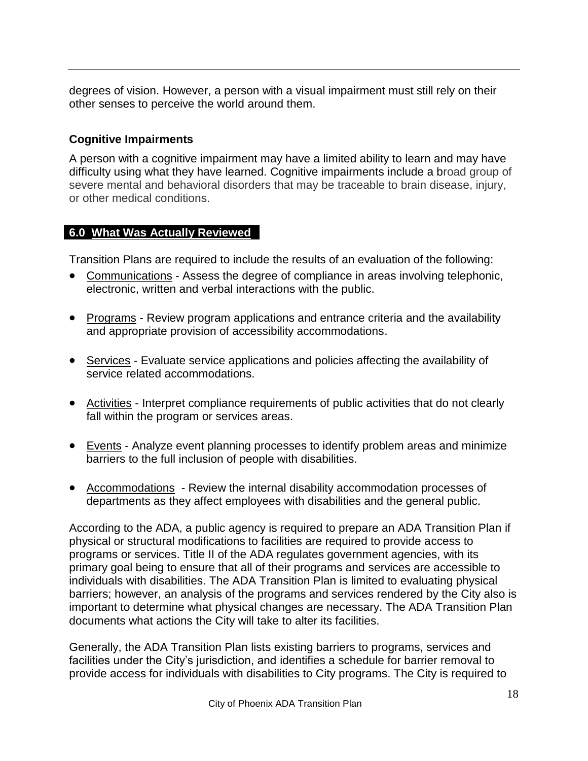degrees of vision. However, a person with a visual impairment must still rely on their other senses to perceive the world around them.

### Cognitive Impairments

A person with a cognitive impairment may have a limited ability to learn and may have difficulty using what they have learned. Cognitive impairments include a broad group of severe mental and behavioral disorders that may be traceable to brain disease, injury, or other medical conditions.

## 6.0 What Was Actually Reviewed

Transition Plans are required to include the results of an evaluation of the following:

- Communications - Assess the degree of compliance in areas involving telephonic, electronic, written and verbal interactions with the public.
- Programs - Review program applications and entrance criteria and the availability and appropriate provision of accessibility accommodations.
- Services - Evaluate service applications and policies affecting the availability of service related accommodations.
- Activities - Interpret compliance requirements of public activities that do not clearly fall within the program or services areas.
- Events - Analyze event planning processes to identify problem areas and minimize barriers to the full inclusion of people with disabilities.
- Accommodations - Review the internal disability accommodation processes of departments as they affect employees with disabilities and the general public.

According to the ADA, a public agency is required to prepare an ADA Transition Plan if physical or structural modifications to facilities are required to provide access to programs or services. Title II of the ADA regulates government agencies, with its primary goal being to ensure that all of their programs and services are accessible to individuals with disabilities. The ADA Transition Plan is limited to evaluating physical barriers; however, an analysis of the programs and services rendered by the City also is important to determine what physical changes are necessary. The ADA Transition Plan documents what actions the City will take to alter its facilities.

Generally, the ADA Transition Plan lists existing barriers to programs, services and facilities under the City's jurisdiction, and identifies a schedule for barrier removal to provide access for individuals with disabilities to City programs. The City is required to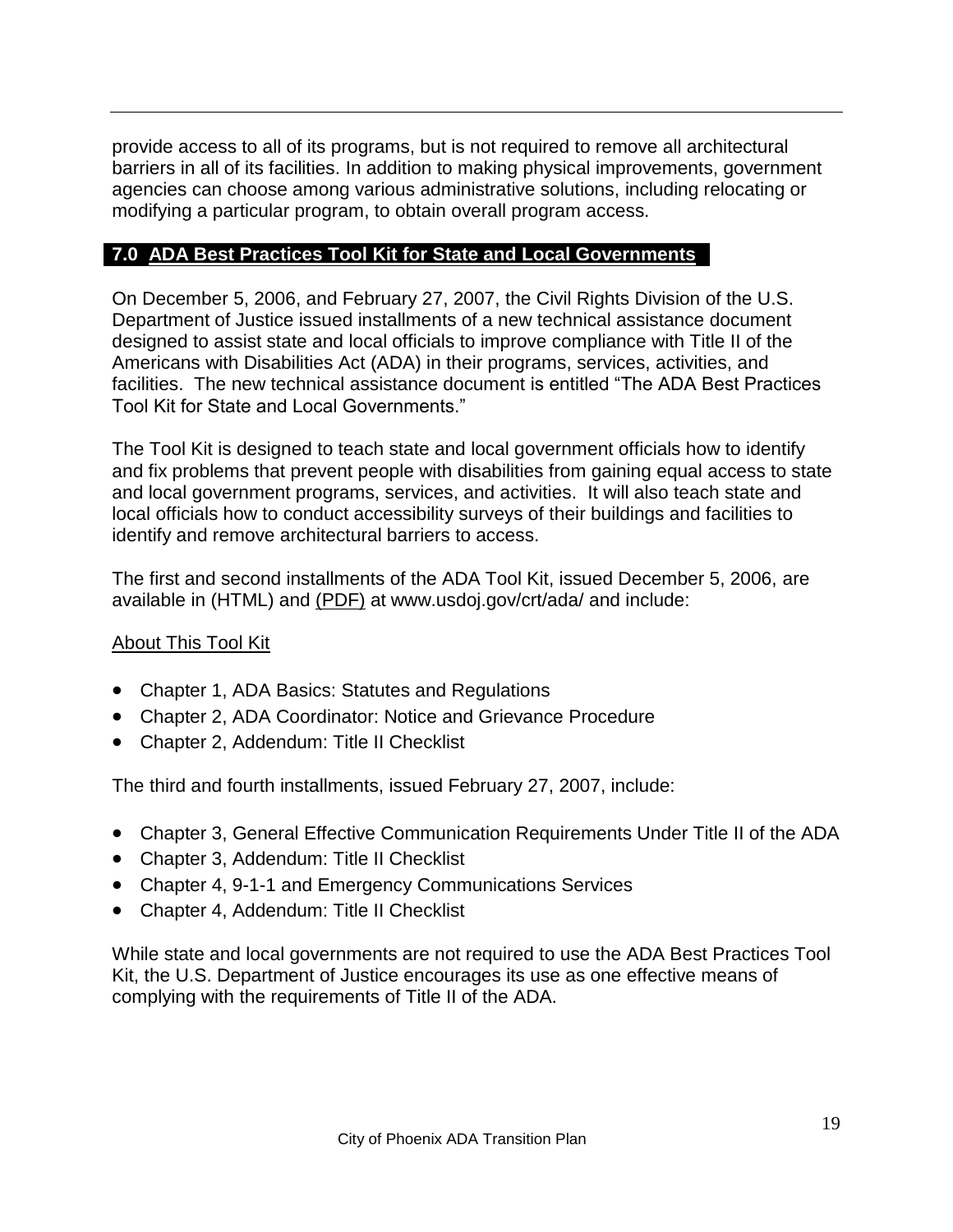provide access to all of its programs, but is not required to remove all architectural barriers in all of its facilities. In addition to making physical improvements, government agencies can choose among various administrative solutions, including relocating or modifying a particular program, to obtain overall program access.

## 7.0 ADA Best Practices Tool Kit for State and Local Governments

On December 5, 2006, and February 27, 2007, the Civil Rights Division of the U.S. Department of Justice issued installments of a new technical assistance document designed to assist state and local officials to improve compliance with Title II of the Americans with Disabilities Act (ADA) in their programs, services, activities, and facilities. The new technical assistance document is entitled "The ADA Best Practices Tool Kit for State and Local Governments."

The Tool Kit is designed to teach state and local government officials how to identify and fix problems that prevent people with disabilities from gaining equal access to state and local government programs, services, and activities. It will also teach state and local officials how to conduct accessibility surveys of their buildings and facilities to identify and remove architectural barriers to access.

The first and second installments of the ADA Tool Kit, issued December 5, 2006, are available in (HTML) and (PDF) at www.usdoj.gov/crt/ada/ and include:

About This Tool Kit

- Chapter 1, ADA Basics: Statutes and Regulations
- Chapter 2, ADA Coordinator: Notice and Grievance Procedure
- Chapter 2, Addendum: Title II Checklist

The third and fourth installments, issued February 27, 2007, include:

- Chapter 3, General Effective Communication Requirements Under Title II of the ADA
- Chapter 3, Addendum: Title II Checklist
- Chapter 4, 9-1-1 and Emergency Communications Services
- Chapter 4, Addendum: Title II Checklist

While state and local governments are not required to use the ADA Best Practices Tool Kit, the U.S. Department of Justice encourages its use as one effective means of complying with the requirements of Title II of the ADA.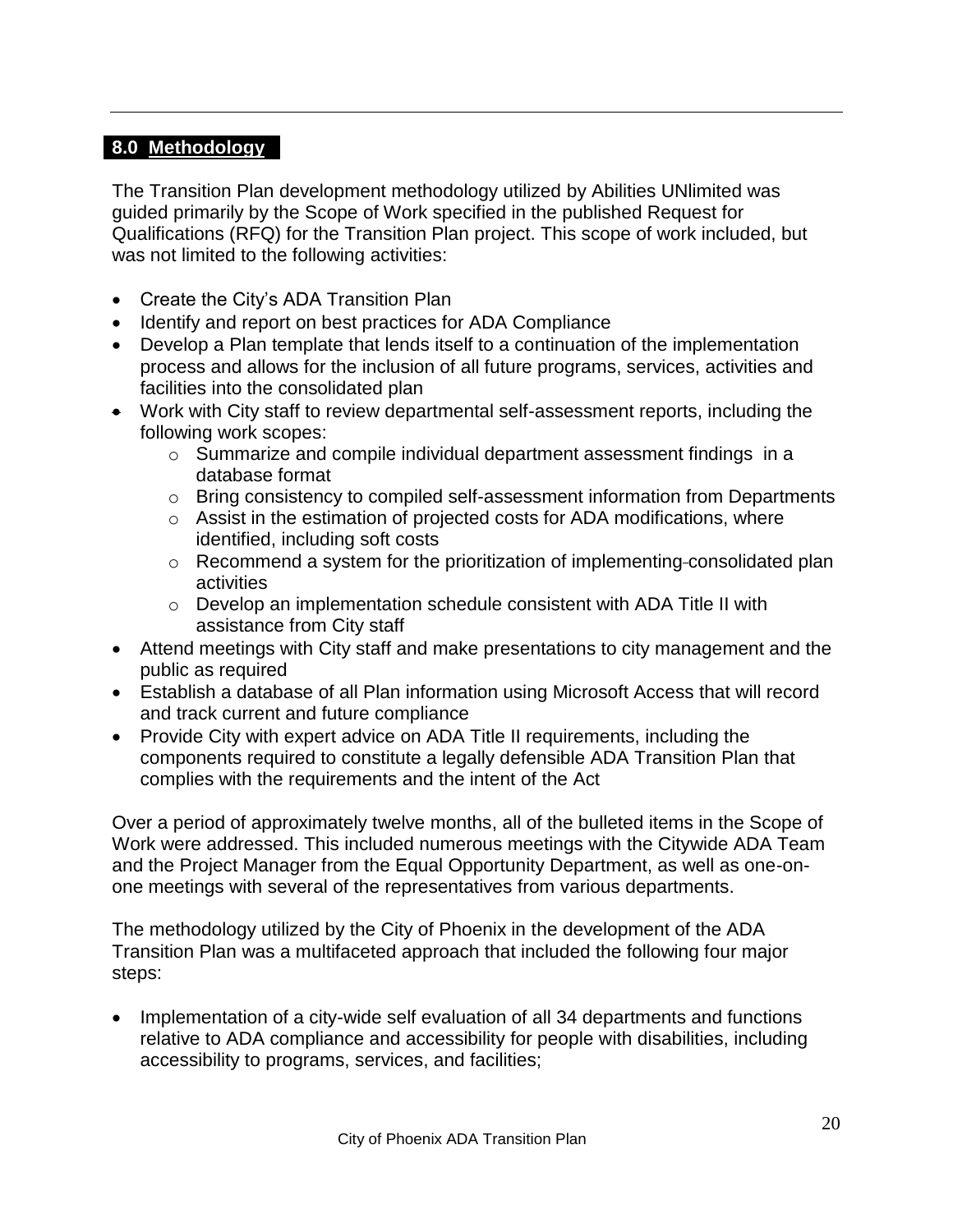## 8.0 Methodology

The Transition Plan development methodology utilized by Abilities UNlimited was guided primarily by the Scope of Work specified in the published Request for Qualifications (RFQ) for the Transition Plan project. This scope of work included, but was not limited to the following activities:

- Create the City's ADA Transition Plan
- Identify and report on best practices for ADA Compliance
- Develop a Plan template that lends itself to a continuation of the implementation process and allows for the inclusion of all future programs, services, activities and facilities into the consolidated plan
- Work with City staff to review departmental self-assessment reports, including the following work scopes:
    - Summarize and compile individual department assessment findings in a database format
    - Bring consistency to compiled self-assessment information from Departments
    - Assist in the estimation of projected costs for ADA modifications, where identified, including soft costs
    - Recommend a system for the prioritization of implementing consolidated plan activities
    - Develop an implementation schedule consistent with ADA Title II with assistance from City staff
- Attend meetings with City staff and make presentations to city management and the public as required
- Establish a database of all Plan information using Microsoft Access that will record and track current and future compliance
- Provide City with expert advice on ADA Title II requirements, including the components required to constitute a legally defensible ADA Transition Plan that complies with the requirements and the intent of the Act

Over a period of approximately twelve months, all of the bulleted items in the Scope of Work were addressed. This included numerous meetings with the Citywide ADA Team and the Project Manager from the Equal Opportunity Department, as well as one-on-one meetings with several of the representatives from various departments.

The methodology utilized by the City of Phoenix in the development of the ADA Transition Plan was a multifaceted approach that included the following four major steps:

- Implementation of a city-wide self evaluation of all 34 departments and functions relative to ADA compliance and accessibility for people with disabilities, including accessibility to programs, services, and facilities;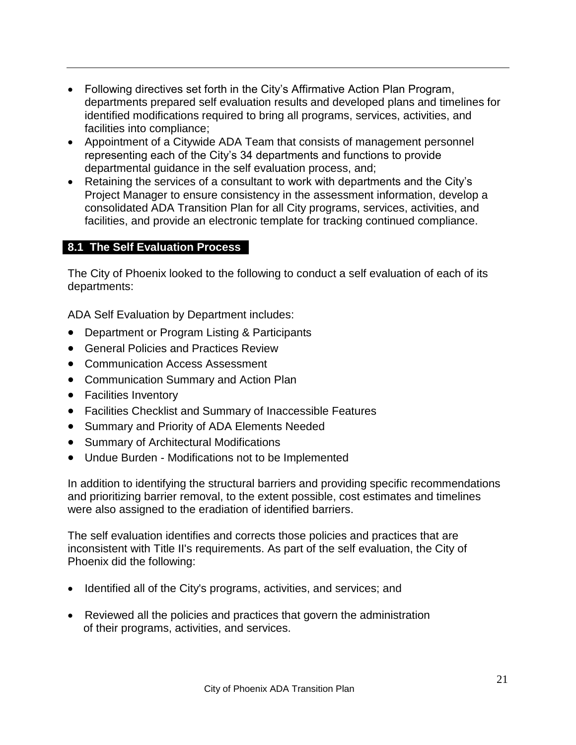- Following directives set forth in the City's Affirmative Action Plan Program, departments prepared self evaluation results and developed plans and timelines for identified modifications required to bring all programs, services, activities, and facilities into compliance;
- Appointment of a Citywide ADA Team that consists of management personnel representing each of the City's 34 departments and functions to provide departmental guidance in the self evaluation process, and;
- Retaining the services of a consultant to work with departments and the City's Project Manager to ensure consistency in the assessment information, develop a consolidated ADA Transition Plan for all City programs, services, activities, and facilities, and provide an electronic template for tracking continued compliance.

## 8.1 The Self Evaluation Process

The City of Phoenix looked to the following to conduct a self evaluation of each of its departments:

ADA Self Evaluation by Department includes:

- Department or Program Listing & Participants
- General Policies and Practices Review
- Communication Access Assessment
- Communication Summary and Action Plan
- Facilities Inventory
- Facilities Checklist and Summary of Inaccessible Features
- Summary and Priority of ADA Elements Needed
- Summary of Architectural Modifications
- Undue Burden - Modifications not to be Implemented

In addition to identifying the structural barriers and providing specific recommendations and prioritizing barrier removal, to the extent possible, cost estimates and timelines were also assigned to the eradiation of identified barriers.

The self evaluation identifies and corrects those policies and practices that are inconsistent with Title II's requirements. As part of the self evaluation, the City of Phoenix did the following:

- Identified all of the City's programs, activities, and services; and
- Reviewed all the policies and practices that govern the administration of their programs, activities, and services.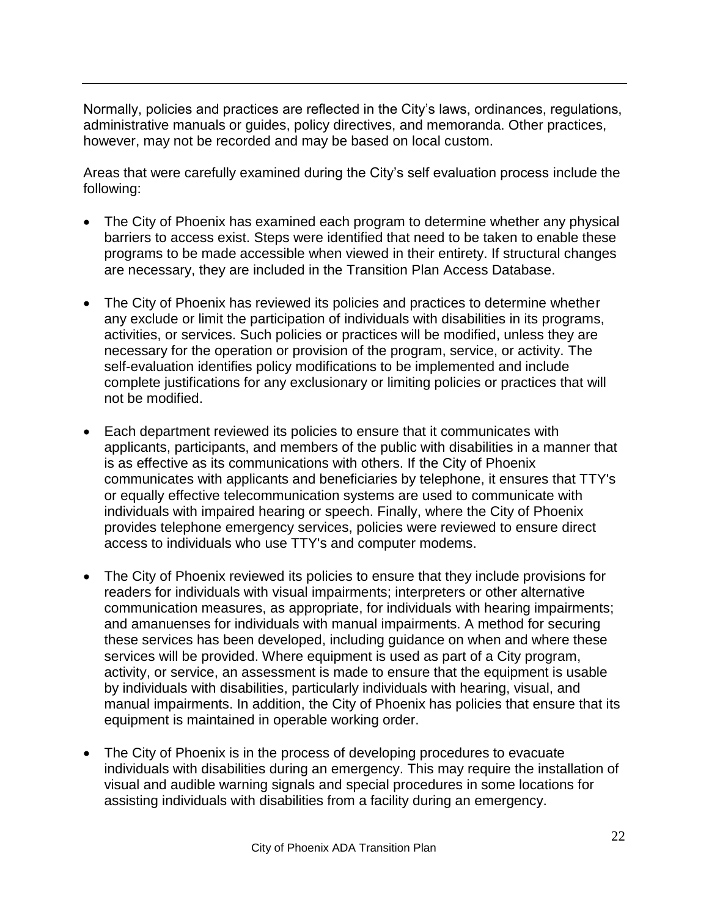Normally, policies and practices are reflected in the City's laws, ordinances, regulations, administrative manuals or guides, policy directives, and memoranda. Other practices, however, may not be recorded and may be based on local custom.

Areas that were carefully examined during the City's self evaluation process include the following:

- The City of Phoenix has examined each program to determine whether any physical barriers to access exist. Steps were identified that need to be taken to enable these programs to be made accessible when viewed in their entirety. If structural changes are necessary, they are included in the Transition Plan Access Database.

- The City of Phoenix has reviewed its policies and practices to determine whether any exclude or limit the participation of individuals with disabilities in its programs, activities, or services. Such policies or practices will be modified, unless they are necessary for the operation or provision of the program, service, or activity. The self-evaluation identifies policy modifications to be implemented and include complete justifications for any exclusionary or limiting policies or practices that will not be modified.

- Each department reviewed its policies to ensure that it communicates with applicants, participants, and members of the public with disabilities in a manner that is as effective as its communications with others. If the City of Phoenix communicates with applicants and beneficiaries by telephone, it ensures that TTY's or equally effective telecommunication systems are used to communicate with individuals with impaired hearing or speech. Finally, where the City of Phoenix provides telephone emergency services, policies were reviewed to ensure direct access to individuals who use TTY's and computer modems.

- The City of Phoenix reviewed its policies to ensure that they include provisions for readers for individuals with visual impairments; interpreters or other alternative communication measures, as appropriate, for individuals with hearing impairments; and amanuenses for individuals with manual impairments. A method for securing these services has been developed, including guidance on when and where these services will be provided. Where equipment is used as part of a City program, activity, or service, an assessment is made to ensure that the equipment is usable by individuals with disabilities, particularly individuals with hearing, visual, and manual impairments. In addition, the City of Phoenix has policies that ensure that its equipment is maintained in operable working order.

- The City of Phoenix is in the process of developing procedures to evacuate individuals with disabilities during an emergency. This may require the installation of visual and audible warning signals and special procedures in some locations for assisting individuals with disabilities from a facility during an emergency.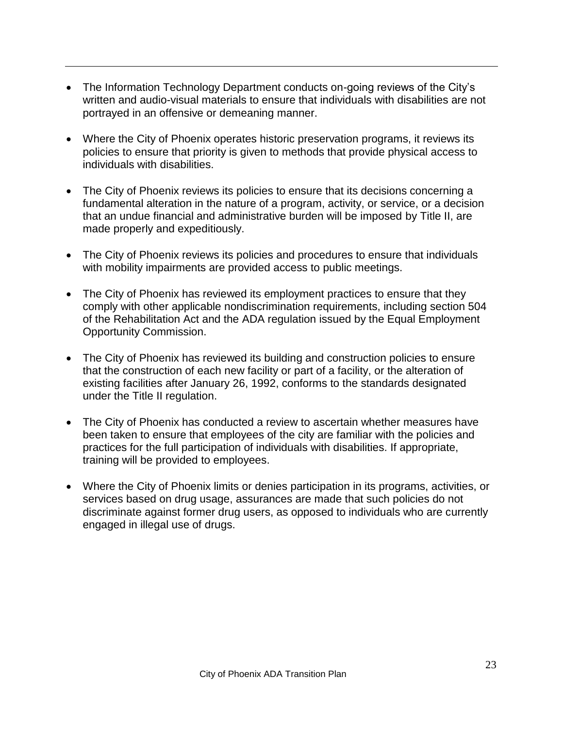- The Information Technology Department conducts on-going reviews of the City's written and audio-visual materials to ensure that individuals with disabilities are not portrayed in an offensive or demeaning manner.

- Where the City of Phoenix operates historic preservation programs, it reviews its policies to ensure that priority is given to methods that provide physical access to individuals with disabilities.

- The City of Phoenix reviews its policies to ensure that its decisions concerning a fundamental alteration in the nature of a program, activity, or service, or a decision that an undue financial and administrative burden will be imposed by Title II, are made properly and expeditiously.

- The City of Phoenix reviews its policies and procedures to ensure that individuals with mobility impairments are provided access to public meetings.

- The City of Phoenix has reviewed its employment practices to ensure that they comply with other applicable nondiscrimination requirements, including section 504 of the Rehabilitation Act and the ADA regulation issued by the Equal Employment Opportunity Commission.

- The City of Phoenix has reviewed its building and construction policies to ensure that the construction of each new facility or part of a facility, or the alteration of existing facilities after January 26, 1992, conforms to the standards designated under the Title II regulation.

- The City of Phoenix has conducted a review to ascertain whether measures have been taken to ensure that employees of the city are familiar with the policies and practices for the full participation of individuals with disabilities. If appropriate, training will be provided to employees.

- Where the City of Phoenix limits or denies participation in its programs, activities, or services based on drug usage, assurances are made that such policies do not discriminate against former drug users, as opposed to individuals who are currently engaged in illegal use of drugs.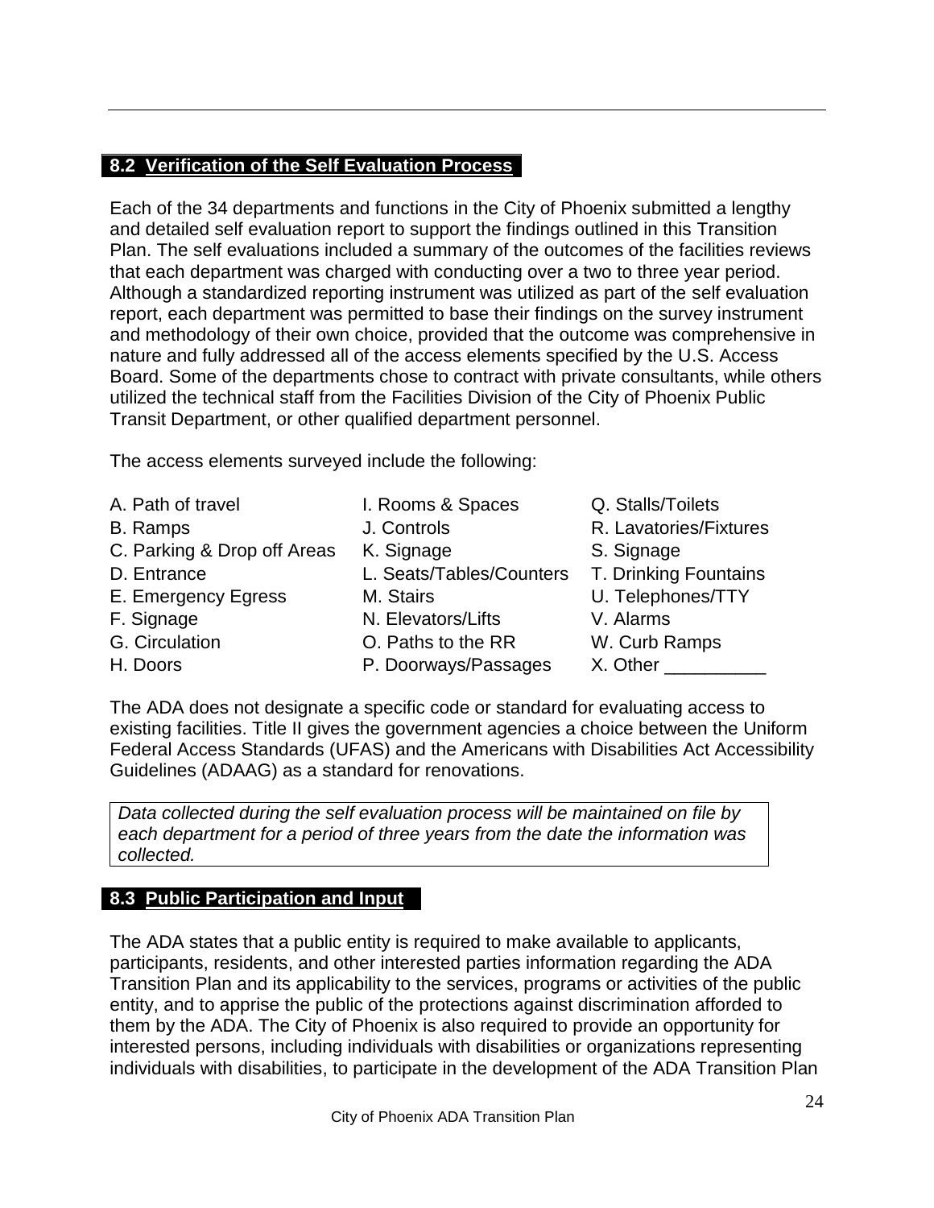## 8.2 Verification of the Self Evaluation Process

Each of the 34 departments and functions in the City of Phoenix submitted a lengthy and detailed self evaluation report to support the findings outlined in this Transition Plan. The self evaluations included a summary of the outcomes of the facilities reviews that each department was charged with conducting over a two to three year period. Although a standardized reporting instrument was utilized as part of the self evaluation report, each department was permitted to base their findings on the survey instrument and methodology of their own choice, provided that the outcome was comprehensive in nature and fully addressed all of the access elements specified by the U.S. Access Board. Some of the departments chose to contract with private consultants, while others utilized the technical staff from the Facilities Division of the City of Phoenix Public Transit Department, or other qualified department personnel.

The access elements surveyed include the following:

- A. Path of travel
- B. Ramps
- C. Parking & Drop off Areas
- D. Entrance
- E. Emergency Egress
- F. Signage
- G. Circulation
- H. Doors
- I. Rooms & Spaces
- J. Controls
- K. Signage
- L. Seats/Tables/Counters
- M. Stairs
- N. Elevators/Lifts
- O. Paths to the RR
- P. Doorways/Passages
- Q. Stalls/Toilets
- R. Lavatories/Fixtures
- S. Signage
- T. Drinking Fountains
- U. Telephones/TTY
- V. Alarms
- W. Curb Ramps
- X. Other __________

The ADA does not designate a specific code or standard for evaluating access to existing facilities. Title II gives the government agencies a choice between the Uniform Federal Access Standards (UFAS) and the Americans with Disabilities Act Accessibility Guidelines (ADAAG) as a standard for renovations.

*Data collected during the self evaluation process will be maintained on file by each department for a period of three years from the date the information was collected.*

## 8.3 Public Participation and Input

The ADA states that a public entity is required to make available to applicants, participants, residents, and other interested parties information regarding the ADA Transition Plan and its applicability to the services, programs or activities of the public entity, and to apprise the public of the protections against discrimination afforded to them by the ADA. The City of Phoenix is also required to provide an opportunity for interested persons, including individuals with disabilities or organizations representing individuals with disabilities, to participate in the development of the ADA Transition Plan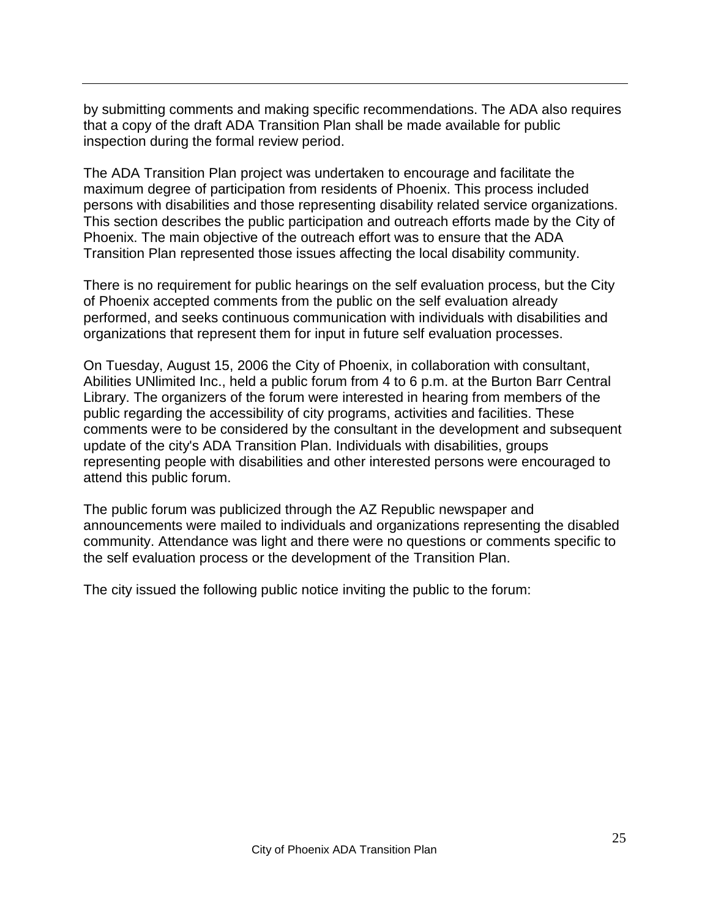by submitting comments and making specific recommendations. The ADA also requires that a copy of the draft ADA Transition Plan shall be made available for public inspection during the formal review period.

The ADA Transition Plan project was undertaken to encourage and facilitate the maximum degree of participation from residents of Phoenix. This process included persons with disabilities and those representing disability related service organizations. This section describes the public participation and outreach efforts made by the City of Phoenix. The main objective of the outreach effort was to ensure that the ADA Transition Plan represented those issues affecting the local disability community.

There is no requirement for public hearings on the self evaluation process, but the City of Phoenix accepted comments from the public on the self evaluation already performed, and seeks continuous communication with individuals with disabilities and organizations that represent them for input in future self evaluation processes.

On Tuesday, August 15, 2006 the City of Phoenix, in collaboration with consultant, Abilities UNlimited Inc., held a public forum from 4 to 6 p.m. at the Burton Barr Central Library. The organizers of the forum were interested in hearing from members of the public regarding the accessibility of city programs, activities and facilities. These comments were to be considered by the consultant in the development and subsequent update of the city's ADA Transition Plan. Individuals with disabilities, groups representing people with disabilities and other interested persons were encouraged to attend this public forum.

The public forum was publicized through the AZ Republic newspaper and announcements were mailed to individuals and organizations representing the disabled community. Attendance was light and there were no questions or comments specific to the self evaluation process or the development of the Transition Plan.

The city issued the following public notice inviting the public to the forum: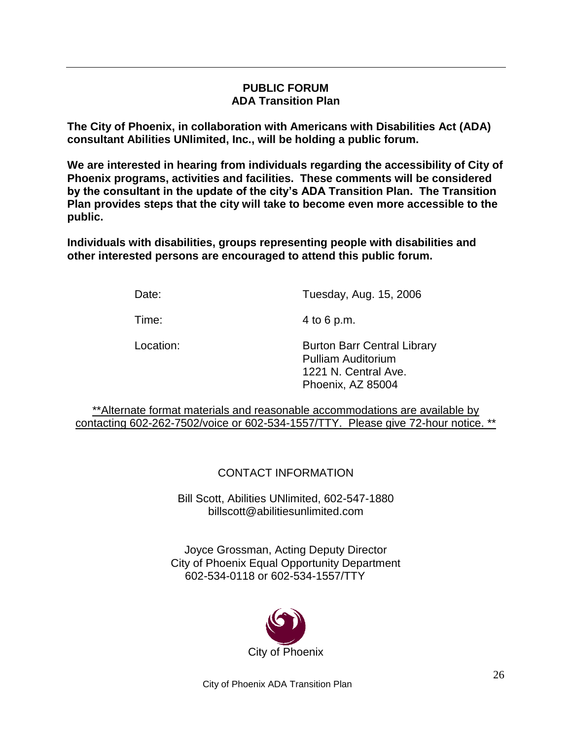## PUBLIC FORUM
## ADA Transition Plan

**The City of Phoenix, in collaboration with Americans with Disabilities Act (ADA) consultant Abilities UNlimited, Inc., will be holding a public forum.**

**We are interested in hearing from individuals regarding the accessibility of City of Phoenix programs, activities and facilities. These comments will be considered by the consultant in the update of the city's ADA Transition Plan. The Transition Plan provides steps that the city will take to become even more accessible to the public.**

**Individuals with disabilities, groups representing people with disabilities and other interested persons are encouraged to attend this public forum.**

| | |
|---|---|
| Date: | Tuesday, Aug. 15, 2006 |
| Time: | 4 to 6 p.m. |
| Location: | Burton Barr Central Library<br>Pulliam Auditorium<br>1221 N. Central Ave.<br>Phoenix, AZ 85004 |

\*\*Alternate format materials and reasonable accommodations are available by contacting 602-262-7502/voice or 602-534-1557/TTY. Please give 72-hour notice. \*\*

CONTACT INFORMATION

Bill Scott, Abilities UNlimited, 602-547-1880
billscott@abilitiesunlimited.com

Joyce Grossman, Acting Deputy Director
City of Phoenix Equal Opportunity Department
602-534-0118 or 602-534-1557/TTY

City of Phoenix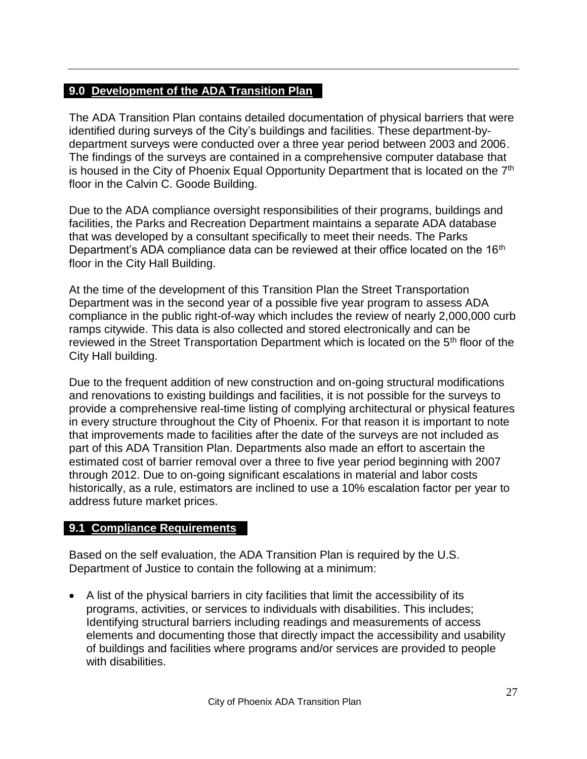## 9.0 Development of the ADA Transition Plan

The ADA Transition Plan contains detailed documentation of physical barriers that were identified during surveys of the City's buildings and facilities. These department-by-department surveys were conducted over a three year period between 2003 and 2006. The findings of the surveys are contained in a comprehensive computer database that is housed in the City of Phoenix Equal Opportunity Department that is located on the 7th floor in the Calvin C. Goode Building.

Due to the ADA compliance oversight responsibilities of their programs, buildings and facilities, the Parks and Recreation Department maintains a separate ADA database that was developed by a consultant specifically to meet their needs. The Parks Department's ADA compliance data can be reviewed at their office located on the 16th floor in the City Hall Building.

At the time of the development of this Transition Plan the Street Transportation Department was in the second year of a possible five year program to assess ADA compliance in the public right-of-way which includes the review of nearly 2,000,000 curb ramps citywide. This data is also collected and stored electronically and can be reviewed in the Street Transportation Department which is located on the 5th floor of the City Hall building.

Due to the frequent addition of new construction and on-going structural modifications and renovations to existing buildings and facilities, it is not possible for the surveys to provide a comprehensive real-time listing of complying architectural or physical features in every structure throughout the City of Phoenix. For that reason it is important to note that improvements made to facilities after the date of the surveys are not included as part of this ADA Transition Plan. Departments also made an effort to ascertain the estimated cost of barrier removal over a three to five year period beginning with 2007 through 2012. Due to on-going significant escalations in material and labor costs historically, as a rule, estimators are inclined to use a 10% escalation factor per year to address future market prices.

## 9.1 Compliance Requirements

Based on the self evaluation, the ADA Transition Plan is required by the U.S. Department of Justice to contain the following at a minimum:

- A list of the physical barriers in city facilities that limit the accessibility of its programs, activities, or services to individuals with disabilities. This includes; Identifying structural barriers including readings and measurements of access elements and documenting those that directly impact the accessibility and usability of buildings and facilities where programs and/or services are provided to people with disabilities.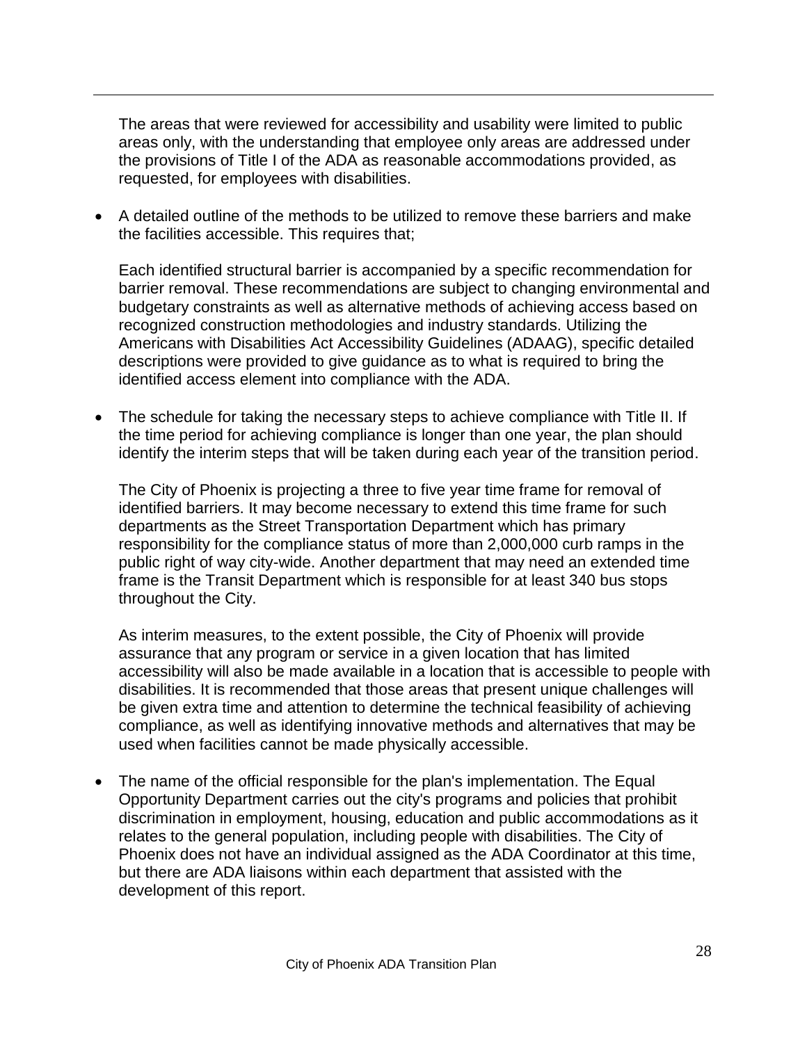The areas that were reviewed for accessibility and usability were limited to public areas only, with the understanding that employee only areas are addressed under the provisions of Title I of the ADA as reasonable accommodations provided, as requested, for employees with disabilities.

- A detailed outline of the methods to be utilized to remove these barriers and make the facilities accessible. This requires that;

  Each identified structural barrier is accompanied by a specific recommendation for barrier removal. These recommendations are subject to changing environmental and budgetary constraints as well as alternative methods of achieving access based on recognized construction methodologies and industry standards. Utilizing the Americans with Disabilities Act Accessibility Guidelines (ADAAG), specific detailed descriptions were provided to give guidance as to what is required to bring the identified access element into compliance with the ADA.

- The schedule for taking the necessary steps to achieve compliance with Title II. If the time period for achieving compliance is longer than one year, the plan should identify the interim steps that will be taken during each year of the transition period.

  The City of Phoenix is projecting a three to five year time frame for removal of identified barriers. It may become necessary to extend this time frame for such departments as the Street Transportation Department which has primary responsibility for the compliance status of more than 2,000,000 curb ramps in the public right of way city-wide. Another department that may need an extended time frame is the Transit Department which is responsible for at least 340 bus stops throughout the City.

  As interim measures, to the extent possible, the City of Phoenix will provide assurance that any program or service in a given location that has limited accessibility will also be made available in a location that is accessible to people with disabilities. It is recommended that those areas that present unique challenges will be given extra time and attention to determine the technical feasibility of achieving compliance, as well as identifying innovative methods and alternatives that may be used when facilities cannot be made physically accessible.

- The name of the official responsible for the plan's implementation. The Equal Opportunity Department carries out the city's programs and policies that prohibit discrimination in employment, housing, education and public accommodations as it relates to the general population, including people with disabilities. The City of Phoenix does not have an individual assigned as the ADA Coordinator at this time, but there are ADA liaisons within each department that assisted with the development of this report.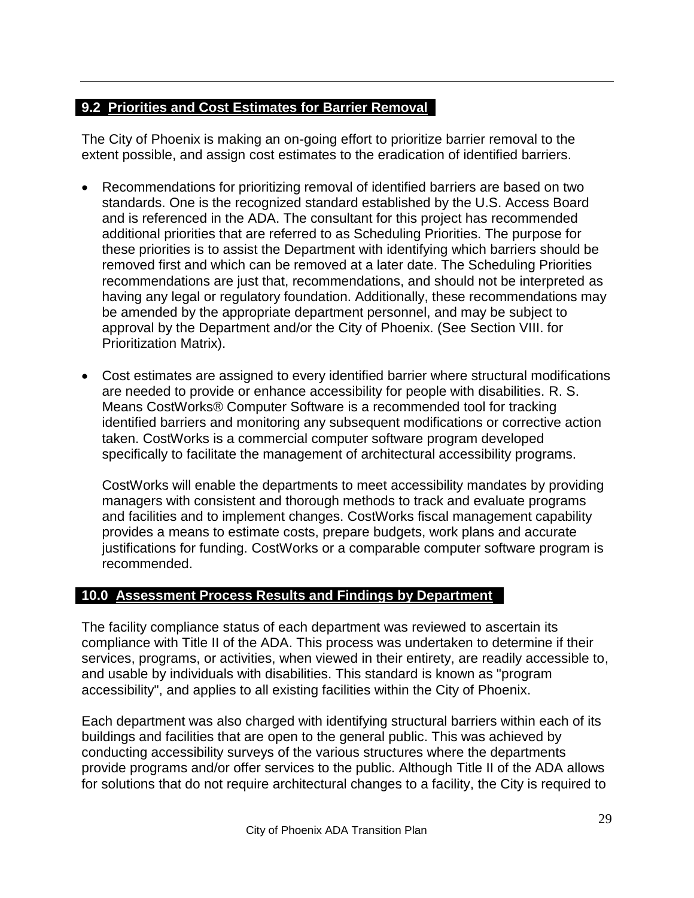## 9.2 Priorities and Cost Estimates for Barrier Removal

The City of Phoenix is making an on-going effort to prioritize barrier removal to the extent possible, and assign cost estimates to the eradication of identified barriers.

- Recommendations for prioritizing removal of identified barriers are based on two standards. One is the recognized standard established by the U.S. Access Board and is referenced in the ADA. The consultant for this project has recommended additional priorities that are referred to as Scheduling Priorities. The purpose for these priorities is to assist the Department with identifying which barriers should be removed first and which can be removed at a later date. The Scheduling Priorities recommendations are just that, recommendations, and should not be interpreted as having any legal or regulatory foundation. Additionally, these recommendations may be amended by the appropriate department personnel, and may be subject to approval by the Department and/or the City of Phoenix. (See Section VIII. for Prioritization Matrix).

- Cost estimates are assigned to every identified barrier where structural modifications are needed to provide or enhance accessibility for people with disabilities. R. S. Means CostWorks® Computer Software is a recommended tool for tracking identified barriers and monitoring any subsequent modifications or corrective action taken. CostWorks is a commercial computer software program developed specifically to facilitate the management of architectural accessibility programs.

  CostWorks will enable the departments to meet accessibility mandates by providing managers with consistent and thorough methods to track and evaluate programs and facilities and to implement changes. CostWorks fiscal management capability provides a means to estimate costs, prepare budgets, work plans and accurate justifications for funding. CostWorks or a comparable computer software program is recommended.

## 10.0 Assessment Process Results and Findings by Department

The facility compliance status of each department was reviewed to ascertain its compliance with Title II of the ADA. This process was undertaken to determine if their services, programs, or activities, when viewed in their entirety, are readily accessible to, and usable by individuals with disabilities. This standard is known as "program accessibility", and applies to all existing facilities within the City of Phoenix.

Each department was also charged with identifying structural barriers within each of its buildings and facilities that are open to the general public. This was achieved by conducting accessibility surveys of the various structures where the departments provide programs and/or offer services to the public. Although Title II of the ADA allows for solutions that do not require architectural changes to a facility, the City is required to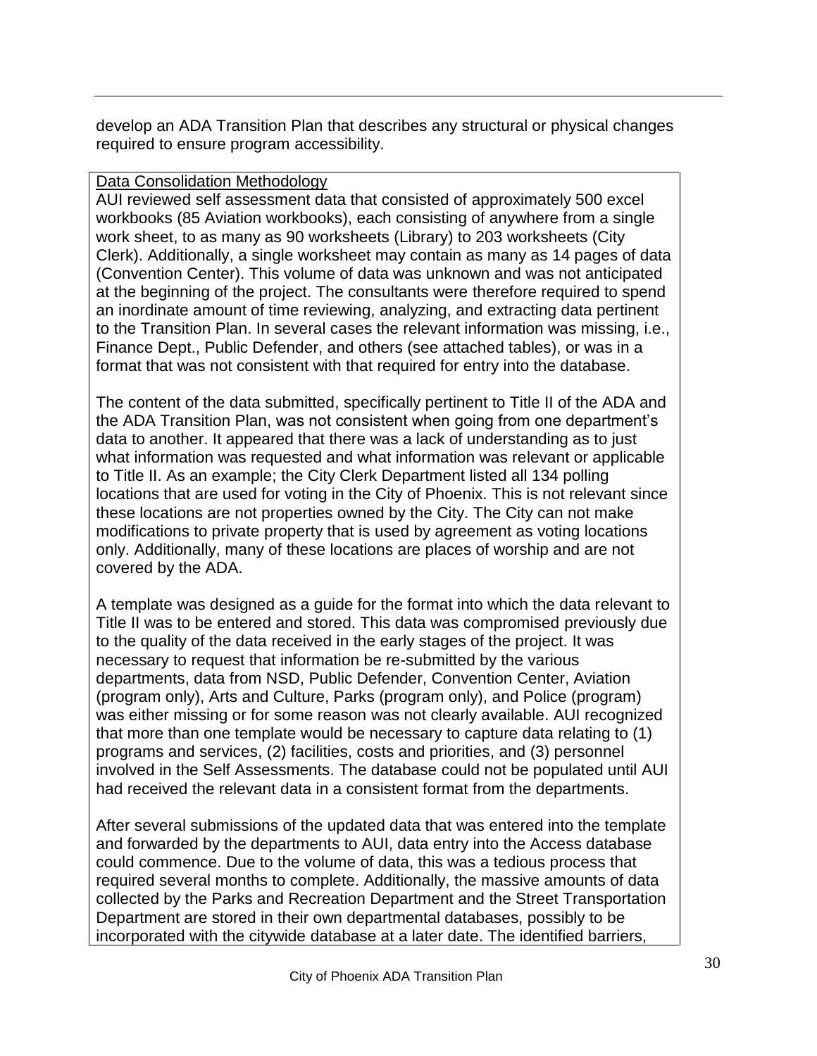develop an ADA Transition Plan that describes any structural or physical changes required to ensure program accessibility.

<u>Data Consolidation Methodology</u>

AUI reviewed self assessment data that consisted of approximately 500 excel workbooks (85 Aviation workbooks), each consisting of anywhere from a single work sheet, to as many as 90 worksheets (Library) to 203 worksheets (City Clerk). Additionally, a single worksheet may contain as many as 14 pages of data (Convention Center). This volume of data was unknown and was not anticipated at the beginning of the project. The consultants were therefore required to spend an inordinate amount of time reviewing, analyzing, and extracting data pertinent to the Transition Plan. In several cases the relevant information was missing, i.e., Finance Dept., Public Defender, and others (see attached tables), or was in a format that was not consistent with that required for entry into the database.

The content of the data submitted, specifically pertinent to Title II of the ADA and the ADA Transition Plan, was not consistent when going from one department's data to another. It appeared that there was a lack of understanding as to just what information was requested and what information was relevant or applicable to Title II. As an example; the City Clerk Department listed all 134 polling locations that are used for voting in the City of Phoenix. This is not relevant since these locations are not properties owned by the City. The City can not make modifications to private property that is used by agreement as voting locations only. Additionally, many of these locations are places of worship and are not covered by the ADA.

A template was designed as a guide for the format into which the data relevant to Title II was to be entered and stored. This data was compromised previously due to the quality of the data received in the early stages of the project. It was necessary to request that information be re-submitted by the various departments, data from NSD, Public Defender, Convention Center, Aviation (program only), Arts and Culture, Parks (program only), and Police (program) was either missing or for some reason was not clearly available. AUI recognized that more than one template would be necessary to capture data relating to (1) programs and services, (2) facilities, costs and priorities, and (3) personnel involved in the Self Assessments. The database could not be populated until AUI had received the relevant data in a consistent format from the departments.

After several submissions of the updated data that was entered into the template and forwarded by the departments to AUI, data entry into the Access database could commence. Due to the volume of data, this was a tedious process that required several months to complete. Additionally, the massive amounts of data collected by the Parks and Recreation Department and the Street Transportation Department are stored in their own departmental databases, possibly to be incorporated with the citywide database at a later date. The identified barriers,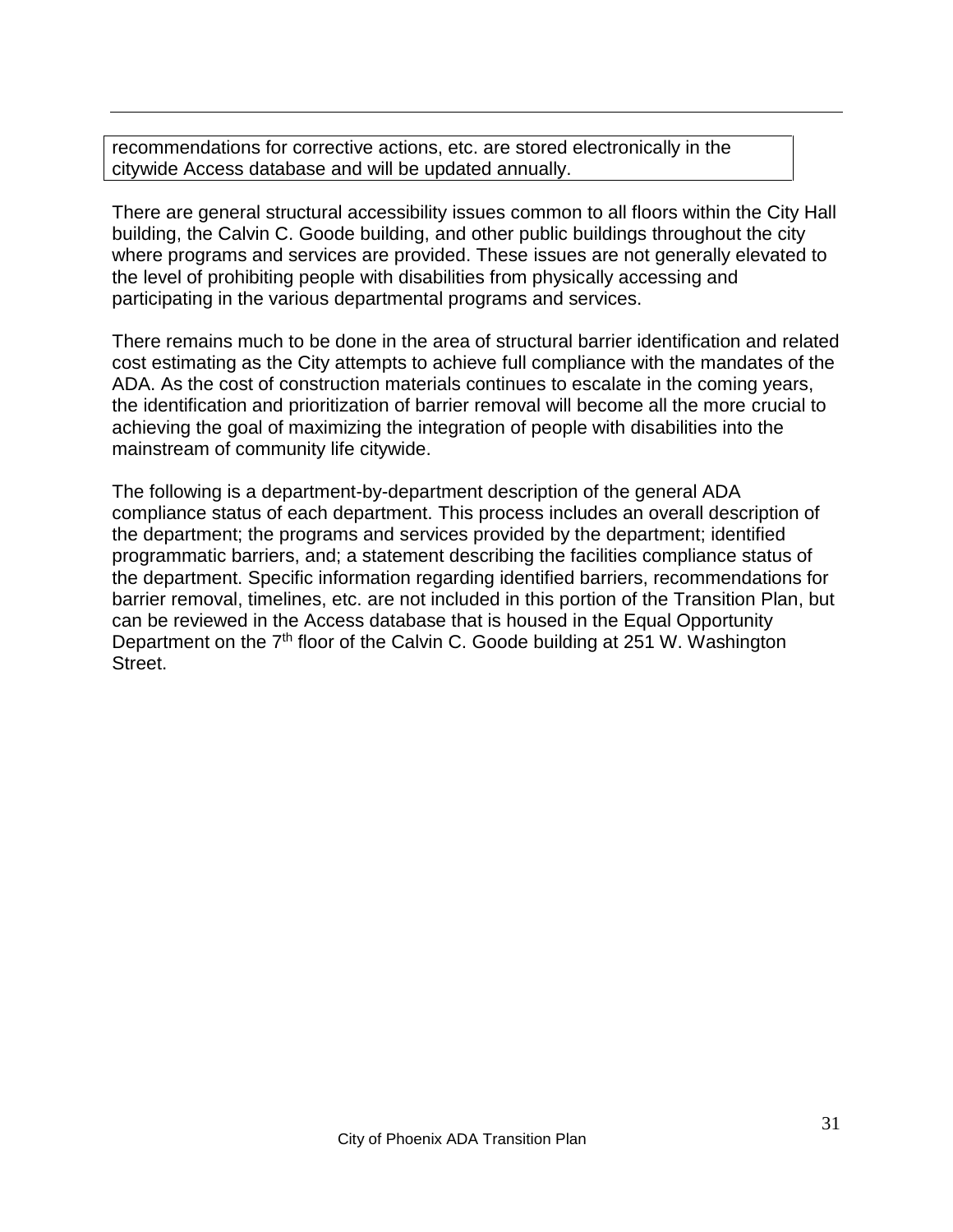recommendations for corrective actions, etc. are stored electronically in the citywide Access database and will be updated annually.

There are general structural accessibility issues common to all floors within the City Hall building, the Calvin C. Goode building, and other public buildings throughout the city where programs and services are provided. These issues are not generally elevated to the level of prohibiting people with disabilities from physically accessing and participating in the various departmental programs and services.

There remains much to be done in the area of structural barrier identification and related cost estimating as the City attempts to achieve full compliance with the mandates of the ADA. As the cost of construction materials continues to escalate in the coming years, the identification and prioritization of barrier removal will become all the more crucial to achieving the goal of maximizing the integration of people with disabilities into the mainstream of community life citywide.

The following is a department-by-department description of the general ADA compliance status of each department. This process includes an overall description of the department; the programs and services provided by the department; identified programmatic barriers, and; a statement describing the facilities compliance status of the department. Specific information regarding identified barriers, recommendations for barrier removal, timelines, etc. are not included in this portion of the Transition Plan, but can be reviewed in the Access database that is housed in the Equal Opportunity Department on the 7th floor of the Calvin C. Goode building at 251 W. Washington Street.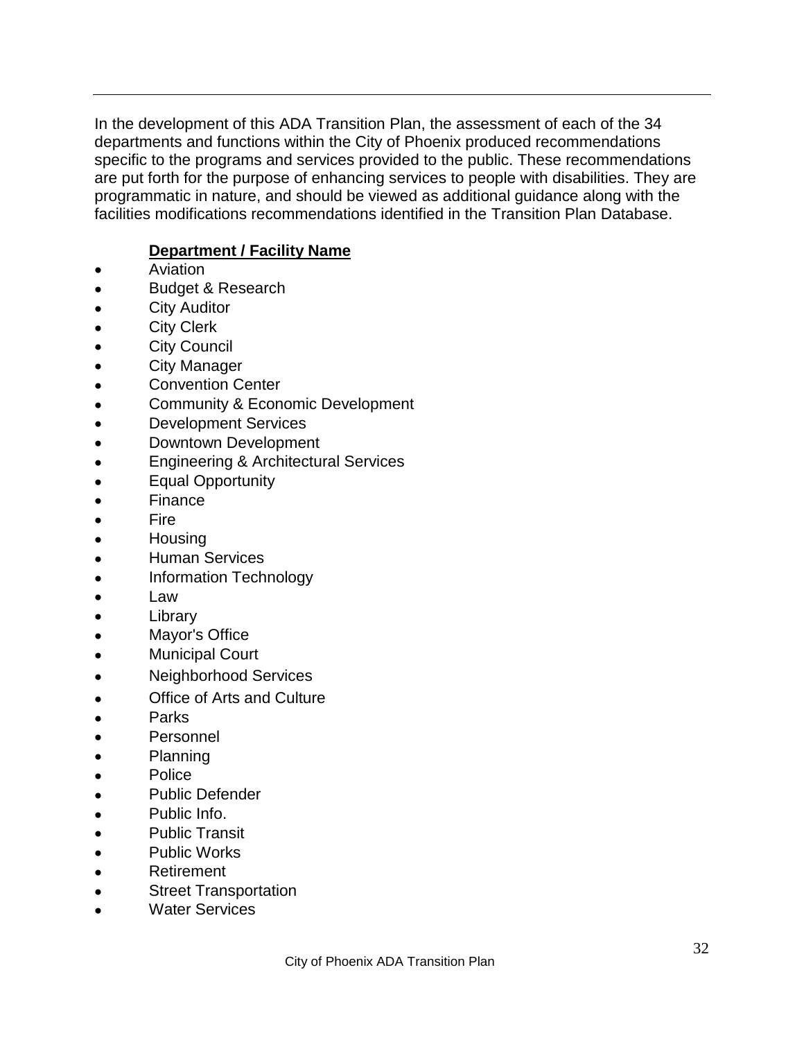In the development of this ADA Transition Plan, the assessment of each of the 34 departments and functions within the City of Phoenix produced recommendations specific to the programs and services provided to the public. These recommendations are put forth for the purpose of enhancing services to people with disabilities. They are programmatic in nature, and should be viewed as additional guidance along with the facilities modifications recommendations identified in the Transition Plan Database.

**Department / Facility Name**

- Aviation
- Budget & Research
- City Auditor
- City Clerk
- City Council
- City Manager
- Convention Center
- Community & Economic Development
- Development Services
- Downtown Development
- Engineering & Architectural Services
- Equal Opportunity
- Finance
- Fire
- Housing
- Human Services
- Information Technology
- Law
- Library
- Mayor's Office
- Municipal Court
- Neighborhood Services
- Office of Arts and Culture
- Parks
- Personnel
- Planning
- Police
- Public Defender
- Public Info.
- Public Transit
- Public Works
- Retirement
- Street Transportation
- Water Services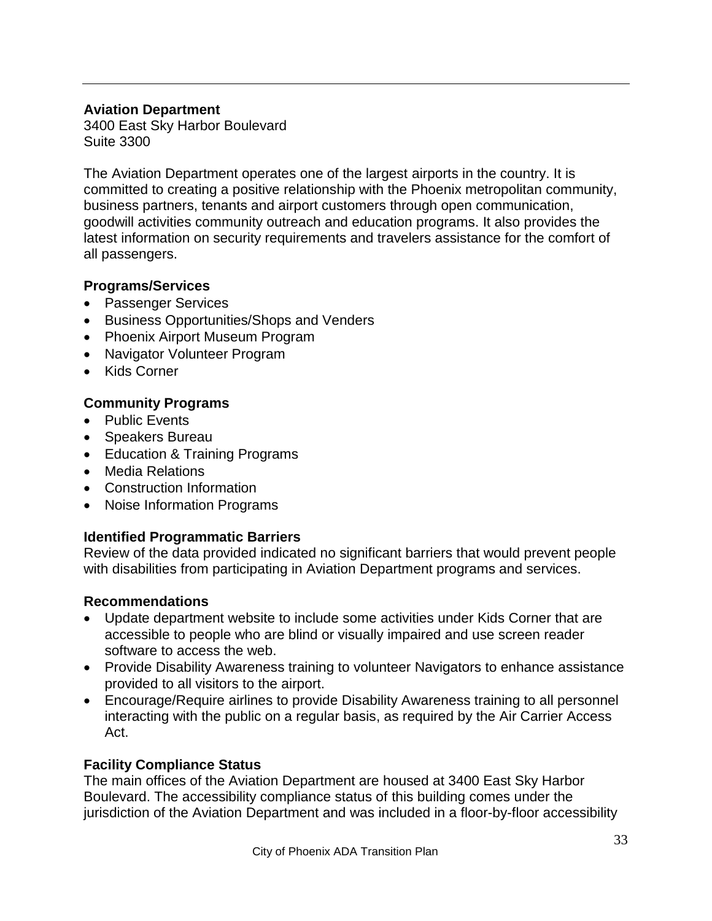**Aviation Department**
3400 East Sky Harbor Boulevard
Suite 3300

The Aviation Department operates one of the largest airports in the country. It is committed to creating a positive relationship with the Phoenix metropolitan community, business partners, tenants and airport customers through open communication, goodwill activities community outreach and education programs. It also provides the latest information on security requirements and travelers assistance for the comfort of all passengers.

**Programs/Services**

- Passenger Services
- Business Opportunities/Shops and Venders
- Phoenix Airport Museum Program
- Navigator Volunteer Program
- Kids Corner

**Community Programs**

- Public Events
- Speakers Bureau
- Education & Training Programs
- Media Relations
- Construction Information
- Noise Information Programs

**Identified Programmatic Barriers**
Review of the data provided indicated no significant barriers that would prevent people with disabilities from participating in Aviation Department programs and services.

**Recommendations**

- Update department website to include some activities under Kids Corner that are accessible to people who are blind or visually impaired and use screen reader software to access the web.
- Provide Disability Awareness training to volunteer Navigators to enhance assistance provided to all visitors to the airport.
- Encourage/Require airlines to provide Disability Awareness training to all personnel interacting with the public on a regular basis, as required by the Air Carrier Access Act.

**Facility Compliance Status**
The main offices of the Aviation Department are housed at 3400 East Sky Harbor Boulevard. The accessibility compliance status of this building comes under the jurisdiction of the Aviation Department and was included in a floor-by-floor accessibility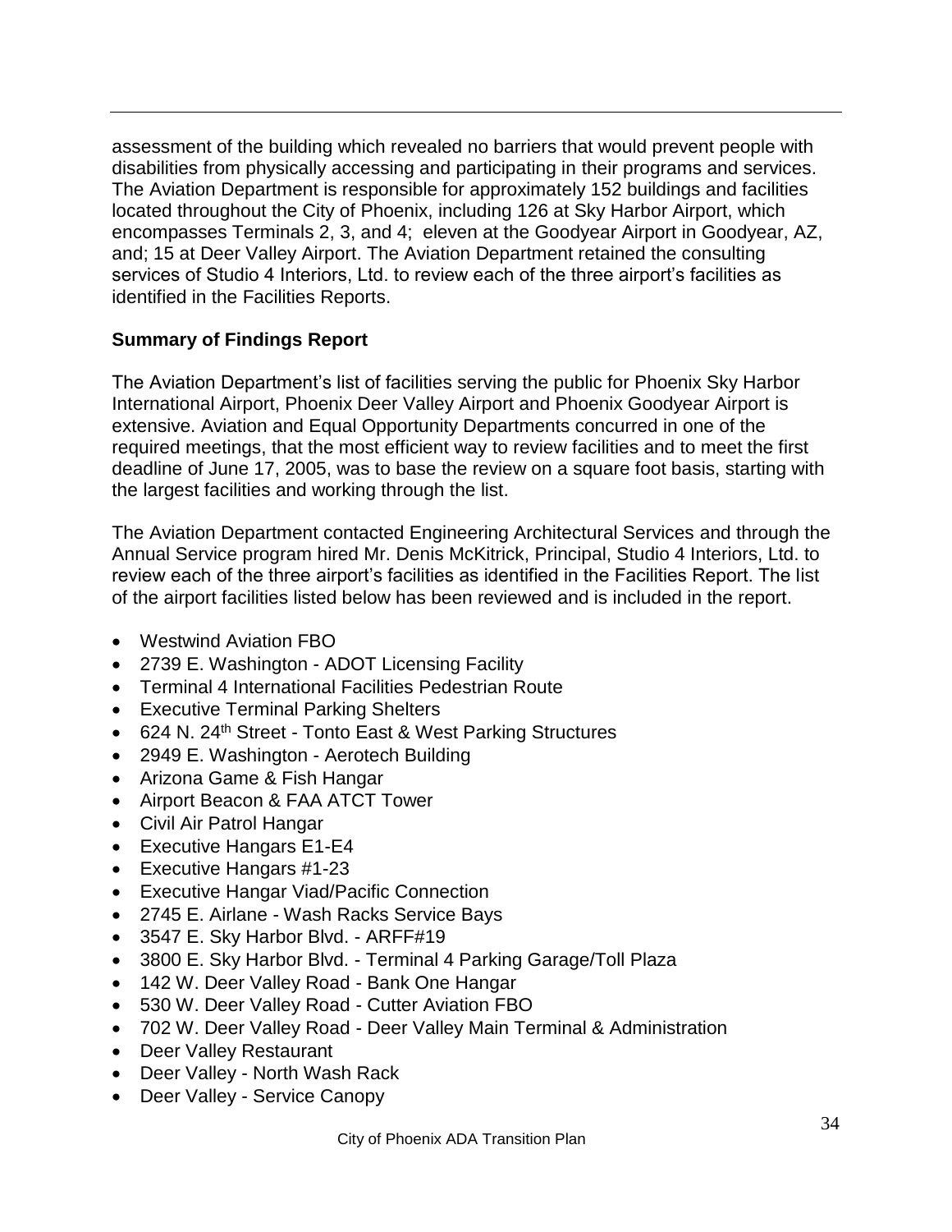assessment of the building which revealed no barriers that would prevent people with disabilities from physically accessing and participating in their programs and services. The Aviation Department is responsible for approximately 152 buildings and facilities located throughout the City of Phoenix, including 126 at Sky Harbor Airport, which encompasses Terminals 2, 3, and 4;  eleven at the Goodyear Airport in Goodyear, AZ, and; 15 at Deer Valley Airport. The Aviation Department retained the consulting services of Studio 4 Interiors, Ltd. to review each of the three airport's facilities as identified in the Facilities Reports.

**Summary of Findings Report**

The Aviation Department's list of facilities serving the public for Phoenix Sky Harbor International Airport, Phoenix Deer Valley Airport and Phoenix Goodyear Airport is extensive. Aviation and Equal Opportunity Departments concurred in one of the required meetings, that the most efficient way to review facilities and to meet the first deadline of June 17, 2005, was to base the review on a square foot basis, starting with the largest facilities and working through the list.

The Aviation Department contacted Engineering Architectural Services and through the Annual Service program hired Mr. Denis McKitrick, Principal, Studio 4 Interiors, Ltd. to review each of the three airport's facilities as identified in the Facilities Report. The list of the airport facilities listed below has been reviewed and is included in the report.

- Westwind Aviation FBO
- 2739 E. Washington - ADOT Licensing Facility
- Terminal 4 International Facilities Pedestrian Route
- Executive Terminal Parking Shelters
- 624 N. 24th Street - Tonto East & West Parking Structures
- 2949 E. Washington - Aerotech Building
- Arizona Game & Fish Hangar
- Airport Beacon & FAA ATCT Tower
- Civil Air Patrol Hangar
- Executive Hangars E1-E4
- Executive Hangars #1-23
- Executive Hangar Viad/Pacific Connection
- 2745 E. Airlane - Wash Racks Service Bays
- 3547 E. Sky Harbor Blvd. - ARFF#19
- 3800 E. Sky Harbor Blvd. - Terminal 4 Parking Garage/Toll Plaza
- 142 W. Deer Valley Road - Bank One Hangar
- 530 W. Deer Valley Road - Cutter Aviation FBO
- 702 W. Deer Valley Road - Deer Valley Main Terminal & Administration
- Deer Valley Restaurant
- Deer Valley - North Wash Rack
- Deer Valley - Service Canopy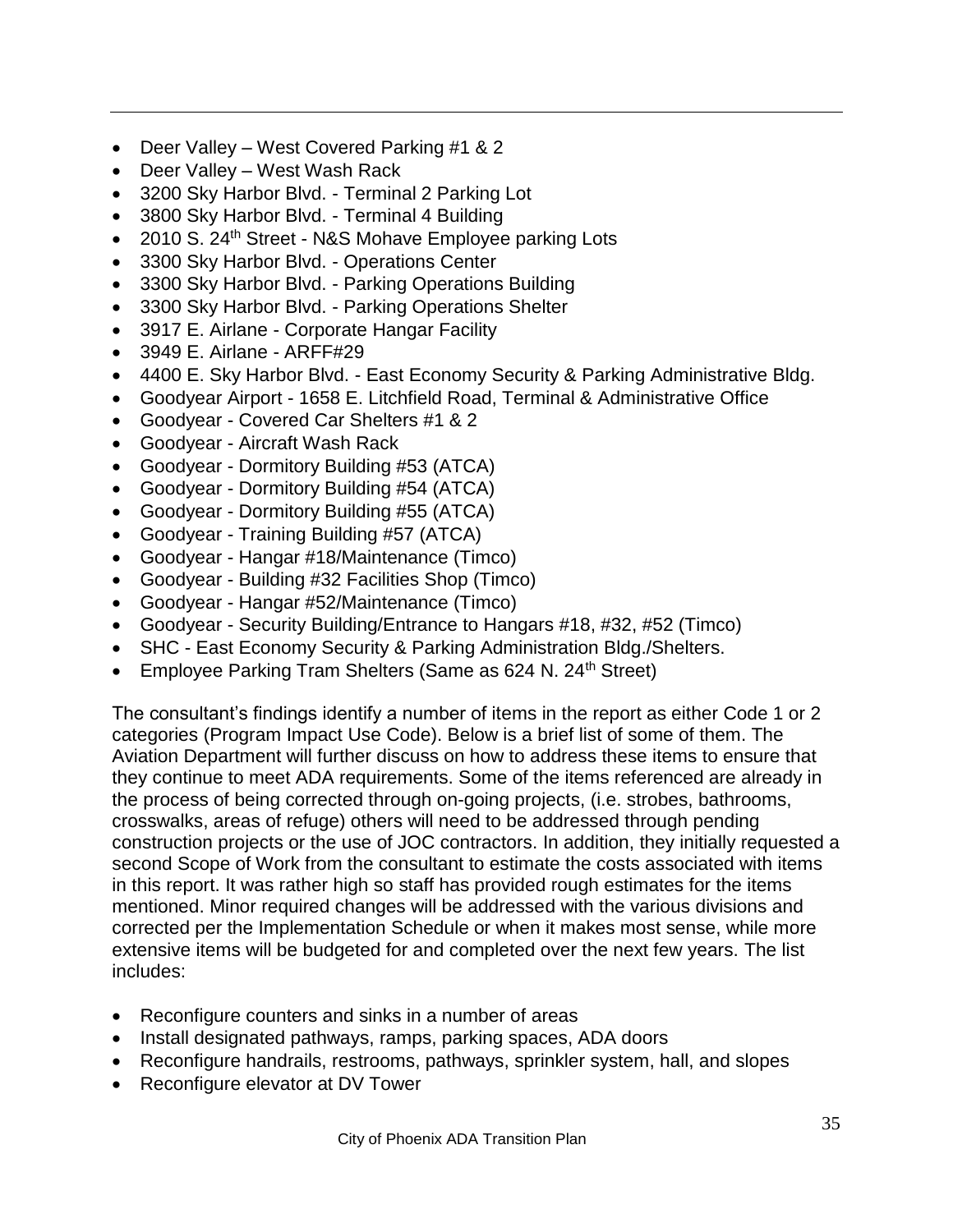- Deer Valley – West Covered Parking #1 & 2
- Deer Valley – West Wash Rack
- 3200 Sky Harbor Blvd. - Terminal 2 Parking Lot
- 3800 Sky Harbor Blvd. - Terminal 4 Building
- 2010 S. 24th Street - N&S Mohave Employee parking Lots
- 3300 Sky Harbor Blvd. - Operations Center
- 3300 Sky Harbor Blvd. - Parking Operations Building
- 3300 Sky Harbor Blvd. - Parking Operations Shelter
- 3917 E. Airlane - Corporate Hangar Facility
- 3949 E. Airlane - ARFF#29
- 4400 E. Sky Harbor Blvd. - East Economy Security & Parking Administrative Bldg.
- Goodyear Airport - 1658 E. Litchfield Road, Terminal & Administrative Office
- Goodyear - Covered Car Shelters #1 & 2
- Goodyear - Aircraft Wash Rack
- Goodyear - Dormitory Building #53 (ATCA)
- Goodyear - Dormitory Building #54 (ATCA)
- Goodyear - Dormitory Building #55 (ATCA)
- Goodyear - Training Building #57 (ATCA)
- Goodyear - Hangar #18/Maintenance (Timco)
- Goodyear - Building #32 Facilities Shop (Timco)
- Goodyear - Hangar #52/Maintenance (Timco)
- Goodyear - Security Building/Entrance to Hangars #18, #32, #52 (Timco)
- SHC - East Economy Security & Parking Administration Bldg./Shelters.
- Employee Parking Tram Shelters (Same as 624 N. 24th Street)

The consultant's findings identify a number of items in the report as either Code 1 or 2 categories (Program Impact Use Code). Below is a brief list of some of them. The Aviation Department will further discuss on how to address these items to ensure that they continue to meet ADA requirements. Some of the items referenced are already in the process of being corrected through on-going projects, (i.e. strobes, bathrooms, crosswalks, areas of refuge) others will need to be addressed through pending construction projects or the use of JOC contractors. In addition, they initially requested a second Scope of Work from the consultant to estimate the costs associated with items in this report. It was rather high so staff has provided rough estimates for the items mentioned. Minor required changes will be addressed with the various divisions and corrected per the Implementation Schedule or when it makes most sense, while more extensive items will be budgeted for and completed over the next few years. The list includes:

- Reconfigure counters and sinks in a number of areas
- Install designated pathways, ramps, parking spaces, ADA doors
- Reconfigure handrails, restrooms, pathways, sprinkler system, hall, and slopes
- Reconfigure elevator at DV Tower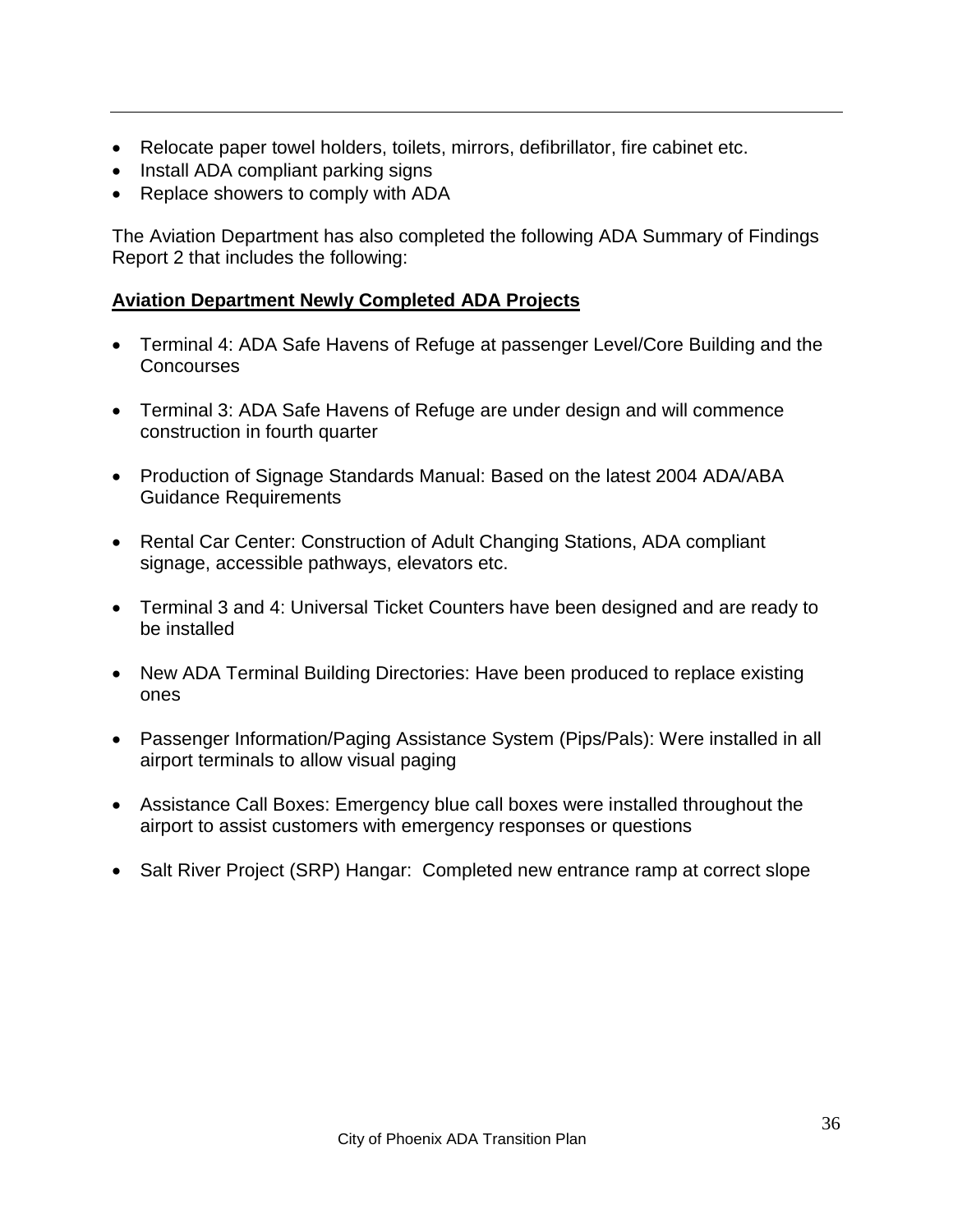- Relocate paper towel holders, toilets, mirrors, defibrillator, fire cabinet etc.
- Install ADA compliant parking signs
- Replace showers to comply with ADA

The Aviation Department has also completed the following ADA Summary of Findings Report 2 that includes the following:

**Aviation Department Newly Completed ADA Projects**

- Terminal 4: ADA Safe Havens of Refuge at passenger Level/Core Building and the Concourses

- Terminal 3: ADA Safe Havens of Refuge are under design and will commence construction in fourth quarter

- Production of Signage Standards Manual: Based on the latest 2004 ADA/ABA Guidance Requirements

- Rental Car Center: Construction of Adult Changing Stations, ADA compliant signage, accessible pathways, elevators etc.

- Terminal 3 and 4: Universal Ticket Counters have been designed and are ready to be installed

- New ADA Terminal Building Directories: Have been produced to replace existing ones

- Passenger Information/Paging Assistance System (Pips/Pals): Were installed in all airport terminals to allow visual paging

- Assistance Call Boxes: Emergency blue call boxes were installed throughout the airport to assist customers with emergency responses or questions

- Salt River Project (SRP) Hangar: Completed new entrance ramp at correct slope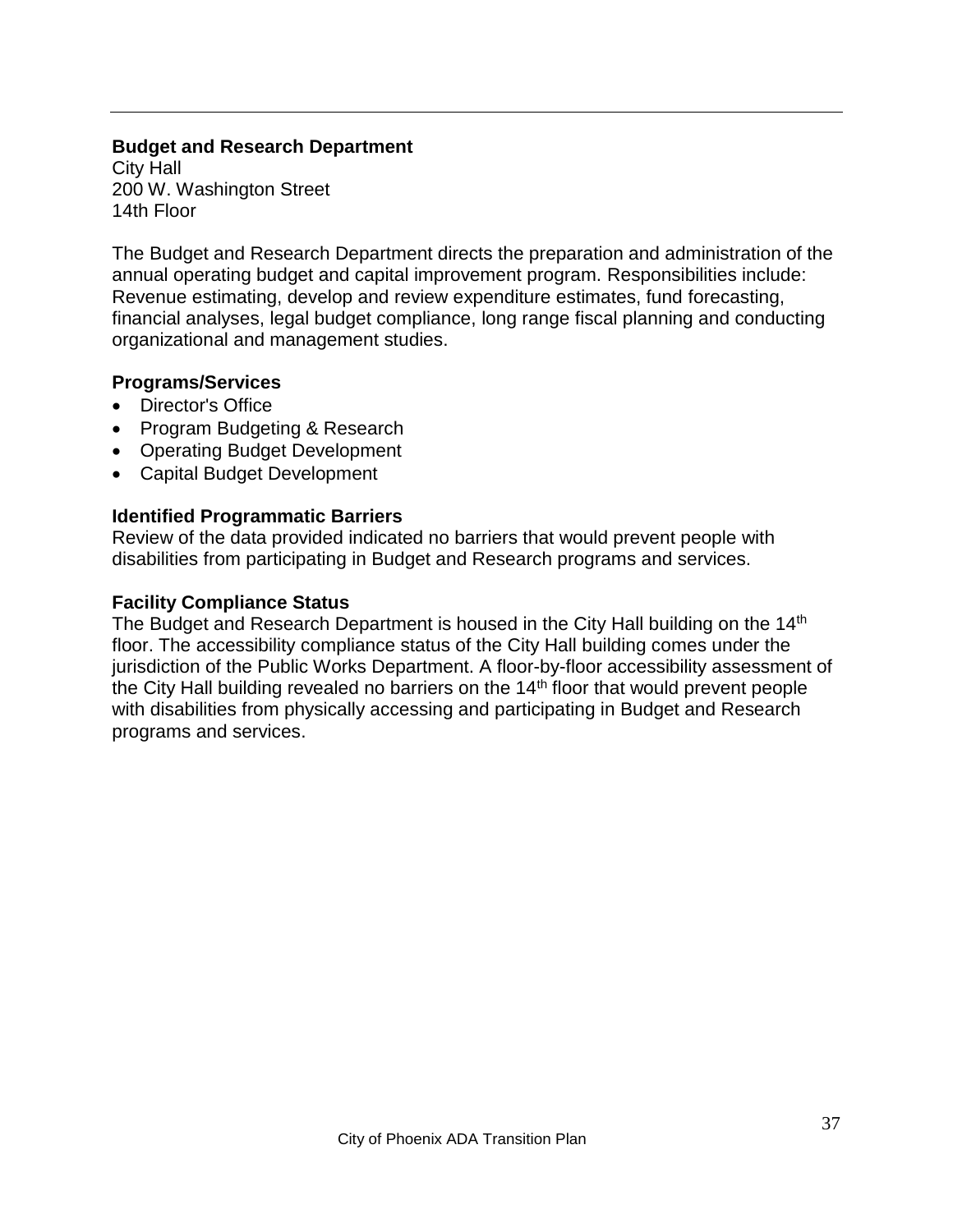## Budget and Research Department

City Hall
200 W. Washington Street
14th Floor

The Budget and Research Department directs the preparation and administration of the annual operating budget and capital improvement program. Responsibilities include: Revenue estimating, develop and review expenditure estimates, fund forecasting, financial analyses, legal budget compliance, long range fiscal planning and conducting organizational and management studies.

### Programs/Services

- Director's Office
- Program Budgeting & Research
- Operating Budget Development
- Capital Budget Development

### Identified Programmatic Barriers

Review of the data provided indicated no barriers that would prevent people with disabilities from participating in Budget and Research programs and services.

### Facility Compliance Status

The Budget and Research Department is housed in the City Hall building on the 14th floor. The accessibility compliance status of the City Hall building comes under the jurisdiction of the Public Works Department. A floor-by-floor accessibility assessment of the City Hall building revealed no barriers on the 14th floor that would prevent people with disabilities from physically accessing and participating in Budget and Research programs and services.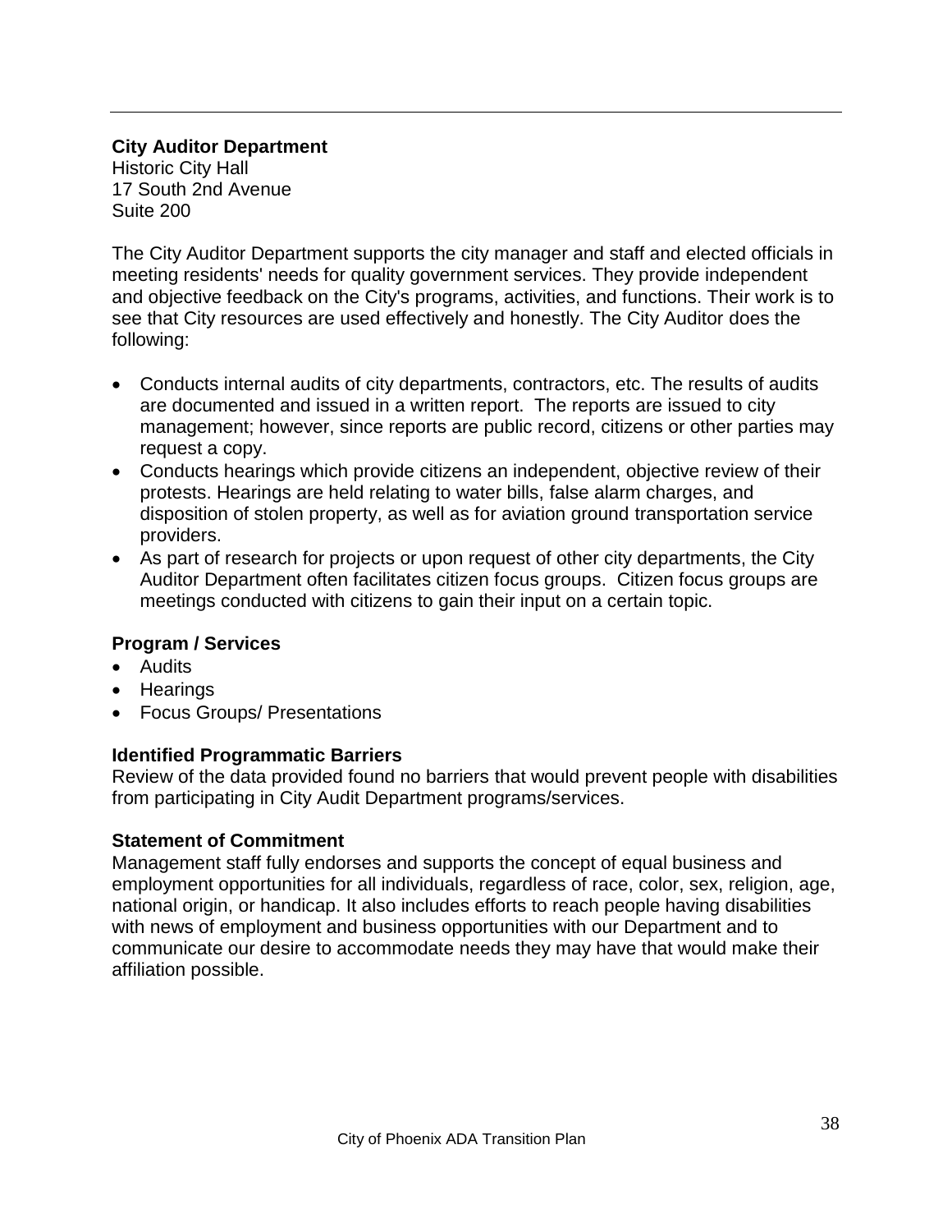**City Auditor Department**
Historic City Hall
17 South 2nd Avenue
Suite 200

The City Auditor Department supports the city manager and staff and elected officials in meeting residents' needs for quality government services. They provide independent and objective feedback on the City's programs, activities, and functions. Their work is to see that City resources are used effectively and honestly. The City Auditor does the following:

- Conducts internal audits of city departments, contractors, etc. The results of audits are documented and issued in a written report. The reports are issued to city management; however, since reports are public record, citizens or other parties may request a copy.
- Conducts hearings which provide citizens an independent, objective review of their protests. Hearings are held relating to water bills, false alarm charges, and disposition of stolen property, as well as for aviation ground transportation service providers.
- As part of research for projects or upon request of other city departments, the City Auditor Department often facilitates citizen focus groups. Citizen focus groups are meetings conducted with citizens to gain their input on a certain topic.

### Program / Services

- Audits
- Hearings
- Focus Groups/ Presentations

### Identified Programmatic Barriers

Review of the data provided found no barriers that would prevent people with disabilities from participating in City Audit Department programs/services.

### Statement of Commitment

Management staff fully endorses and supports the concept of equal business and employment opportunities for all individuals, regardless of race, color, sex, religion, age, national origin, or handicap. It also includes efforts to reach people having disabilities with news of employment and business opportunities with our Department and to communicate our desire to accommodate needs they may have that would make their affiliation possible.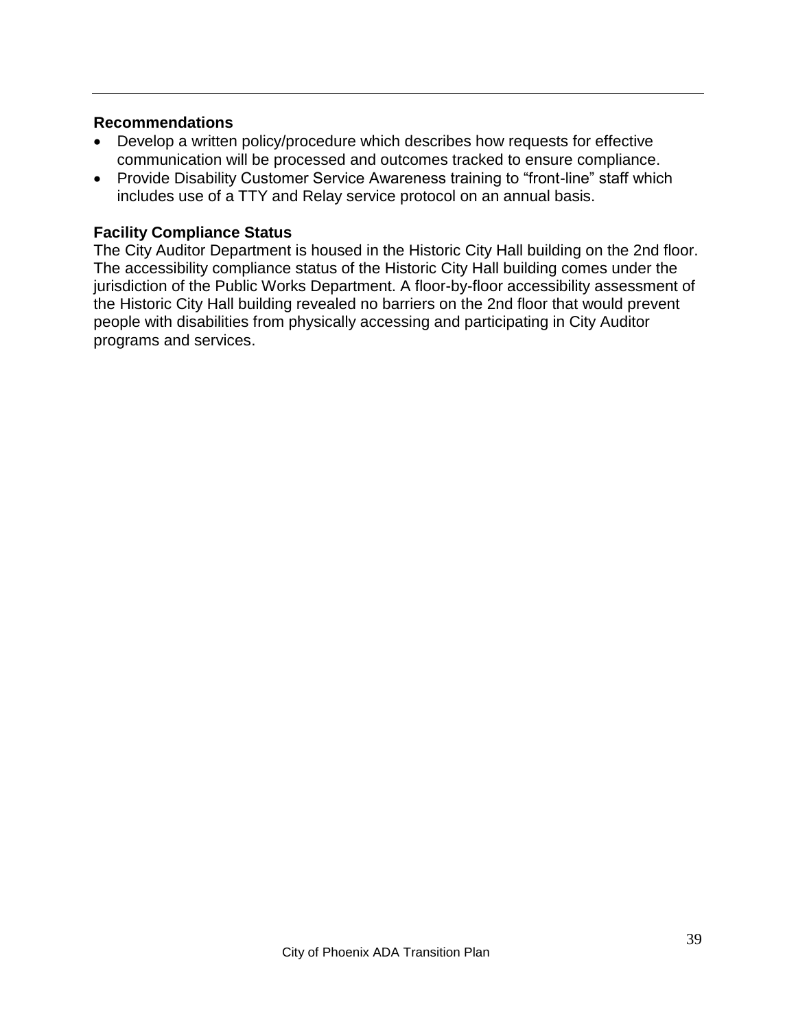### Recommendations

- Develop a written policy/procedure which describes how requests for effective communication will be processed and outcomes tracked to ensure compliance.
- Provide Disability Customer Service Awareness training to "front-line" staff which includes use of a TTY and Relay service protocol on an annual basis.

### Facility Compliance Status

The City Auditor Department is housed in the Historic City Hall building on the 2nd floor. The accessibility compliance status of the Historic City Hall building comes under the jurisdiction of the Public Works Department. A floor-by-floor accessibility assessment of the Historic City Hall building revealed no barriers on the 2nd floor that would prevent people with disabilities from physically accessing and participating in City Auditor programs and services.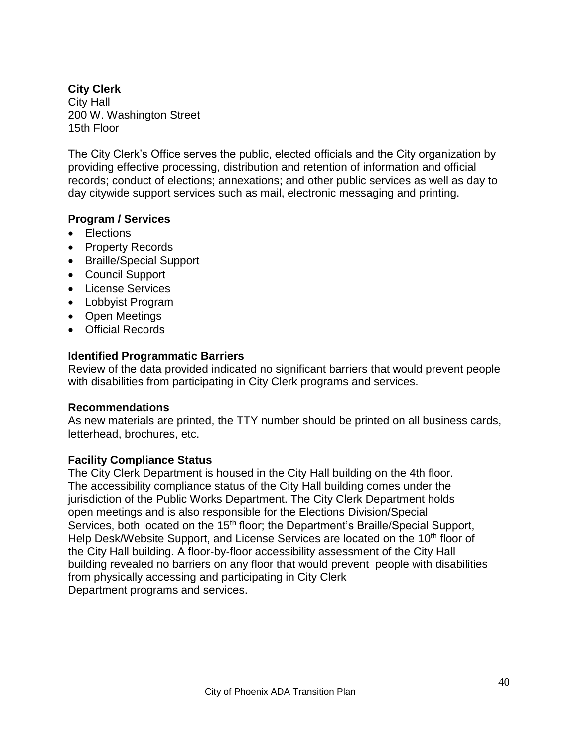**City Clerk**
City Hall
200 W. Washington Street
15th Floor

The City Clerk's Office serves the public, elected officials and the City organization by providing effective processing, distribution and retention of information and official records; conduct of elections; annexations; and other public services as well as day to day citywide support services such as mail, electronic messaging and printing.

### Program / Services

- Elections
- Property Records
- Braille/Special Support
- Council Support
- License Services
- Lobbyist Program
- Open Meetings
- Official Records

### Identified Programmatic Barriers

Review of the data provided indicated no significant barriers that would prevent people with disabilities from participating in City Clerk programs and services.

### Recommendations

As new materials are printed, the TTY number should be printed on all business cards, letterhead, brochures, etc.

### Facility Compliance Status

The City Clerk Department is housed in the City Hall building on the 4th floor. The accessibility compliance status of the City Hall building comes under the jurisdiction of the Public Works Department. The City Clerk Department holds open meetings and is also responsible for the Elections Division/Special Services, both located on the 15th floor; the Department's Braille/Special Support, Help Desk/Website Support, and License Services are located on the 10th floor of the City Hall building. A floor-by-floor accessibility assessment of the City Hall building revealed no barriers on any floor that would prevent people with disabilities from physically accessing and participating in City Clerk Department programs and services.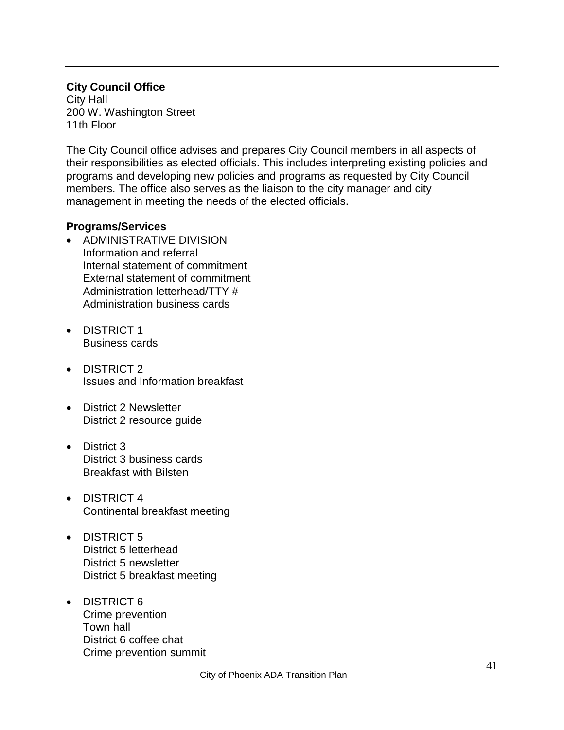**City Council Office**
City Hall
200 W. Washington Street
11th Floor

The City Council office advises and prepares City Council members in all aspects of their responsibilities as elected officials. This includes interpreting existing policies and programs and developing new policies and programs as requested by City Council members. The office also serves as the liaison to the city manager and city management in meeting the needs of the elected officials.

**Programs/Services**

- ADMINISTRATIVE DIVISION
  Information and referral
  Internal statement of commitment
  External statement of commitment
  Administration letterhead/TTY #
  Administration business cards

- DISTRICT 1
  Business cards

- DISTRICT 2
  Issues and Information breakfast

- District 2 Newsletter
  District 2 resource guide

- District 3
  District 3 business cards
  Breakfast with Bilsten

- DISTRICT 4
  Continental breakfast meeting

- DISTRICT 5
  District 5 letterhead
  District 5 newsletter
  District 5 breakfast meeting

- DISTRICT 6
  Crime prevention
  Town hall
  District 6 coffee chat
  Crime prevention summit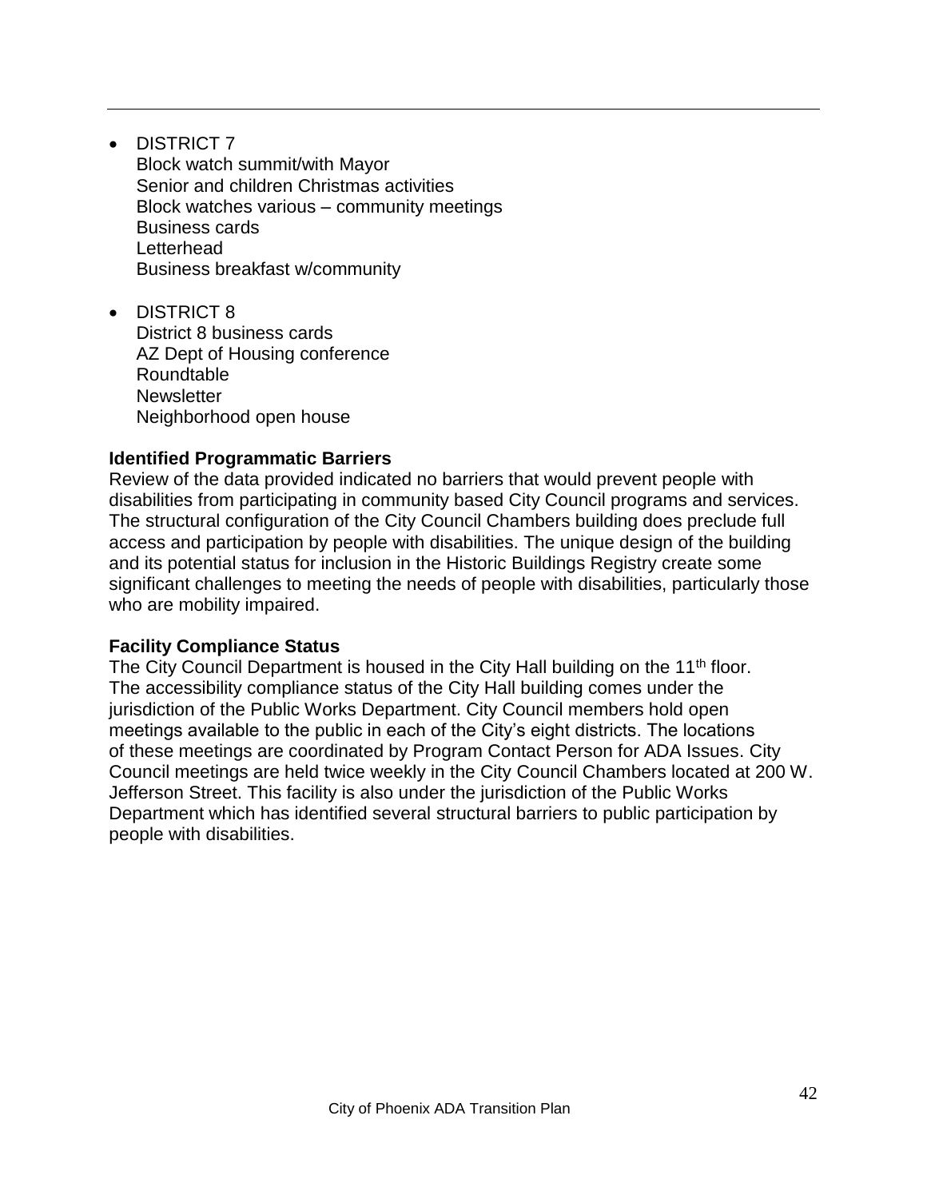- DISTRICT 7
  Block watch summit/with Mayor
  Senior and children Christmas activities
  Block watches various – community meetings
  Business cards
  Letterhead
  Business breakfast w/community

- DISTRICT 8
  District 8 business cards
  AZ Dept of Housing conference
  Roundtable
  Newsletter
  Neighborhood open house

**Identified Programmatic Barriers**

Review of the data provided indicated no barriers that would prevent people with disabilities from participating in community based City Council programs and services. The structural configuration of the City Council Chambers building does preclude full access and participation by people with disabilities. The unique design of the building and its potential status for inclusion in the Historic Buildings Registry create some significant challenges to meeting the needs of people with disabilities, particularly those who are mobility impaired.

**Facility Compliance Status**

The City Council Department is housed in the City Hall building on the 11th floor. The accessibility compliance status of the City Hall building comes under the jurisdiction of the Public Works Department. City Council members hold open meetings available to the public in each of the City's eight districts. The locations of these meetings are coordinated by Program Contact Person for ADA Issues. City Council meetings are held twice weekly in the City Council Chambers located at 200 W. Jefferson Street. This facility is also under the jurisdiction of the Public Works Department which has identified several structural barriers to public participation by people with disabilities.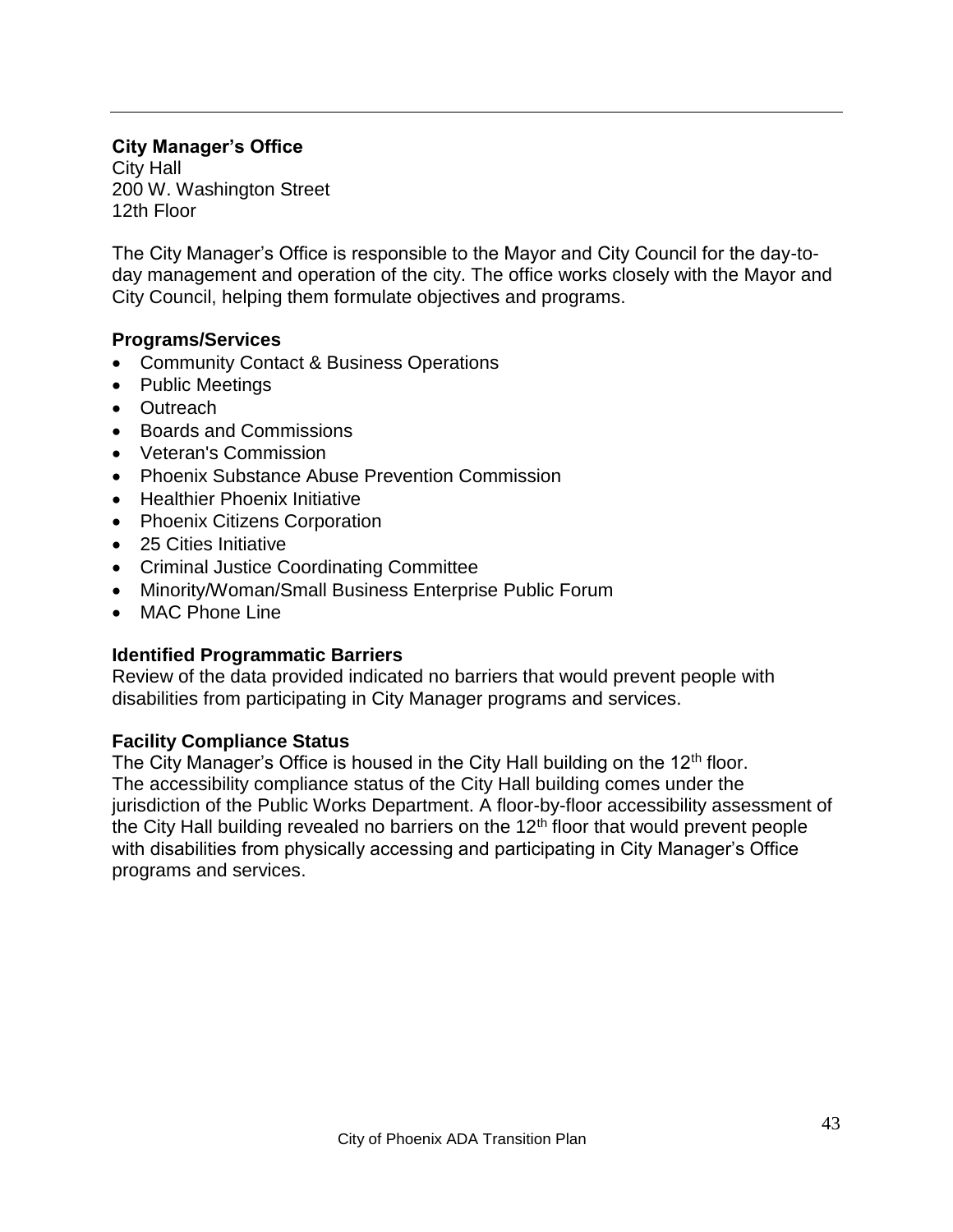**City Manager's Office**
City Hall
200 W. Washington Street
12th Floor

The City Manager's Office is responsible to the Mayor and City Council for the day-to-day management and operation of the city. The office works closely with the Mayor and City Council, helping them formulate objectives and programs.

### Programs/Services

- Community Contact & Business Operations
- Public Meetings
- Outreach
- Boards and Commissions
- Veteran's Commission
- Phoenix Substance Abuse Prevention Commission
- Healthier Phoenix Initiative
- Phoenix Citizens Corporation
- 25 Cities Initiative
- Criminal Justice Coordinating Committee
- Minority/Woman/Small Business Enterprise Public Forum
- MAC Phone Line

### Identified Programmatic Barriers

Review of the data provided indicated no barriers that would prevent people with disabilities from participating in City Manager programs and services.

### Facility Compliance Status

The City Manager's Office is housed in the City Hall building on the 12th floor. The accessibility compliance status of the City Hall building comes under the jurisdiction of the Public Works Department. A floor-by-floor accessibility assessment of the City Hall building revealed no barriers on the 12th floor that would prevent people with disabilities from physically accessing and participating in City Manager's Office programs and services.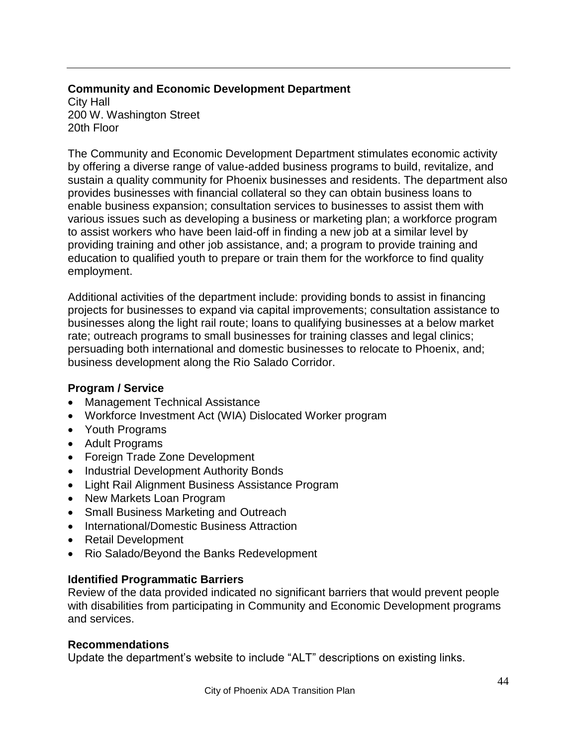**Community and Economic Development Department**
City Hall
200 W. Washington Street
20th Floor

The Community and Economic Development Department stimulates economic activity by offering a diverse range of value-added business programs to build, revitalize, and sustain a quality community for Phoenix businesses and residents. The department also provides businesses with financial collateral so they can obtain business loans to enable business expansion; consultation services to businesses to assist them with various issues such as developing a business or marketing plan; a workforce program to assist workers who have been laid-off in finding a new job at a similar level by providing training and other job assistance, and; a program to provide training and education to qualified youth to prepare or train them for the workforce to find quality employment.

Additional activities of the department include: providing bonds to assist in financing projects for businesses to expand via capital improvements; consultation assistance to businesses along the light rail route; loans to qualifying businesses at a below market rate; outreach programs to small businesses for training classes and legal clinics; persuading both international and domestic businesses to relocate to Phoenix, and; business development along the Rio Salado Corridor.

### Program / Service

- Management Technical Assistance
- Workforce Investment Act (WIA) Dislocated Worker program
- Youth Programs
- Adult Programs
- Foreign Trade Zone Development
- Industrial Development Authority Bonds
- Light Rail Alignment Business Assistance Program
- New Markets Loan Program
- Small Business Marketing and Outreach
- International/Domestic Business Attraction
- Retail Development
- Rio Salado/Beyond the Banks Redevelopment

### Identified Programmatic Barriers

Review of the data provided indicated no significant barriers that would prevent people with disabilities from participating in Community and Economic Development programs and services.

### Recommendations

Update the department's website to include "ALT" descriptions on existing links.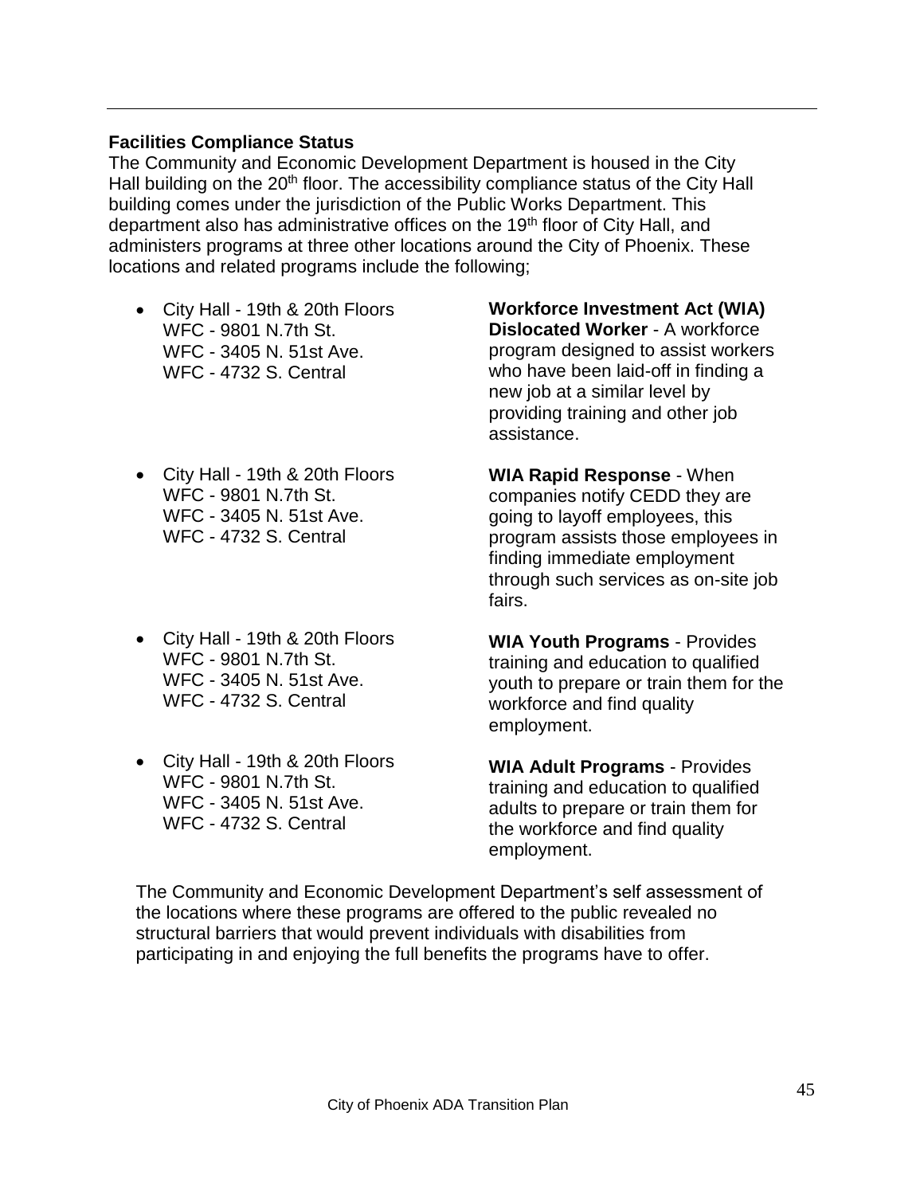### Facilities Compliance Status

The Community and Economic Development Department is housed in the City Hall building on the 20th floor. The accessibility compliance status of the City Hall building comes under the jurisdiction of the Public Works Department. This department also has administrative offices on the 19th floor of City Hall, and administers programs at three other locations around the City of Phoenix. These locations and related programs include the following;

- City Hall - 19th & 20th Floors
  WFC - 9801 N.7th St.
  WFC - 3405 N. 51st Ave.
  WFC - 4732 S. Central

  **Workforce Investment Act (WIA) Dislocated Worker** - A workforce program designed to assist workers who have been laid-off in finding a new job at a similar level by providing training and other job assistance.

- City Hall - 19th & 20th Floors
  WFC - 9801 N.7th St.
  WFC - 3405 N. 51st Ave.
  WFC - 4732 S. Central

  **WIA Rapid Response** - When companies notify CEDD they are going to layoff employees, this program assists those employees in finding immediate employment through such services as on-site job fairs.

- City Hall - 19th & 20th Floors
  WFC - 9801 N.7th St.
  WFC - 3405 N. 51st Ave.
  WFC - 4732 S. Central

  **WIA Youth Programs** - Provides training and education to qualified youth to prepare or train them for the workforce and find quality employment.

- City Hall - 19th & 20th Floors
  WFC - 9801 N.7th St.
  WFC - 3405 N. 51st Ave.
  WFC - 4732 S. Central

  **WIA Adult Programs** - Provides training and education to qualified adults to prepare or train them for the workforce and find quality employment.

The Community and Economic Development Department's self assessment of the locations where these programs are offered to the public revealed no structural barriers that would prevent individuals with disabilities from participating in and enjoying the full benefits the programs have to offer.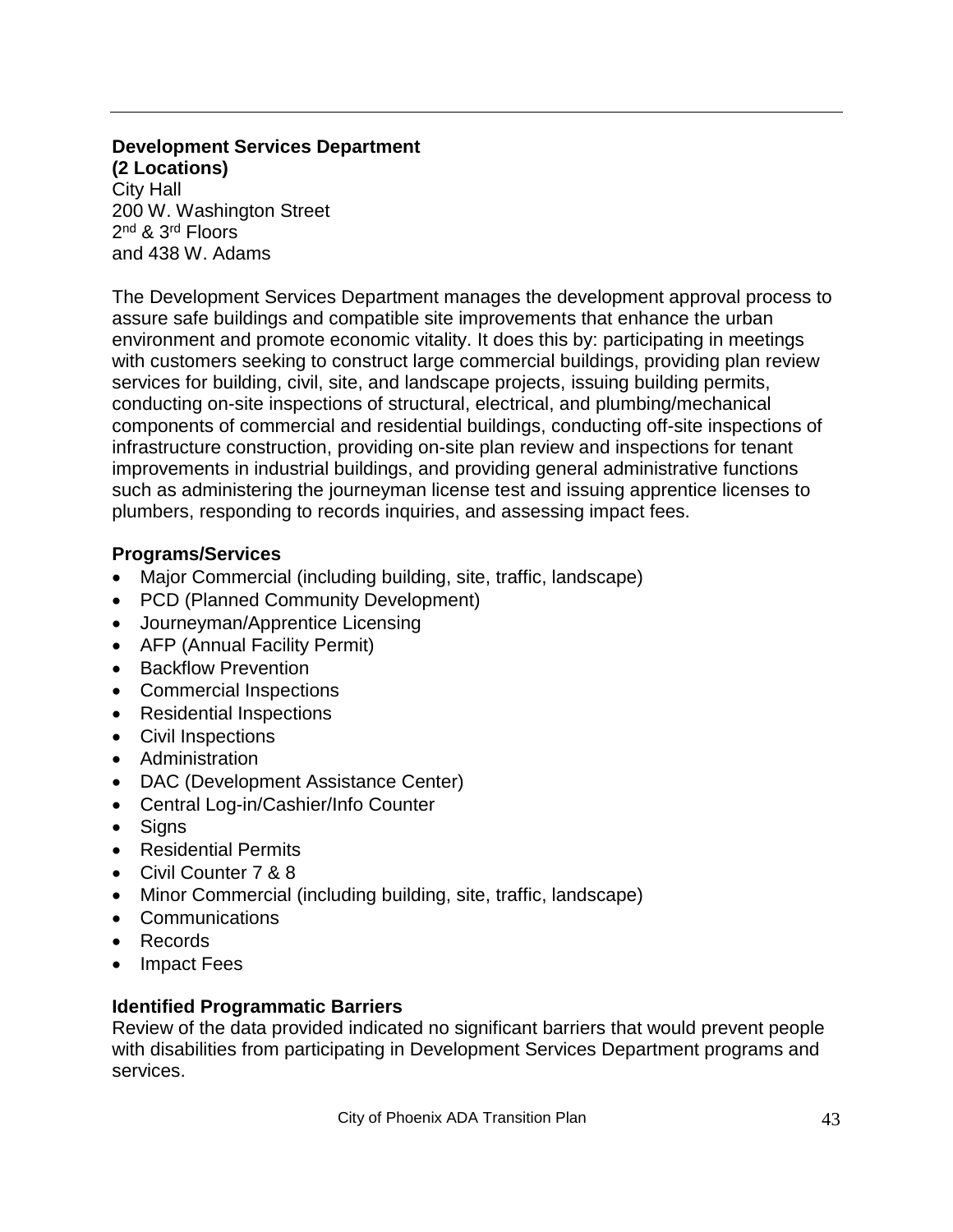**Development Services Department**
**(2 Locations)**
City Hall
200 W. Washington Street
2nd & 3rd Floors
and 438 W. Adams

The Development Services Department manages the development approval process to assure safe buildings and compatible site improvements that enhance the urban environment and promote economic vitality. It does this by: participating in meetings with customers seeking to construct large commercial buildings, providing plan review services for building, civil, site, and landscape projects, issuing building permits, conducting on-site inspections of structural, electrical, and plumbing/mechanical components of commercial and residential buildings, conducting off-site inspections of infrastructure construction, providing on-site plan review and inspections for tenant improvements in industrial buildings, and providing general administrative functions such as administering the journeyman license test and issuing apprentice licenses to plumbers, responding to records inquiries, and assessing impact fees.

### Programs/Services

- Major Commercial (including building, site, traffic, landscape)
- PCD (Planned Community Development)
- Journeyman/Apprentice Licensing
- AFP (Annual Facility Permit)
- Backflow Prevention
- Commercial Inspections
- Residential Inspections
- Civil Inspections
- Administration
- DAC (Development Assistance Center)
- Central Log-in/Cashier/Info Counter
- Signs
- Residential Permits
- Civil Counter 7 & 8
- Minor Commercial (including building, site, traffic, landscape)
- Communications
- Records
- Impact Fees

### Identified Programmatic Barriers

Review of the data provided indicated no significant barriers that would prevent people with disabilities from participating in Development Services Department programs and services.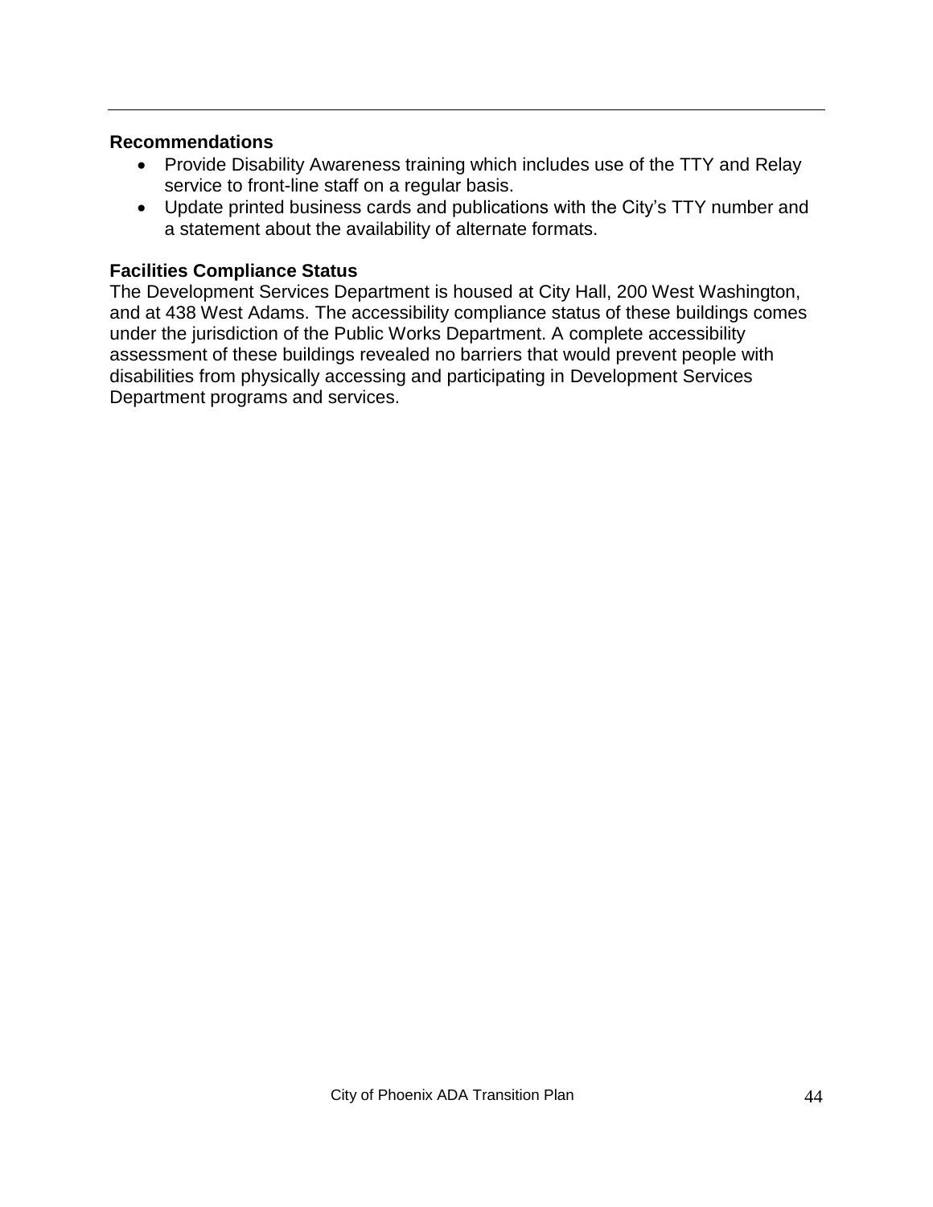### Recommendations

- Provide Disability Awareness training which includes use of the TTY and Relay service to front-line staff on a regular basis.
- Update printed business cards and publications with the City's TTY number and a statement about the availability of alternate formats.

### Facilities Compliance Status

The Development Services Department is housed at City Hall, 200 West Washington, and at 438 West Adams. The accessibility compliance status of these buildings comes under the jurisdiction of the Public Works Department. A complete accessibility assessment of these buildings revealed no barriers that would prevent people with disabilities from physically accessing and participating in Development Services Department programs and services.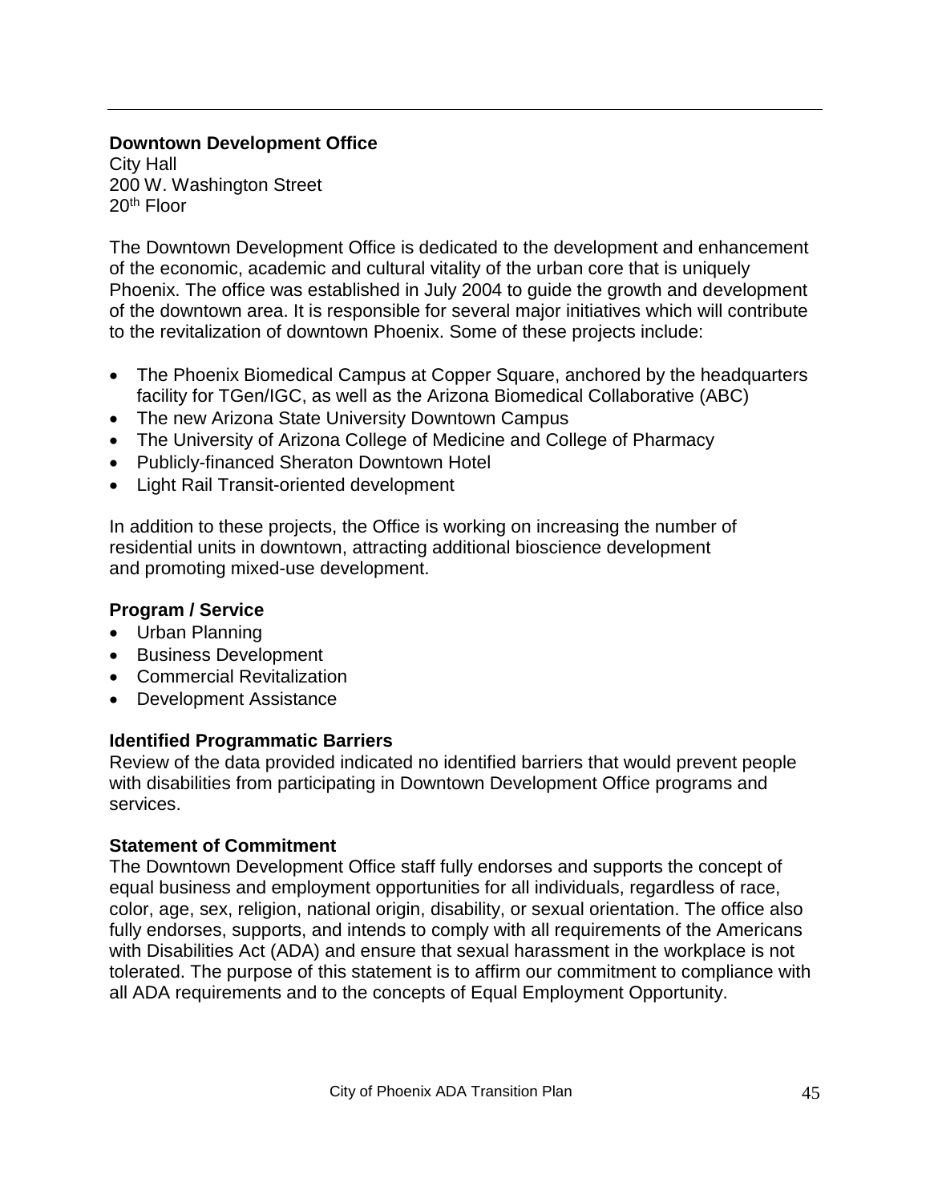**Downtown Development Office**
City Hall
200 W. Washington Street
20th Floor

The Downtown Development Office is dedicated to the development and enhancement of the economic, academic and cultural vitality of the urban core that is uniquely Phoenix. The office was established in July 2004 to guide the growth and development of the downtown area. It is responsible for several major initiatives which will contribute to the revitalization of downtown Phoenix. Some of these projects include:

- The Phoenix Biomedical Campus at Copper Square, anchored by the headquarters facility for TGen/IGC, as well as the Arizona Biomedical Collaborative (ABC)
- The new Arizona State University Downtown Campus
- The University of Arizona College of Medicine and College of Pharmacy
- Publicly-financed Sheraton Downtown Hotel
- Light Rail Transit-oriented development

In addition to these projects, the Office is working on increasing the number of residential units in downtown, attracting additional bioscience development and promoting mixed-use development.

**Program / Service**

- Urban Planning
- Business Development
- Commercial Revitalization
- Development Assistance

**Identified Programmatic Barriers**

Review of the data provided indicated no identified barriers that would prevent people with disabilities from participating in Downtown Development Office programs and services.

**Statement of Commitment**

The Downtown Development Office staff fully endorses and supports the concept of equal business and employment opportunities for all individuals, regardless of race, color, age, sex, religion, national origin, disability, or sexual orientation. The office also fully endorses, supports, and intends to comply with all requirements of the Americans with Disabilities Act (ADA) and ensure that sexual harassment in the workplace is not tolerated. The purpose of this statement is to affirm our commitment to compliance with all ADA requirements and to the concepts of Equal Employment Opportunity.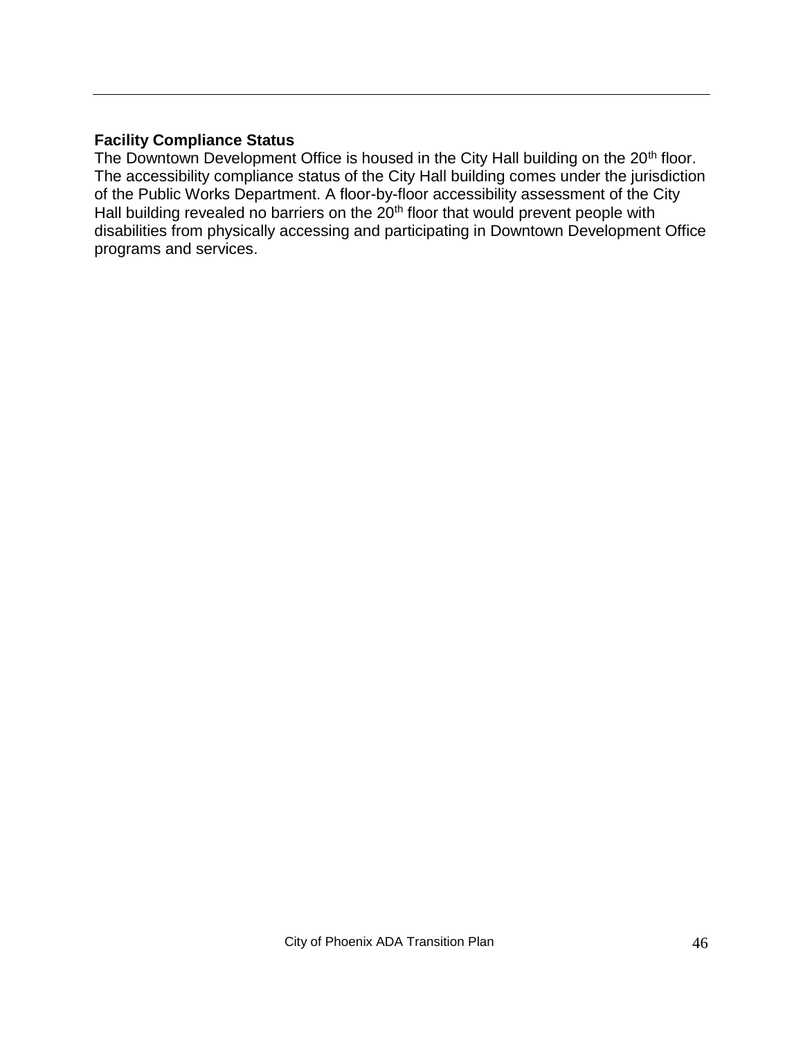**Facility Compliance Status**

The Downtown Development Office is housed in the City Hall building on the 20th floor. The accessibility compliance status of the City Hall building comes under the jurisdiction of the Public Works Department. A floor-by-floor accessibility assessment of the City Hall building revealed no barriers on the 20th floor that would prevent people with disabilities from physically accessing and participating in Downtown Development Office programs and services.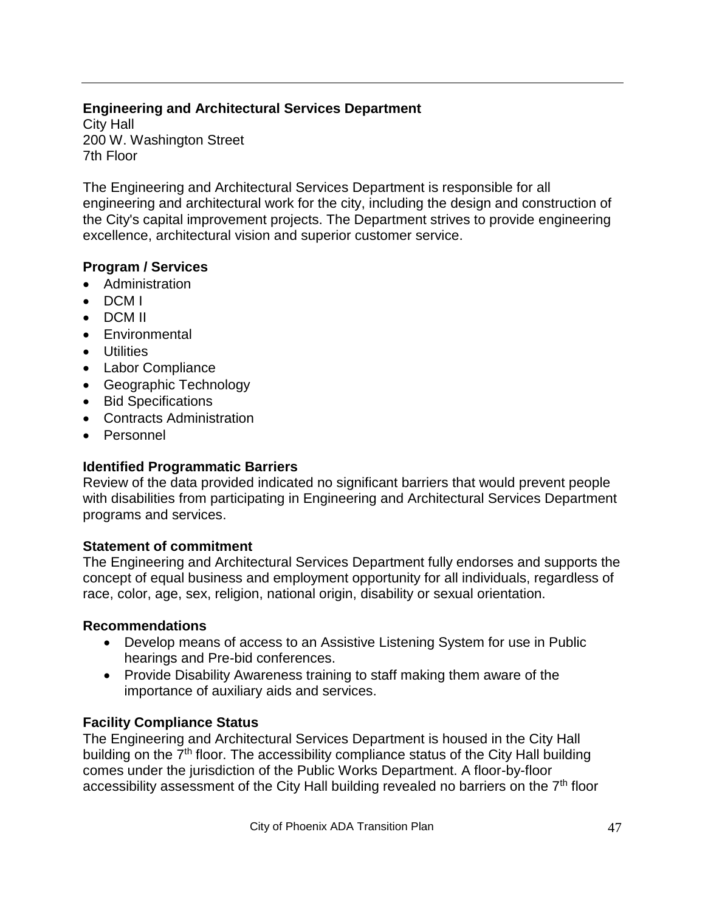**Engineering and Architectural Services Department**
City Hall
200 W. Washington Street
7th Floor

The Engineering and Architectural Services Department is responsible for all engineering and architectural work for the city, including the design and construction of the City's capital improvement projects. The Department strives to provide engineering excellence, architectural vision and superior customer service.

**Program / Services**

- Administration
- DCM I
- DCM II
- Environmental
- Utilities
- Labor Compliance
- Geographic Technology
- Bid Specifications
- Contracts Administration
- Personnel

**Identified Programmatic Barriers**
Review of the data provided indicated no significant barriers that would prevent people with disabilities from participating in Engineering and Architectural Services Department programs and services.

**Statement of commitment**
The Engineering and Architectural Services Department fully endorses and supports the concept of equal business and employment opportunity for all individuals, regardless of race, color, age, sex, religion, national origin, disability or sexual orientation.

**Recommendations**

- Develop means of access to an Assistive Listening System for use in Public hearings and Pre-bid conferences.
- Provide Disability Awareness training to staff making them aware of the importance of auxiliary aids and services.

**Facility Compliance Status**
The Engineering and Architectural Services Department is housed in the City Hall building on the 7th floor. The accessibility compliance status of the City Hall building comes under the jurisdiction of the Public Works Department. A floor-by-floor accessibility assessment of the City Hall building revealed no barriers on the 7th floor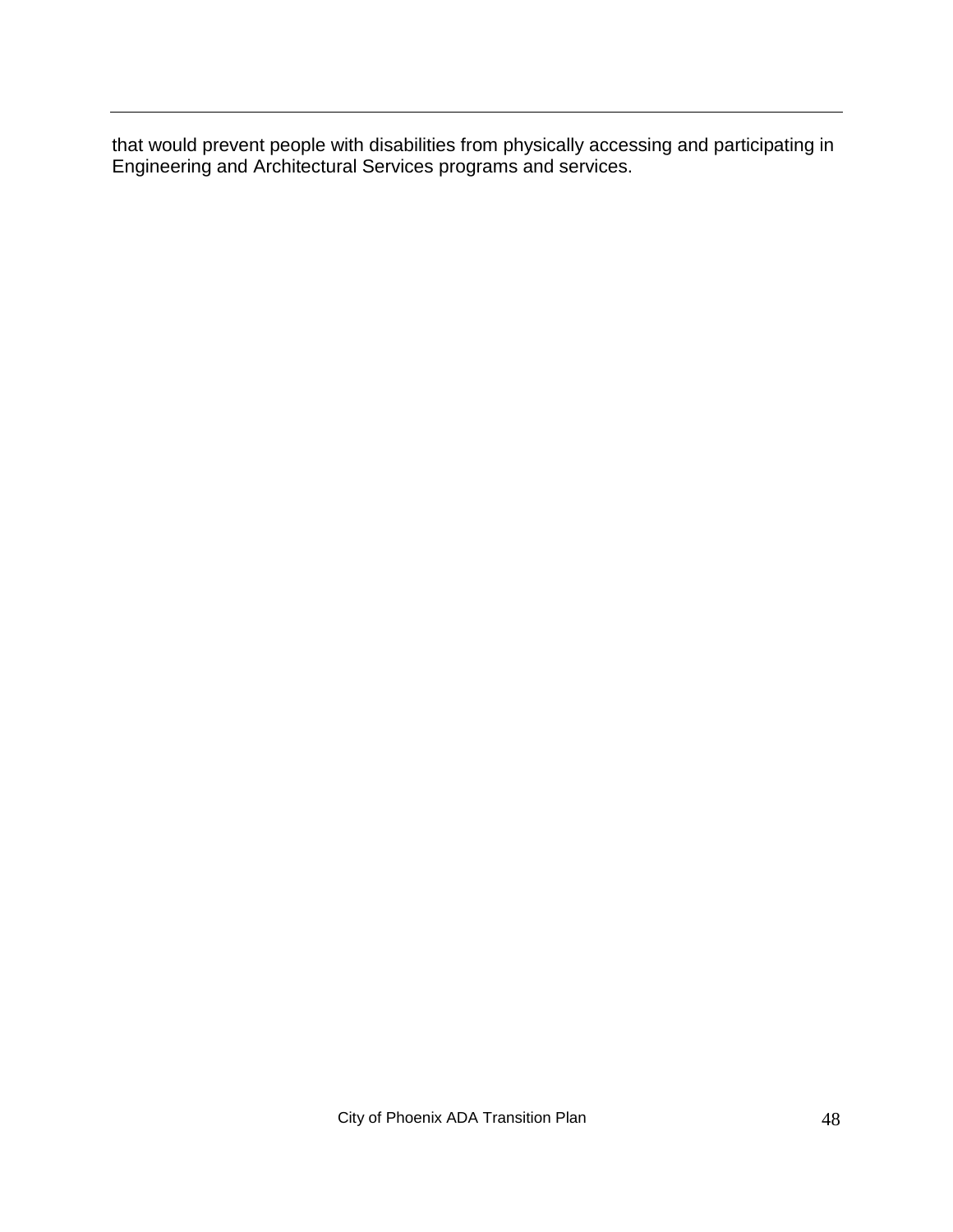that would prevent people with disabilities from physically accessing and participating in Engineering and Architectural Services programs and services.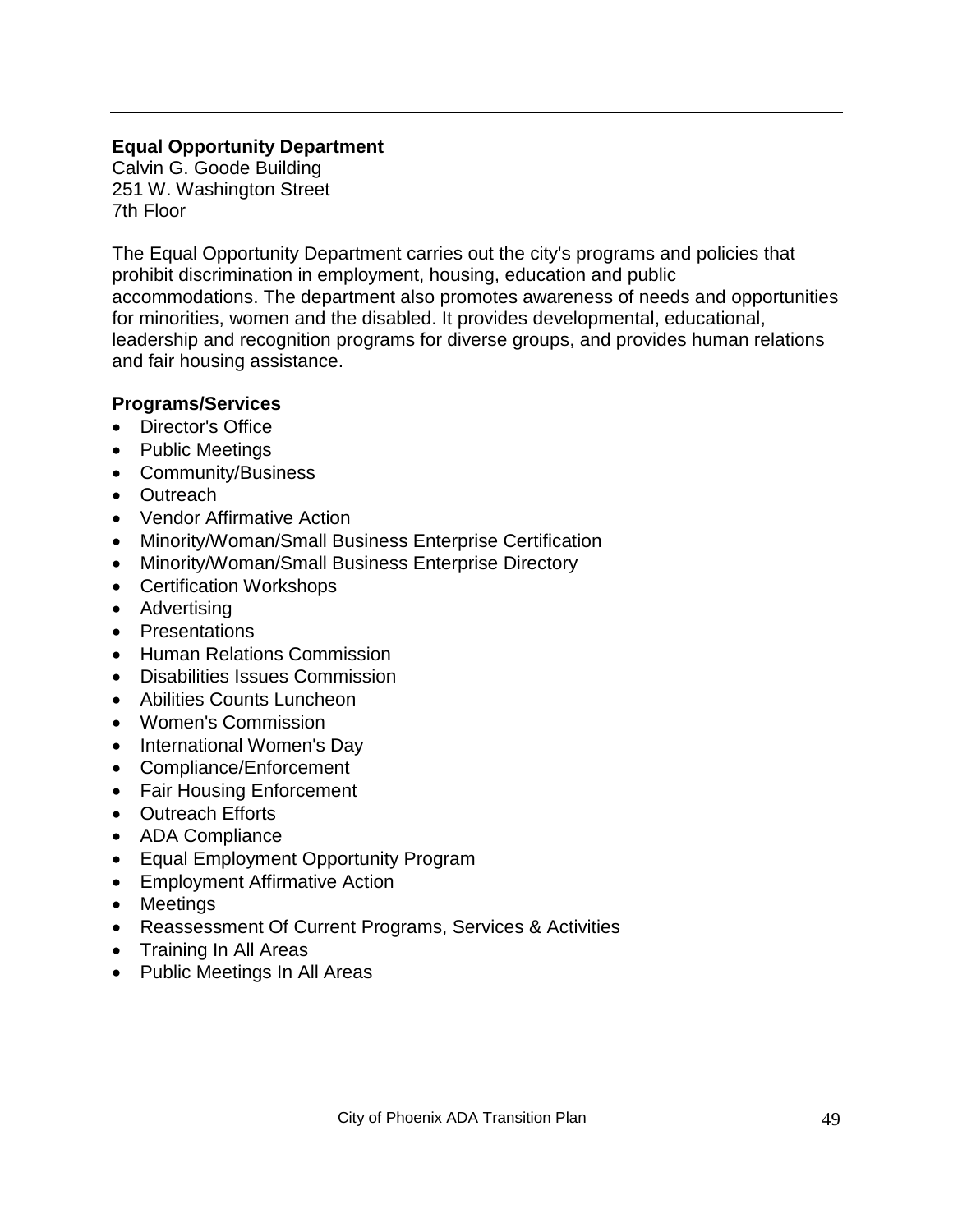**Equal Opportunity Department**
Calvin G. Goode Building
251 W. Washington Street
7th Floor

The Equal Opportunity Department carries out the city's programs and policies that prohibit discrimination in employment, housing, education and public accommodations. The department also promotes awareness of needs and opportunities for minorities, women and the disabled. It provides developmental, educational, leadership and recognition programs for diverse groups, and provides human relations and fair housing assistance.

**Programs/Services**

- Director's Office
- Public Meetings
- Community/Business
- Outreach
- Vendor Affirmative Action
- Minority/Woman/Small Business Enterprise Certification
- Minority/Woman/Small Business Enterprise Directory
- Certification Workshops
- Advertising
- Presentations
- Human Relations Commission
- Disabilities Issues Commission
- Abilities Counts Luncheon
- Women's Commission
- International Women's Day
- Compliance/Enforcement
- Fair Housing Enforcement
- Outreach Efforts
- ADA Compliance
- Equal Employment Opportunity Program
- Employment Affirmative Action
- Meetings
- Reassessment Of Current Programs, Services & Activities
- Training In All Areas
- Public Meetings In All Areas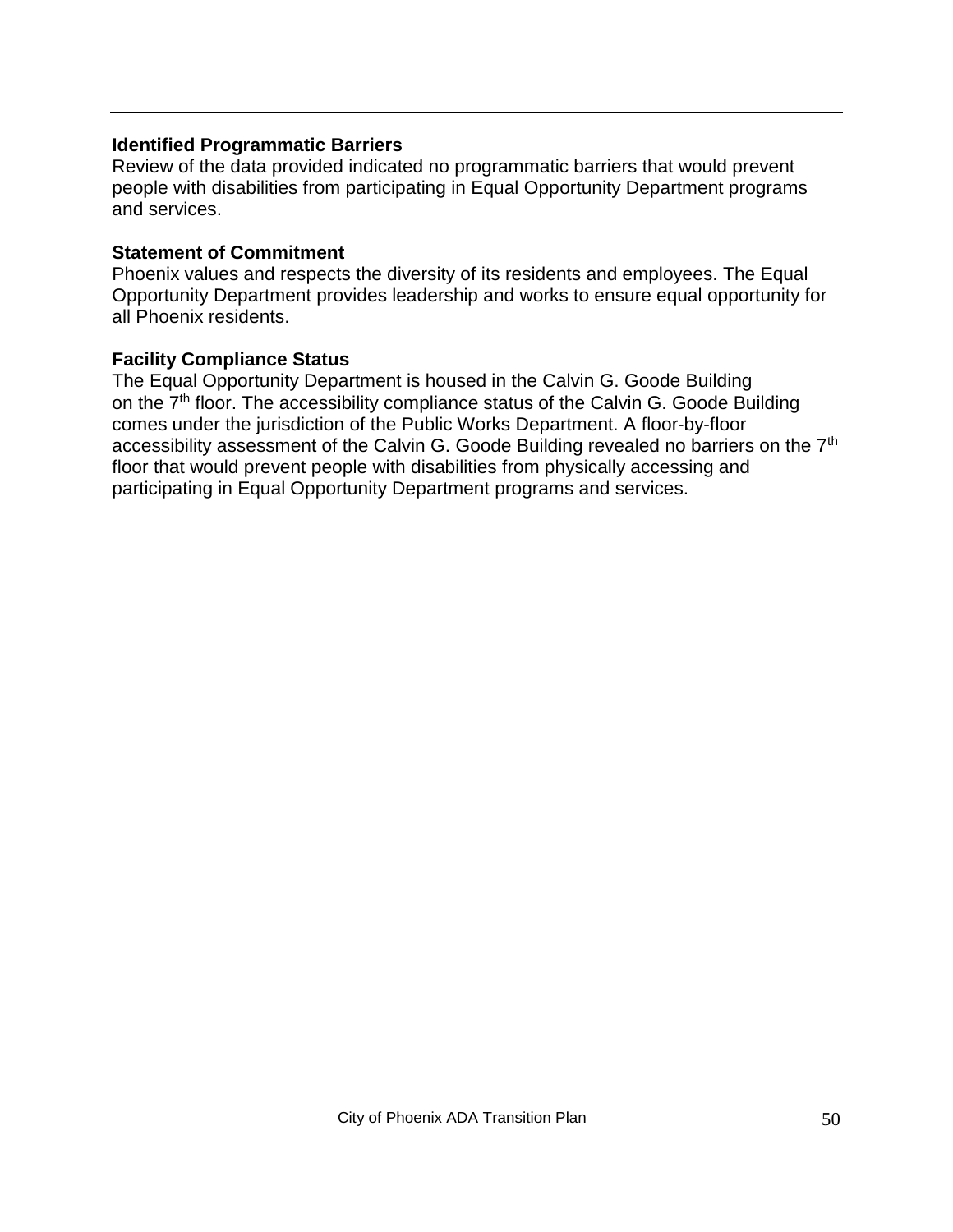### Identified Programmatic Barriers

Review of the data provided indicated no programmatic barriers that would prevent people with disabilities from participating in Equal Opportunity Department programs and services.

### Statement of Commitment

Phoenix values and respects the diversity of its residents and employees. The Equal Opportunity Department provides leadership and works to ensure equal opportunity for all Phoenix residents.

### Facility Compliance Status

The Equal Opportunity Department is housed in the Calvin G. Goode Building on the 7th floor. The accessibility compliance status of the Calvin G. Goode Building comes under the jurisdiction of the Public Works Department. A floor-by-floor accessibility assessment of the Calvin G. Goode Building revealed no barriers on the 7th floor that would prevent people with disabilities from physically accessing and participating in Equal Opportunity Department programs and services.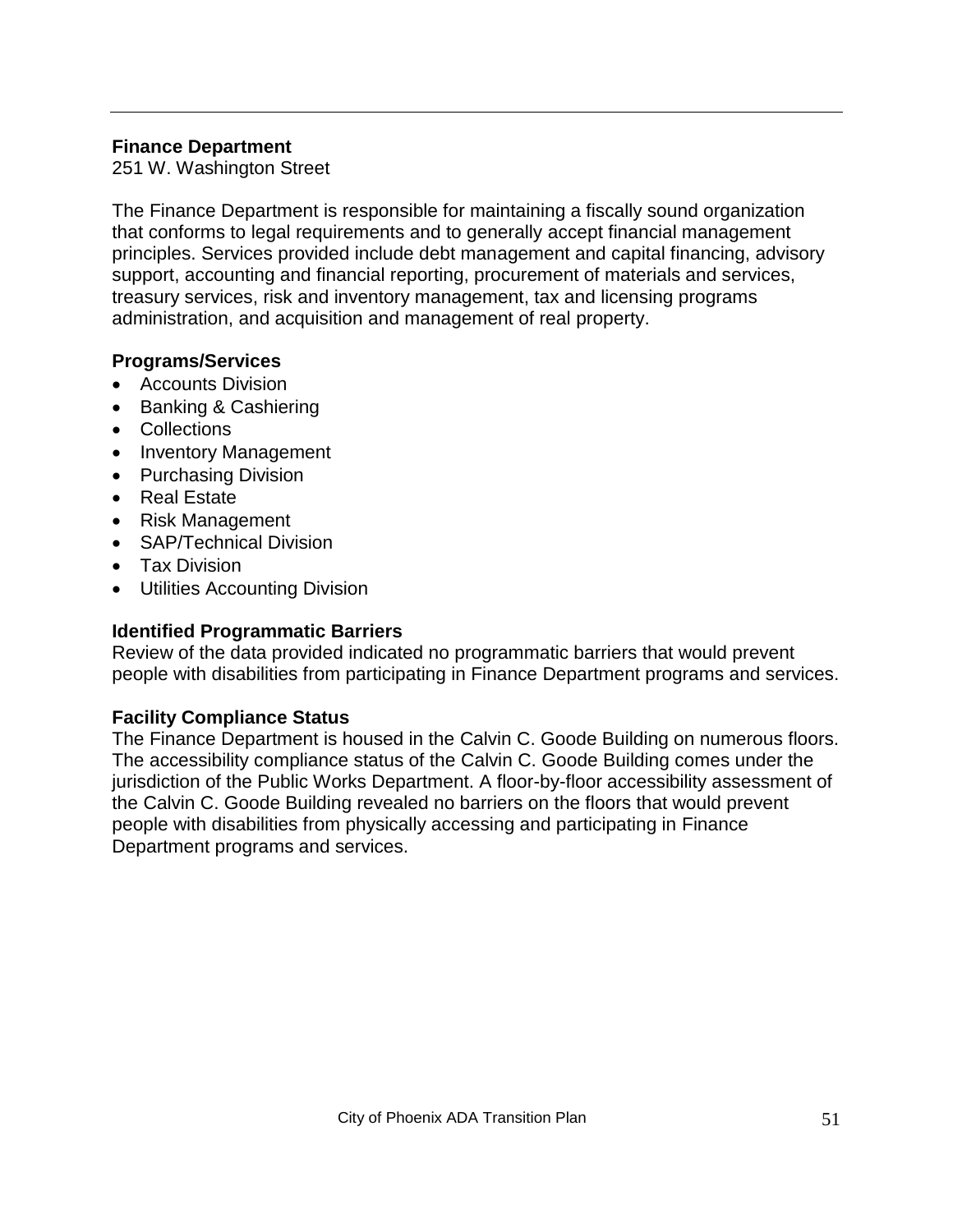## Finance Department

251 W. Washington Street

The Finance Department is responsible for maintaining a fiscally sound organization that conforms to legal requirements and to generally accept financial management principles. Services provided include debt management and capital financing, advisory support, accounting and financial reporting, procurement of materials and services, treasury services, risk and inventory management, tax and licensing programs administration, and acquisition and management of real property.

### Programs/Services

- Accounts Division
- Banking & Cashiering
- Collections
- Inventory Management
- Purchasing Division
- Real Estate
- Risk Management
- SAP/Technical Division
- Tax Division
- Utilities Accounting Division

### Identified Programmatic Barriers

Review of the data provided indicated no programmatic barriers that would prevent people with disabilities from participating in Finance Department programs and services.

### Facility Compliance Status

The Finance Department is housed in the Calvin C. Goode Building on numerous floors. The accessibility compliance status of the Calvin C. Goode Building comes under the jurisdiction of the Public Works Department. A floor-by-floor accessibility assessment of the Calvin C. Goode Building revealed no barriers on the floors that would prevent people with disabilities from physically accessing and participating in Finance Department programs and services.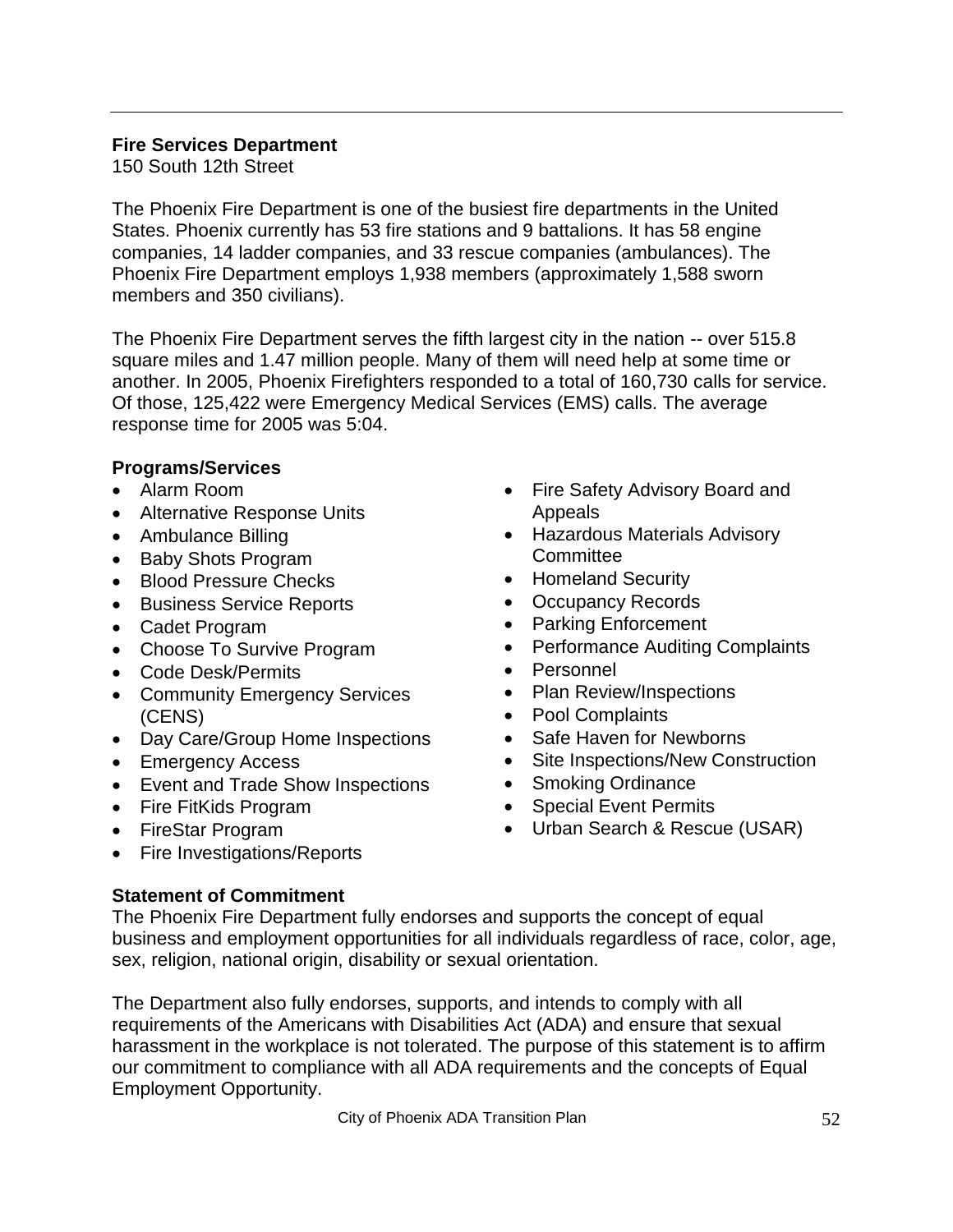**Fire Services Department**
150 South 12th Street

The Phoenix Fire Department is one of the busiest fire departments in the United States. Phoenix currently has 53 fire stations and 9 battalions. It has 58 engine companies, 14 ladder companies, and 33 rescue companies (ambulances). The Phoenix Fire Department employs 1,938 members (approximately 1,588 sworn members and 350 civilians).

The Phoenix Fire Department serves the fifth largest city in the nation -- over 515.8 square miles and 1.47 million people. Many of them will need help at some time or another. In 2005, Phoenix Firefighters responded to a total of 160,730 calls for service. Of those, 125,422 were Emergency Medical Services (EMS) calls. The average response time for 2005 was 5:04.

**Programs/Services**

- Alarm Room
- Alternative Response Units
- Ambulance Billing
- Baby Shots Program
- Blood Pressure Checks
- Business Service Reports
- Cadet Program
- Choose To Survive Program
- Code Desk/Permits
- Community Emergency Services (CENS)
- Day Care/Group Home Inspections
- Emergency Access
- Event and Trade Show Inspections
- Fire FitKids Program
- FireStar Program
- Fire Investigations/Reports
- Fire Safety Advisory Board and Appeals
- Hazardous Materials Advisory Committee
- Homeland Security
- Occupancy Records
- Parking Enforcement
- Performance Auditing Complaints
- Personnel
- Plan Review/Inspections
- Pool Complaints
- Safe Haven for Newborns
- Site Inspections/New Construction
- Smoking Ordinance
- Special Event Permits
- Urban Search & Rescue (USAR)

**Statement of Commitment**
The Phoenix Fire Department fully endorses and supports the concept of equal business and employment opportunities for all individuals regardless of race, color, age, sex, religion, national origin, disability or sexual orientation.

The Department also fully endorses, supports, and intends to comply with all requirements of the Americans with Disabilities Act (ADA) and ensure that sexual harassment in the workplace is not tolerated. The purpose of this statement is to affirm our commitment to compliance with all ADA requirements and the concepts of Equal Employment Opportunity.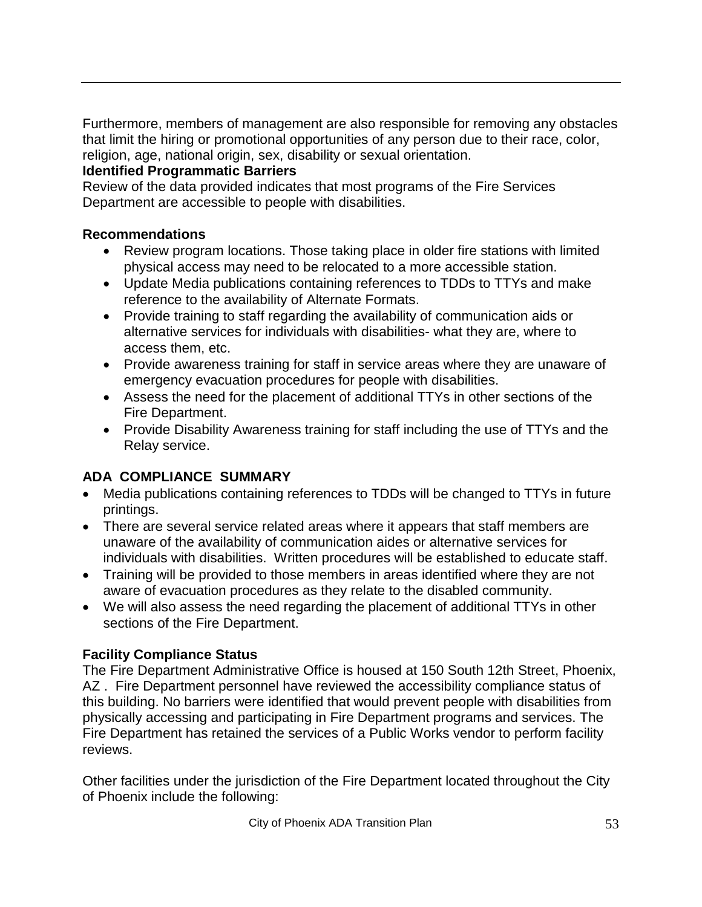Furthermore, members of management are also responsible for removing any obstacles that limit the hiring or promotional opportunities of any person due to their race, color, religion, age, national origin, sex, disability or sexual orientation.

**Identified Programmatic Barriers**

Review of the data provided indicates that most programs of the Fire Services Department are accessible to people with disabilities.

**Recommendations**

- Review program locations. Those taking place in older fire stations with limited physical access may need to be relocated to a more accessible station.
- Update Media publications containing references to TDDs to TTYs and make reference to the availability of Alternate Formats.
- Provide training to staff regarding the availability of communication aids or alternative services for individuals with disabilities- what they are, where to access them, etc.
- Provide awareness training for staff in service areas where they are unaware of emergency evacuation procedures for people with disabilities.
- Assess the need for the placement of additional TTYs in other sections of the Fire Department.
- Provide Disability Awareness training for staff including the use of TTYs and the Relay service.

**ADA COMPLIANCE SUMMARY**

- Media publications containing references to TDDs will be changed to TTYs in future printings.
- There are several service related areas where it appears that staff members are unaware of the availability of communication aides or alternative services for individuals with disabilities. Written procedures will be established to educate staff.
- Training will be provided to those members in areas identified where they are not aware of evacuation procedures as they relate to the disabled community.
- We will also assess the need regarding the placement of additional TTYs in other sections of the Fire Department.

**Facility Compliance Status**

The Fire Department Administrative Office is housed at 150 South 12th Street, Phoenix, AZ . Fire Department personnel have reviewed the accessibility compliance status of this building. No barriers were identified that would prevent people with disabilities from physically accessing and participating in Fire Department programs and services. The Fire Department has retained the services of a Public Works vendor to perform facility reviews.

Other facilities under the jurisdiction of the Fire Department located throughout the City of Phoenix include the following: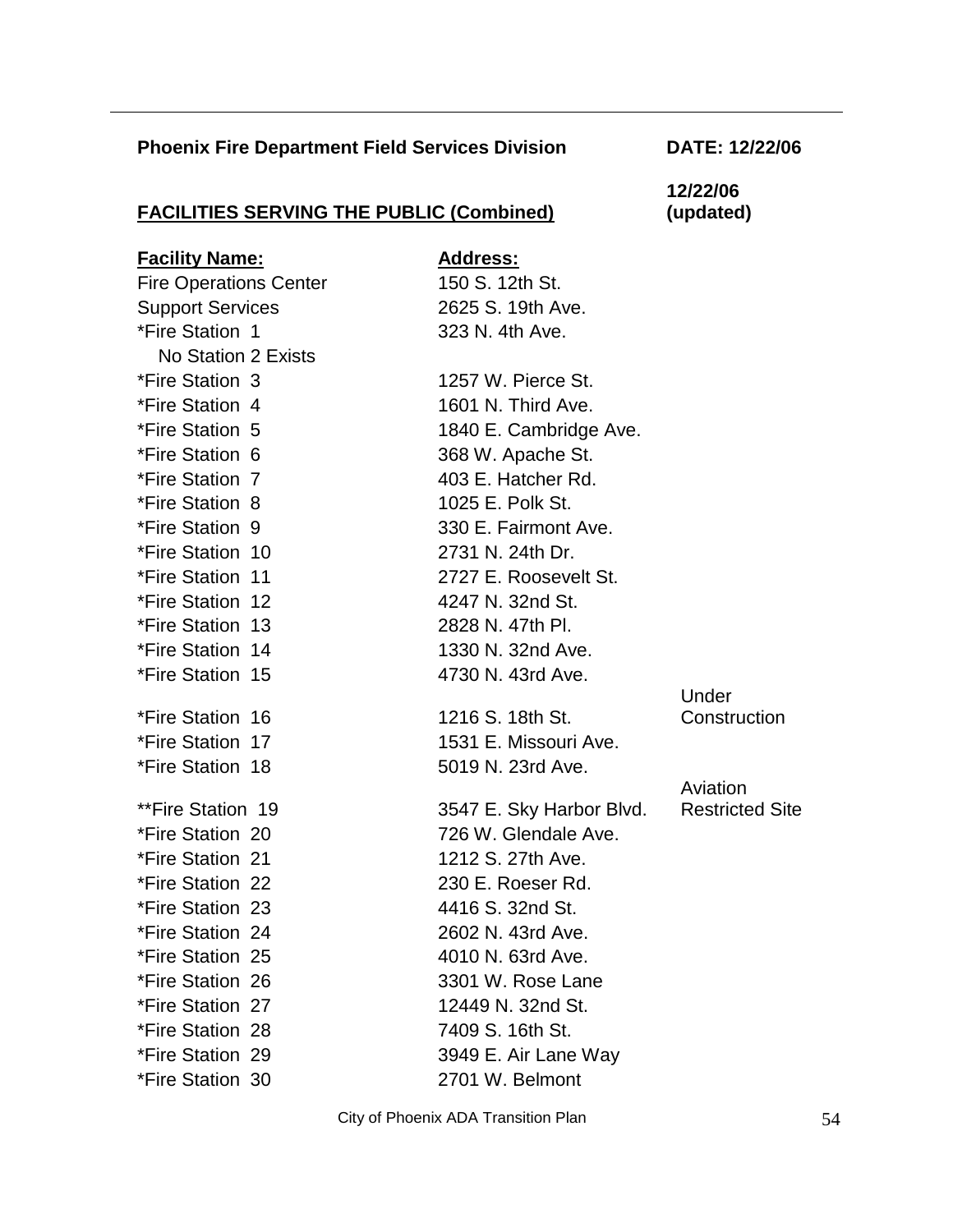**Phoenix Fire Department Field Services Division** **DATE: 12/22/06**

## FACILITIES SERVING THE PUBLIC (Combined)

**12/22/06 (updated)**

| Facility Name: | Address: | |
|---|---|---|
| Fire Operations Center | 150 S. 12th St. | |
| Support Services | 2625 S. 19th Ave. | |
| *Fire Station 1 | 323 N. 4th Ave. | |
| No Station 2 Exists | | |
| *Fire Station 3 | 1257 W. Pierce St. | |
| *Fire Station 4 | 1601 N. Third Ave. | |
| *Fire Station 5 | 1840 E. Cambridge Ave. | |
| *Fire Station 6 | 368 W. Apache St. | |
| *Fire Station 7 | 403 E. Hatcher Rd. | |
| *Fire Station 8 | 1025 E. Polk St. | |
| *Fire Station 9 | 330 E. Fairmont Ave. | |
| *Fire Station 10 | 2731 N. 24th Dr. | |
| *Fire Station 11 | 2727 E. Roosevelt St. | |
| *Fire Station 12 | 4247 N. 32nd St. | |
| *Fire Station 13 | 2828 N. 47th Pl. | |
| *Fire Station 14 | 1330 N. 32nd Ave. | |
| *Fire Station 15 | 4730 N. 43rd Ave. | |
| *Fire Station 16 | 1216 S. 18th St. | Under Construction |
| *Fire Station 17 | 1531 E. Missouri Ave. | |
| *Fire Station 18 | 5019 N. 23rd Ave. | |
| **Fire Station 19 | 3547 E. Sky Harbor Blvd. | Aviation Restricted Site |
| *Fire Station 20 | 726 W. Glendale Ave. | |
| *Fire Station 21 | 1212 S. 27th Ave. | |
| *Fire Station 22 | 230 E. Roeser Rd. | |
| *Fire Station 23 | 4416 S. 32nd St. | |
| *Fire Station 24 | 2602 N. 43rd Ave. | |
| *Fire Station 25 | 4010 N. 63rd Ave. | |
| *Fire Station 26 | 3301 W. Rose Lane | |
| *Fire Station 27 | 12449 N. 32nd St. | |
| *Fire Station 28 | 7409 S. 16th St. | |
| *Fire Station 29 | 3949 E. Air Lane Way | |
| *Fire Station 30 | 2701 W. Belmont | |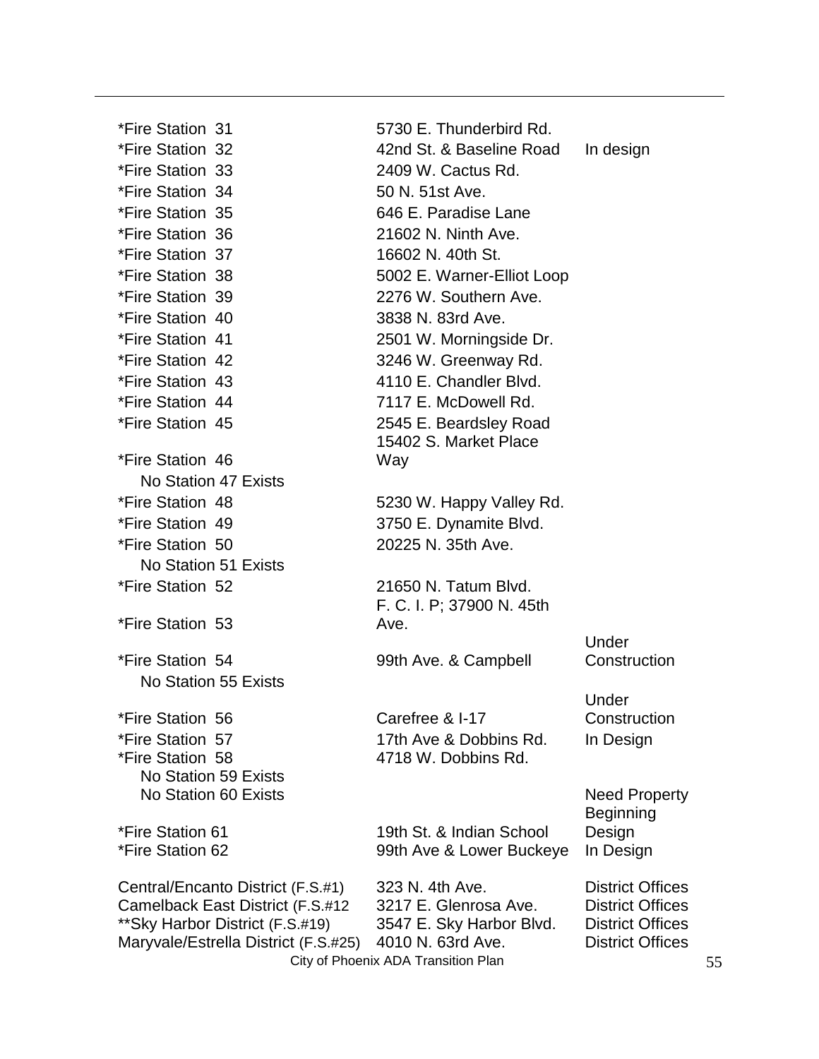| | | |
|---|---|---|
| *Fire Station 31 | 5730 E. Thunderbird Rd. | |
| *Fire Station 32 | 42nd St. & Baseline Road | In design |
| *Fire Station 33 | 2409 W. Cactus Rd. | |
| *Fire Station 34 | 50 N. 51st Ave. | |
| *Fire Station 35 | 646 E. Paradise Lane | |
| *Fire Station 36 | 21602 N. Ninth Ave. | |
| *Fire Station 37 | 16602 N. 40th St. | |
| *Fire Station 38 | 5002 E. Warner-Elliot Loop | |
| *Fire Station 39 | 2276 W. Southern Ave. | |
| *Fire Station 40 | 3838 N. 83rd Ave. | |
| *Fire Station 41 | 2501 W. Morningside Dr. | |
| *Fire Station 42 | 3246 W. Greenway Rd. | |
| *Fire Station 43 | 4110 E. Chandler Blvd. | |
| *Fire Station 44 | 7117 E. McDowell Rd. | |
| *Fire Station 45 | 2545 E. Beardsley Road | |
| *Fire Station 46 | 15402 S. Market Place Way | |
| No Station 47 Exists | | |
| *Fire Station 48 | 5230 W. Happy Valley Rd. | |
| *Fire Station 49 | 3750 E. Dynamite Blvd. | |
| *Fire Station 50 | 20225 N. 35th Ave. | |
| No Station 51 Exists | | |
| *Fire Station 52 | 21650 N. Tatum Blvd. | |
| *Fire Station 53 | F. C. I. P; 37900 N. 45th Ave. | |
| *Fire Station 54 | 99th Ave. & Campbell | Under Construction |
| No Station 55 Exists | | |
| *Fire Station 56 | Carefree & I-17 | Under Construction |
| *Fire Station 57 | 17th Ave & Dobbins Rd. | In Design |
| *Fire Station 58 | 4718 W. Dobbins Rd. | |
| No Station 59 Exists | | |
| No Station 60 Exists | | Need Property |
| *Fire Station 61 | 19th St. & Indian School | Beginning Design |
| *Fire Station 62 | 99th Ave & Lower Buckeye | In Design |
| Central/Encanto District (F.S.#1) | 323 N. 4th Ave. | District Offices |
| Camelback East District (F.S.#12 | 3217 E. Glenrosa Ave. | District Offices |
| **Sky Harbor District (F.S.#19) | 3547 E. Sky Harbor Blvd. | District Offices |
| Maryvale/Estrella District (F.S.#25) | 4010 N. 63rd Ave. | District Offices |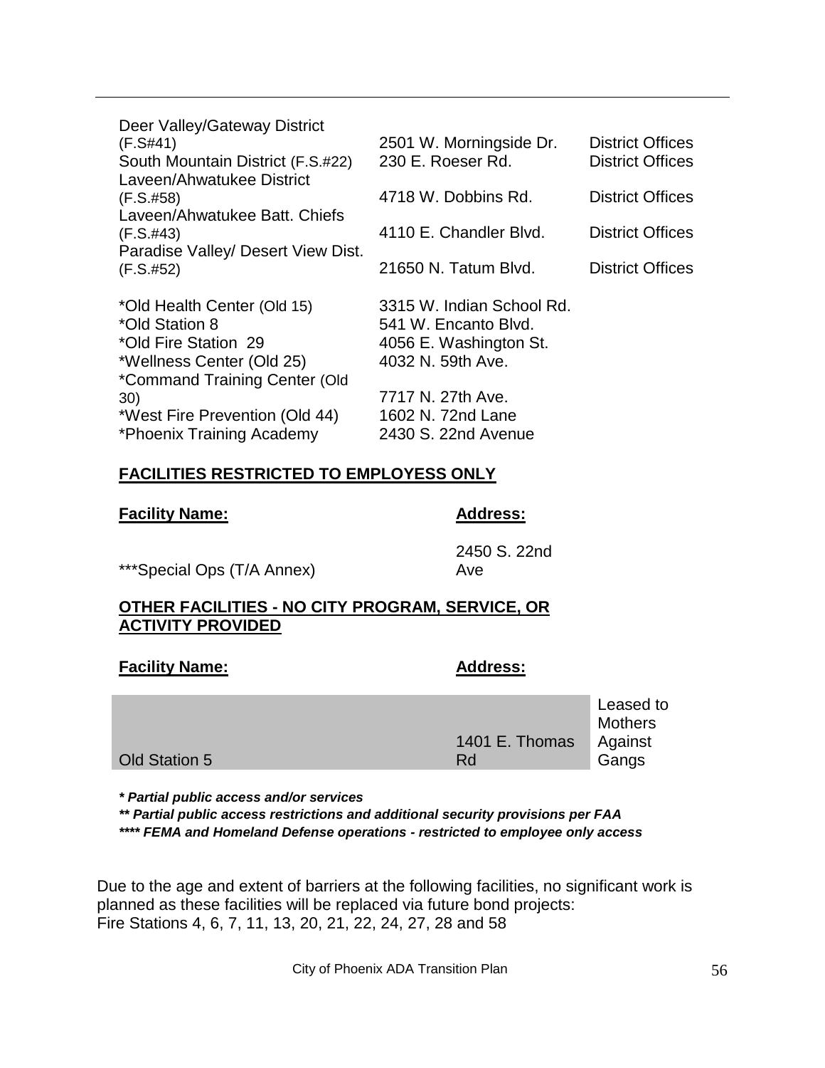| | | |
|---|---|---|
| Deer Valley/Gateway District (F.S#41) | 2501 W. Morningside Dr. | District Offices |
| South Mountain District (F.S.#22) | 230 E. Roeser Rd. | District Offices |
| Laveen/Ahwatukee District (F.S.#58) | 4718 W. Dobbins Rd. | District Offices |
| Laveen/Ahwatukee Batt. Chiefs (F.S.#43) | 4110 E. Chandler Blvd. | District Offices |
| Paradise Valley/ Desert View Dist. (F.S.#52) | 21650 N. Tatum Blvd. | District Offices |
| *Old Health Center (Old 15) | 3315 W. Indian School Rd. | |
| *Old Station 8 | 541 W. Encanto Blvd. | |
| *Old Fire Station 29 | 4056 E. Washington St. | |
| *Wellness Center (Old 25) | 4032 N. 59th Ave. | |
| *Command Training Center (Old 30) | 7717 N. 27th Ave. | |
| *West Fire Prevention (Old 44) | 1602 N. 72nd Lane | |
| *Phoenix Training Academy | 2430 S. 22nd Avenue | |

**FACILITIES RESTRICTED TO EMPLOYESS ONLY**

| **Facility Name:** | **Address:** |
|---|---|
| ***Special Ops (T/A Annex) | 2450 S. 22nd Ave |

**OTHER FACILITIES - NO CITY PROGRAM, SERVICE, OR ACTIVITY PROVIDED**

| **Facility Name:** | **Address:** | |
|---|---|---|
| Old Station 5 | 1401 E. Thomas Rd | Leased to Mothers Against Gangs |

***\* Partial public access and/or services***

***\*\* Partial public access restrictions and additional security provisions per FAA***

***\*\*\*\* FEMA and Homeland Defense operations - restricted to employee only access***

Due to the age and extent of barriers at the following facilities, no significant work is planned as these facilities will be replaced via future bond projects:
Fire Stations 4, 6, 7, 11, 13, 20, 21, 22, 24, 27, 28 and 58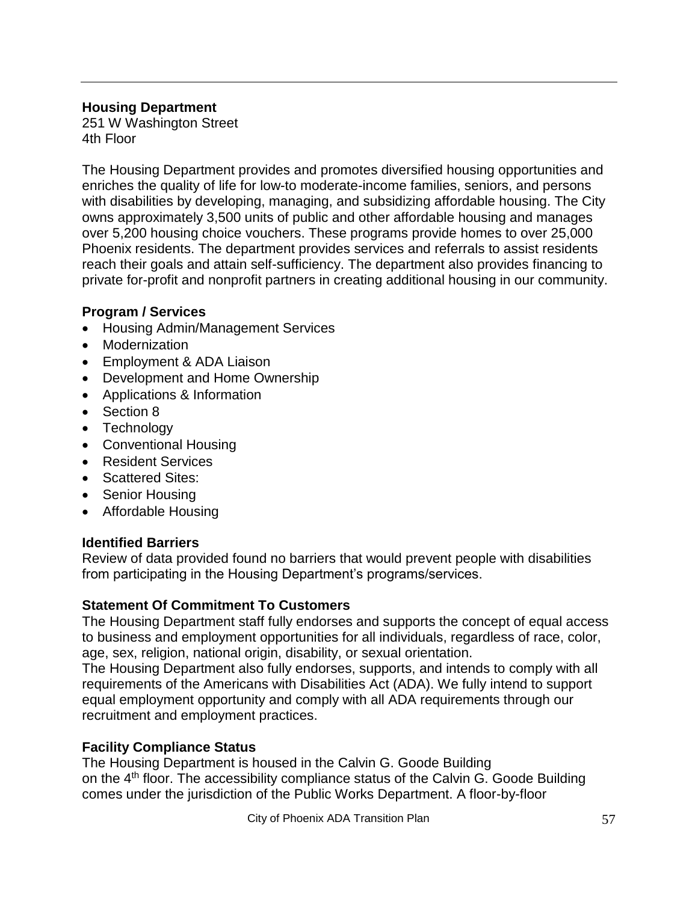## Housing Department

251 W Washington Street
4th Floor

The Housing Department provides and promotes diversified housing opportunities and enriches the quality of life for low-to moderate-income families, seniors, and persons with disabilities by developing, managing, and subsidizing affordable housing. The City owns approximately 3,500 units of public and other affordable housing and manages over 5,200 housing choice vouchers. These programs provide homes to over 25,000 Phoenix residents. The department provides services and referrals to assist residents reach their goals and attain self-sufficiency. The department also provides financing to private for-profit and nonprofit partners in creating additional housing in our community.

### Program / Services

- Housing Admin/Management Services
- Modernization
- Employment & ADA Liaison
- Development and Home Ownership
- Applications & Information
- Section 8
- Technology
- Conventional Housing
- Resident Services
- Scattered Sites:
- Senior Housing
- Affordable Housing

### Identified Barriers

Review of data provided found no barriers that would prevent people with disabilities from participating in the Housing Department's programs/services.

### Statement Of Commitment To Customers

The Housing Department staff fully endorses and supports the concept of equal access to business and employment opportunities for all individuals, regardless of race, color, age, sex, religion, national origin, disability, or sexual orientation.
The Housing Department also fully endorses, supports, and intends to comply with all requirements of the Americans with Disabilities Act (ADA). We fully intend to support equal employment opportunity and comply with all ADA requirements through our recruitment and employment practices.

### Facility Compliance Status

The Housing Department is housed in the Calvin G. Goode Building on the 4th floor. The accessibility compliance status of the Calvin G. Goode Building comes under the jurisdiction of the Public Works Department. A floor-by-floor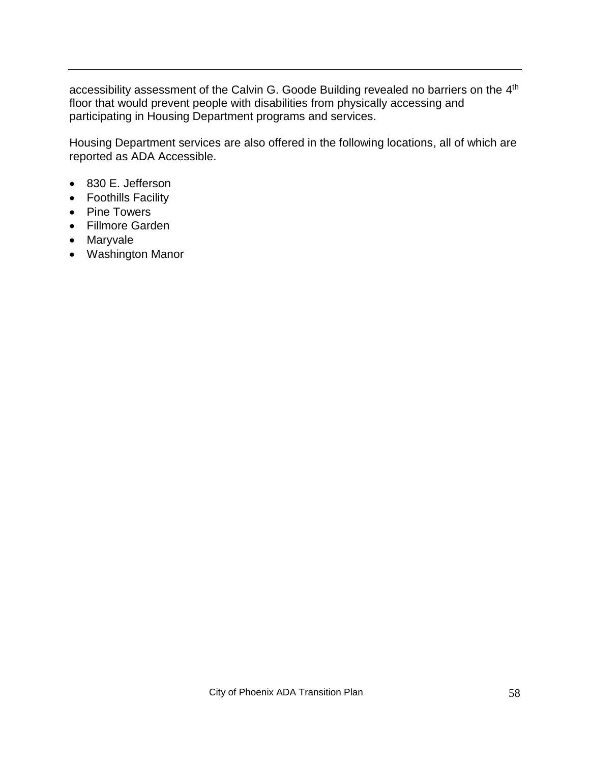accessibility assessment of the Calvin G. Goode Building revealed no barriers on the 4th floor that would prevent people with disabilities from physically accessing and participating in Housing Department programs and services.

Housing Department services are also offered in the following locations, all of which are reported as ADA Accessible.

- 830 E. Jefferson
- Foothills Facility
- Pine Towers
- Fillmore Garden
- Maryvale
- Washington Manor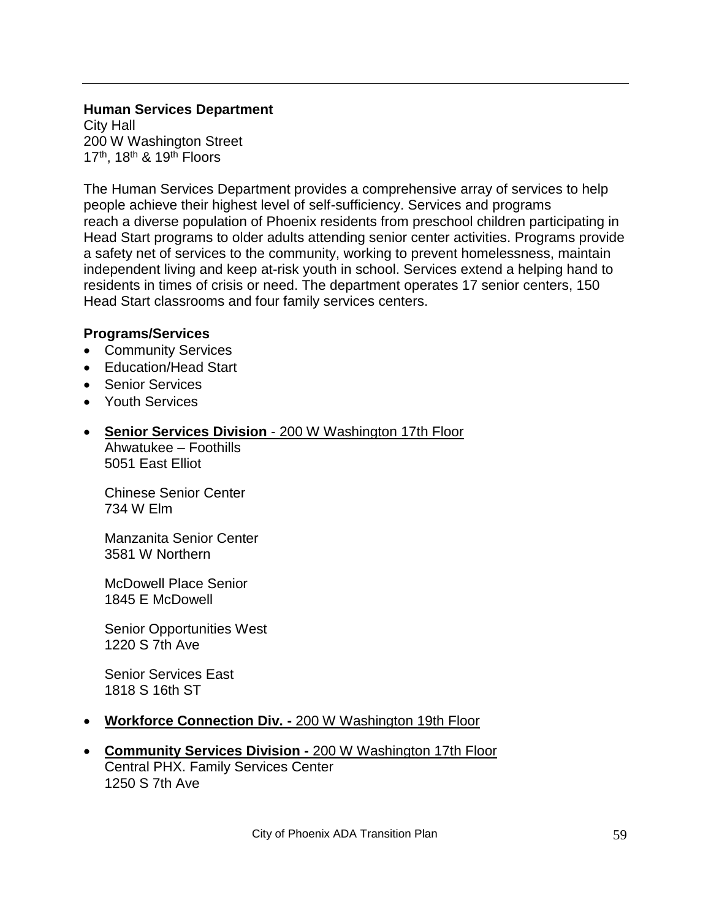**Human Services Department**
City Hall
200 W Washington Street
17th, 18th & 19th Floors

The Human Services Department provides a comprehensive array of services to help people achieve their highest level of self-sufficiency. Services and programs reach a diverse population of Phoenix residents from preschool children participating in Head Start programs to older adults attending senior center activities. Programs provide a safety net of services to the community, working to prevent homelessness, maintain independent living and keep at-risk youth in school. Services extend a helping hand to residents in times of crisis or need. The department operates 17 senior centers, 150 Head Start classrooms and four family services centers.

**Programs/Services**

- Community Services
- Education/Head Start
- Senior Services
- Youth Services

- **Senior Services Division** - 200 W Washington 17th Floor
  Ahwatukee – Foothills
  5051 East Elliot

  Chinese Senior Center
  734 W Elm

  Manzanita Senior Center
  3581 W Northern

  McDowell Place Senior
  1845 E McDowell

  Senior Opportunities West
  1220 S 7th Ave

  Senior Services East
  1818 S 16th ST

- **Workforce Connection Div. -** 200 W Washington 19th Floor

- **Community Services Division -** 200 W Washington 17th Floor
  Central PHX. Family Services Center
  1250 S 7th Ave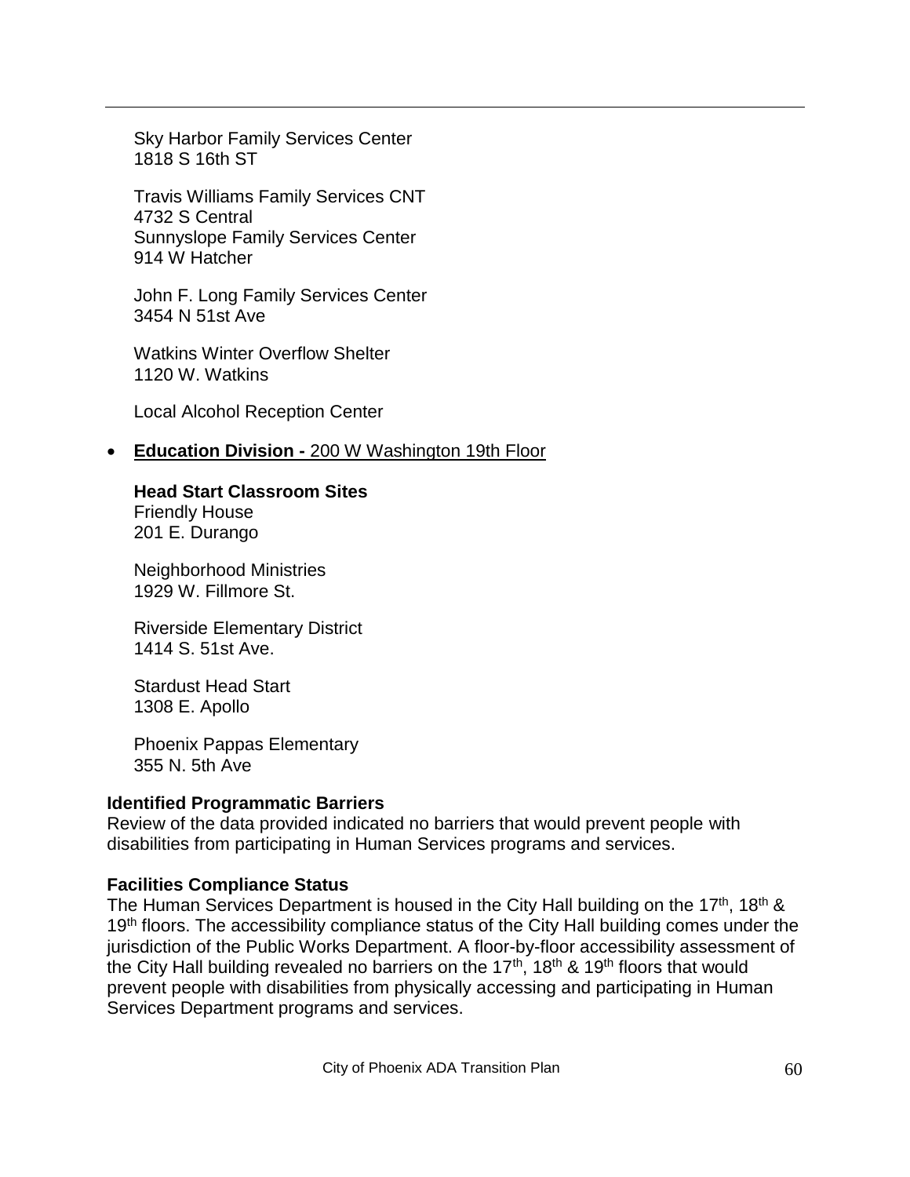Sky Harbor Family Services Center
1818 S 16th ST

Travis Williams Family Services CNT
4732 S Central
Sunnyslope Family Services Center
914 W Hatcher

John F. Long Family Services Center
3454 N 51st Ave

Watkins Winter Overflow Shelter
1120 W. Watkins

Local Alcohol Reception Center

- **Education Division -** 200 W Washington 19th Floor

**Head Start Classroom Sites**
Friendly House
201 E. Durango

Neighborhood Ministries
1929 W. Fillmore St.

Riverside Elementary District
1414 S. 51st Ave.

Stardust Head Start
1308 E. Apollo

Phoenix Pappas Elementary
355 N. 5th Ave

**Identified Programmatic Barriers**
Review of the data provided indicated no barriers that would prevent people with disabilities from participating in Human Services programs and services.

**Facilities Compliance Status**
The Human Services Department is housed in the City Hall building on the 17th, 18th & 19th floors. The accessibility compliance status of the City Hall building comes under the jurisdiction of the Public Works Department. A floor-by-floor accessibility assessment of the City Hall building revealed no barriers on the 17th, 18th & 19th floors that would prevent people with disabilities from physically accessing and participating in Human Services Department programs and services.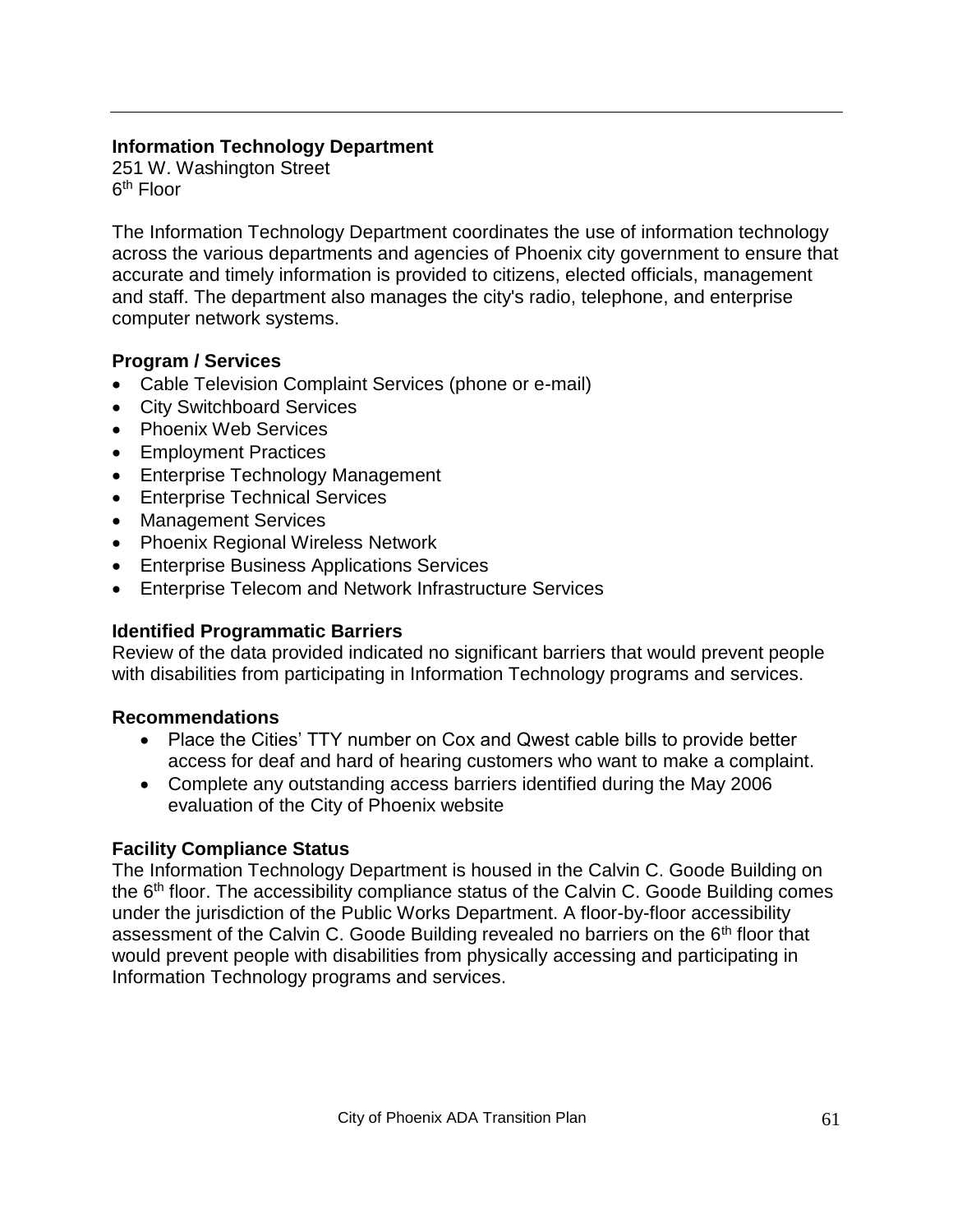## Information Technology Department

251 W. Washington Street
6th Floor

The Information Technology Department coordinates the use of information technology across the various departments and agencies of Phoenix city government to ensure that accurate and timely information is provided to citizens, elected officials, management and staff. The department also manages the city's radio, telephone, and enterprise computer network systems.

### Program / Services

- Cable Television Complaint Services (phone or e-mail)
- City Switchboard Services
- Phoenix Web Services
- Employment Practices
- Enterprise Technology Management
- Enterprise Technical Services
- Management Services
- Phoenix Regional Wireless Network
- Enterprise Business Applications Services
- Enterprise Telecom and Network Infrastructure Services

### Identified Programmatic Barriers

Review of the data provided indicated no significant barriers that would prevent people with disabilities from participating in Information Technology programs and services.

### Recommendations

- Place the Cities' TTY number on Cox and Qwest cable bills to provide better access for deaf and hard of hearing customers who want to make a complaint.
- Complete any outstanding access barriers identified during the May 2006 evaluation of the City of Phoenix website

### Facility Compliance Status

The Information Technology Department is housed in the Calvin C. Goode Building on the 6th floor. The accessibility compliance status of the Calvin C. Goode Building comes under the jurisdiction of the Public Works Department. A floor-by-floor accessibility assessment of the Calvin C. Goode Building revealed no barriers on the 6th floor that would prevent people with disabilities from physically accessing and participating in Information Technology programs and services.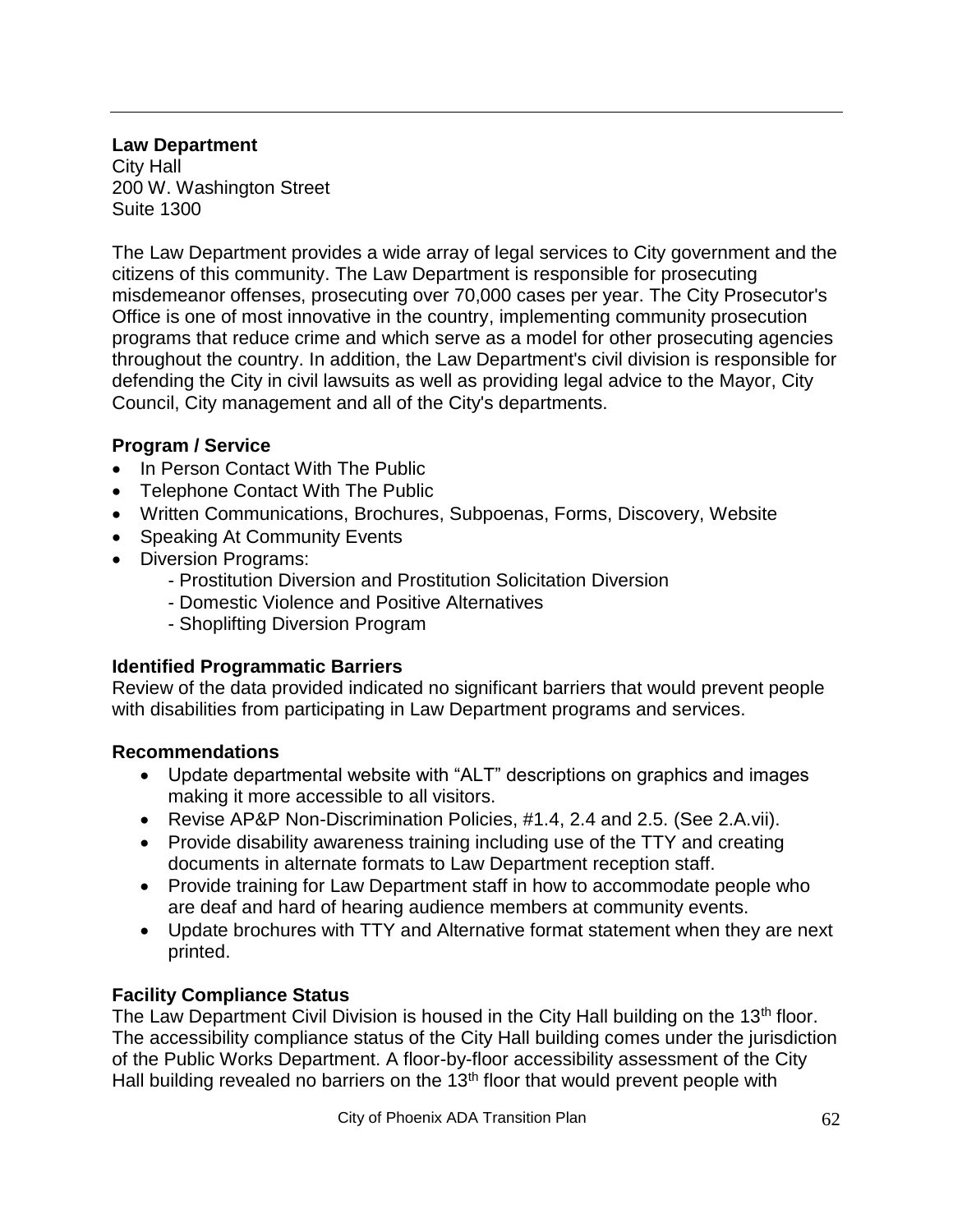**Law Department**
City Hall
200 W. Washington Street
Suite 1300

The Law Department provides a wide array of legal services to City government and the citizens of this community. The Law Department is responsible for prosecuting misdemeanor offenses, prosecuting over 70,000 cases per year. The City Prosecutor's Office is one of most innovative in the country, implementing community prosecution programs that reduce crime and which serve as a model for other prosecuting agencies throughout the country. In addition, the Law Department's civil division is responsible for defending the City in civil lawsuits as well as providing legal advice to the Mayor, City Council, City management and all of the City's departments.

### Program / Service

- In Person Contact With The Public
- Telephone Contact With The Public
- Written Communications, Brochures, Subpoenas, Forms, Discovery, Website
- Speaking At Community Events
- Diversion Programs:
  - Prostitution Diversion and Prostitution Solicitation Diversion
  - Domestic Violence and Positive Alternatives
  - Shoplifting Diversion Program

### Identified Programmatic Barriers

Review of the data provided indicated no significant barriers that would prevent people with disabilities from participating in Law Department programs and services.

### Recommendations

- Update departmental website with "ALT" descriptions on graphics and images making it more accessible to all visitors.
- Revise AP&P Non-Discrimination Policies, #1.4, 2.4 and 2.5. (See 2.A.vii).
- Provide disability awareness training including use of the TTY and creating documents in alternate formats to Law Department reception staff.
- Provide training for Law Department staff in how to accommodate people who are deaf and hard of hearing audience members at community events.
- Update brochures with TTY and Alternative format statement when they are next printed.

### Facility Compliance Status

The Law Department Civil Division is housed in the City Hall building on the 13th floor. The accessibility compliance status of the City Hall building comes under the jurisdiction of the Public Works Department. A floor-by-floor accessibility assessment of the City Hall building revealed no barriers on the 13th floor that would prevent people with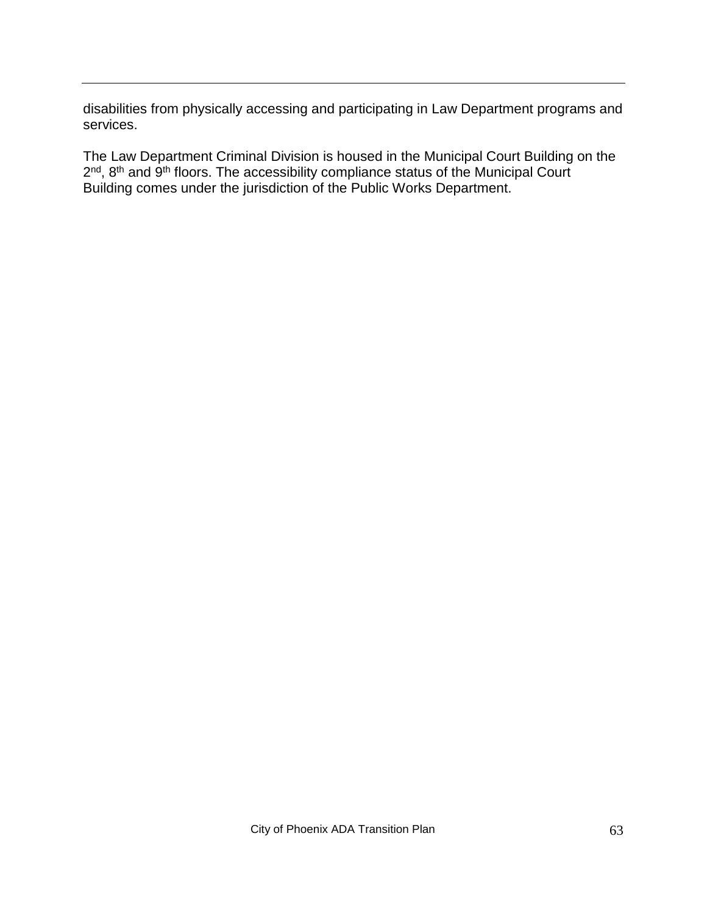disabilities from physically accessing and participating in Law Department programs and services.

The Law Department Criminal Division is housed in the Municipal Court Building on the 2nd, 8th and 9th floors. The accessibility compliance status of the Municipal Court Building comes under the jurisdiction of the Public Works Department.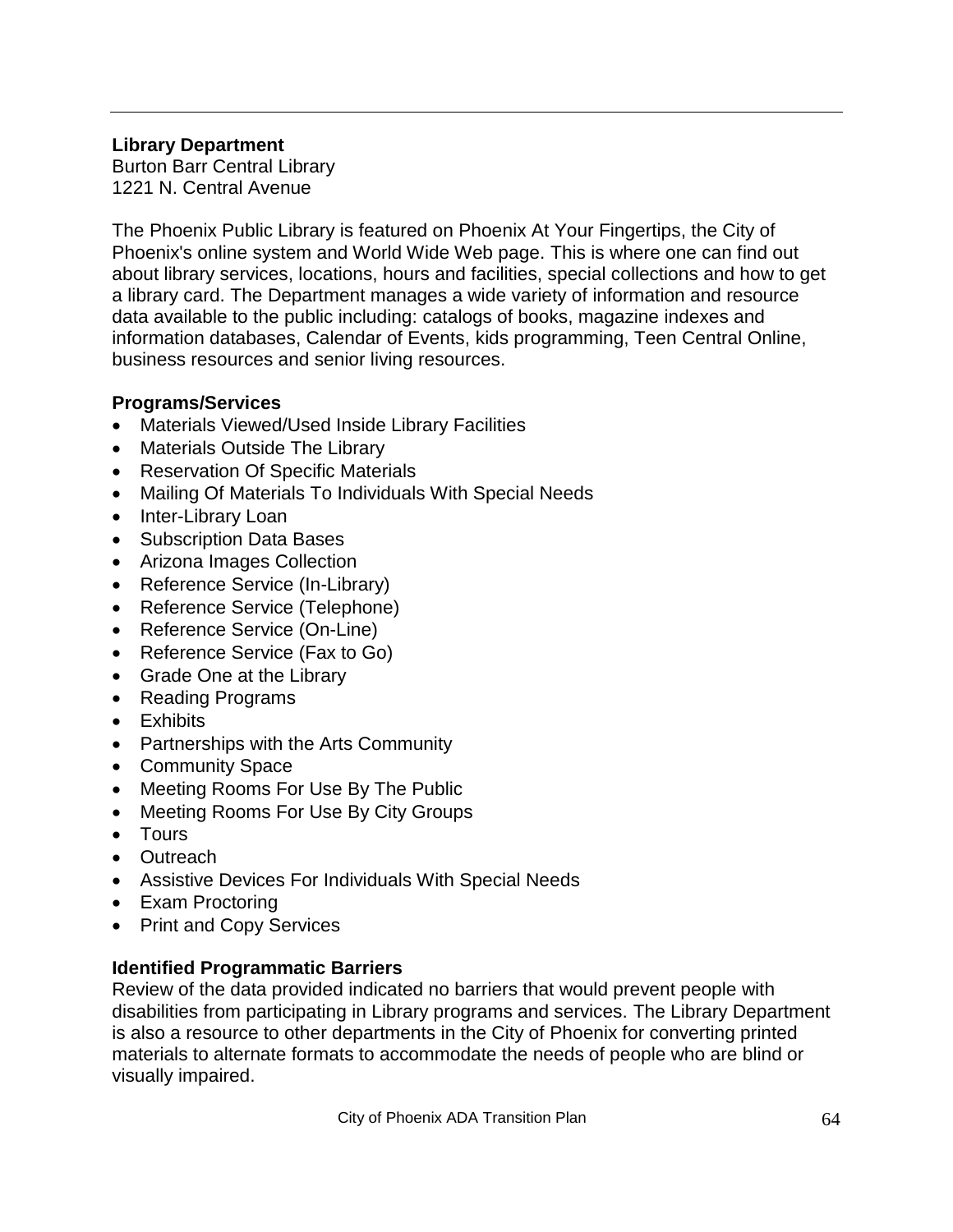**Library Department**
Burton Barr Central Library
1221 N. Central Avenue

The Phoenix Public Library is featured on Phoenix At Your Fingertips, the City of Phoenix's online system and World Wide Web page. This is where one can find out about library services, locations, hours and facilities, special collections and how to get a library card. The Department manages a wide variety of information and resource data available to the public including: catalogs of books, magazine indexes and information databases, Calendar of Events, kids programming, Teen Central Online, business resources and senior living resources.

**Programs/Services**

- Materials Viewed/Used Inside Library Facilities
- Materials Outside The Library
- Reservation Of Specific Materials
- Mailing Of Materials To Individuals With Special Needs
- Inter-Library Loan
- Subscription Data Bases
- Arizona Images Collection
- Reference Service (In-Library)
- Reference Service (Telephone)
- Reference Service (On-Line)
- Reference Service (Fax to Go)
- Grade One at the Library
- Reading Programs
- Exhibits
- Partnerships with the Arts Community
- Community Space
- Meeting Rooms For Use By The Public
- Meeting Rooms For Use By City Groups
- Tours
- Outreach
- Assistive Devices For Individuals With Special Needs
- Exam Proctoring
- Print and Copy Services

**Identified Programmatic Barriers**
Review of the data provided indicated no barriers that would prevent people with disabilities from participating in Library programs and services. The Library Department is also a resource to other departments in the City of Phoenix for converting printed materials to alternate formats to accommodate the needs of people who are blind or visually impaired.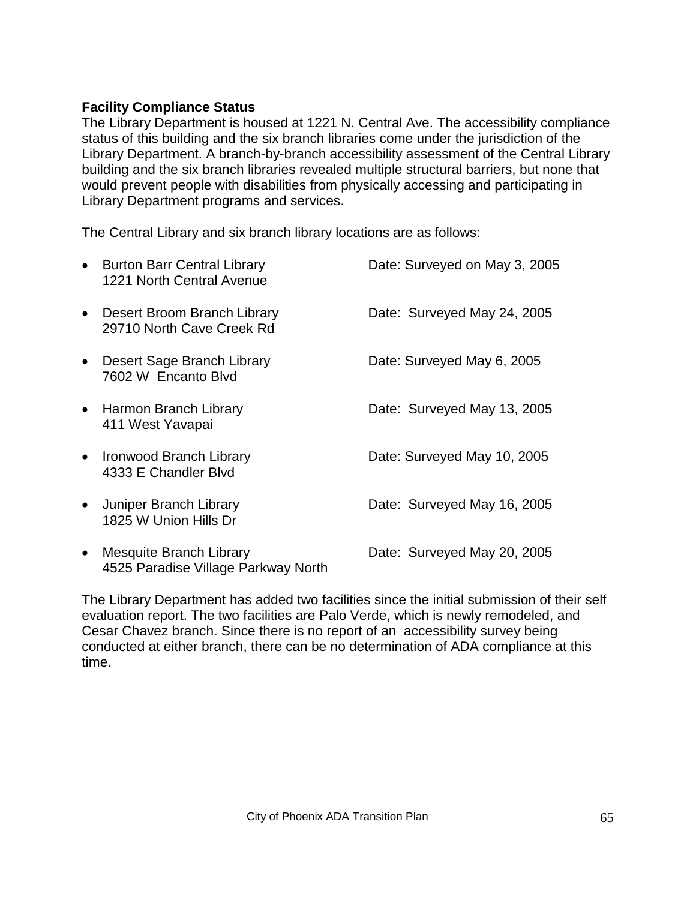**Facility Compliance Status**

The Library Department is housed at 1221 N. Central Ave. The accessibility compliance status of this building and the six branch libraries come under the jurisdiction of the Library Department. A branch-by-branch accessibility assessment of the Central Library building and the six branch libraries revealed multiple structural barriers, but none that would prevent people with disabilities from physically accessing and participating in Library Department programs and services.

The Central Library and six branch library locations are as follows:

- Burton Barr Central Library
  1221 North Central Avenue
  Date: Surveyed on May 3, 2005
- Desert Broom Branch Library
  29710 North Cave Creek Rd
  Date: Surveyed May 24, 2005
- Desert Sage Branch Library
  7602 W Encanto Blvd
  Date: Surveyed May 6, 2005
- Harmon Branch Library
  411 West Yavapai
  Date: Surveyed May 13, 2005
- Ironwood Branch Library
  4333 E Chandler Blvd
  Date: Surveyed May 10, 2005
- Juniper Branch Library
  1825 W Union Hills Dr
  Date: Surveyed May 16, 2005
- Mesquite Branch Library
  4525 Paradise Village Parkway North
  Date: Surveyed May 20, 2005

The Library Department has added two facilities since the initial submission of their self evaluation report. The two facilities are Palo Verde, which is newly remodeled, and Cesar Chavez branch. Since there is no report of an accessibility survey being conducted at either branch, there can be no determination of ADA compliance at this time.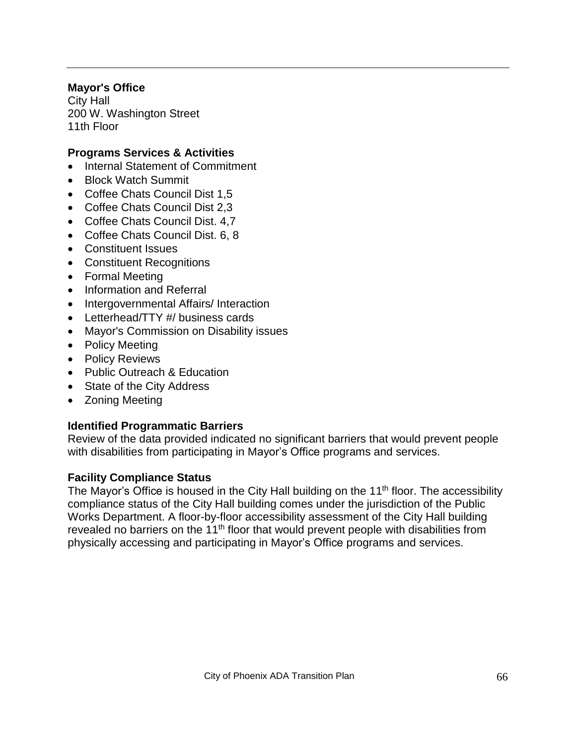**Mayor's Office**
City Hall
200 W. Washington Street
11th Floor

**Programs Services & Activities**

- Internal Statement of Commitment
- Block Watch Summit
- Coffee Chats Council Dist 1,5
- Coffee Chats Council Dist 2,3
- Coffee Chats Council Dist. 4,7
- Coffee Chats Council Dist. 6, 8
- Constituent Issues
- Constituent Recognitions
- Formal Meeting
- Information and Referral
- Intergovernmental Affairs/ Interaction
- Letterhead/TTY #/ business cards
- Mayor's Commission on Disability issues
- Policy Meeting
- Policy Reviews
- Public Outreach & Education
- State of the City Address
- Zoning Meeting

**Identified Programmatic Barriers**

Review of the data provided indicated no significant barriers that would prevent people with disabilities from participating in Mayor's Office programs and services.

**Facility Compliance Status**

The Mayor's Office is housed in the City Hall building on the 11th floor. The accessibility compliance status of the City Hall building comes under the jurisdiction of the Public Works Department. A floor-by-floor accessibility assessment of the City Hall building revealed no barriers on the 11th floor that would prevent people with disabilities from physically accessing and participating in Mayor's Office programs and services.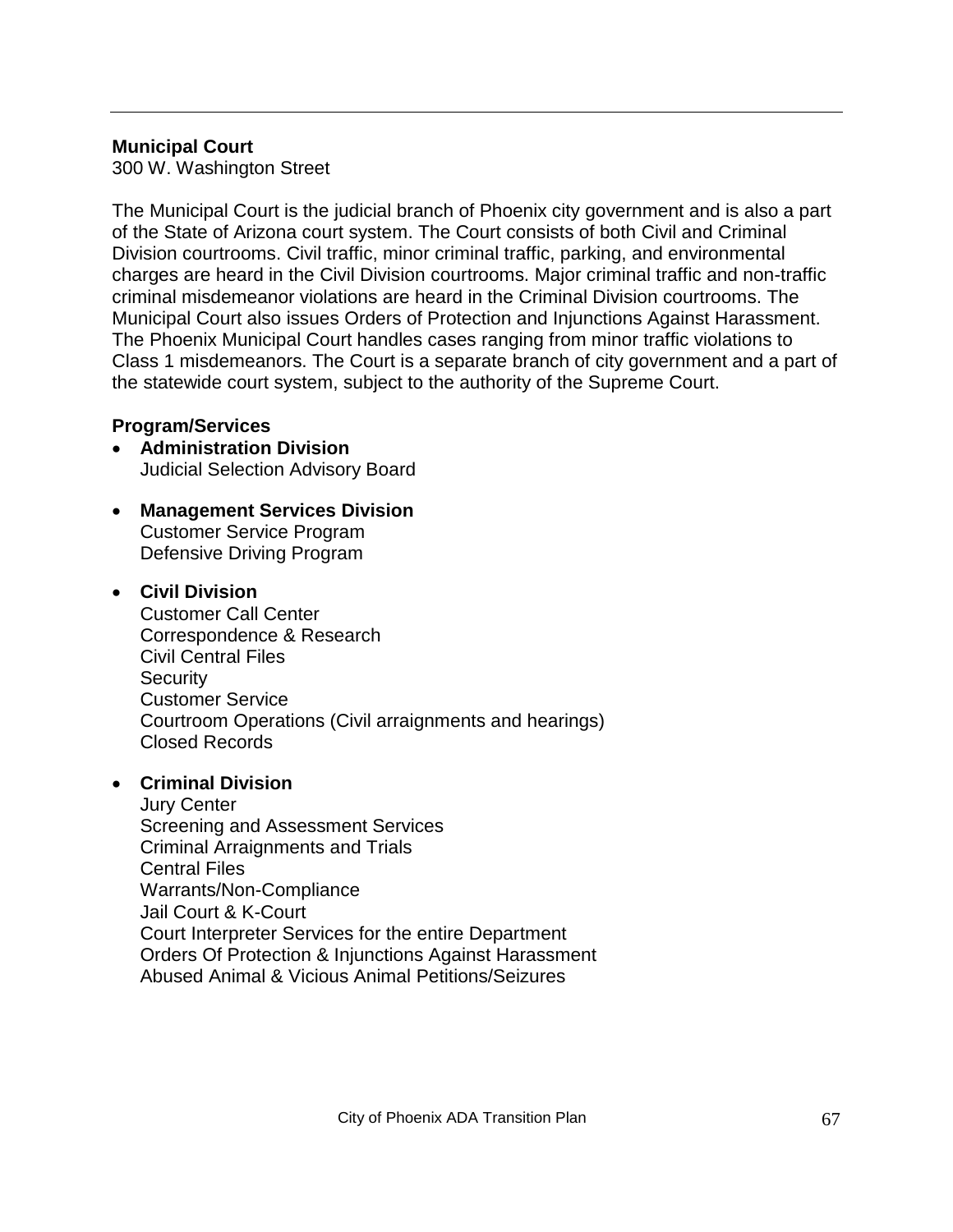**Municipal Court**

300 W. Washington Street

The Municipal Court is the judicial branch of Phoenix city government and is also a part of the State of Arizona court system. The Court consists of both Civil and Criminal Division courtrooms. Civil traffic, minor criminal traffic, parking, and environmental charges are heard in the Civil Division courtrooms. Major criminal traffic and non-traffic criminal misdemeanor violations are heard in the Criminal Division courtrooms. The Municipal Court also issues Orders of Protection and Injunctions Against Harassment. The Phoenix Municipal Court handles cases ranging from minor traffic violations to Class 1 misdemeanors. The Court is a separate branch of city government and a part of the statewide court system, subject to the authority of the Supreme Court.

**Program/Services**

- **Administration Division**
  Judicial Selection Advisory Board

- **Management Services Division**
  Customer Service Program
  Defensive Driving Program

- **Civil Division**
  Customer Call Center
  Correspondence & Research
  Civil Central Files
  Security
  Customer Service
  Courtroom Operations (Civil arraignments and hearings)
  Closed Records

- **Criminal Division**
  Jury Center
  Screening and Assessment Services
  Criminal Arraignments and Trials
  Central Files
  Warrants/Non-Compliance
  Jail Court & K-Court
  Court Interpreter Services for the entire Department
  Orders Of Protection & Injunctions Against Harassment
  Abused Animal & Vicious Animal Petitions/Seizures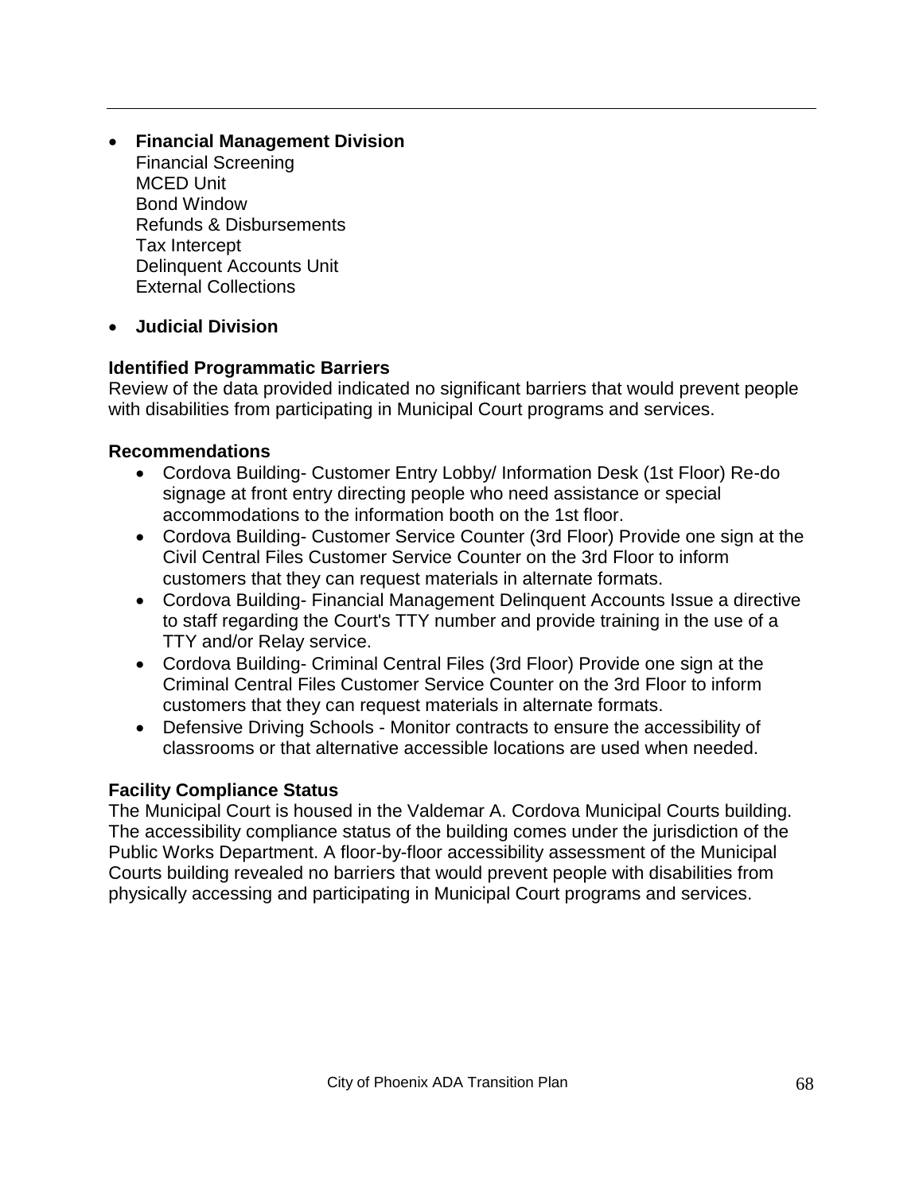- **Financial Management Division**
  Financial Screening
  MCED Unit
  Bond Window
  Refunds & Disbursements
  Tax Intercept
  Delinquent Accounts Unit
  External Collections

- **Judicial Division**

**Identified Programmatic Barriers**

Review of the data provided indicated no significant barriers that would prevent people with disabilities from participating in Municipal Court programs and services.

**Recommendations**

- Cordova Building- Customer Entry Lobby/ Information Desk (1st Floor) Re-do signage at front entry directing people who need assistance or special accommodations to the information booth on the 1st floor.
- Cordova Building- Customer Service Counter (3rd Floor) Provide one sign at the Civil Central Files Customer Service Counter on the 3rd Floor to inform customers that they can request materials in alternate formats.
- Cordova Building- Financial Management Delinquent Accounts Issue a directive to staff regarding the Court's TTY number and provide training in the use of a TTY and/or Relay service.
- Cordova Building- Criminal Central Files (3rd Floor) Provide one sign at the Criminal Central Files Customer Service Counter on the 3rd Floor to inform customers that they can request materials in alternate formats.
- Defensive Driving Schools - Monitor contracts to ensure the accessibility of classrooms or that alternative accessible locations are used when needed.

**Facility Compliance Status**

The Municipal Court is housed in the Valdemar A. Cordova Municipal Courts building. The accessibility compliance status of the building comes under the jurisdiction of the Public Works Department. A floor-by-floor accessibility assessment of the Municipal Courts building revealed no barriers that would prevent people with disabilities from physically accessing and participating in Municipal Court programs and services.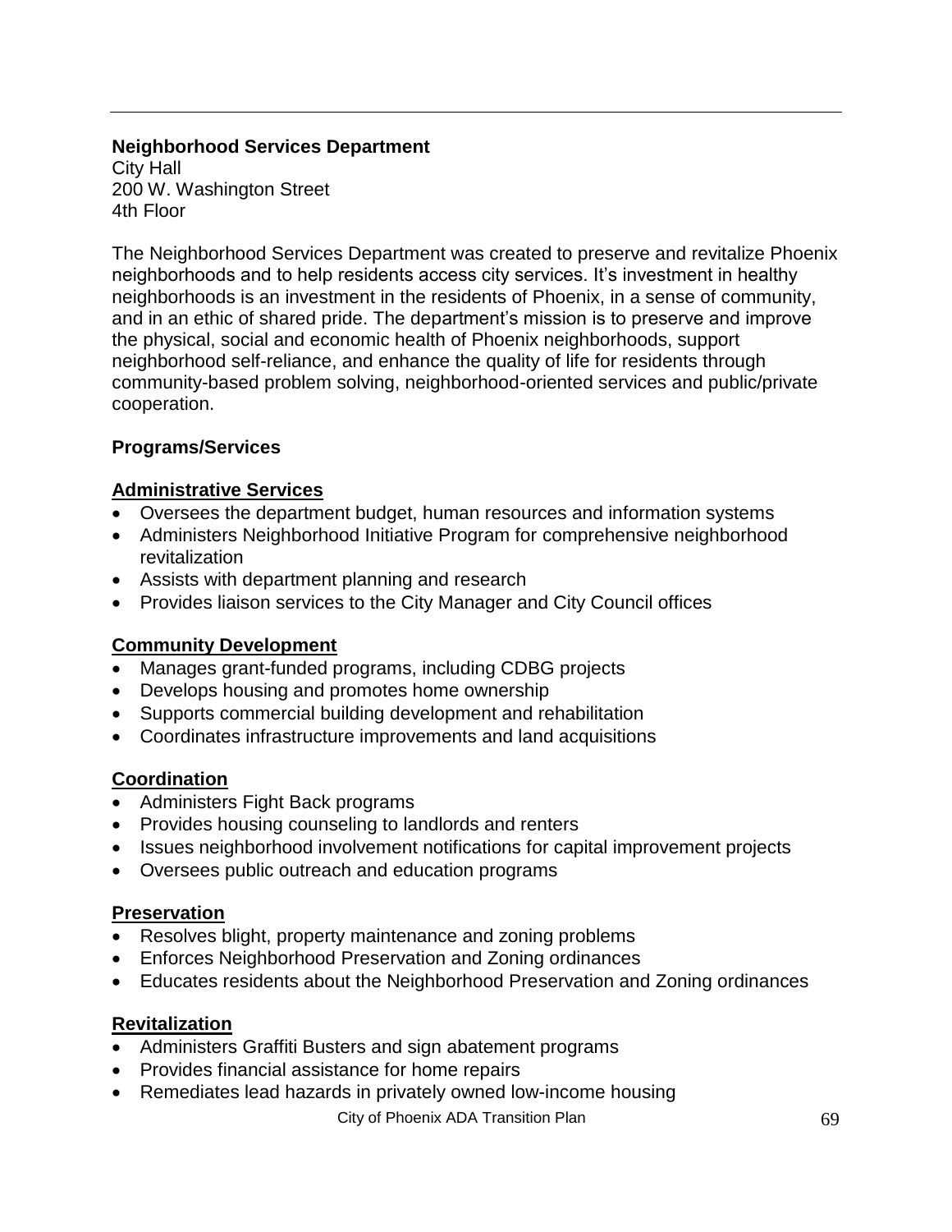**Neighborhood Services Department**
City Hall
200 W. Washington Street
4th Floor

The Neighborhood Services Department was created to preserve and revitalize Phoenix neighborhoods and to help residents access city services. It's investment in healthy neighborhoods is an investment in the residents of Phoenix, in a sense of community, and in an ethic of shared pride. The department's mission is to preserve and improve the physical, social and economic health of Phoenix neighborhoods, support neighborhood self-reliance, and enhance the quality of life for residents through community-based problem solving, neighborhood-oriented services and public/private cooperation.

**Programs/Services**

**Administrative Services**

- Oversees the department budget, human resources and information systems
- Administers Neighborhood Initiative Program for comprehensive neighborhood revitalization
- Assists with department planning and research
- Provides liaison services to the City Manager and City Council offices

**Community Development**

- Manages grant-funded programs, including CDBG projects
- Develops housing and promotes home ownership
- Supports commercial building development and rehabilitation
- Coordinates infrastructure improvements and land acquisitions

**Coordination**

- Administers Fight Back programs
- Provides housing counseling to landlords and renters
- Issues neighborhood involvement notifications for capital improvement projects
- Oversees public outreach and education programs

**Preservation**

- Resolves blight, property maintenance and zoning problems
- Enforces Neighborhood Preservation and Zoning ordinances
- Educates residents about the Neighborhood Preservation and Zoning ordinances

**Revitalization**

- Administers Graffiti Busters and sign abatement programs
- Provides financial assistance for home repairs
- Remediates lead hazards in privately owned low-income housing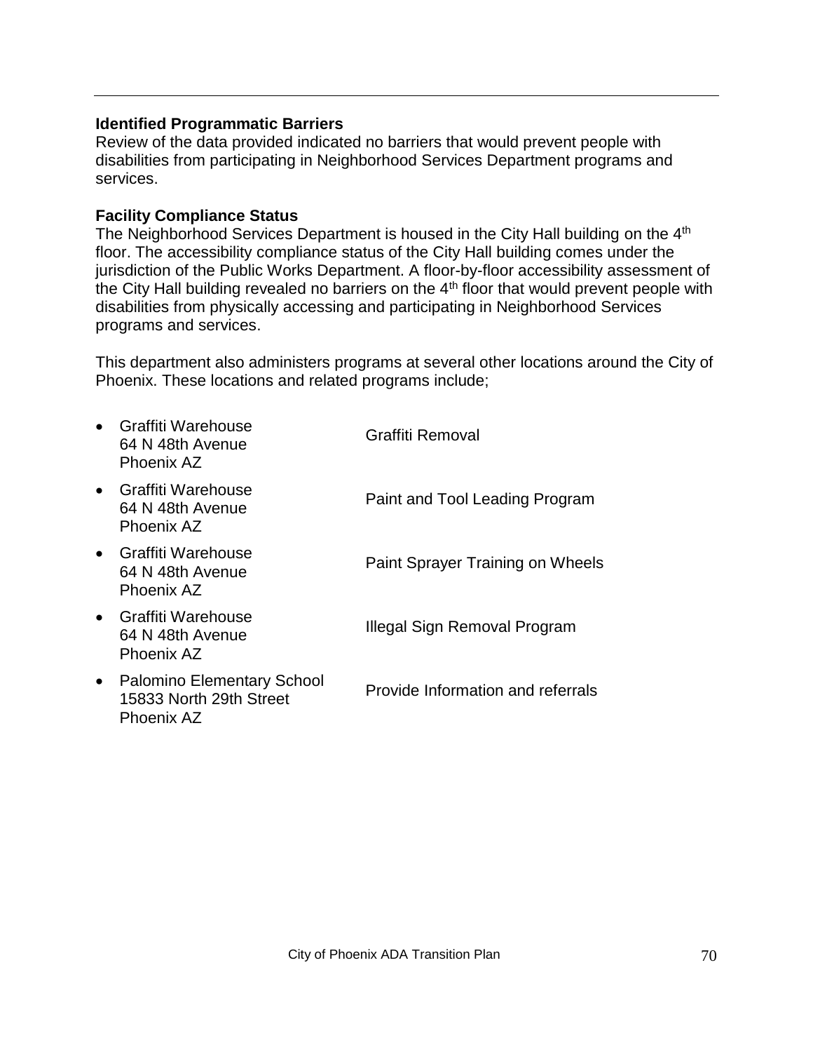**Identified Programmatic Barriers**

Review of the data provided indicated no barriers that would prevent people with disabilities from participating in Neighborhood Services Department programs and services.

**Facility Compliance Status**

The Neighborhood Services Department is housed in the City Hall building on the 4th floor. The accessibility compliance status of the City Hall building comes under the jurisdiction of the Public Works Department. A floor-by-floor accessibility assessment of the City Hall building revealed no barriers on the 4th floor that would prevent people with disabilities from physically accessing and participating in Neighborhood Services programs and services.

This department also administers programs at several other locations around the City of Phoenix. These locations and related programs include;

| Location | Program |
| --- | --- |
| • Graffiti Warehouse<br>64 N 48th Avenue<br>Phoenix AZ | Graffiti Removal |
| • Graffiti Warehouse<br>64 N 48th Avenue<br>Phoenix AZ | Paint and Tool Leading Program |
| • Graffiti Warehouse<br>64 N 48th Avenue<br>Phoenix AZ | Paint Sprayer Training on Wheels |
| • Graffiti Warehouse<br>64 N 48th Avenue<br>Phoenix AZ | Illegal Sign Removal Program |
| • Palomino Elementary School<br>15833 North 29th Street<br>Phoenix AZ | Provide Information and referrals |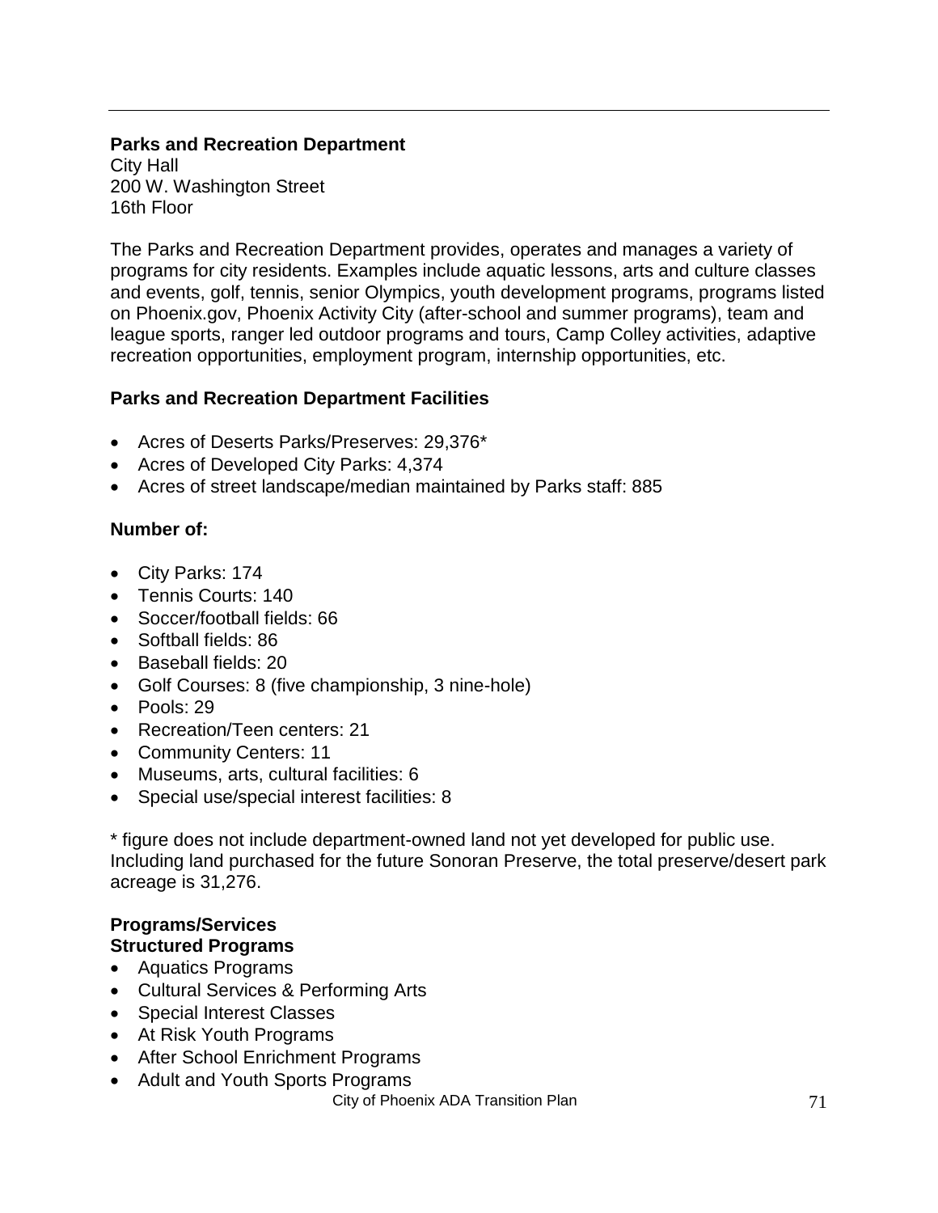**Parks and Recreation Department**
City Hall
200 W. Washington Street
16th Floor

The Parks and Recreation Department provides, operates and manages a variety of programs for city residents. Examples include aquatic lessons, arts and culture classes and events, golf, tennis, senior Olympics, youth development programs, programs listed on Phoenix.gov, Phoenix Activity City (after-school and summer programs), team and league sports, ranger led outdoor programs and tours, Camp Colley activities, adaptive recreation opportunities, employment program, internship opportunities, etc.

**Parks and Recreation Department Facilities**

- Acres of Deserts Parks/Preserves: 29,376*
- Acres of Developed City Parks: 4,374
- Acres of street landscape/median maintained by Parks staff: 885

**Number of:**

- City Parks: 174
- Tennis Courts: 140
- Soccer/football fields: 66
- Softball fields: 86
- Baseball fields: 20
- Golf Courses: 8 (five championship, 3 nine-hole)
- Pools: 29
- Recreation/Teen centers: 21
- Community Centers: 11
- Museums, arts, cultural facilities: 6
- Special use/special interest facilities: 8

* figure does not include department-owned land not yet developed for public use. Including land purchased for the future Sonoran Preserve, the total preserve/desert park acreage is 31,276.

**Programs/Services**
**Structured Programs**

- Aquatics Programs
- Cultural Services & Performing Arts
- Special Interest Classes
- At Risk Youth Programs
- After School Enrichment Programs
- Adult and Youth Sports Programs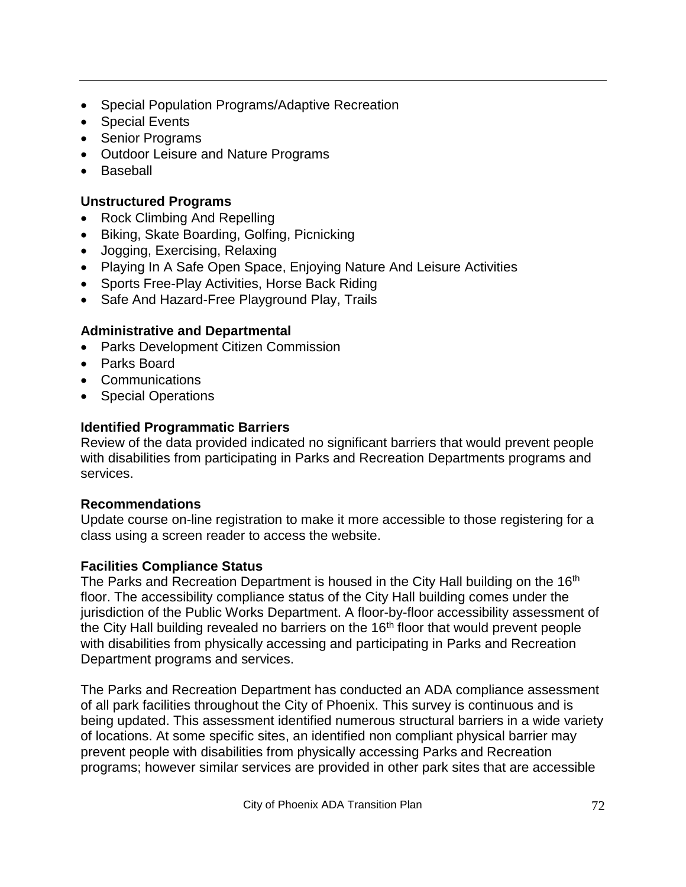- Special Population Programs/Adaptive Recreation
- Special Events
- Senior Programs
- Outdoor Leisure and Nature Programs
- Baseball

**Unstructured Programs**

- Rock Climbing And Repelling
- Biking, Skate Boarding, Golfing, Picnicking
- Jogging, Exercising, Relaxing
- Playing In A Safe Open Space, Enjoying Nature And Leisure Activities
- Sports Free-Play Activities, Horse Back Riding
- Safe And Hazard-Free Playground Play, Trails

**Administrative and Departmental**

- Parks Development Citizen Commission
- Parks Board
- Communications
- Special Operations

**Identified Programmatic Barriers**

Review of the data provided indicated no significant barriers that would prevent people with disabilities from participating in Parks and Recreation Departments programs and services.

**Recommendations**

Update course on-line registration to make it more accessible to those registering for a class using a screen reader to access the website.

**Facilities Compliance Status**

The Parks and Recreation Department is housed in the City Hall building on the 16th floor. The accessibility compliance status of the City Hall building comes under the jurisdiction of the Public Works Department. A floor-by-floor accessibility assessment of the City Hall building revealed no barriers on the 16th floor that would prevent people with disabilities from physically accessing and participating in Parks and Recreation Department programs and services.

The Parks and Recreation Department has conducted an ADA compliance assessment of all park facilities throughout the City of Phoenix. This survey is continuous and is being updated. This assessment identified numerous structural barriers in a wide variety of locations. At some specific sites, an identified non compliant physical barrier may prevent people with disabilities from physically accessing Parks and Recreation programs; however similar services are provided in other park sites that are accessible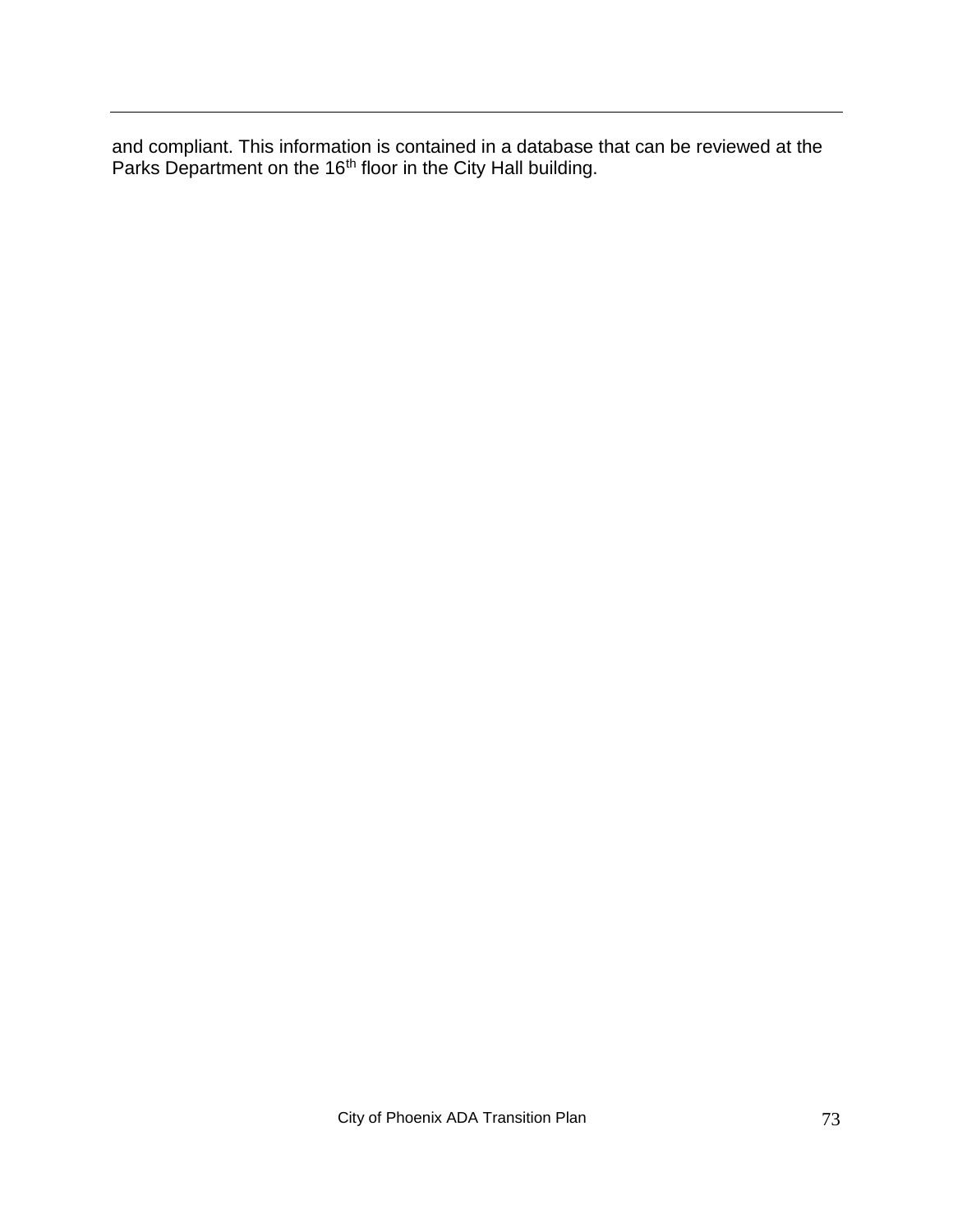and compliant. This information is contained in a database that can be reviewed at the Parks Department on the 16th floor in the City Hall building.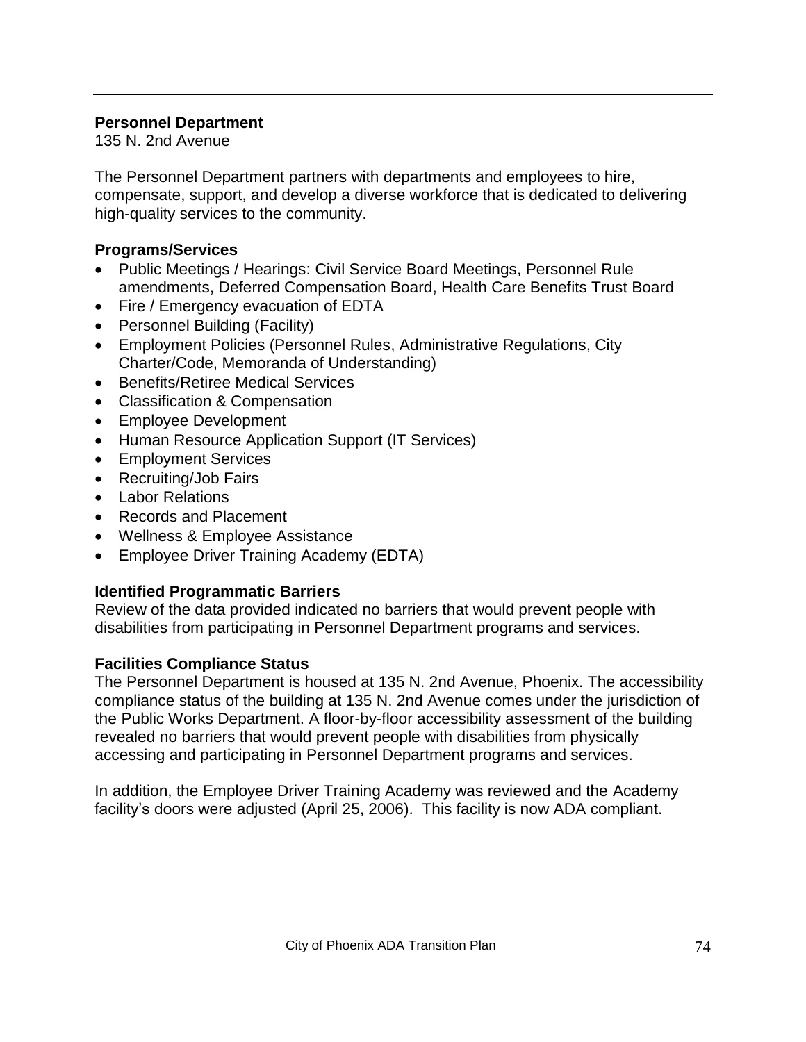**Personnel Department**
135 N. 2nd Avenue

The Personnel Department partners with departments and employees to hire, compensate, support, and develop a diverse workforce that is dedicated to delivering high-quality services to the community.

**Programs/Services**

- Public Meetings / Hearings: Civil Service Board Meetings, Personnel Rule amendments, Deferred Compensation Board, Health Care Benefits Trust Board
- Fire / Emergency evacuation of EDTA
- Personnel Building (Facility)
- Employment Policies (Personnel Rules, Administrative Regulations, City Charter/Code, Memoranda of Understanding)
- Benefits/Retiree Medical Services
- Classification & Compensation
- Employee Development
- Human Resource Application Support (IT Services)
- Employment Services
- Recruiting/Job Fairs
- Labor Relations
- Records and Placement
- Wellness & Employee Assistance
- Employee Driver Training Academy (EDTA)

**Identified Programmatic Barriers**
Review of the data provided indicated no barriers that would prevent people with disabilities from participating in Personnel Department programs and services.

**Facilities Compliance Status**
The Personnel Department is housed at 135 N. 2nd Avenue, Phoenix. The accessibility compliance status of the building at 135 N. 2nd Avenue comes under the jurisdiction of the Public Works Department. A floor-by-floor accessibility assessment of the building revealed no barriers that would prevent people with disabilities from physically accessing and participating in Personnel Department programs and services.

In addition, the Employee Driver Training Academy was reviewed and the Academy facility's doors were adjusted (April 25, 2006). This facility is now ADA compliant.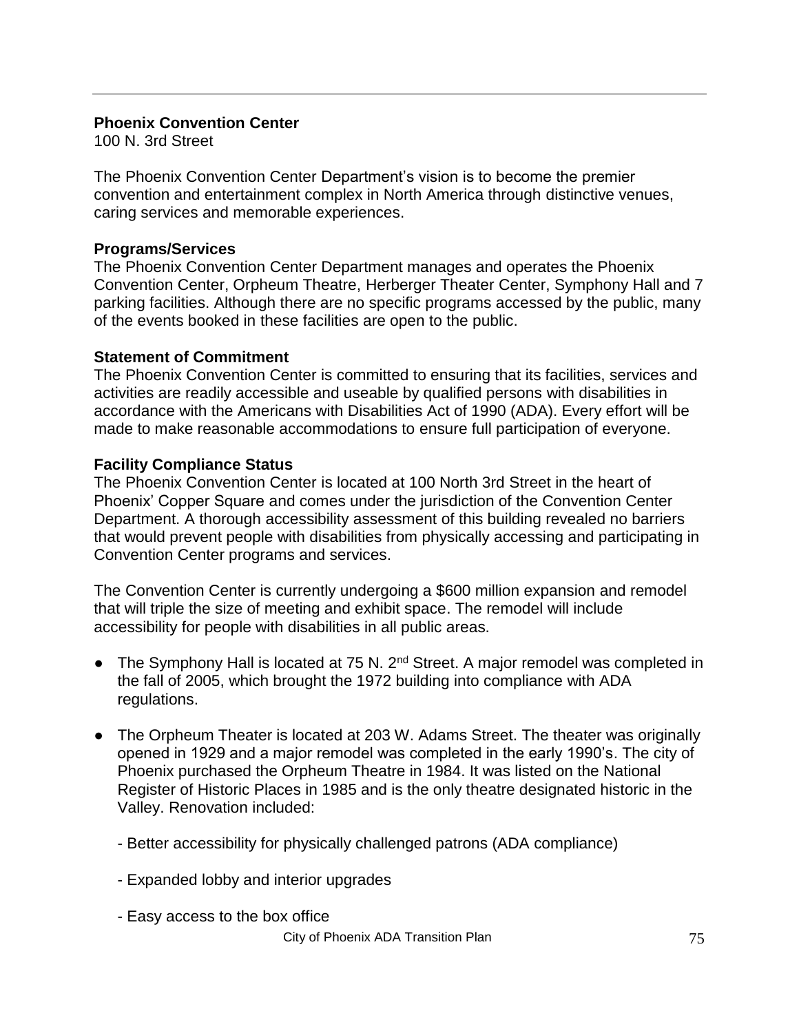**Phoenix Convention Center**

100 N. 3rd Street

The Phoenix Convention Center Department's vision is to become the premier convention and entertainment complex in North America through distinctive venues, caring services and memorable experiences.

**Programs/Services**

The Phoenix Convention Center Department manages and operates the Phoenix Convention Center, Orpheum Theatre, Herberger Theater Center, Symphony Hall and 7 parking facilities. Although there are no specific programs accessed by the public, many of the events booked in these facilities are open to the public.

**Statement of Commitment**

The Phoenix Convention Center is committed to ensuring that its facilities, services and activities are readily accessible and useable by qualified persons with disabilities in accordance with the Americans with Disabilities Act of 1990 (ADA). Every effort will be made to make reasonable accommodations to ensure full participation of everyone.

**Facility Compliance Status**

The Phoenix Convention Center is located at 100 North 3rd Street in the heart of Phoenix' Copper Square and comes under the jurisdiction of the Convention Center Department. A thorough accessibility assessment of this building revealed no barriers that would prevent people with disabilities from physically accessing and participating in Convention Center programs and services.

The Convention Center is currently undergoing a $600 million expansion and remodel that will triple the size of meeting and exhibit space. The remodel will include accessibility for people with disabilities in all public areas.

- The Symphony Hall is located at 75 N. 2nd Street. A major remodel was completed in the fall of 2005, which brought the 1972 building into compliance with ADA regulations.
- The Orpheum Theater is located at 203 W. Adams Street. The theater was originally opened in 1929 and a major remodel was completed in the early 1990's. The city of Phoenix purchased the Orpheum Theatre in 1984. It was listed on the National Register of Historic Places in 1985 and is the only theatre designated historic in the Valley. Renovation included:

  - Better accessibility for physically challenged patrons (ADA compliance)

  - Expanded lobby and interior upgrades

  - Easy access to the box office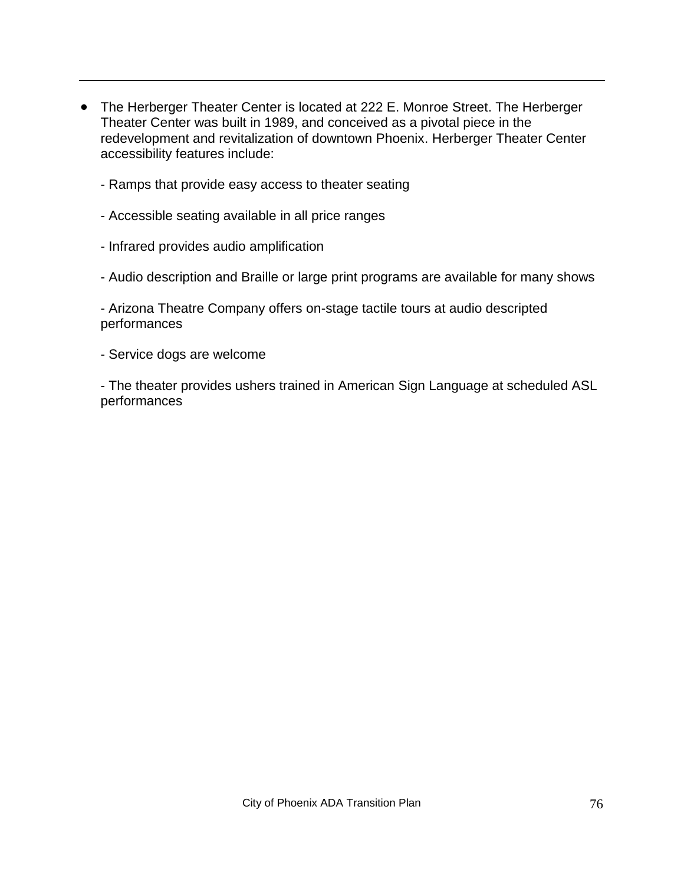- The Herberger Theater Center is located at 222 E. Monroe Street. The Herberger Theater Center was built in 1989, and conceived as a pivotal piece in the redevelopment and revitalization of downtown Phoenix. Herberger Theater Center accessibility features include:

  - Ramps that provide easy access to theater seating

  - Accessible seating available in all price ranges

  - Infrared provides audio amplification

  - Audio description and Braille or large print programs are available for many shows

  - Arizona Theatre Company offers on-stage tactile tours at audio descripted performances

  - Service dogs are welcome

  - The theater provides ushers trained in American Sign Language at scheduled ASL performances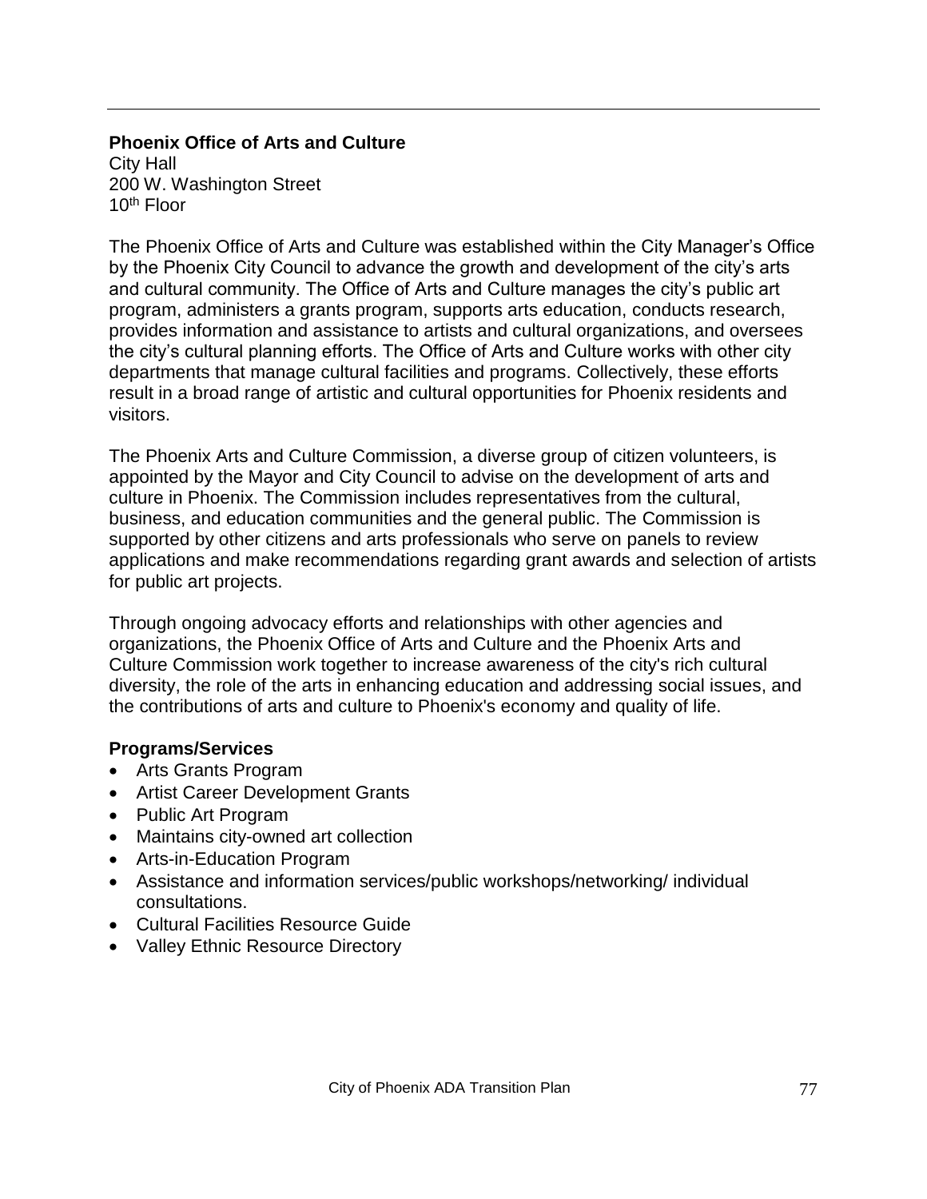**Phoenix Office of Arts and Culture**
City Hall
200 W. Washington Street
10th Floor

The Phoenix Office of Arts and Culture was established within the City Manager's Office by the Phoenix City Council to advance the growth and development of the city's arts and cultural community. The Office of Arts and Culture manages the city's public art program, administers a grants program, supports arts education, conducts research, provides information and assistance to artists and cultural organizations, and oversees the city's cultural planning efforts. The Office of Arts and Culture works with other city departments that manage cultural facilities and programs. Collectively, these efforts result in a broad range of artistic and cultural opportunities for Phoenix residents and visitors.

The Phoenix Arts and Culture Commission, a diverse group of citizen volunteers, is appointed by the Mayor and City Council to advise on the development of arts and culture in Phoenix. The Commission includes representatives from the cultural, business, and education communities and the general public. The Commission is supported by other citizens and arts professionals who serve on panels to review applications and make recommendations regarding grant awards and selection of artists for public art projects.

Through ongoing advocacy efforts and relationships with other agencies and organizations, the Phoenix Office of Arts and Culture and the Phoenix Arts and Culture Commission work together to increase awareness of the city's rich cultural diversity, the role of the arts in enhancing education and addressing social issues, and the contributions of arts and culture to Phoenix's economy and quality of life.

**Programs/Services**

- Arts Grants Program
- Artist Career Development Grants
- Public Art Program
- Maintains city-owned art collection
- Arts-in-Education Program
- Assistance and information services/public workshops/networking/ individual consultations.
- Cultural Facilities Resource Guide
- Valley Ethnic Resource Directory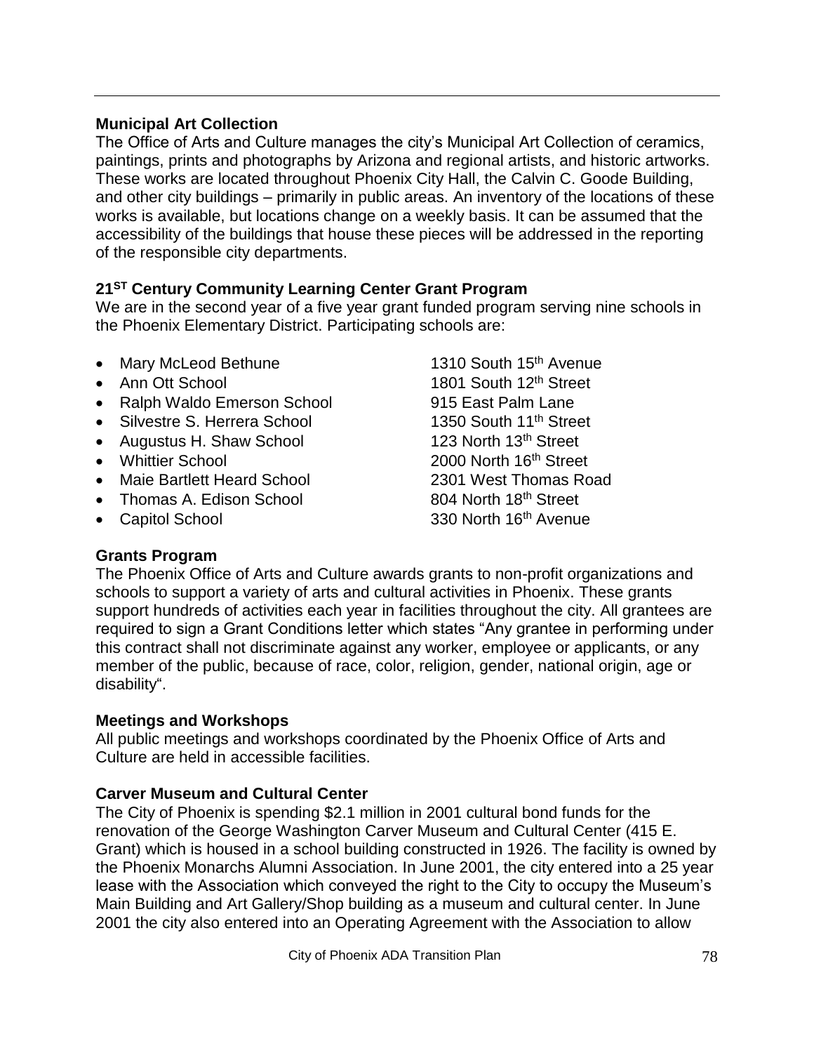### Municipal Art Collection

The Office of Arts and Culture manages the city's Municipal Art Collection of ceramics, paintings, prints and photographs by Arizona and regional artists, and historic artworks. These works are located throughout Phoenix City Hall, the Calvin C. Goode Building, and other city buildings – primarily in public areas. An inventory of the locations of these works is available, but locations change on a weekly basis. It can be assumed that the accessibility of the buildings that house these pieces will be addressed in the reporting of the responsible city departments.

### 21ST Century Community Learning Center Grant Program

We are in the second year of a five year grant funded program serving nine schools in the Phoenix Elementary District. Participating schools are:

- Mary McLeod Bethune — 1310 South 15th Avenue
- Ann Ott School — 1801 South 12th Street
- Ralph Waldo Emerson School — 915 East Palm Lane
- Silvestre S. Herrera School — 1350 South 11th Street
- Augustus H. Shaw School — 123 North 13th Street
- Whittier School — 2000 North 16th Street
- Maie Bartlett Heard School — 2301 West Thomas Road
- Thomas A. Edison School — 804 North 18th Street
- Capitol School — 330 North 16th Avenue

### Grants Program

The Phoenix Office of Arts and Culture awards grants to non-profit organizations and schools to support a variety of arts and cultural activities in Phoenix. These grants support hundreds of activities each year in facilities throughout the city. All grantees are required to sign a Grant Conditions letter which states "Any grantee in performing under this contract shall not discriminate against any worker, employee or applicants, or any member of the public, because of race, color, religion, gender, national origin, age or disability".

### Meetings and Workshops

All public meetings and workshops coordinated by the Phoenix Office of Arts and Culture are held in accessible facilities.

### Carver Museum and Cultural Center

The City of Phoenix is spending $2.1 million in 2001 cultural bond funds for the renovation of the George Washington Carver Museum and Cultural Center (415 E. Grant) which is housed in a school building constructed in 1926. The facility is owned by the Phoenix Monarchs Alumni Association. In June 2001, the city entered into a 25 year lease with the Association which conveyed the right to the City to occupy the Museum's Main Building and Art Gallery/Shop building as a museum and cultural center. In June 2001 the city also entered into an Operating Agreement with the Association to allow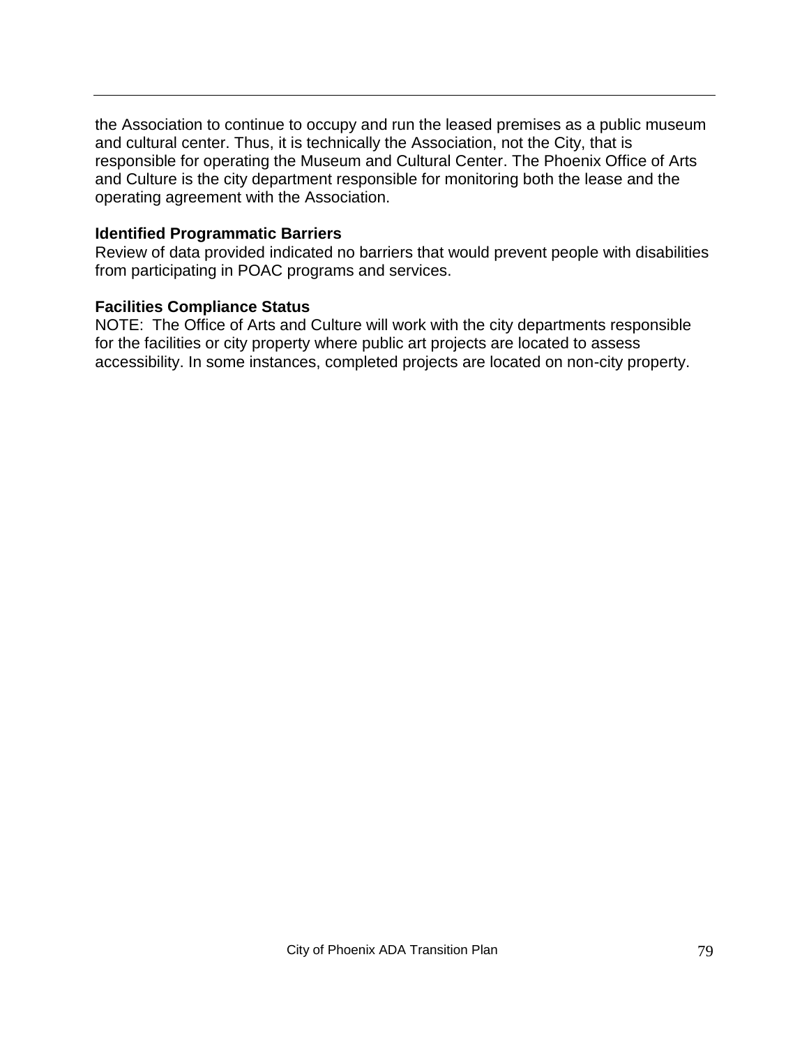the Association to continue to occupy and run the leased premises as a public museum and cultural center. Thus, it is technically the Association, not the City, that is responsible for operating the Museum and Cultural Center. The Phoenix Office of Arts and Culture is the city department responsible for monitoring both the lease and the operating agreement with the Association.

**Identified Programmatic Barriers**

Review of data provided indicated no barriers that would prevent people with disabilities from participating in POAC programs and services.

**Facilities Compliance Status**

NOTE: The Office of Arts and Culture will work with the city departments responsible for the facilities or city property where public art projects are located to assess accessibility. In some instances, completed projects are located on non-city property.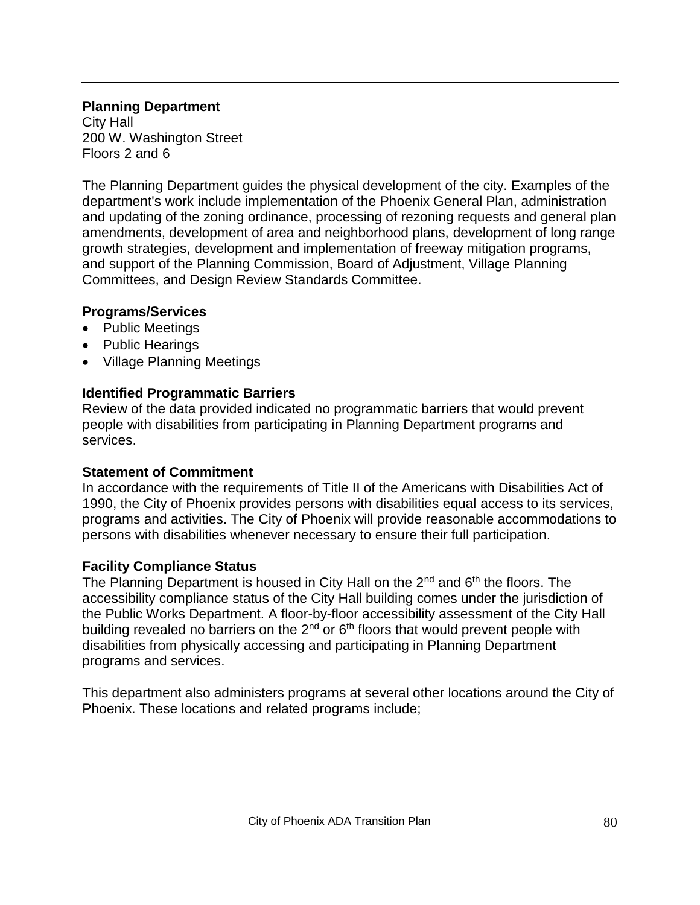**Planning Department**
City Hall
200 W. Washington Street
Floors 2 and 6

The Planning Department guides the physical development of the city. Examples of the department's work include implementation of the Phoenix General Plan, administration and updating of the zoning ordinance, processing of rezoning requests and general plan amendments, development of area and neighborhood plans, development of long range growth strategies, development and implementation of freeway mitigation programs, and support of the Planning Commission, Board of Adjustment, Village Planning Committees, and Design Review Standards Committee.

**Programs/Services**

- Public Meetings
- Public Hearings
- Village Planning Meetings

**Identified Programmatic Barriers**
Review of the data provided indicated no programmatic barriers that would prevent people with disabilities from participating in Planning Department programs and services.

**Statement of Commitment**
In accordance with the requirements of Title II of the Americans with Disabilities Act of 1990, the City of Phoenix provides persons with disabilities equal access to its services, programs and activities. The City of Phoenix will provide reasonable accommodations to persons with disabilities whenever necessary to ensure their full participation.

**Facility Compliance Status**
The Planning Department is housed in City Hall on the 2nd and 6th the floors. The accessibility compliance status of the City Hall building comes under the jurisdiction of the Public Works Department. A floor-by-floor accessibility assessment of the City Hall building revealed no barriers on the 2nd or 6th floors that would prevent people with disabilities from physically accessing and participating in Planning Department programs and services.

This department also administers programs at several other locations around the City of Phoenix. These locations and related programs include;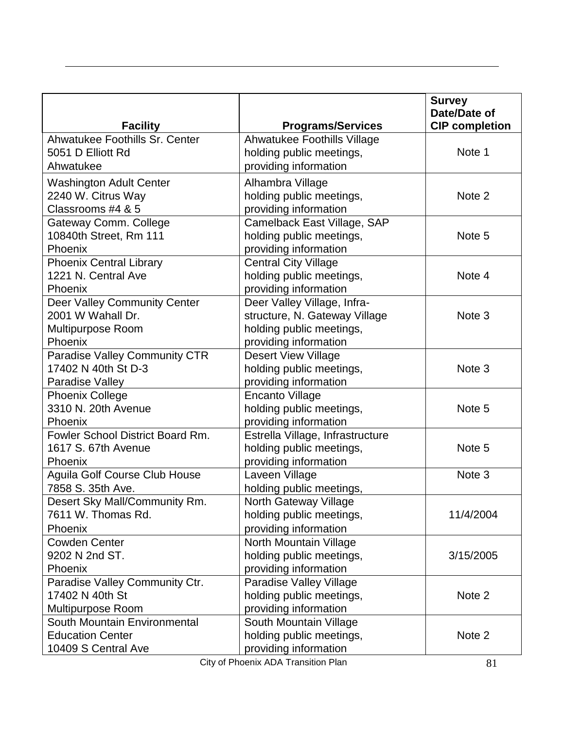| Facility | Programs/Services | Survey Date/Date of CIP completion |
|---|---|---|
| Ahwatukee Foothills Sr. Center<br>5051 D Elliott Rd<br>Ahwatukee | Ahwatukee Foothills Village<br>holding public meetings,<br>providing information | Note 1 |
| Washington Adult Center<br>2240 W. Citrus Way<br>Classrooms #4 & 5 | Alhambra Village<br>holding public meetings,<br>providing information | Note 2 |
| Gateway Comm. College<br>10840th Street, Rm 111<br>Phoenix | Camelback East Village, SAP<br>holding public meetings,<br>providing information | Note 5 |
| Phoenix Central Library<br>1221 N. Central Ave<br>Phoenix | Central City Village<br>holding public meetings,<br>providing information | Note 4 |
| Deer Valley Community Center<br>2001 W Wahall Dr.<br>Multipurpose Room<br>Phoenix | Deer Valley Village, Infra-<br>structure, N. Gateway Village<br>holding public meetings,<br>providing information | Note 3 |
| Paradise Valley Community CTR<br>17402 N 40th St D-3<br>Paradise Valley | Desert View Village<br>holding public meetings,<br>providing information | Note 3 |
| Phoenix College<br>3310 N. 20th Avenue<br>Phoenix | Encanto Village<br>holding public meetings,<br>providing information | Note 5 |
| Fowler School District Board Rm.<br>1617 S. 67th Avenue<br>Phoenix | Estrella Village, Infrastructure<br>holding public meetings,<br>providing information | Note 5 |
| Aguila Golf Course Club House<br>7858 S. 35th Ave. | Laveen Village<br>holding public meetings, | Note 3 |
| Desert Sky Mall/Community Rm.<br>7611 W. Thomas Rd.<br>Phoenix | North Gateway Village<br>holding public meetings,<br>providing information | 11/4/2004 |
| Cowden Center<br>9202 N 2nd ST.<br>Phoenix | North Mountain Village<br>holding public meetings,<br>providing information | 3/15/2005 |
| Paradise Valley Community Ctr.<br>17402 N 40th St<br>Multipurpose Room | Paradise Valley Village<br>holding public meetings,<br>providing information | Note 2 |
| South Mountain Environmental<br>Education Center<br>10409 S Central Ave | South Mountain Village<br>holding public meetings,<br>providing information | Note 2 |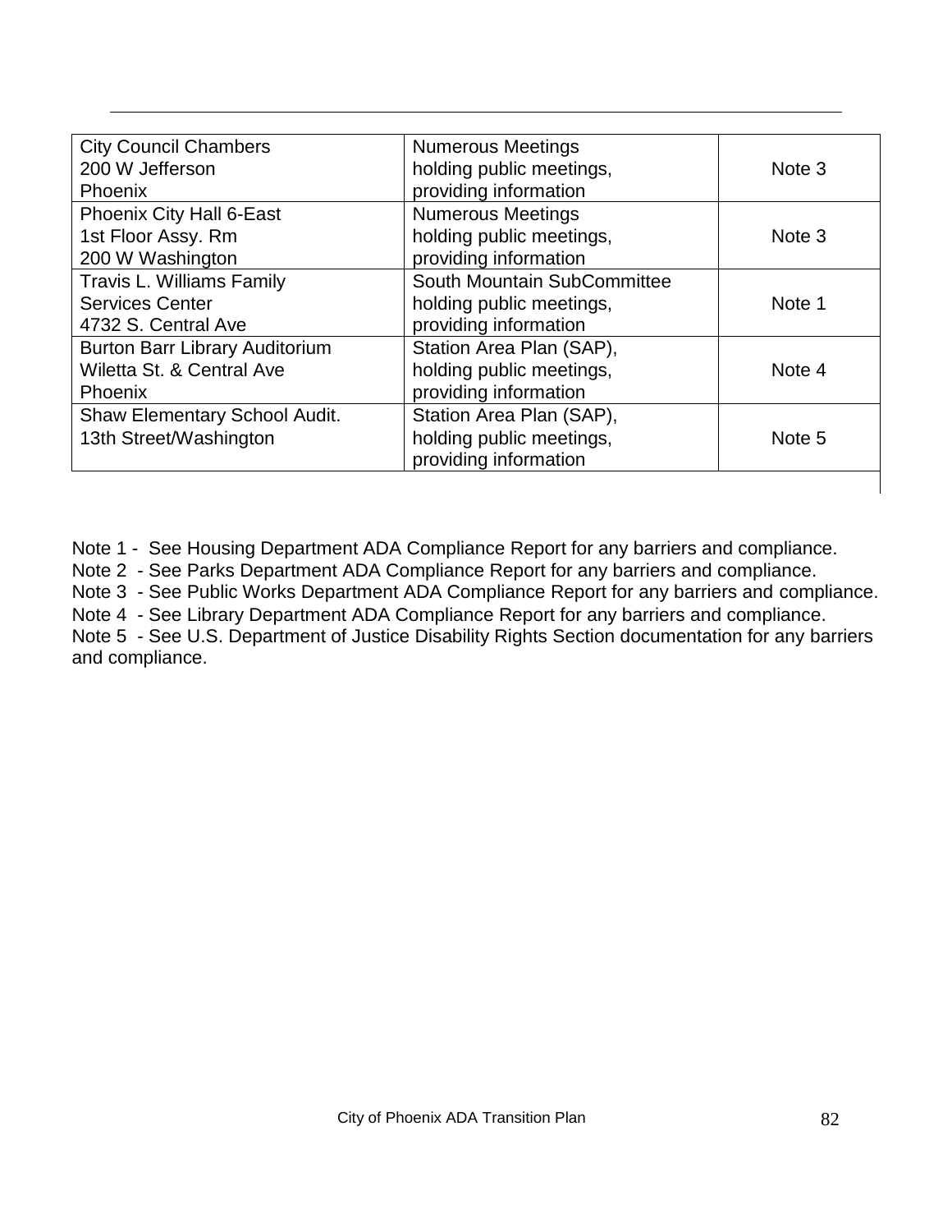| | | |
|---|---|---|
| City Council Chambers<br>200 W Jefferson<br>Phoenix | Numerous Meetings<br>holding public meetings,<br>providing information | Note 3 |
| Phoenix City Hall 6-East<br>1st Floor Assy. Rm<br>200 W Washington | Numerous Meetings<br>holding public meetings,<br>providing information | Note 3 |
| Travis L. Williams Family<br>Services Center<br>4732 S. Central Ave | South Mountain SubCommittee<br>holding public meetings,<br>providing information | Note 1 |
| Burton Barr Library Auditorium<br>Wiletta St. & Central Ave<br>Phoenix | Station Area Plan (SAP),<br>holding public meetings,<br>providing information | Note 4 |
| Shaw Elementary School Audit.<br>13th Street/Washington | Station Area Plan (SAP),<br>holding public meetings,<br>providing information | Note 5 |

Note 1 - See Housing Department ADA Compliance Report for any barriers and compliance.
Note 2 - See Parks Department ADA Compliance Report for any barriers and compliance.
Note 3 - See Public Works Department ADA Compliance Report for any barriers and compliance.
Note 4 - See Library Department ADA Compliance Report for any barriers and compliance.
Note 5 - See U.S. Department of Justice Disability Rights Section documentation for any barriers and compliance.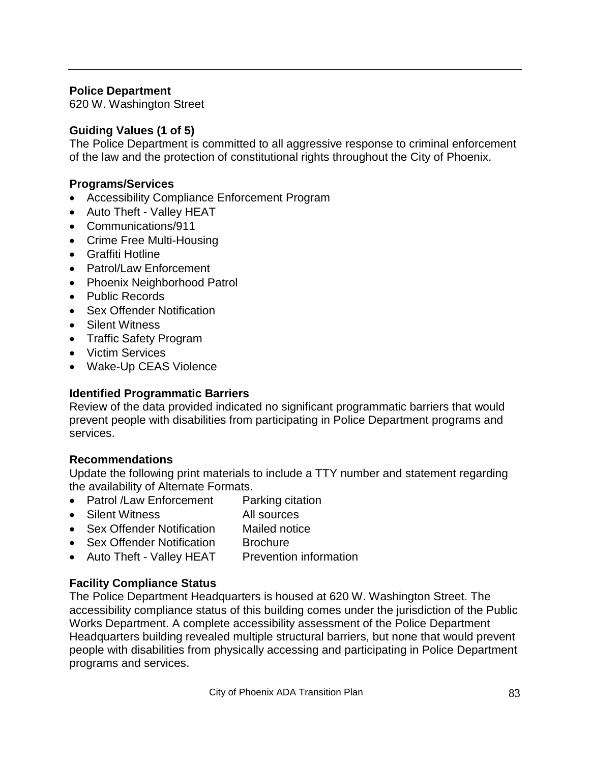**Police Department**
620 W. Washington Street

**Guiding Values (1 of 5)**
The Police Department is committed to all aggressive response to criminal enforcement of the law and the protection of constitutional rights throughout the City of Phoenix.

**Programs/Services**

- Accessibility Compliance Enforcement Program
- Auto Theft - Valley HEAT
- Communications/911
- Crime Free Multi-Housing
- Graffiti Hotline
- Patrol/Law Enforcement
- Phoenix Neighborhood Patrol
- Public Records
- Sex Offender Notification
- Silent Witness
- Traffic Safety Program
- Victim Services
- Wake-Up CEAS Violence

**Identified Programmatic Barriers**
Review of the data provided indicated no significant programmatic barriers that would prevent people with disabilities from participating in Police Department programs and services.

**Recommendations**
Update the following print materials to include a TTY number and statement regarding the availability of Alternate Formats.

- Patrol /Law Enforcement — Parking citation
- Silent Witness — All sources
- Sex Offender Notification — Mailed notice
- Sex Offender Notification — Brochure
- Auto Theft - Valley HEAT — Prevention information

**Facility Compliance Status**
The Police Department Headquarters is housed at 620 W. Washington Street. The accessibility compliance status of this building comes under the jurisdiction of the Public Works Department. A complete accessibility assessment of the Police Department Headquarters building revealed multiple structural barriers, but none that would prevent people with disabilities from physically accessing and participating in Police Department programs and services.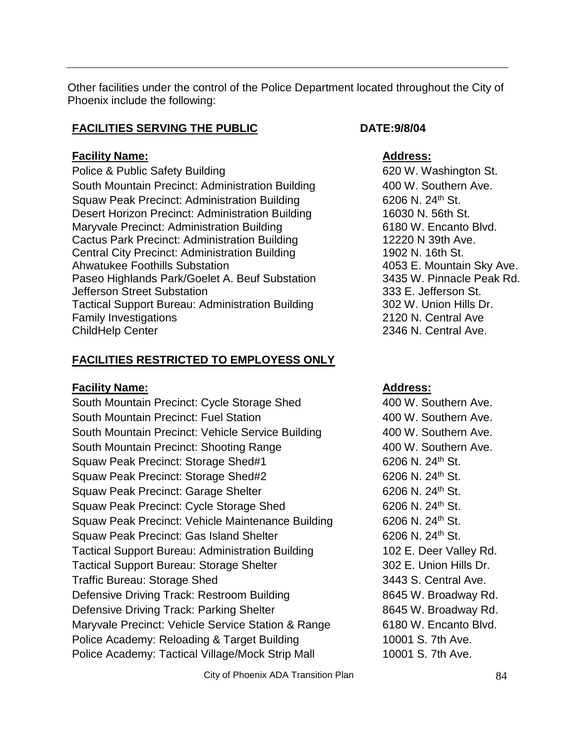Other facilities under the control of the Police Department located throughout the City of Phoenix include the following:

**FACILITIES SERVING THE PUBLIC** **DATE:9/8/04**

| **Facility Name:** | **Address:** |
| --- | --- |
| Police & Public Safety Building | 620 W. Washington St. |
| South Mountain Precinct: Administration Building | 400 W. Southern Ave. |
| Squaw Peak Precinct: Administration Building | 6206 N. 24th St. |
| Desert Horizon Precinct: Administration Building | 16030 N. 56th St. |
| Maryvale Precinct: Administration Building | 6180 W. Encanto Blvd. |
| Cactus Park Precinct: Administration Building | 12220 N 39th Ave. |
| Central City Precinct: Administration Building | 1902 N. 16th St. |
| Ahwatukee Foothills Substation | 4053 E. Mountain Sky Ave. |
| Paseo Highlands Park/Goelet A. Beuf Substation | 3435 W. Pinnacle Peak Rd. |
| Jefferson Street Substation | 333 E. Jefferson St. |
| Tactical Support Bureau: Administration Building | 302 W. Union Hills Dr. |
| Family Investigations | 2120 N. Central Ave |
| ChildHelp Center | 2346 N. Central Ave. |

**FACILITIES RESTRICTED TO EMPLOYESS ONLY**

| **Facility Name:** | **Address:** |
| --- | --- |
| South Mountain Precinct: Cycle Storage Shed | 400 W. Southern Ave. |
| South Mountain Precinct: Fuel Station | 400 W. Southern Ave. |
| South Mountain Precinct: Vehicle Service Building | 400 W. Southern Ave. |
| South Mountain Precinct: Shooting Range | 400 W. Southern Ave. |
| Squaw Peak Precinct: Storage Shed#1 | 6206 N. 24th St. |
| Squaw Peak Precinct: Storage Shed#2 | 6206 N. 24th St. |
| Squaw Peak Precinct: Garage Shelter | 6206 N. 24th St. |
| Squaw Peak Precinct: Cycle Storage Shed | 6206 N. 24th St. |
| Squaw Peak Precinct: Vehicle Maintenance Building | 6206 N. 24th St. |
| Squaw Peak Precinct: Gas Island Shelter | 6206 N. 24th St. |
| Tactical Support Bureau: Administration Building | 102 E. Deer Valley Rd. |
| Tactical Support Bureau: Storage Shelter | 302 E. Union Hills Dr. |
| Traffic Bureau: Storage Shed | 3443 S. Central Ave. |
| Defensive Driving Track: Restroom Building | 8645 W. Broadway Rd. |
| Defensive Driving Track: Parking Shelter | 8645 W. Broadway Rd. |
| Maryvale Precinct: Vehicle Service Station & Range | 6180 W. Encanto Blvd. |
| Police Academy: Reloading & Target Building | 10001 S. 7th Ave. |
| Police Academy: Tactical Village/Mock Strip Mall | 10001 S. 7th Ave. |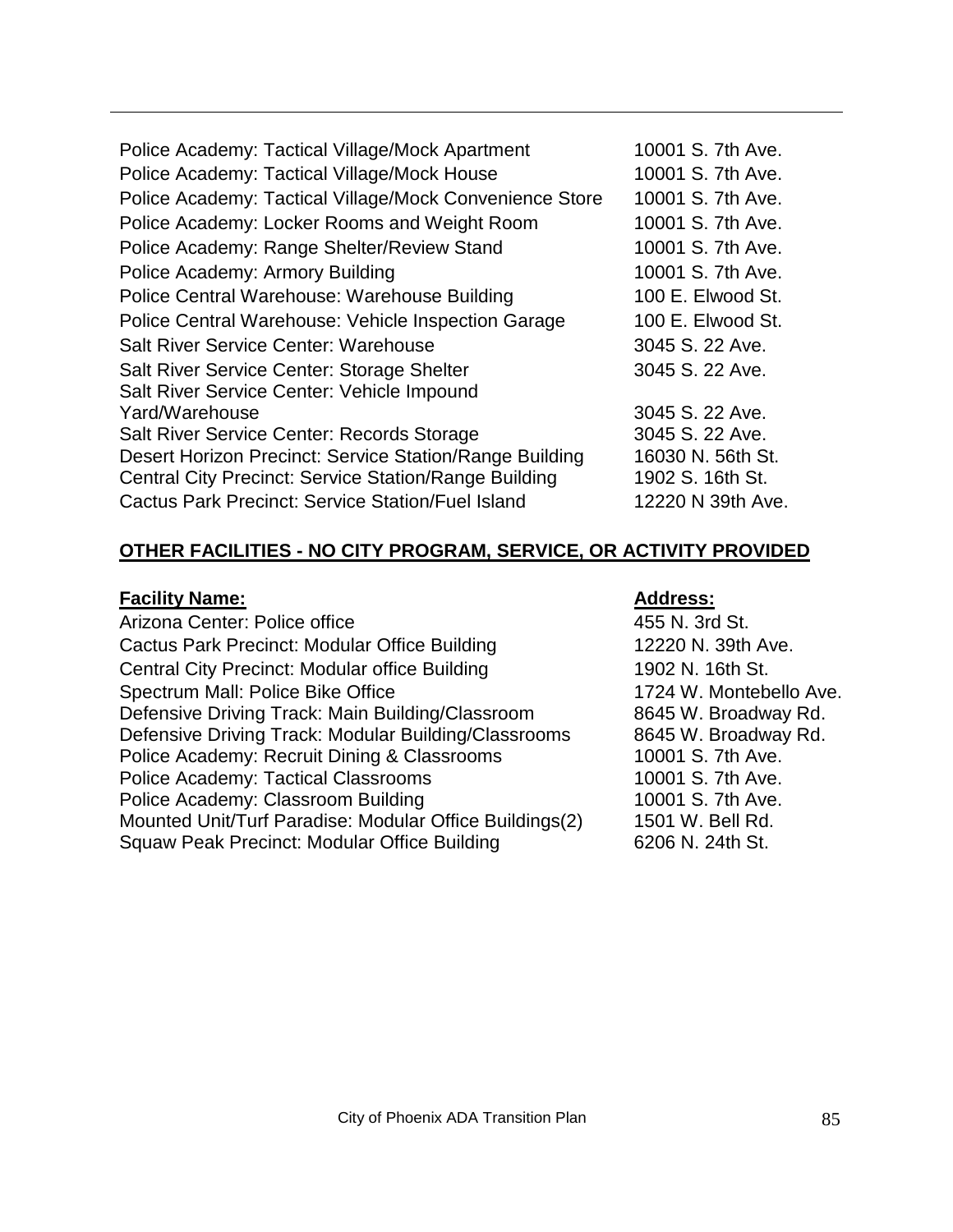| | |
|---|---|
| Police Academy: Tactical Village/Mock Apartment | 10001 S. 7th Ave. |
| Police Academy: Tactical Village/Mock House | 10001 S. 7th Ave. |
| Police Academy: Tactical Village/Mock Convenience Store | 10001 S. 7th Ave. |
| Police Academy: Locker Rooms and Weight Room | 10001 S. 7th Ave. |
| Police Academy: Range Shelter/Review Stand | 10001 S. 7th Ave. |
| Police Academy: Armory Building | 10001 S. 7th Ave. |
| Police Central Warehouse: Warehouse Building | 100 E. Elwood St. |
| Police Central Warehouse: Vehicle Inspection Garage | 100 E. Elwood St. |
| Salt River Service Center: Warehouse | 3045 S. 22 Ave. |
| Salt River Service Center: Storage Shelter | 3045 S. 22 Ave. |
| Salt River Service Center: Vehicle Impound Yard/Warehouse | 3045 S. 22 Ave. |
| Salt River Service Center: Records Storage | 3045 S. 22 Ave. |
| Desert Horizon Precinct: Service Station/Range Building | 16030 N. 56th St. |
| Central City Precinct: Service Station/Range Building | 1902 S. 16th St. |
| Cactus Park Precinct: Service Station/Fuel Island | 12220 N 39th Ave. |

## OTHER FACILITIES - NO CITY PROGRAM, SERVICE, OR ACTIVITY PROVIDED

| **Facility Name:** | **Address:** |
|---|---|
| Arizona Center: Police office | 455 N. 3rd St. |
| Cactus Park Precinct: Modular Office Building | 12220 N. 39th Ave. |
| Central City Precinct: Modular office Building | 1902 N. 16th St. |
| Spectrum Mall: Police Bike Office | 1724 W. Montebello Ave. |
| Defensive Driving Track: Main Building/Classroom | 8645 W. Broadway Rd. |
| Defensive Driving Track: Modular Building/Classrooms | 8645 W. Broadway Rd. |
| Police Academy: Recruit Dining & Classrooms | 10001 S. 7th Ave. |
| Police Academy: Tactical Classrooms | 10001 S. 7th Ave. |
| Police Academy: Classroom Building | 10001 S. 7th Ave. |
| Mounted Unit/Turf Paradise: Modular Office Buildings(2) | 1501 W. Bell Rd. |
| Squaw Peak Precinct: Modular Office Building | 6206 N. 24th St. |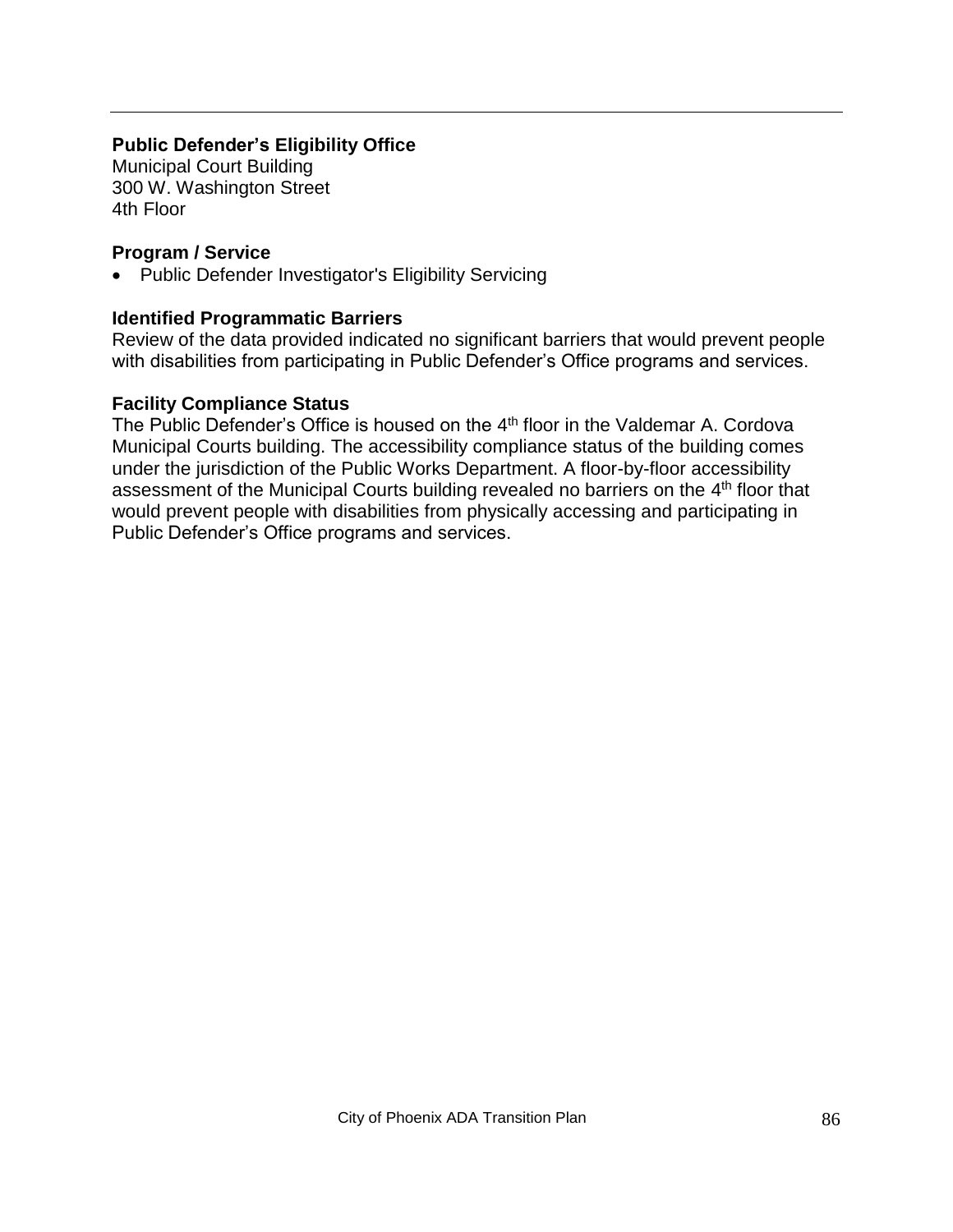**Public Defender's Eligibility Office**
Municipal Court Building
300 W. Washington Street
4th Floor

**Program / Service**

- Public Defender Investigator's Eligibility Servicing

**Identified Programmatic Barriers**

Review of the data provided indicated no significant barriers that would prevent people with disabilities from participating in Public Defender's Office programs and services.

**Facility Compliance Status**

The Public Defender's Office is housed on the 4th floor in the Valdemar A. Cordova Municipal Courts building. The accessibility compliance status of the building comes under the jurisdiction of the Public Works Department. A floor-by-floor accessibility assessment of the Municipal Courts building revealed no barriers on the 4th floor that would prevent people with disabilities from physically accessing and participating in Public Defender's Office programs and services.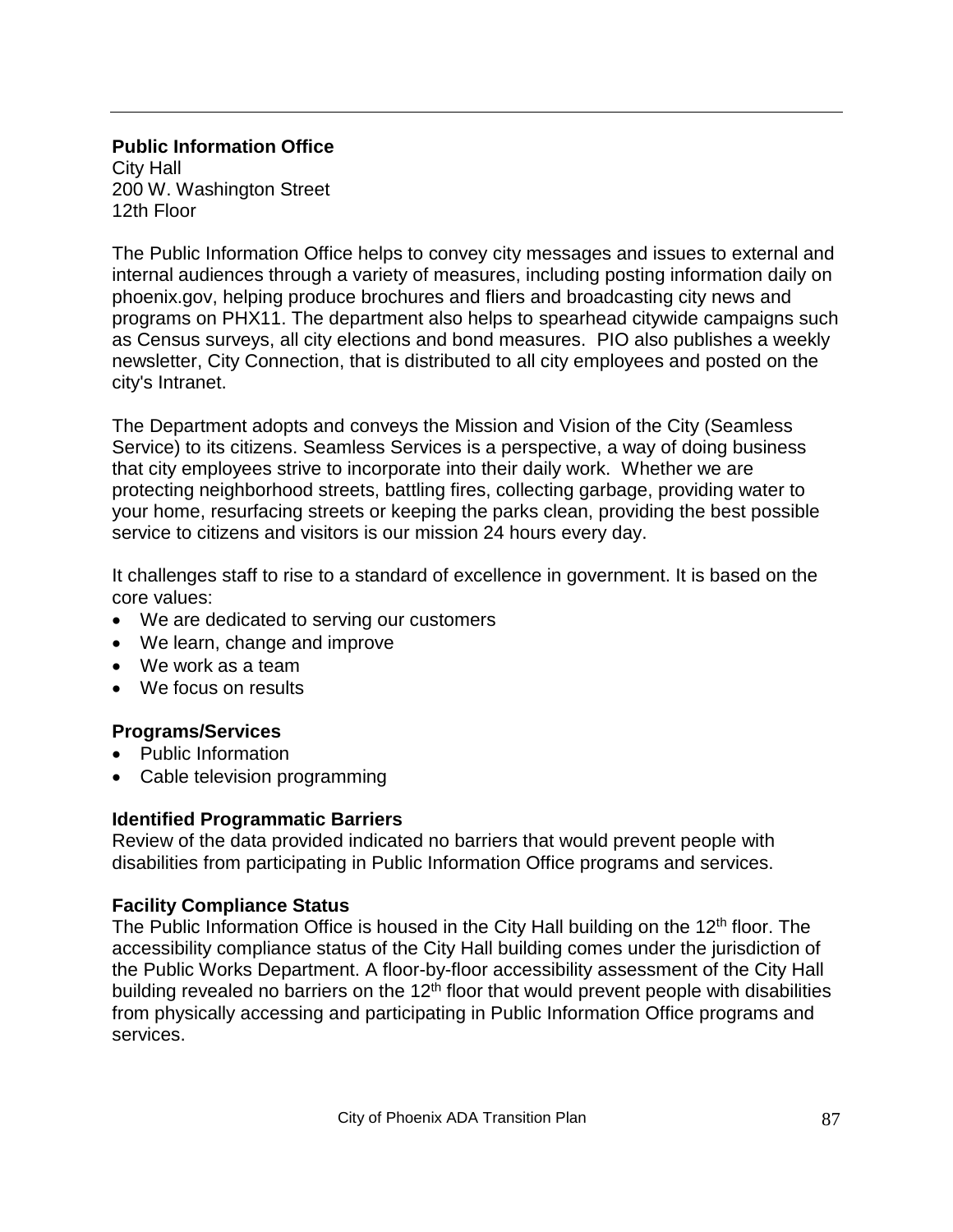**Public Information Office**
City Hall
200 W. Washington Street
12th Floor

The Public Information Office helps to convey city messages and issues to external and internal audiences through a variety of measures, including posting information daily on phoenix.gov, helping produce brochures and fliers and broadcasting city news and programs on PHX11. The department also helps to spearhead citywide campaigns such as Census surveys, all city elections and bond measures. PIO also publishes a weekly newsletter, City Connection, that is distributed to all city employees and posted on the city's Intranet.

The Department adopts and conveys the Mission and Vision of the City (Seamless Service) to its citizens. Seamless Services is a perspective, a way of doing business that city employees strive to incorporate into their daily work. Whether we are protecting neighborhood streets, battling fires, collecting garbage, providing water to your home, resurfacing streets or keeping the parks clean, providing the best possible service to citizens and visitors is our mission 24 hours every day.

It challenges staff to rise to a standard of excellence in government. It is based on the core values:

- We are dedicated to serving our customers
- We learn, change and improve
- We work as a team
- We focus on results

### Programs/Services

- Public Information
- Cable television programming

### Identified Programmatic Barriers

Review of the data provided indicated no barriers that would prevent people with disabilities from participating in Public Information Office programs and services.

### Facility Compliance Status

The Public Information Office is housed in the City Hall building on the 12th floor. The accessibility compliance status of the City Hall building comes under the jurisdiction of the Public Works Department. A floor-by-floor accessibility assessment of the City Hall building revealed no barriers on the 12th floor that would prevent people with disabilities from physically accessing and participating in Public Information Office programs and services.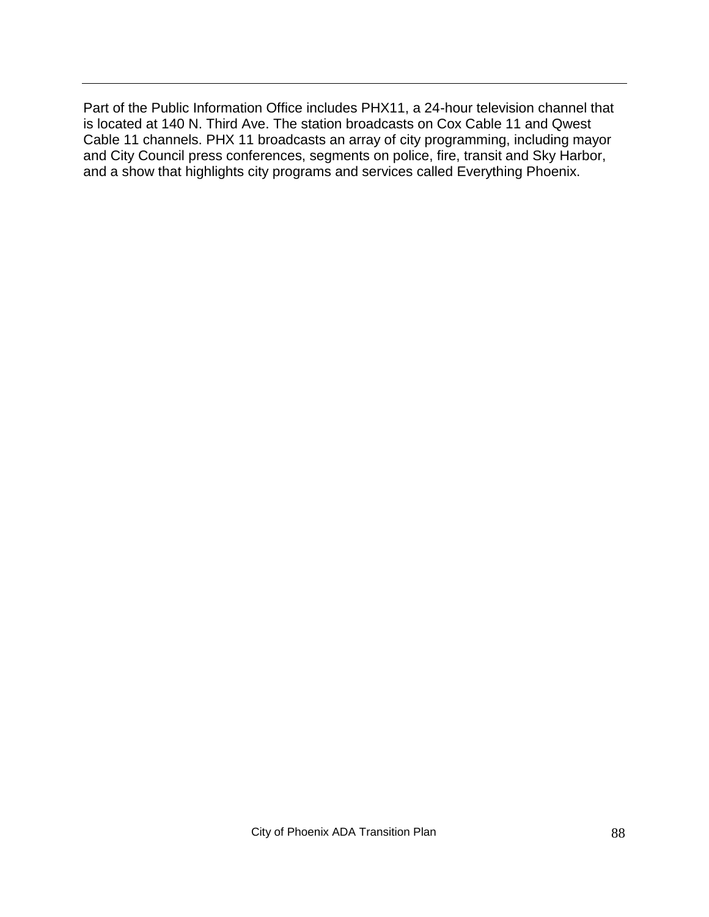Part of the Public Information Office includes PHX11, a 24-hour television channel that is located at 140 N. Third Ave. The station broadcasts on Cox Cable 11 and Qwest Cable 11 channels. PHX 11 broadcasts an array of city programming, including mayor and City Council press conferences, segments on police, fire, transit and Sky Harbor, and a show that highlights city programs and services called Everything Phoenix.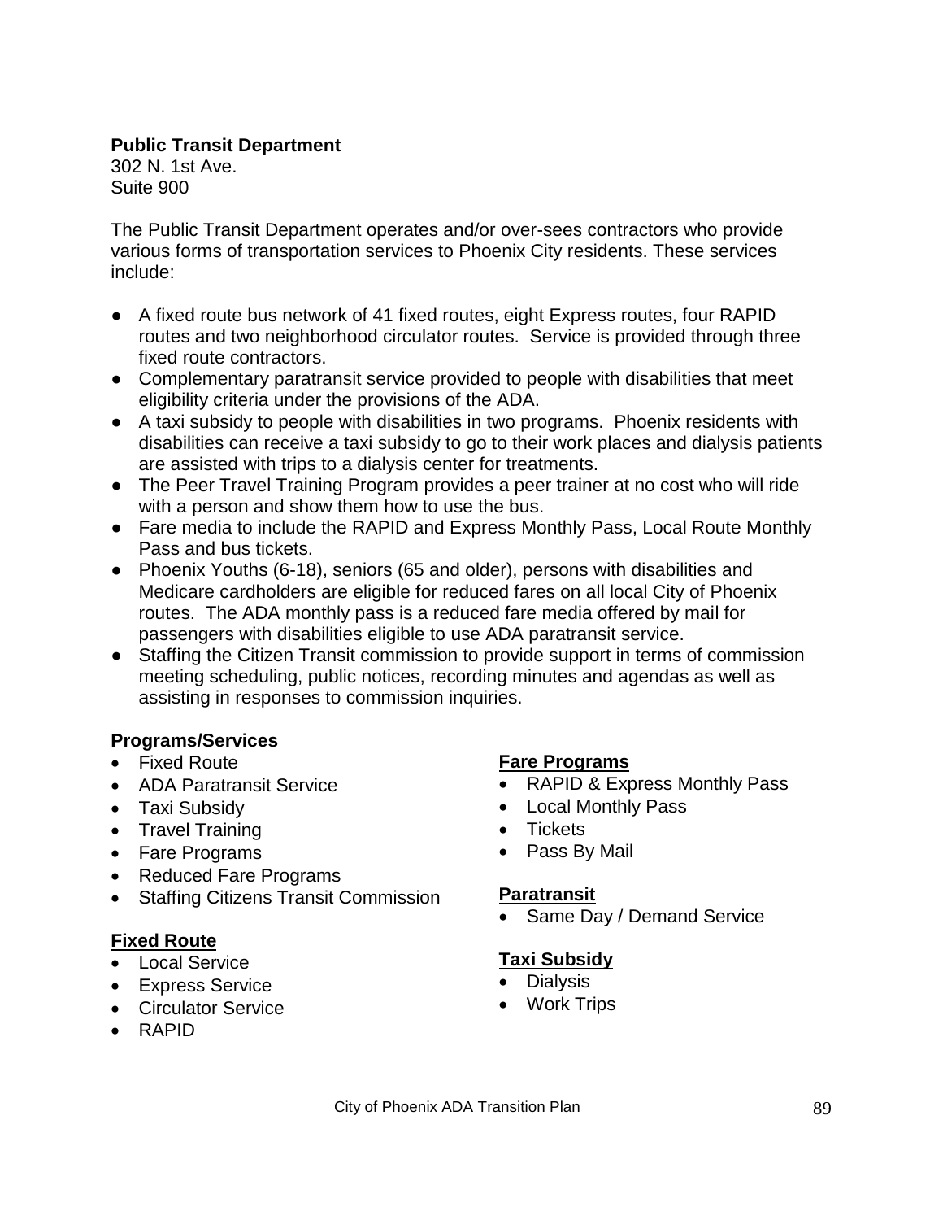**Public Transit Department**
302 N. 1st Ave.
Suite 900

The Public Transit Department operates and/or over-sees contractors who provide various forms of transportation services to Phoenix City residents. These services include:

- A fixed route bus network of 41 fixed routes, eight Express routes, four RAPID routes and two neighborhood circulator routes. Service is provided through three fixed route contractors.
- Complementary paratransit service provided to people with disabilities that meet eligibility criteria under the provisions of the ADA.
- A taxi subsidy to people with disabilities in two programs. Phoenix residents with disabilities can receive a taxi subsidy to go to their work places and dialysis patients are assisted with trips to a dialysis center for treatments.
- The Peer Travel Training Program provides a peer trainer at no cost who will ride with a person and show them how to use the bus.
- Fare media to include the RAPID and Express Monthly Pass, Local Route Monthly Pass and bus tickets.
- Phoenix Youths (6-18), seniors (65 and older), persons with disabilities and Medicare cardholders are eligible for reduced fares on all local City of Phoenix routes. The ADA monthly pass is a reduced fare media offered by mail for passengers with disabilities eligible to use ADA paratransit service.
- Staffing the Citizen Transit commission to provide support in terms of commission meeting scheduling, public notices, recording minutes and agendas as well as assisting in responses to commission inquiries.

**Programs/Services**

- Fixed Route
- ADA Paratransit Service
- Taxi Subsidy
- Travel Training
- Fare Programs
- Reduced Fare Programs
- Staffing Citizens Transit Commission

**Fixed Route**

- Local Service
- Express Service
- Circulator Service
- RAPID

**Fare Programs**

- RAPID & Express Monthly Pass
- Local Monthly Pass
- Tickets
- Pass By Mail

**Paratransit**

- Same Day / Demand Service

**Taxi Subsidy**

- Dialysis
- Work Trips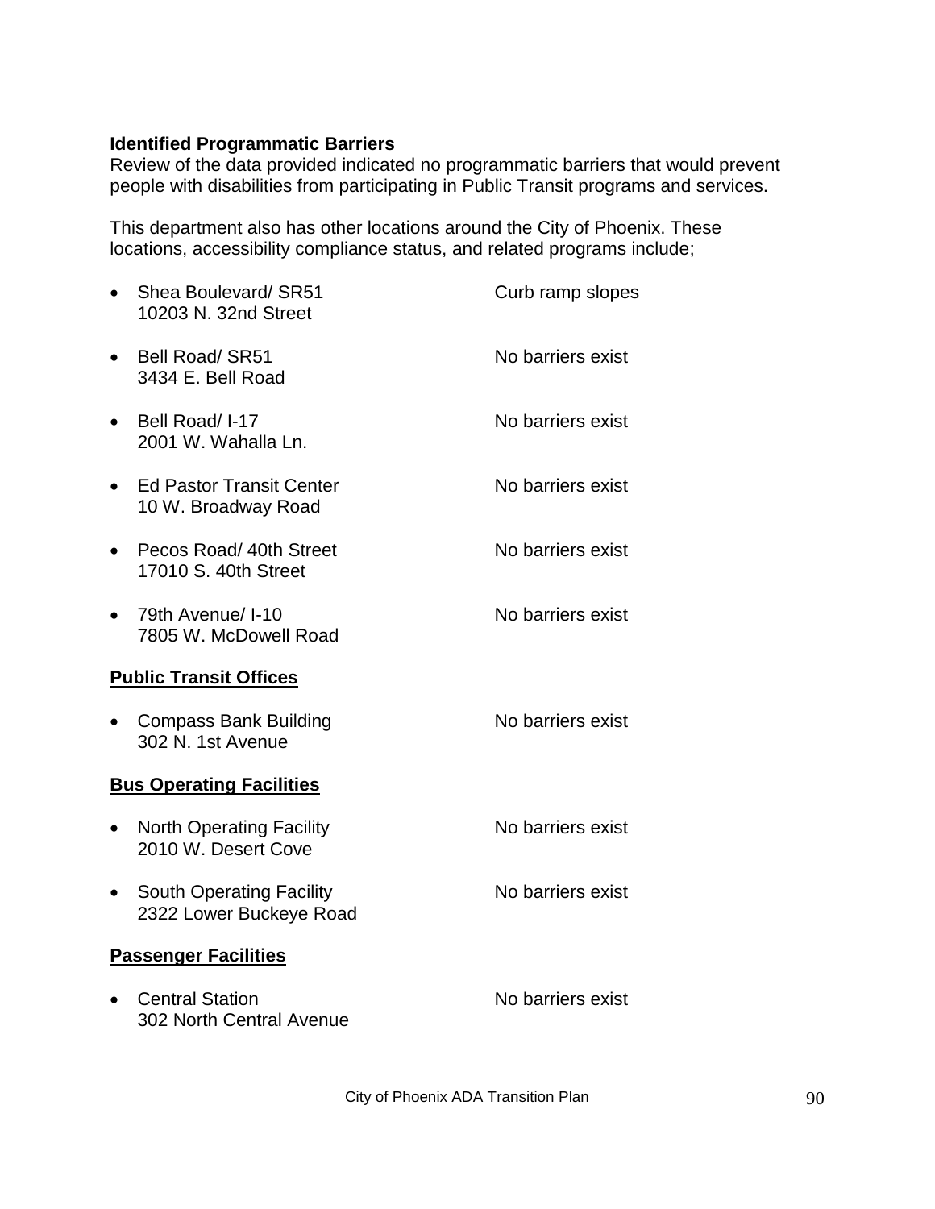---

**Identified Programmatic Barriers**

Review of the data provided indicated no programmatic barriers that would prevent people with disabilities from participating in Public Transit programs and services.

This department also has other locations around the City of Phoenix. These locations, accessibility compliance status, and related programs include;

- Shea Boulevard/ SR51 — Curb ramp slopes
  10203 N. 32nd Street

- Bell Road/ SR51 — No barriers exist
  3434 E. Bell Road

- Bell Road/ I-17 — No barriers exist
  2001 W. Wahalla Ln.

- Ed Pastor Transit Center — No barriers exist
  10 W. Broadway Road

- Pecos Road/ 40th Street — No barriers exist
  17010 S. 40th Street

- 79th Avenue/ I-10 — No barriers exist
  7805 W. McDowell Road

**<u>Public Transit Offices</u>**

- Compass Bank Building — No barriers exist
  302 N. 1st Avenue

**<u>Bus Operating Facilities</u>**

- North Operating Facility — No barriers exist
  2010 W. Desert Cove

- South Operating Facility — No barriers exist
  2322 Lower Buckeye Road

**<u>Passenger Facilities</u>**

- Central Station — No barriers exist
  302 North Central Avenue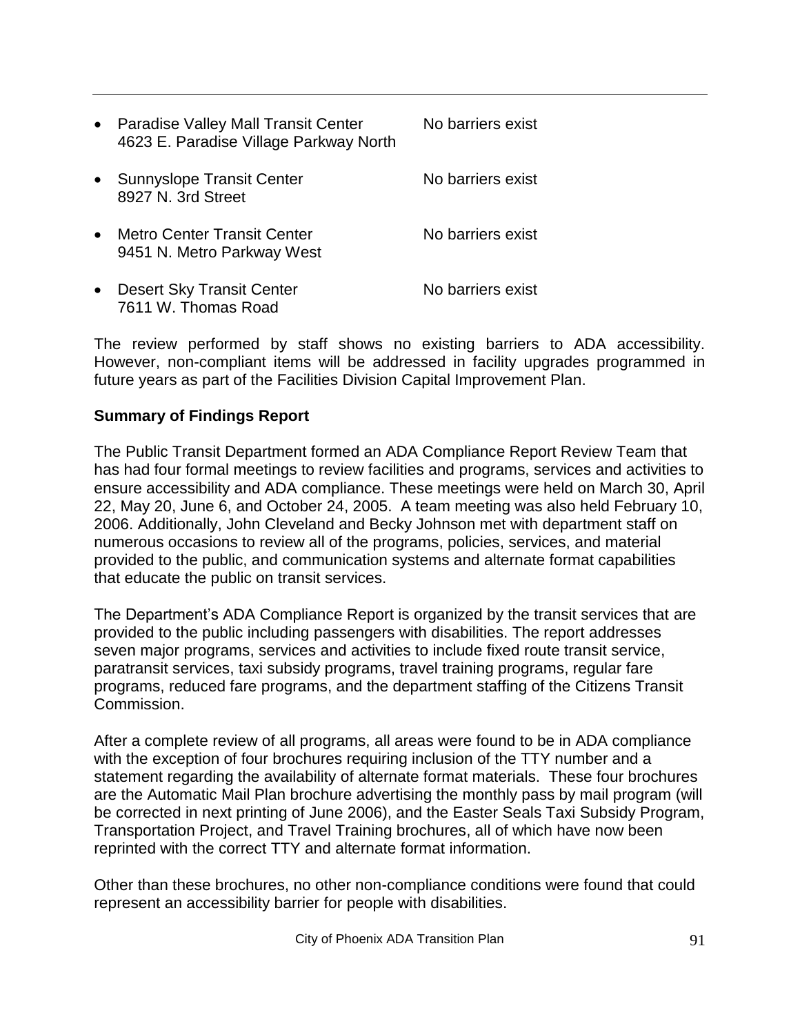- Paradise Valley Mall Transit Center 4623 E. Paradise Village Parkway North — No barriers exist
- Sunnyslope Transit Center 8927 N. 3rd Street — No barriers exist
- Metro Center Transit Center 9451 N. Metro Parkway West — No barriers exist
- Desert Sky Transit Center 7611 W. Thomas Road — No barriers exist

The review performed by staff shows no existing barriers to ADA accessibility. However, non-compliant items will be addressed in facility upgrades programmed in future years as part of the Facilities Division Capital Improvement Plan.

**Summary of Findings Report**

The Public Transit Department formed an ADA Compliance Report Review Team that has had four formal meetings to review facilities and programs, services and activities to ensure accessibility and ADA compliance. These meetings were held on March 30, April 22, May 20, June 6, and October 24, 2005. A team meeting was also held February 10, 2006. Additionally, John Cleveland and Becky Johnson met with department staff on numerous occasions to review all of the programs, policies, services, and material provided to the public, and communication systems and alternate format capabilities that educate the public on transit services.

The Department's ADA Compliance Report is organized by the transit services that are provided to the public including passengers with disabilities. The report addresses seven major programs, services and activities to include fixed route transit service, paratransit services, taxi subsidy programs, travel training programs, regular fare programs, reduced fare programs, and the department staffing of the Citizens Transit Commission.

After a complete review of all programs, all areas were found to be in ADA compliance with the exception of four brochures requiring inclusion of the TTY number and a statement regarding the availability of alternate format materials. These four brochures are the Automatic Mail Plan brochure advertising the monthly pass by mail program (will be corrected in next printing of June 2006), and the Easter Seals Taxi Subsidy Program, Transportation Project, and Travel Training brochures, all of which have now been reprinted with the correct TTY and alternate format information.

Other than these brochures, no other non-compliance conditions were found that could represent an accessibility barrier for people with disabilities.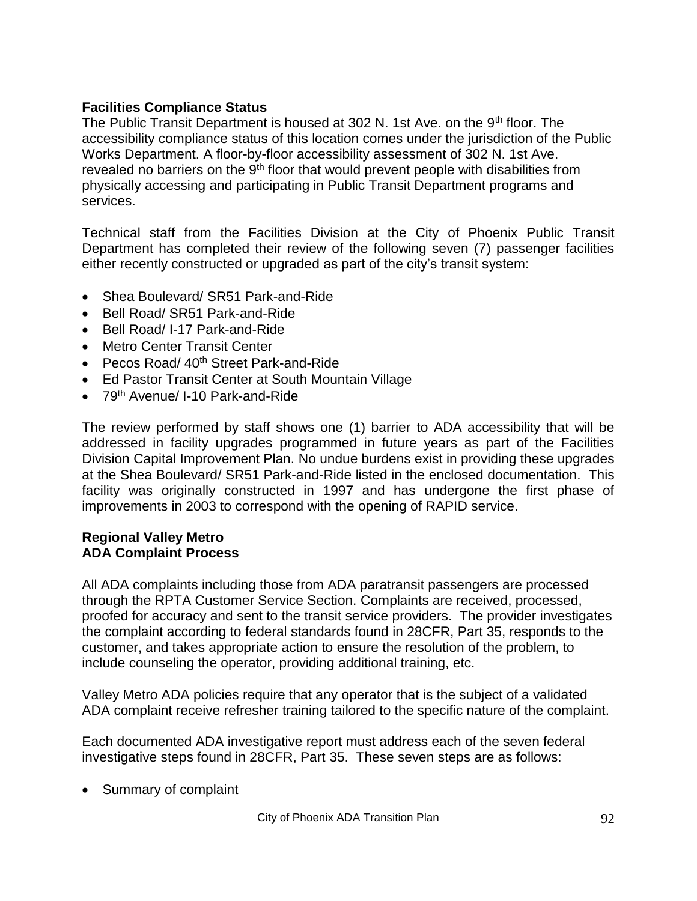**Facilities Compliance Status**

The Public Transit Department is housed at 302 N. 1st Ave. on the 9th floor. The accessibility compliance status of this location comes under the jurisdiction of the Public Works Department. A floor-by-floor accessibility assessment of 302 N. 1st Ave. revealed no barriers on the 9th floor that would prevent people with disabilities from physically accessing and participating in Public Transit Department programs and services.

Technical staff from the Facilities Division at the City of Phoenix Public Transit Department has completed their review of the following seven (7) passenger facilities either recently constructed or upgraded as part of the city's transit system:

- Shea Boulevard/ SR51 Park-and-Ride
- Bell Road/ SR51 Park-and-Ride
- Bell Road/ I-17 Park-and-Ride
- Metro Center Transit Center
- Pecos Road/ 40th Street Park-and-Ride
- Ed Pastor Transit Center at South Mountain Village
- 79th Avenue/ I-10 Park-and-Ride

The review performed by staff shows one (1) barrier to ADA accessibility that will be addressed in facility upgrades programmed in future years as part of the Facilities Division Capital Improvement Plan. No undue burdens exist in providing these upgrades at the Shea Boulevard/ SR51 Park-and-Ride listed in the enclosed documentation. This facility was originally constructed in 1997 and has undergone the first phase of improvements in 2003 to correspond with the opening of RAPID service.

**Regional Valley Metro**
**ADA Complaint Process**

All ADA complaints including those from ADA paratransit passengers are processed through the RPTA Customer Service Section. Complaints are received, processed, proofed for accuracy and sent to the transit service providers. The provider investigates the complaint according to federal standards found in 28CFR, Part 35, responds to the customer, and takes appropriate action to ensure the resolution of the problem, to include counseling the operator, providing additional training, etc.

Valley Metro ADA policies require that any operator that is the subject of a validated ADA complaint receive refresher training tailored to the specific nature of the complaint.

Each documented ADA investigative report must address each of the seven federal investigative steps found in 28CFR, Part 35. These seven steps are as follows:

- Summary of complaint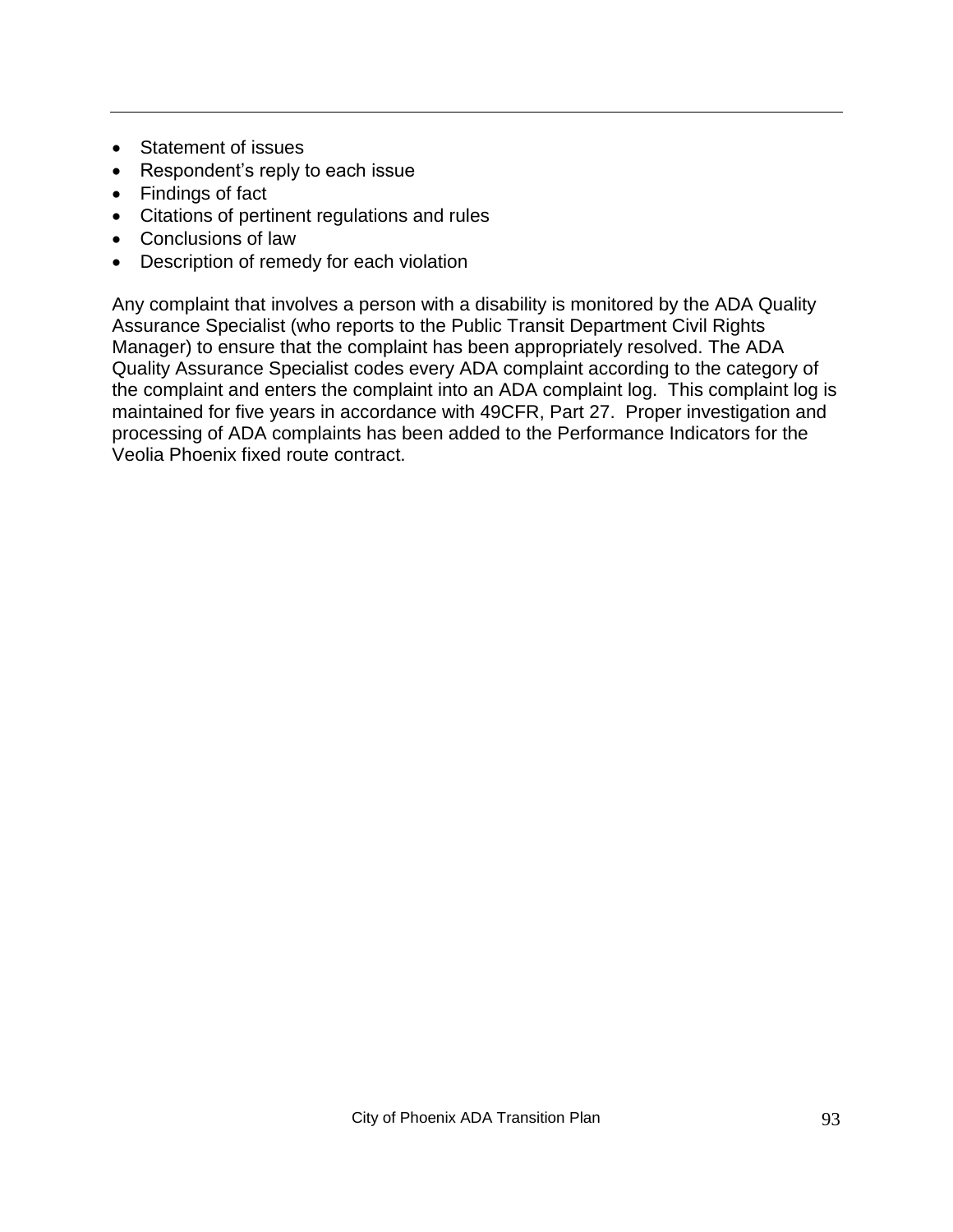- Statement of issues
- Respondent's reply to each issue
- Findings of fact
- Citations of pertinent regulations and rules
- Conclusions of law
- Description of remedy for each violation

Any complaint that involves a person with a disability is monitored by the ADA Quality Assurance Specialist (who reports to the Public Transit Department Civil Rights Manager) to ensure that the complaint has been appropriately resolved. The ADA Quality Assurance Specialist codes every ADA complaint according to the category of the complaint and enters the complaint into an ADA complaint log. This complaint log is maintained for five years in accordance with 49CFR, Part 27. Proper investigation and processing of ADA complaints has been added to the Performance Indicators for the Veolia Phoenix fixed route contract.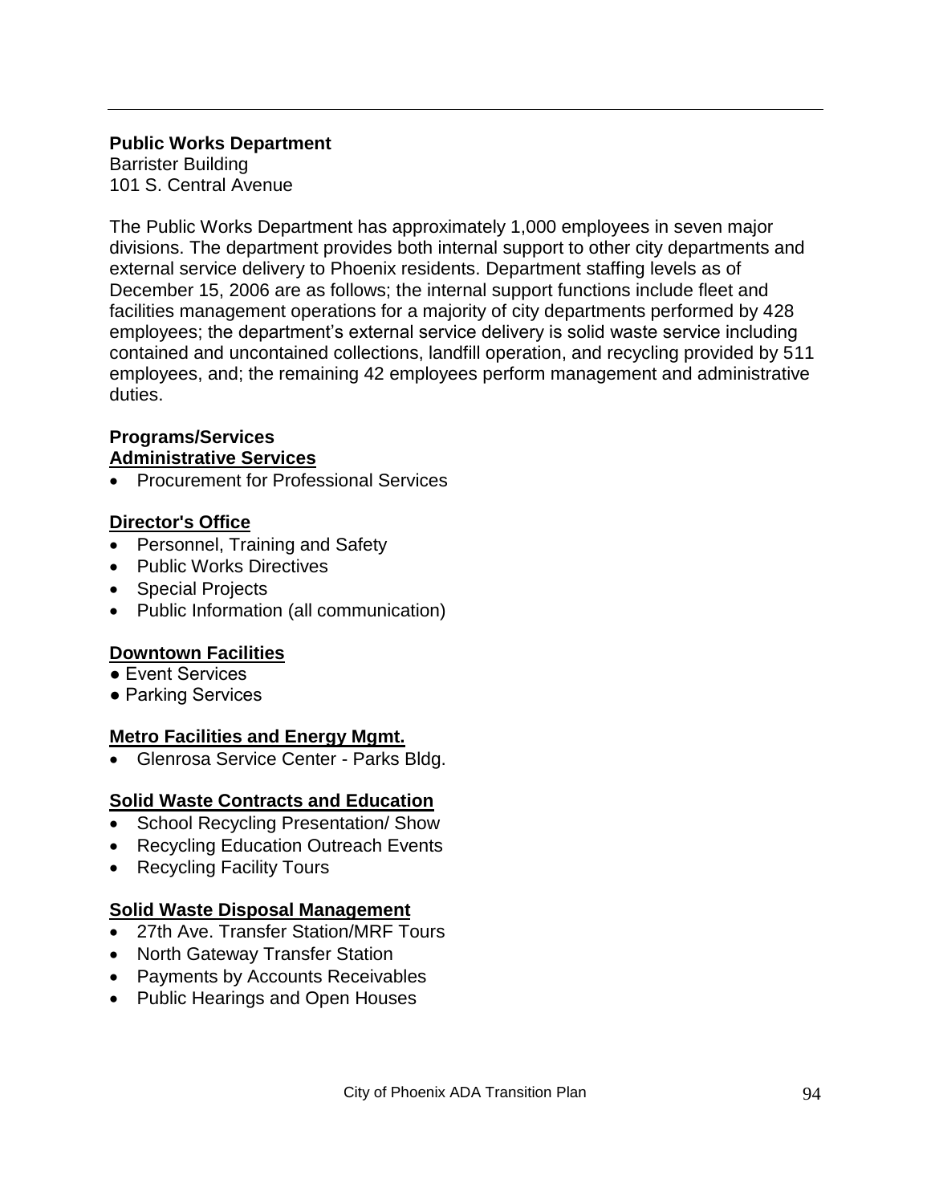**Public Works Department**
Barrister Building
101 S. Central Avenue

The Public Works Department has approximately 1,000 employees in seven major divisions. The department provides both internal support to other city departments and external service delivery to Phoenix residents. Department staffing levels as of December 15, 2006 are as follows; the internal support functions include fleet and facilities management operations for a majority of city departments performed by 428 employees; the department's external service delivery is solid waste service including contained and uncontained collections, landfill operation, and recycling provided by 511 employees, and; the remaining 42 employees perform management and administrative duties.

**Programs/Services**

**Administrative Services**

- Procurement for Professional Services

**Director's Office**

- Personnel, Training and Safety
- Public Works Directives
- Special Projects
- Public Information (all communication)

**Downtown Facilities**

- Event Services
- Parking Services

**Metro Facilities and Energy Mgmt.**

- Glenrosa Service Center - Parks Bldg.

**Solid Waste Contracts and Education**

- School Recycling Presentation/ Show
- Recycling Education Outreach Events
- Recycling Facility Tours

**Solid Waste Disposal Management**

- 27th Ave. Transfer Station/MRF Tours
- North Gateway Transfer Station
- Payments by Accounts Receivables
- Public Hearings and Open Houses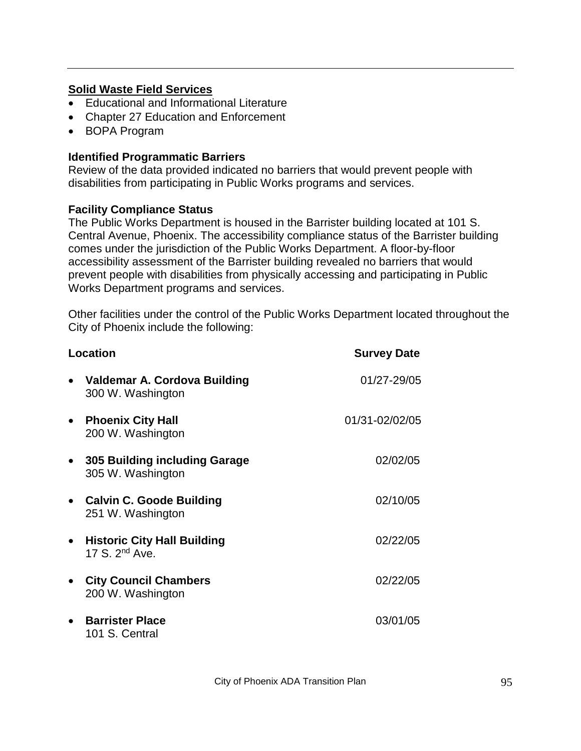**Solid Waste Field Services**

- Educational and Informational Literature
- Chapter 27 Education and Enforcement
- BOPA Program

**Identified Programmatic Barriers**

Review of the data provided indicated no barriers that would prevent people with disabilities from participating in Public Works programs and services.

**Facility Compliance Status**

The Public Works Department is housed in the Barrister building located at 101 S. Central Avenue, Phoenix. The accessibility compliance status of the Barrister building comes under the jurisdiction of the Public Works Department. A floor-by-floor accessibility assessment of the Barrister building revealed no barriers that would prevent people with disabilities from physically accessing and participating in Public Works Department programs and services.

Other facilities under the control of the Public Works Department located throughout the City of Phoenix include the following:

| Location | Survey Date |
| --- | --- |
| • **Valdemar A. Cordova Building** 300 W. Washington | 01/27-29/05 |
| • **Phoenix City Hall** 200 W. Washington | 01/31-02/02/05 |
| • **305 Building including Garage** 305 W. Washington | 02/02/05 |
| • **Calvin C. Goode Building** 251 W. Washington | 02/10/05 |
| • **Historic City Hall Building** 17 S. 2nd Ave. | 02/22/05 |
| • **City Council Chambers** 200 W. Washington | 02/22/05 |
| • **Barrister Place** 101 S. Central | 03/01/05 |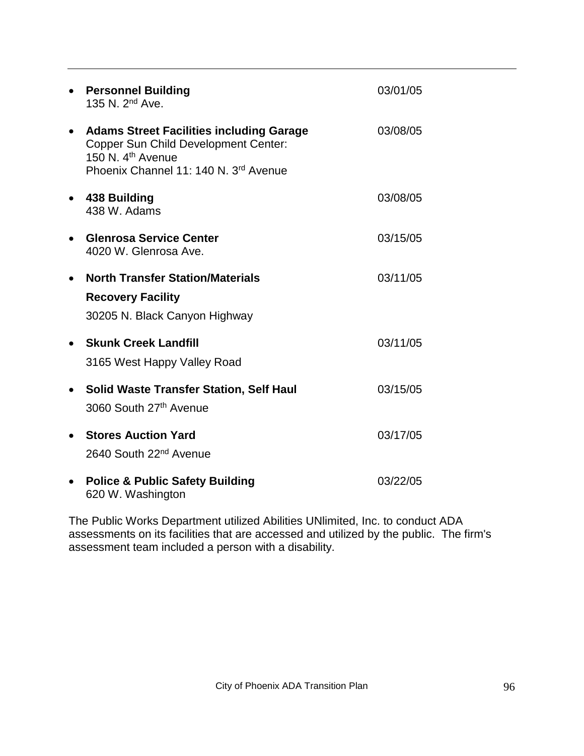- **Personnel Building** 03/01/05
  135 N. 2nd Ave.

- **Adams Street Facilities including Garage** 03/08/05
  Copper Sun Child Development Center:
  150 N. 4th Avenue
  Phoenix Channel 11: 140 N. 3rd Avenue

- **438 Building** 03/08/05
  438 W. Adams

- **Glenrosa Service Center** 03/15/05
  4020 W. Glenrosa Ave.

- **North Transfer Station/Materials Recovery Facility** 03/11/05
  30205 N. Black Canyon Highway

- **Skunk Creek Landfill** 03/11/05
  3165 West Happy Valley Road

- **Solid Waste Transfer Station, Self Haul** 03/15/05
  3060 South 27th Avenue

- **Stores Auction Yard** 03/17/05
  2640 South 22nd Avenue

- **Police & Public Safety Building** 03/22/05
  620 W. Washington

The Public Works Department utilized Abilities UNlimited, Inc. to conduct ADA assessments on its facilities that are accessed and utilized by the public. The firm's assessment team included a person with a disability.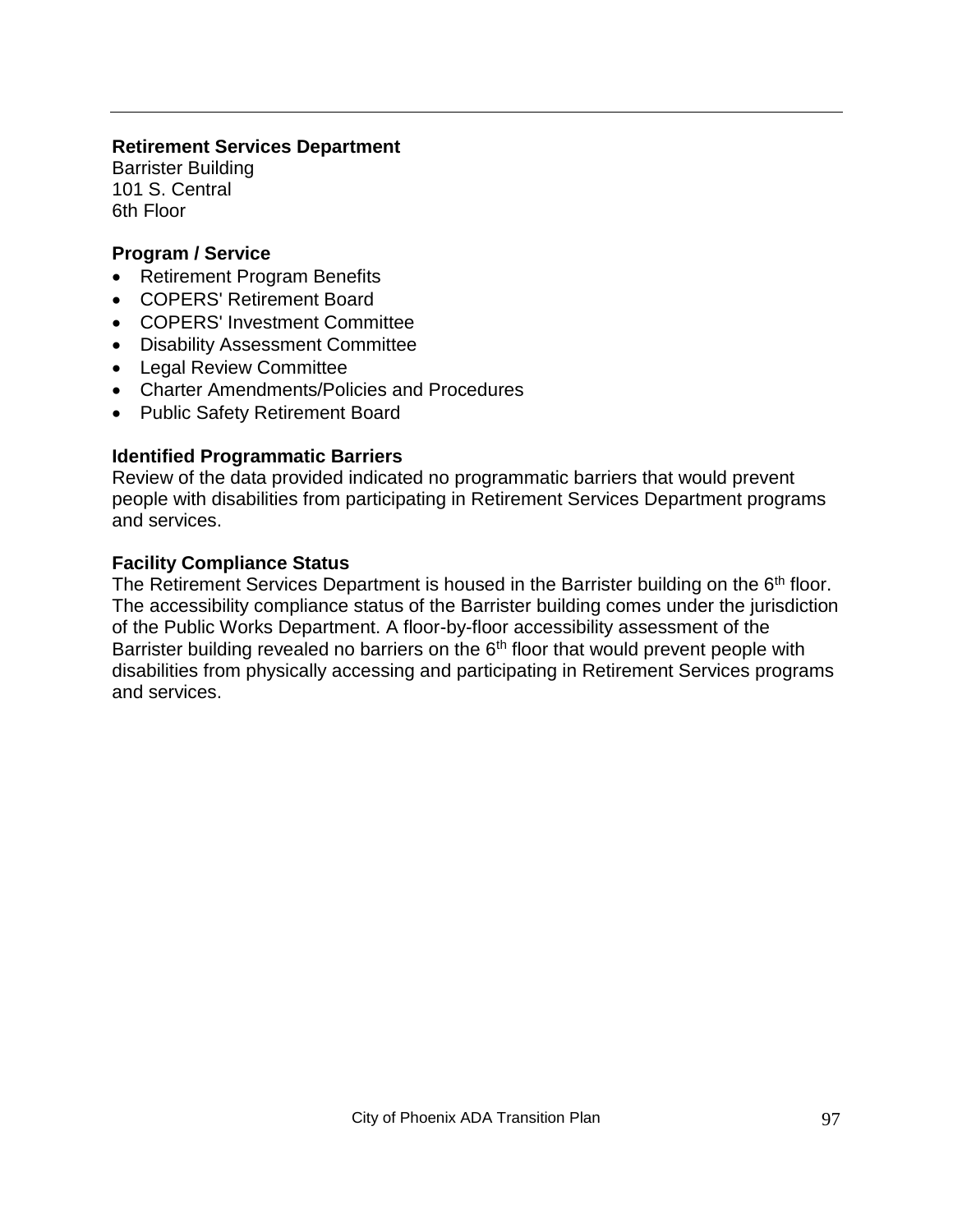**Retirement Services Department**
Barrister Building
101 S. Central
6th Floor

**Program / Service**

- Retirement Program Benefits
- COPERS' Retirement Board
- COPERS' Investment Committee
- Disability Assessment Committee
- Legal Review Committee
- Charter Amendments/Policies and Procedures
- Public Safety Retirement Board

**Identified Programmatic Barriers**
Review of the data provided indicated no programmatic barriers that would prevent people with disabilities from participating in Retirement Services Department programs and services.

**Facility Compliance Status**
The Retirement Services Department is housed in the Barrister building on the 6th floor. The accessibility compliance status of the Barrister building comes under the jurisdiction of the Public Works Department. A floor-by-floor accessibility assessment of the Barrister building revealed no barriers on the 6th floor that would prevent people with disabilities from physically accessing and participating in Retirement Services programs and services.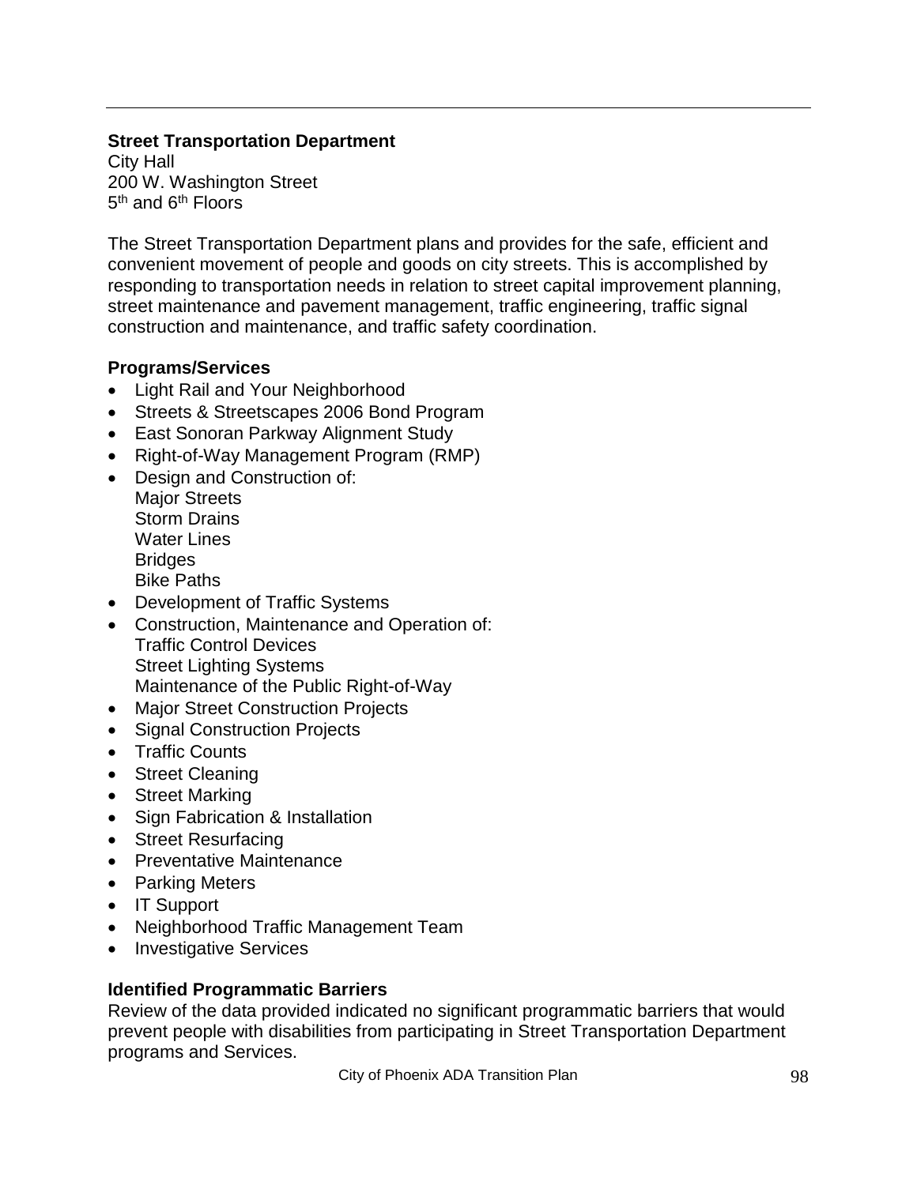**Street Transportation Department**
City Hall
200 W. Washington Street
5th and 6th Floors

The Street Transportation Department plans and provides for the safe, efficient and convenient movement of people and goods on city streets. This is accomplished by responding to transportation needs in relation to street capital improvement planning, street maintenance and pavement management, traffic engineering, traffic signal construction and maintenance, and traffic safety coordination.

**Programs/Services**

- Light Rail and Your Neighborhood
- Streets & Streetscapes 2006 Bond Program
- East Sonoran Parkway Alignment Study
- Right-of-Way Management Program (RMP)
- Design and Construction of:
  Major Streets
  Storm Drains
  Water Lines
  Bridges
  Bike Paths
- Development of Traffic Systems
- Construction, Maintenance and Operation of:
  Traffic Control Devices
  Street Lighting Systems
  Maintenance of the Public Right-of-Way
- Major Street Construction Projects
- Signal Construction Projects
- Traffic Counts
- Street Cleaning
- Street Marking
- Sign Fabrication & Installation
- Street Resurfacing
- Preventative Maintenance
- Parking Meters
- IT Support
- Neighborhood Traffic Management Team
- Investigative Services

**Identified Programmatic Barriers**
Review of the data provided indicated no significant programmatic barriers that would prevent people with disabilities from participating in Street Transportation Department programs and Services.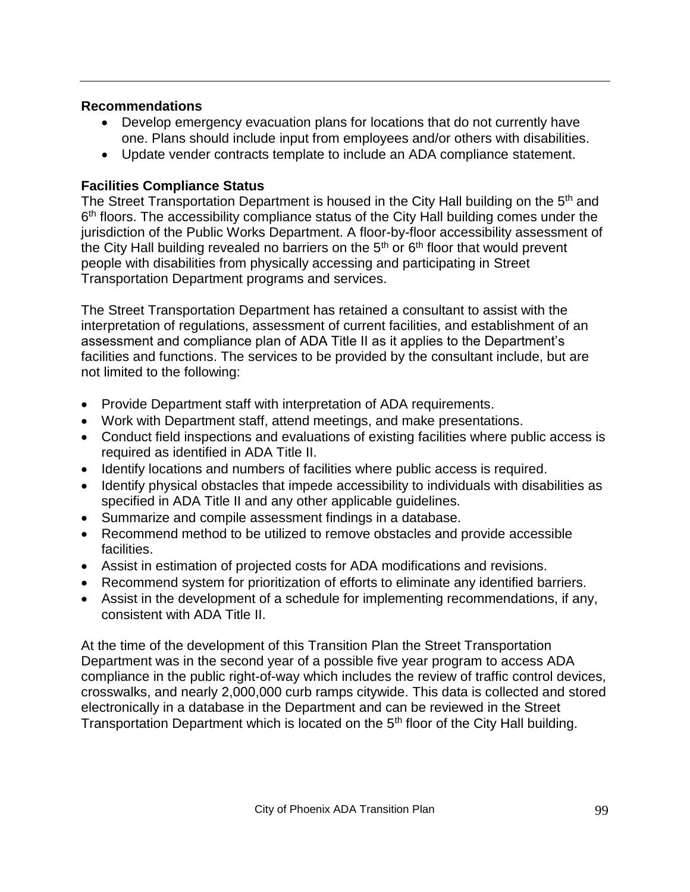### Recommendations

- Develop emergency evacuation plans for locations that do not currently have one. Plans should include input from employees and/or others with disabilities.
- Update vender contracts template to include an ADA compliance statement.

### Facilities Compliance Status

The Street Transportation Department is housed in the City Hall building on the 5th and 6th floors. The accessibility compliance status of the City Hall building comes under the jurisdiction of the Public Works Department. A floor-by-floor accessibility assessment of the City Hall building revealed no barriers on the 5th or 6th floor that would prevent people with disabilities from physically accessing and participating in Street Transportation Department programs and services.

The Street Transportation Department has retained a consultant to assist with the interpretation of regulations, assessment of current facilities, and establishment of an assessment and compliance plan of ADA Title II as it applies to the Department's facilities and functions. The services to be provided by the consultant include, but are not limited to the following:

- Provide Department staff with interpretation of ADA requirements.
- Work with Department staff, attend meetings, and make presentations.
- Conduct field inspections and evaluations of existing facilities where public access is required as identified in ADA Title II.
- Identify locations and numbers of facilities where public access is required.
- Identify physical obstacles that impede accessibility to individuals with disabilities as specified in ADA Title II and any other applicable guidelines.
- Summarize and compile assessment findings in a database.
- Recommend method to be utilized to remove obstacles and provide accessible facilities.
- Assist in estimation of projected costs for ADA modifications and revisions.
- Recommend system for prioritization of efforts to eliminate any identified barriers.
- Assist in the development of a schedule for implementing recommendations, if any, consistent with ADA Title II.

At the time of the development of this Transition Plan the Street Transportation Department was in the second year of a possible five year program to access ADA compliance in the public right-of-way which includes the review of traffic control devices, crosswalks, and nearly 2,000,000 curb ramps citywide. This data is collected and stored electronically in a database in the Department and can be reviewed in the Street Transportation Department which is located on the 5th floor of the City Hall building.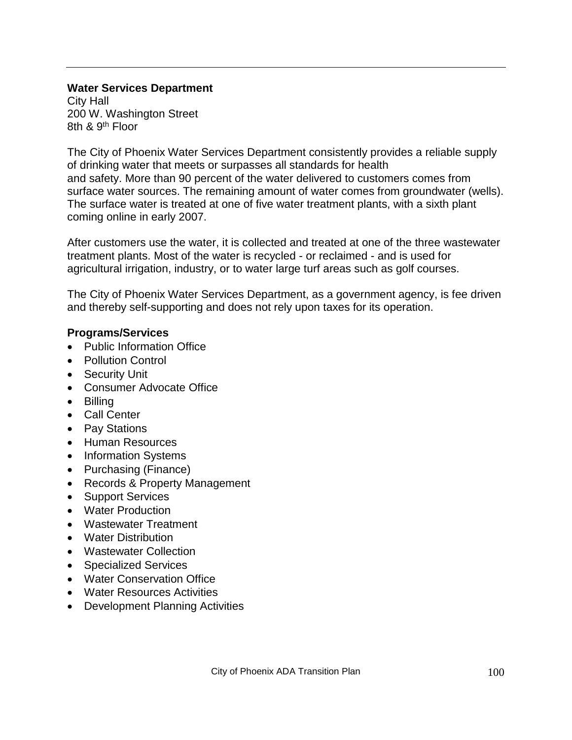**Water Services Department**
City Hall
200 W. Washington Street
8th & 9th Floor

The City of Phoenix Water Services Department consistently provides a reliable supply of drinking water that meets or surpasses all standards for health and safety. More than 90 percent of the water delivered to customers comes from surface water sources. The remaining amount of water comes from groundwater (wells). The surface water is treated at one of five water treatment plants, with a sixth plant coming online in early 2007.

After customers use the water, it is collected and treated at one of the three wastewater treatment plants. Most of the water is recycled - or reclaimed - and is used for agricultural irrigation, industry, or to water large turf areas such as golf courses.

The City of Phoenix Water Services Department, as a government agency, is fee driven and thereby self-supporting and does not rely upon taxes for its operation.

**Programs/Services**

- Public Information Office
- Pollution Control
- Security Unit
- Consumer Advocate Office
- Billing
- Call Center
- Pay Stations
- Human Resources
- Information Systems
- Purchasing (Finance)
- Records & Property Management
- Support Services
- Water Production
- Wastewater Treatment
- Water Distribution
- Wastewater Collection
- Specialized Services
- Water Conservation Office
- Water Resources Activities
- Development Planning Activities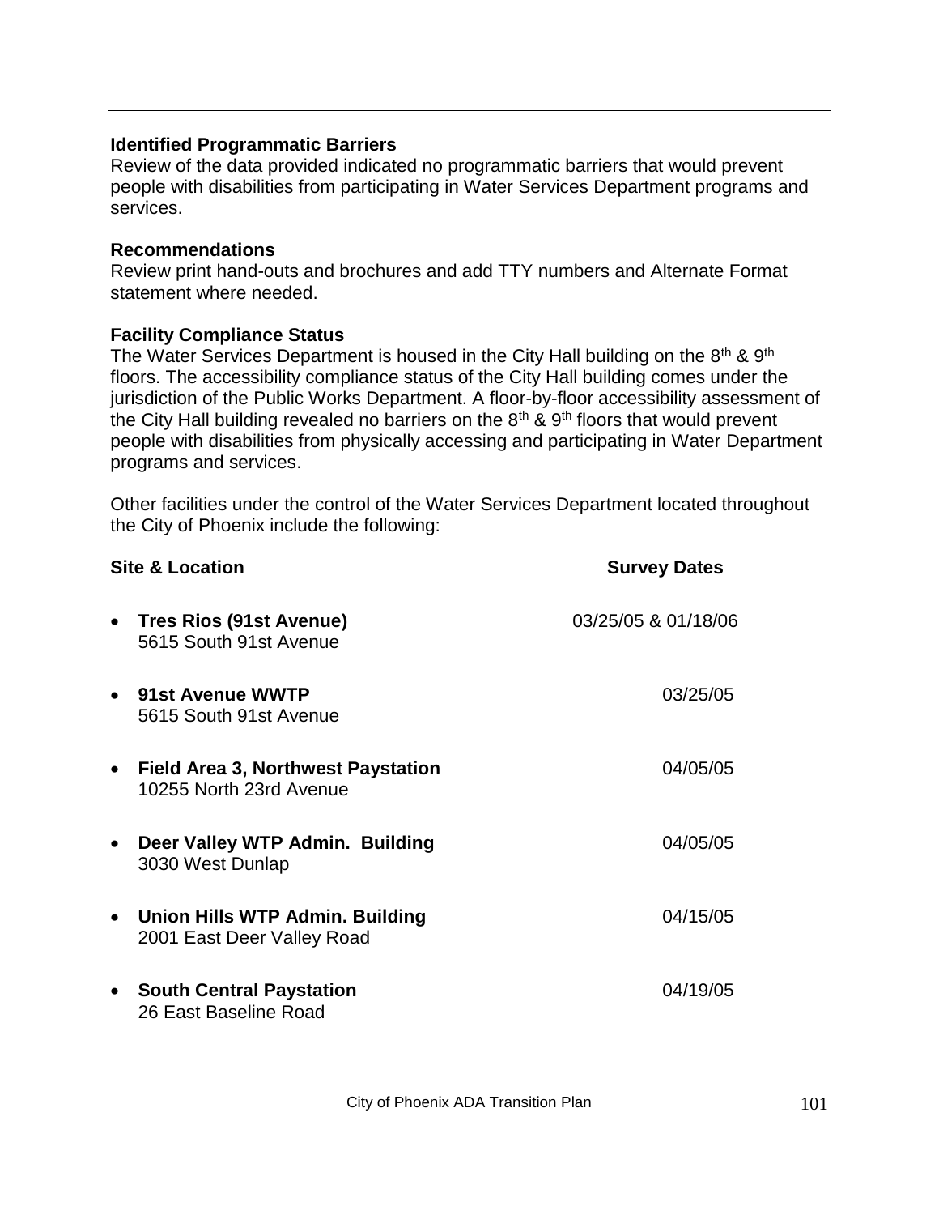**Identified Programmatic Barriers**

Review of the data provided indicated no programmatic barriers that would prevent people with disabilities from participating in Water Services Department programs and services.

**Recommendations**

Review print hand-outs and brochures and add TTY numbers and Alternate Format statement where needed.

**Facility Compliance Status**

The Water Services Department is housed in the City Hall building on the 8th & 9th floors. The accessibility compliance status of the City Hall building comes under the jurisdiction of the Public Works Department. A floor-by-floor accessibility assessment of the City Hall building revealed no barriers on the 8th & 9th floors that would prevent people with disabilities from physically accessing and participating in Water Department programs and services.

Other facilities under the control of the Water Services Department located throughout the City of Phoenix include the following:

| Site & Location | Survey Dates |
|---|---|
| • **Tres Rios (91st Avenue)**<br>5615 South 91st Avenue | 03/25/05 & 01/18/06 |
| • **91st Avenue WWTP**<br>5615 South 91st Avenue | 03/25/05 |
| • **Field Area 3, Northwest Paystation**<br>10255 North 23rd Avenue | 04/05/05 |
| • **Deer Valley WTP Admin. Building**<br>3030 West Dunlap | 04/05/05 |
| • **Union Hills WTP Admin. Building**<br>2001 East Deer Valley Road | 04/15/05 |
| • **South Central Paystation**<br>26 East Baseline Road | 04/19/05 |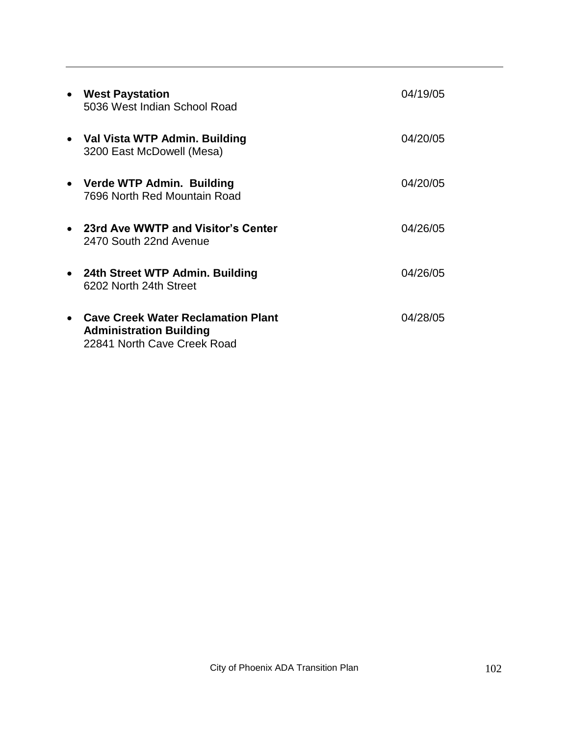- **West Paystation** 04/19/05
  5036 West Indian School Road

- **Val Vista WTP Admin. Building** 04/20/05
  3200 East McDowell (Mesa)

- **Verde WTP Admin. Building** 04/20/05
  7696 North Red Mountain Road

- **23rd Ave WWTP and Visitor's Center** 04/26/05
  2470 South 22nd Avenue

- **24th Street WTP Admin. Building** 04/26/05
  6202 North 24th Street

- **Cave Creek Water Reclamation Plant Administration Building** 04/28/05
  22841 North Cave Creek Road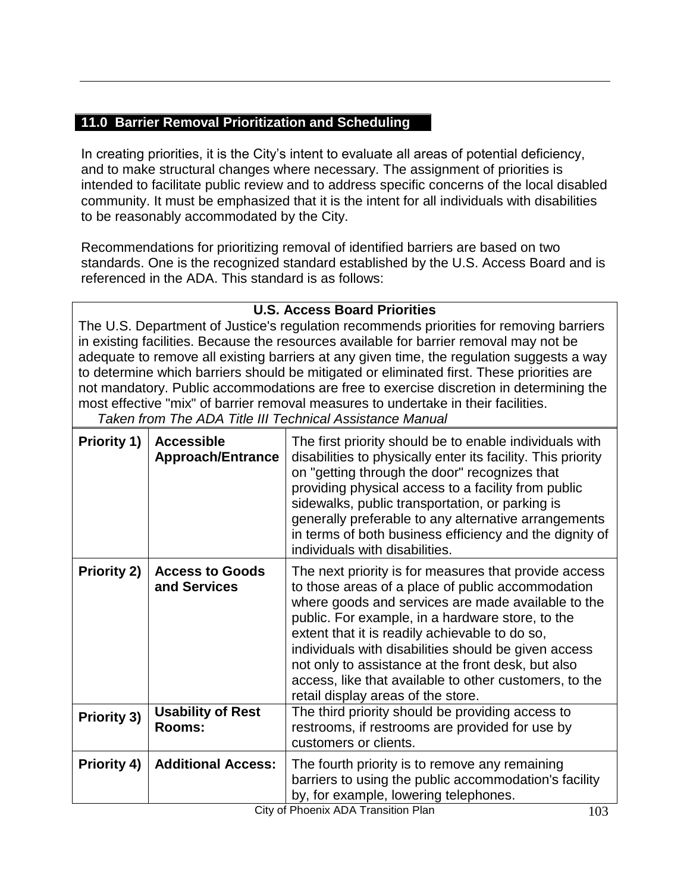## 11.0 Barrier Removal Prioritization and Scheduling

In creating priorities, it is the City's intent to evaluate all areas of potential deficiency, and to make structural changes where necessary. The assignment of priorities is intended to facilitate public review and to address specific concerns of the local disabled community. It must be emphasized that it is the intent for all individuals with disabilities to be reasonably accommodated by the City.

Recommendations for prioritizing removal of identified barriers are based on two standards. One is the recognized standard established by the U.S. Access Board and is referenced in the ADA. This standard is as follows:

**U.S. Access Board Priorities**

The U.S. Department of Justice's regulation recommends priorities for removing barriers in existing facilities. Because the resources available for barrier removal may not be adequate to remove all existing barriers at any given time, the regulation suggests a way to determine which barriers should be mitigated or eliminated first. These priorities are not mandatory. Public accommodations are free to exercise discretion in determining the most effective "mix" of barrier removal measures to undertake in their facilities.

*Taken from The ADA Title III Technical Assistance Manual*

| | | |
|---|---|---|
| **Priority 1)** | **Accessible Approach/Entrance** | The first priority should be to enable individuals with disabilities to physically enter its facility. This priority on "getting through the door" recognizes that providing physical access to a facility from public sidewalks, public transportation, or parking is generally preferable to any alternative arrangements in terms of both business efficiency and the dignity of individuals with disabilities. |
| **Priority 2)** | **Access to Goods and Services** | The next priority is for measures that provide access to those areas of a place of public accommodation where goods and services are made available to the public. For example, in a hardware store, to the extent that it is readily achievable to do so, individuals with disabilities should be given access not only to assistance at the front desk, but also access, like that available to other customers, to the retail display areas of the store. |
| **Priority 3)** | **Usability of Rest Rooms:** | The third priority should be providing access to restrooms, if restrooms are provided for use by customers or clients. |
| **Priority 4)** | **Additional Access:** | The fourth priority is to remove any remaining barriers to using the public accommodation's facility by, for example, lowering telephones. |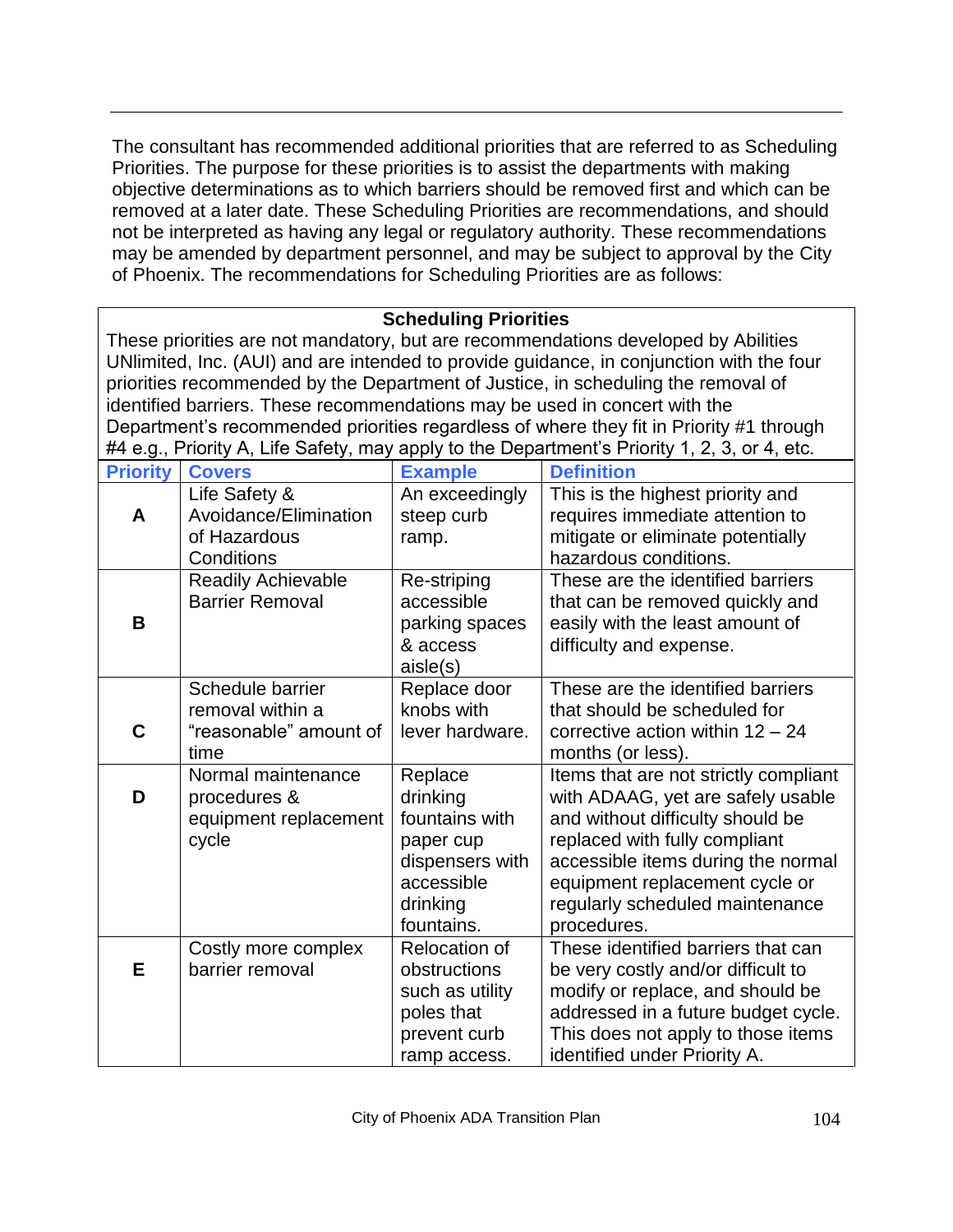The consultant has recommended additional priorities that are referred to as Scheduling Priorities. The purpose for these priorities is to assist the departments with making objective determinations as to which barriers should be removed first and which can be removed at a later date. These Scheduling Priorities are recommendations, and should not be interpreted as having any legal or regulatory authority. These recommendations may be amended by department personnel, and may be subject to approval by the City of Phoenix. The recommendations for Scheduling Priorities are as follows:

**Scheduling Priorities**

These priorities are not mandatory, but are recommendations developed by Abilities UNlimited, Inc. (AUI) and are intended to provide guidance, in conjunction with the four priorities recommended by the Department of Justice, in scheduling the removal of identified barriers. These recommendations may be used in concert with the Department's recommended priorities regardless of where they fit in Priority #1 through #4 e.g., Priority A, Life Safety, may apply to the Department's Priority 1, 2, 3, or 4, etc.

| Priority | Covers | Example | Definition |
|---|---|---|---|
| **A** | Life Safety & Avoidance/Elimination of Hazardous Conditions | An exceedingly steep curb ramp. | This is the highest priority and requires immediate attention to mitigate or eliminate potentially hazardous conditions. |
| **B** | Readily Achievable Barrier Removal | Re-striping accessible parking spaces & access aisle(s) | These are the identified barriers that can be removed quickly and easily with the least amount of difficulty and expense. |
| **C** | Schedule barrier removal within a "reasonable" amount of time | Replace door knobs with lever hardware. | These are the identified barriers that should be scheduled for corrective action within 12 – 24 months (or less). |
| **D** | Normal maintenance procedures & equipment replacement cycle | Replace drinking fountains with paper cup dispensers with accessible drinking fountains. | Items that are not strictly compliant with ADAAG, yet are safely usable and without difficulty should be replaced with fully compliant accessible items during the normal equipment replacement cycle or regularly scheduled maintenance procedures. |
| **E** | Costly more complex barrier removal | Relocation of obstructions such as utility poles that prevent curb ramp access. | These identified barriers that can be very costly and/or difficult to modify or replace, and should be addressed in a future budget cycle. This does not apply to those items identified under Priority A. |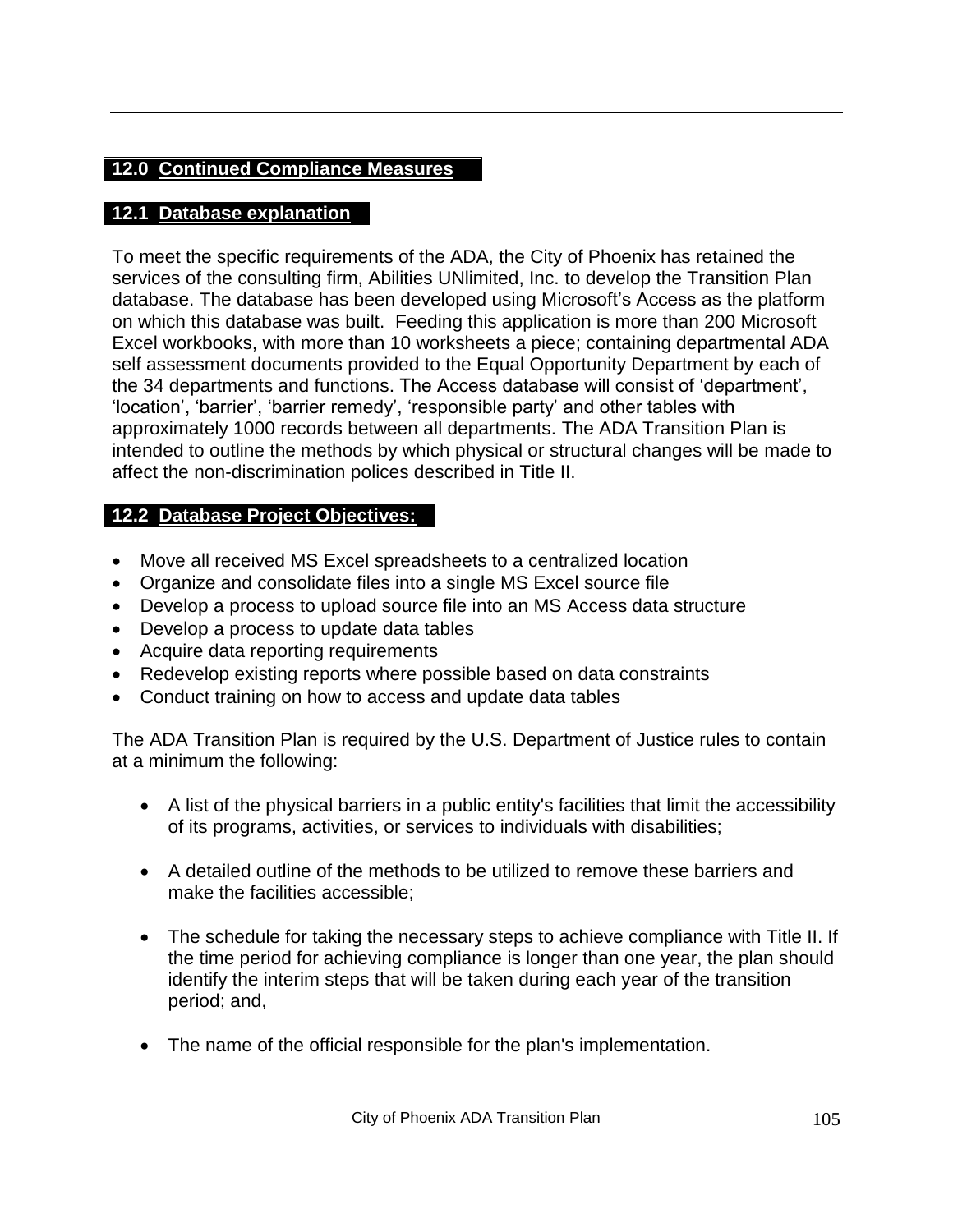## 12.0 Continued Compliance Measures

### 12.1 Database explanation

To meet the specific requirements of the ADA, the City of Phoenix has retained the services of the consulting firm, Abilities UNlimited, Inc. to develop the Transition Plan database. The database has been developed using Microsoft's Access as the platform on which this database was built. Feeding this application is more than 200 Microsoft Excel workbooks, with more than 10 worksheets a piece; containing departmental ADA self assessment documents provided to the Equal Opportunity Department by each of the 34 departments and functions. The Access database will consist of 'department', 'location', 'barrier', 'barrier remedy', 'responsible party' and other tables with approximately 1000 records between all departments. The ADA Transition Plan is intended to outline the methods by which physical or structural changes will be made to affect the non-discrimination polices described in Title II.

### 12.2 Database Project Objectives:

- Move all received MS Excel spreadsheets to a centralized location
- Organize and consolidate files into a single MS Excel source file
- Develop a process to upload source file into an MS Access data structure
- Develop a process to update data tables
- Acquire data reporting requirements
- Redevelop existing reports where possible based on data constraints
- Conduct training on how to access and update data tables

The ADA Transition Plan is required by the U.S. Department of Justice rules to contain at a minimum the following:

- A list of the physical barriers in a public entity's facilities that limit the accessibility of its programs, activities, or services to individuals with disabilities;

- A detailed outline of the methods to be utilized to remove these barriers and make the facilities accessible;

- The schedule for taking the necessary steps to achieve compliance with Title II. If the time period for achieving compliance is longer than one year, the plan should identify the interim steps that will be taken during each year of the transition period; and,

- The name of the official responsible for the plan's implementation.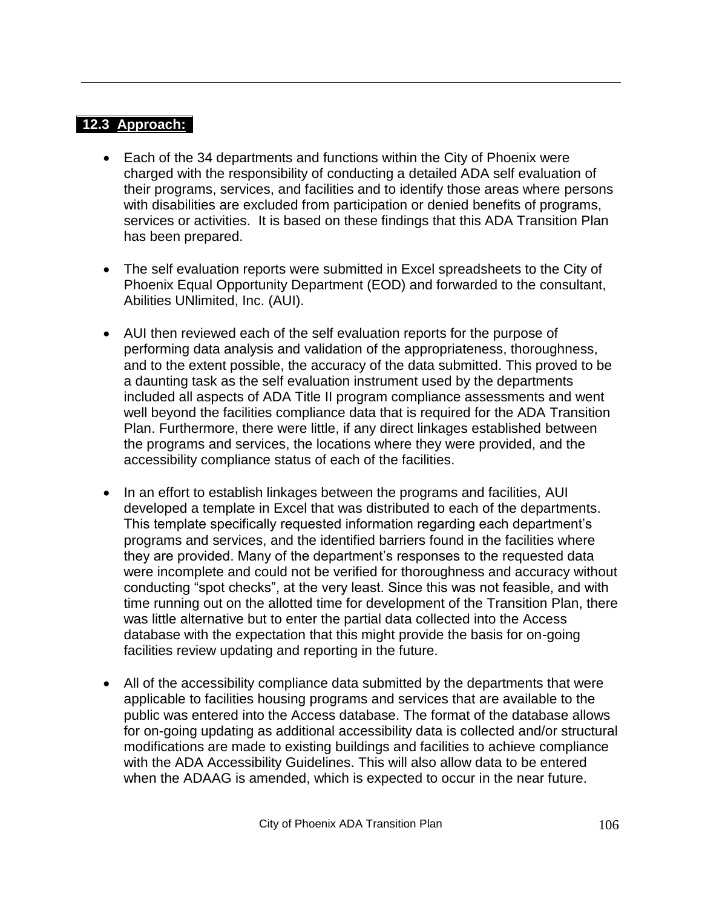## 12.3 Approach:

- Each of the 34 departments and functions within the City of Phoenix were charged with the responsibility of conducting a detailed ADA self evaluation of their programs, services, and facilities and to identify those areas where persons with disabilities are excluded from participation or denied benefits of programs, services or activities. It is based on these findings that this ADA Transition Plan has been prepared.

- The self evaluation reports were submitted in Excel spreadsheets to the City of Phoenix Equal Opportunity Department (EOD) and forwarded to the consultant, Abilities UNlimited, Inc. (AUI).

- AUI then reviewed each of the self evaluation reports for the purpose of performing data analysis and validation of the appropriateness, thoroughness, and to the extent possible, the accuracy of the data submitted. This proved to be a daunting task as the self evaluation instrument used by the departments included all aspects of ADA Title II program compliance assessments and went well beyond the facilities compliance data that is required for the ADA Transition Plan. Furthermore, there were little, if any direct linkages established between the programs and services, the locations where they were provided, and the accessibility compliance status of each of the facilities.

- In an effort to establish linkages between the programs and facilities, AUI developed a template in Excel that was distributed to each of the departments. This template specifically requested information regarding each department's programs and services, and the identified barriers found in the facilities where they are provided. Many of the department's responses to the requested data were incomplete and could not be verified for thoroughness and accuracy without conducting "spot checks", at the very least. Since this was not feasible, and with time running out on the allotted time for development of the Transition Plan, there was little alternative but to enter the partial data collected into the Access database with the expectation that this might provide the basis for on-going facilities review updating and reporting in the future.

- All of the accessibility compliance data submitted by the departments that were applicable to facilities housing programs and services that are available to the public was entered into the Access database. The format of the database allows for on-going updating as additional accessibility data is collected and/or structural modifications are made to existing buildings and facilities to achieve compliance with the ADA Accessibility Guidelines. This will also allow data to be entered when the ADAAG is amended, which is expected to occur in the near future.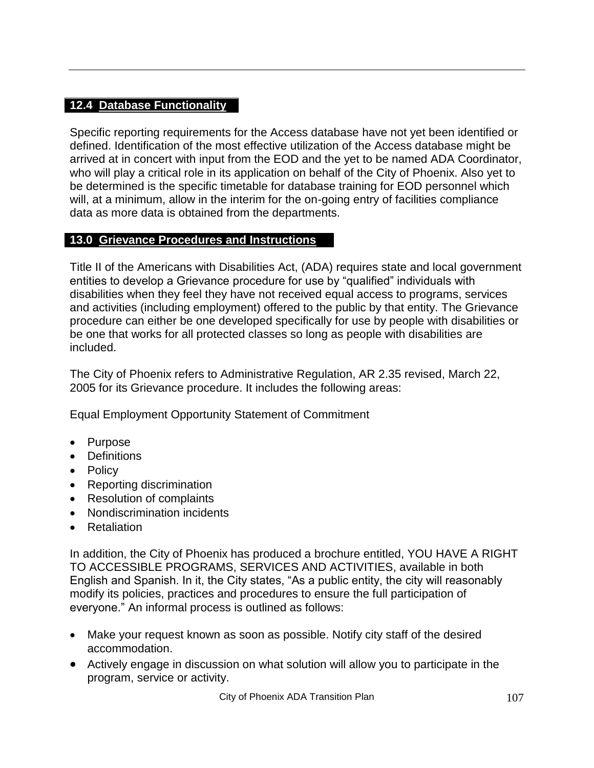## 12.4 Database Functionality

Specific reporting requirements for the Access database have not yet been identified or defined. Identification of the most effective utilization of the Access database might be arrived at in concert with input from the EOD and the yet to be named ADA Coordinator, who will play a critical role in its application on behalf of the City of Phoenix. Also yet to be determined is the specific timetable for database training for EOD personnel which will, at a minimum, allow in the interim for the on-going entry of facilities compliance data as more data is obtained from the departments.

## 13.0 Grievance Procedures and Instructions

Title II of the Americans with Disabilities Act, (ADA) requires state and local government entities to develop a Grievance procedure for use by "qualified" individuals with disabilities when they feel they have not received equal access to programs, services and activities (including employment) offered to the public by that entity. The Grievance procedure can either be one developed specifically for use by people with disabilities or be one that works for all protected classes so long as people with disabilities are included.

The City of Phoenix refers to Administrative Regulation, AR 2.35 revised, March 22, 2005 for its Grievance procedure. It includes the following areas:

Equal Employment Opportunity Statement of Commitment

- Purpose
- Definitions
- Policy
- Reporting discrimination
- Resolution of complaints
- Nondiscrimination incidents
- Retaliation

In addition, the City of Phoenix has produced a brochure entitled, YOU HAVE A RIGHT TO ACCESSIBLE PROGRAMS, SERVICES AND ACTIVITIES, available in both English and Spanish. In it, the City states, "As a public entity, the city will reasonably modify its policies, practices and procedures to ensure the full participation of everyone." An informal process is outlined as follows:

- Make your request known as soon as possible. Notify city staff of the desired accommodation.
- Actively engage in discussion on what solution will allow you to participate in the program, service or activity.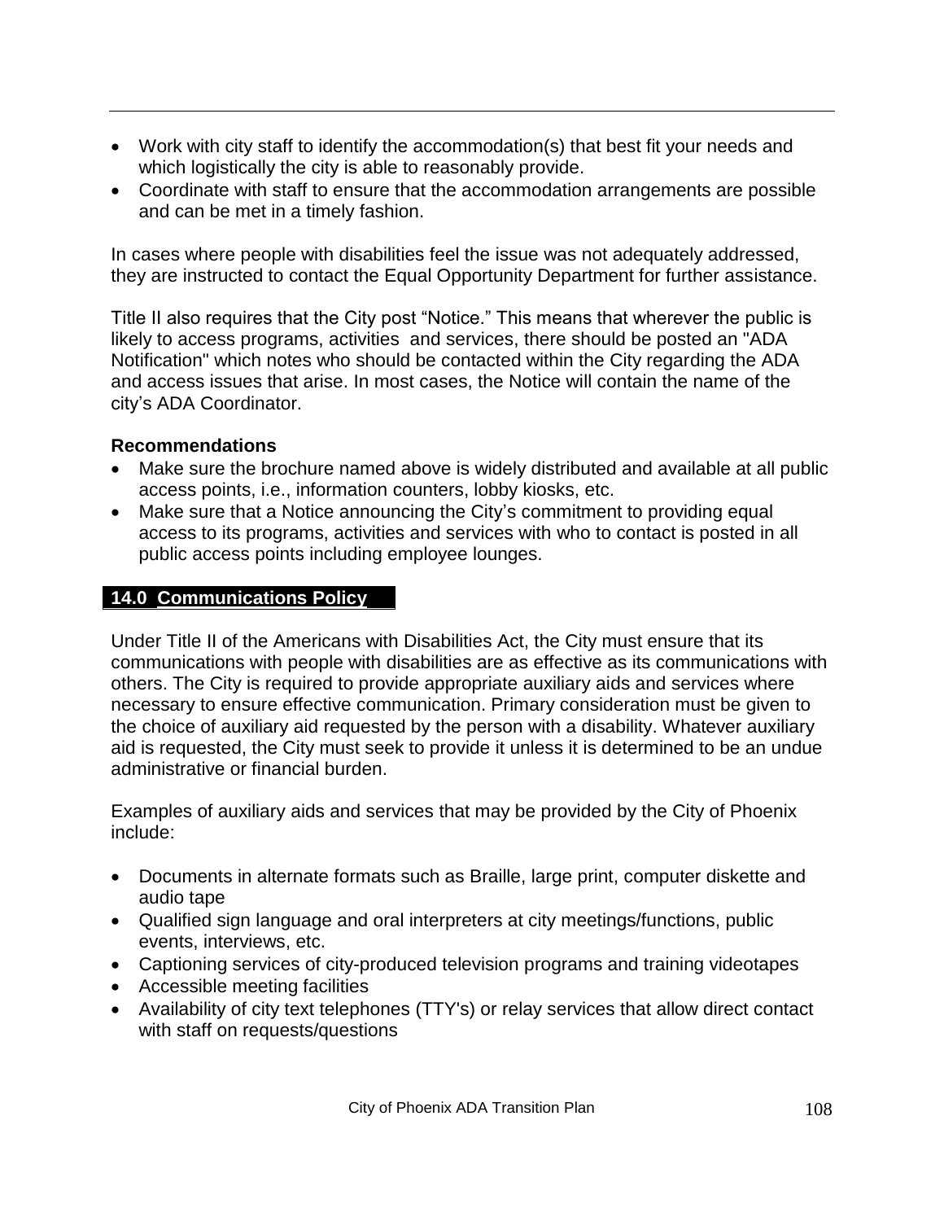- Work with city staff to identify the accommodation(s) that best fit your needs and which logistically the city is able to reasonably provide.
- Coordinate with staff to ensure that the accommodation arrangements are possible and can be met in a timely fashion.

In cases where people with disabilities feel the issue was not adequately addressed, they are instructed to contact the Equal Opportunity Department for further assistance.

Title II also requires that the City post "Notice." This means that wherever the public is likely to access programs, activities and services, there should be posted an "ADA Notification" which notes who should be contacted within the City regarding the ADA and access issues that arise. In most cases, the Notice will contain the name of the city's ADA Coordinator.

**Recommendations**

- Make sure the brochure named above is widely distributed and available at all public access points, i.e., information counters, lobby kiosks, etc.
- Make sure that a Notice announcing the City's commitment to providing equal access to its programs, activities and services with who to contact is posted in all public access points including employee lounges.

## 14.0 Communications Policy

Under Title II of the Americans with Disabilities Act, the City must ensure that its communications with people with disabilities are as effective as its communications with others. The City is required to provide appropriate auxiliary aids and services where necessary to ensure effective communication. Primary consideration must be given to the choice of auxiliary aid requested by the person with a disability. Whatever auxiliary aid is requested, the City must seek to provide it unless it is determined to be an undue administrative or financial burden.

Examples of auxiliary aids and services that may be provided by the City of Phoenix include:

- Documents in alternate formats such as Braille, large print, computer diskette and audio tape
- Qualified sign language and oral interpreters at city meetings/functions, public events, interviews, etc.
- Captioning services of city-produced television programs and training videotapes
- Accessible meeting facilities
- Availability of city text telephones (TTY's) or relay services that allow direct contact with staff on requests/questions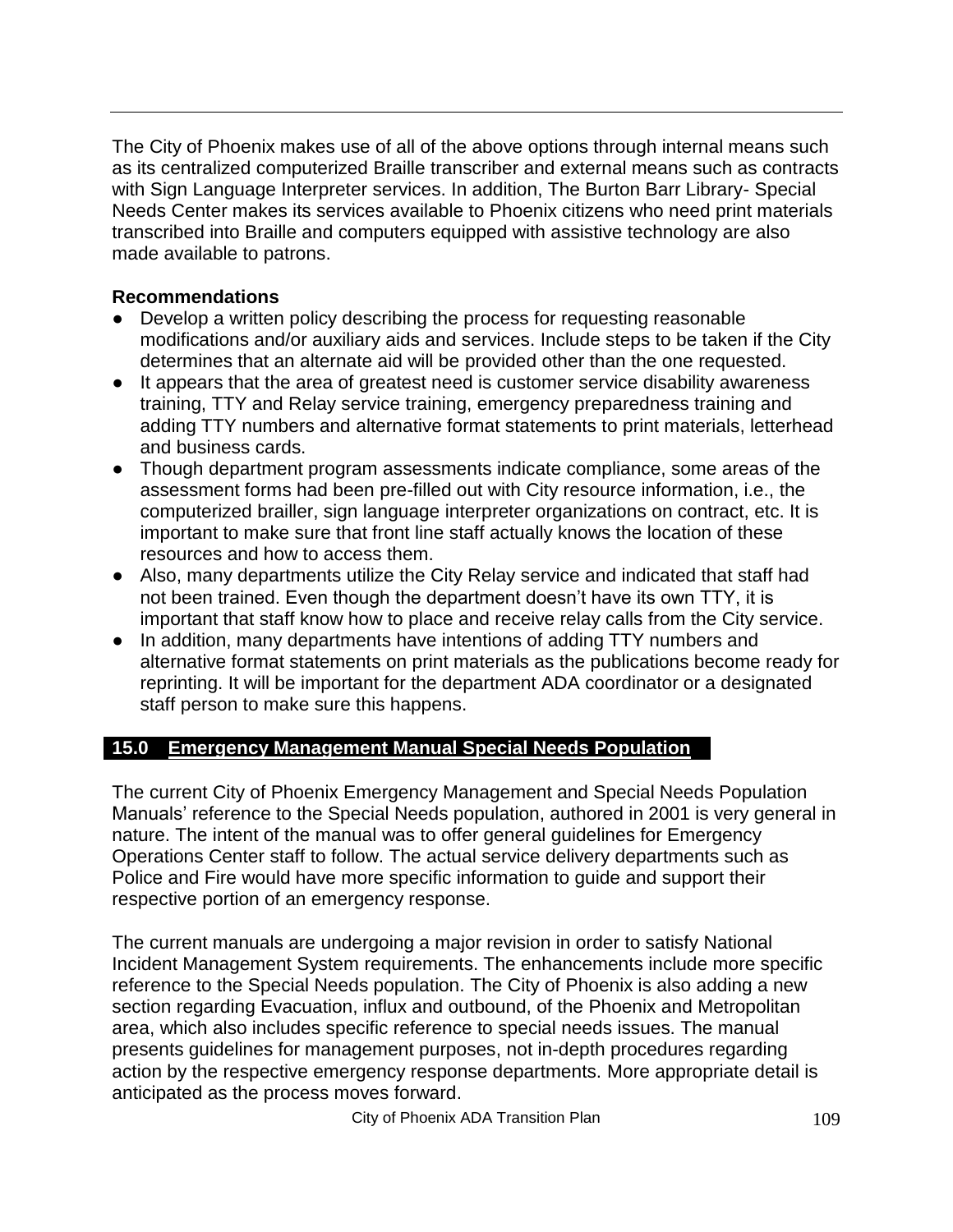The City of Phoenix makes use of all of the above options through internal means such as its centralized computerized Braille transcriber and external means such as contracts with Sign Language Interpreter services. In addition, The Burton Barr Library- Special Needs Center makes its services available to Phoenix citizens who need print materials transcribed into Braille and computers equipped with assistive technology are also made available to patrons.

**Recommendations**

- Develop a written policy describing the process for requesting reasonable modifications and/or auxiliary aids and services. Include steps to be taken if the City determines that an alternate aid will be provided other than the one requested.
- It appears that the area of greatest need is customer service disability awareness training, TTY and Relay service training, emergency preparedness training and adding TTY numbers and alternative format statements to print materials, letterhead and business cards.
- Though department program assessments indicate compliance, some areas of the assessment forms had been pre-filled out with City resource information, i.e., the computerized brailler, sign language interpreter organizations on contract, etc. It is important to make sure that front line staff actually knows the location of these resources and how to access them.
- Also, many departments utilize the City Relay service and indicated that staff had not been trained. Even though the department doesn't have its own TTY, it is important that staff know how to place and receive relay calls from the City service.
- In addition, many departments have intentions of adding TTY numbers and alternative format statements on print materials as the publications become ready for reprinting. It will be important for the department ADA coordinator or a designated staff person to make sure this happens.

## 15.0 Emergency Management Manual Special Needs Population

The current City of Phoenix Emergency Management and Special Needs Population Manuals' reference to the Special Needs population, authored in 2001 is very general in nature. The intent of the manual was to offer general guidelines for Emergency Operations Center staff to follow. The actual service delivery departments such as Police and Fire would have more specific information to guide and support their respective portion of an emergency response.

The current manuals are undergoing a major revision in order to satisfy National Incident Management System requirements. The enhancements include more specific reference to the Special Needs population. The City of Phoenix is also adding a new section regarding Evacuation, influx and outbound, of the Phoenix and Metropolitan area, which also includes specific reference to special needs issues. The manual presents guidelines for management purposes, not in-depth procedures regarding action by the respective emergency response departments. More appropriate detail is anticipated as the process moves forward.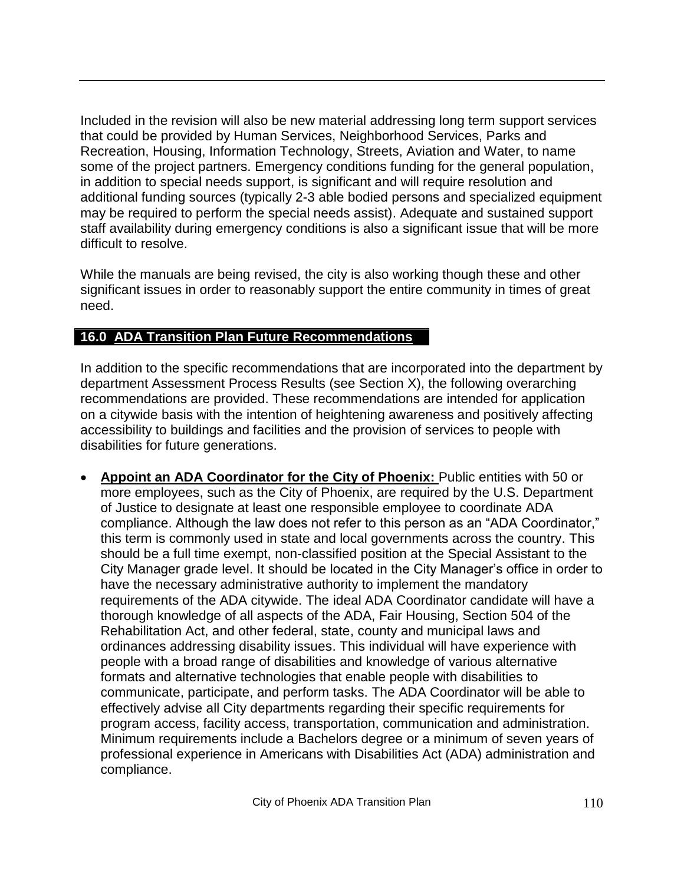Included in the revision will also be new material addressing long term support services that could be provided by Human Services, Neighborhood Services, Parks and Recreation, Housing, Information Technology, Streets, Aviation and Water, to name some of the project partners. Emergency conditions funding for the general population, in addition to special needs support, is significant and will require resolution and additional funding sources (typically 2-3 able bodied persons and specialized equipment may be required to perform the special needs assist). Adequate and sustained support staff availability during emergency conditions is also a significant issue that will be more difficult to resolve.

While the manuals are being revised, the city is also working though these and other significant issues in order to reasonably support the entire community in times of great need.

## 16.0 ADA Transition Plan Future Recommendations

In addition to the specific recommendations that are incorporated into the department by department Assessment Process Results (see Section X), the following overarching recommendations are provided. These recommendations are intended for application on a citywide basis with the intention of heightening awareness and positively affecting accessibility to buildings and facilities and the provision of services to people with disabilities for future generations.

- **Appoint an ADA Coordinator for the City of Phoenix:** Public entities with 50 or more employees, such as the City of Phoenix, are required by the U.S. Department of Justice to designate at least one responsible employee to coordinate ADA compliance. Although the law does not refer to this person as an "ADA Coordinator," this term is commonly used in state and local governments across the country. This should be a full time exempt, non-classified position at the Special Assistant to the City Manager grade level. It should be located in the City Manager's office in order to have the necessary administrative authority to implement the mandatory requirements of the ADA citywide. The ideal ADA Coordinator candidate will have a thorough knowledge of all aspects of the ADA, Fair Housing, Section 504 of the Rehabilitation Act, and other federal, state, county and municipal laws and ordinances addressing disability issues. This individual will have experience with people with a broad range of disabilities and knowledge of various alternative formats and alternative technologies that enable people with disabilities to communicate, participate, and perform tasks. The ADA Coordinator will be able to effectively advise all City departments regarding their specific requirements for program access, facility access, transportation, communication and administration. Minimum requirements include a Bachelors degree or a minimum of seven years of professional experience in Americans with Disabilities Act (ADA) administration and compliance.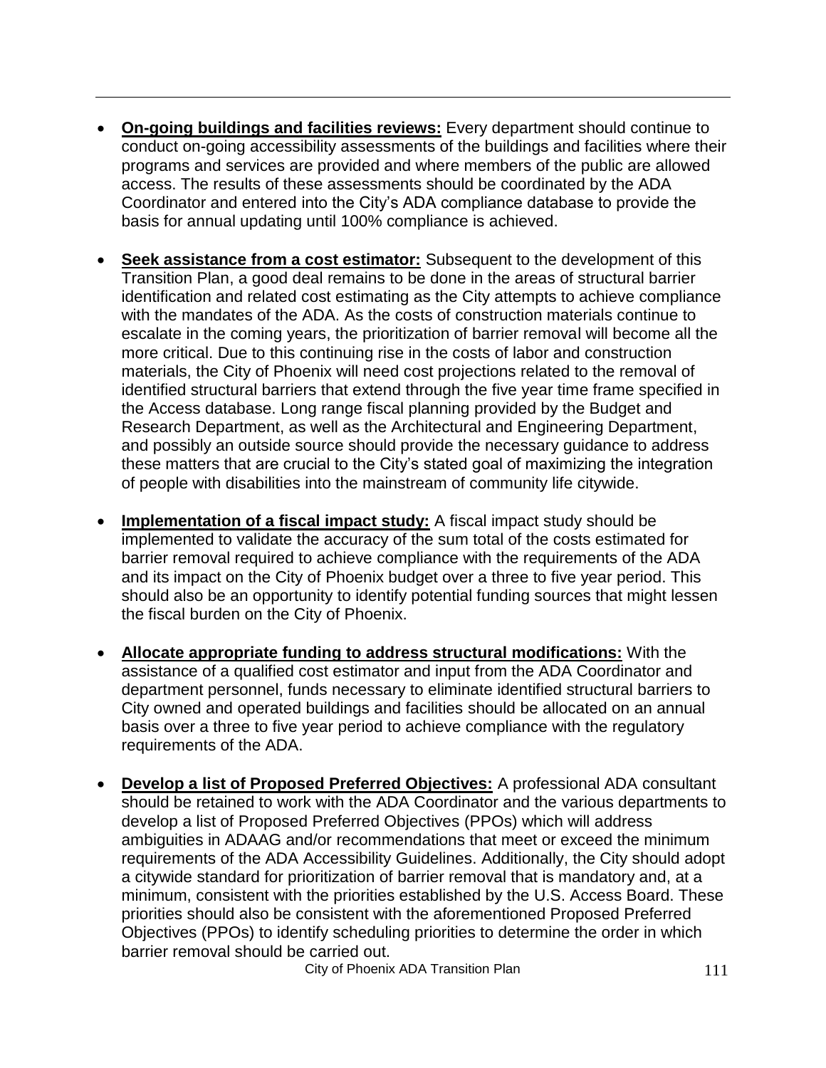- **On-going buildings and facilities reviews:** Every department should continue to conduct on-going accessibility assessments of the buildings and facilities where their programs and services are provided and where members of the public are allowed access. The results of these assessments should be coordinated by the ADA Coordinator and entered into the City's ADA compliance database to provide the basis for annual updating until 100% compliance is achieved.

- **Seek assistance from a cost estimator:** Subsequent to the development of this Transition Plan, a good deal remains to be done in the areas of structural barrier identification and related cost estimating as the City attempts to achieve compliance with the mandates of the ADA. As the costs of construction materials continue to escalate in the coming years, the prioritization of barrier removal will become all the more critical. Due to this continuing rise in the costs of labor and construction materials, the City of Phoenix will need cost projections related to the removal of identified structural barriers that extend through the five year time frame specified in the Access database. Long range fiscal planning provided by the Budget and Research Department, as well as the Architectural and Engineering Department, and possibly an outside source should provide the necessary guidance to address these matters that are crucial to the City's stated goal of maximizing the integration of people with disabilities into the mainstream of community life citywide.

- **Implementation of a fiscal impact study:** A fiscal impact study should be implemented to validate the accuracy of the sum total of the costs estimated for barrier removal required to achieve compliance with the requirements of the ADA and its impact on the City of Phoenix budget over a three to five year period. This should also be an opportunity to identify potential funding sources that might lessen the fiscal burden on the City of Phoenix.

- **Allocate appropriate funding to address structural modifications:** With the assistance of a qualified cost estimator and input from the ADA Coordinator and department personnel, funds necessary to eliminate identified structural barriers to City owned and operated buildings and facilities should be allocated on an annual basis over a three to five year period to achieve compliance with the regulatory requirements of the ADA.

- **Develop a list of Proposed Preferred Objectives:** A professional ADA consultant should be retained to work with the ADA Coordinator and the various departments to develop a list of Proposed Preferred Objectives (PPOs) which will address ambiguities in ADAAG and/or recommendations that meet or exceed the minimum requirements of the ADA Accessibility Guidelines. Additionally, the City should adopt a citywide standard for prioritization of barrier removal that is mandatory and, at a minimum, consistent with the priorities established by the U.S. Access Board. These priorities should also be consistent with the aforementioned Proposed Preferred Objectives (PPOs) to identify scheduling priorities to determine the order in which barrier removal should be carried out.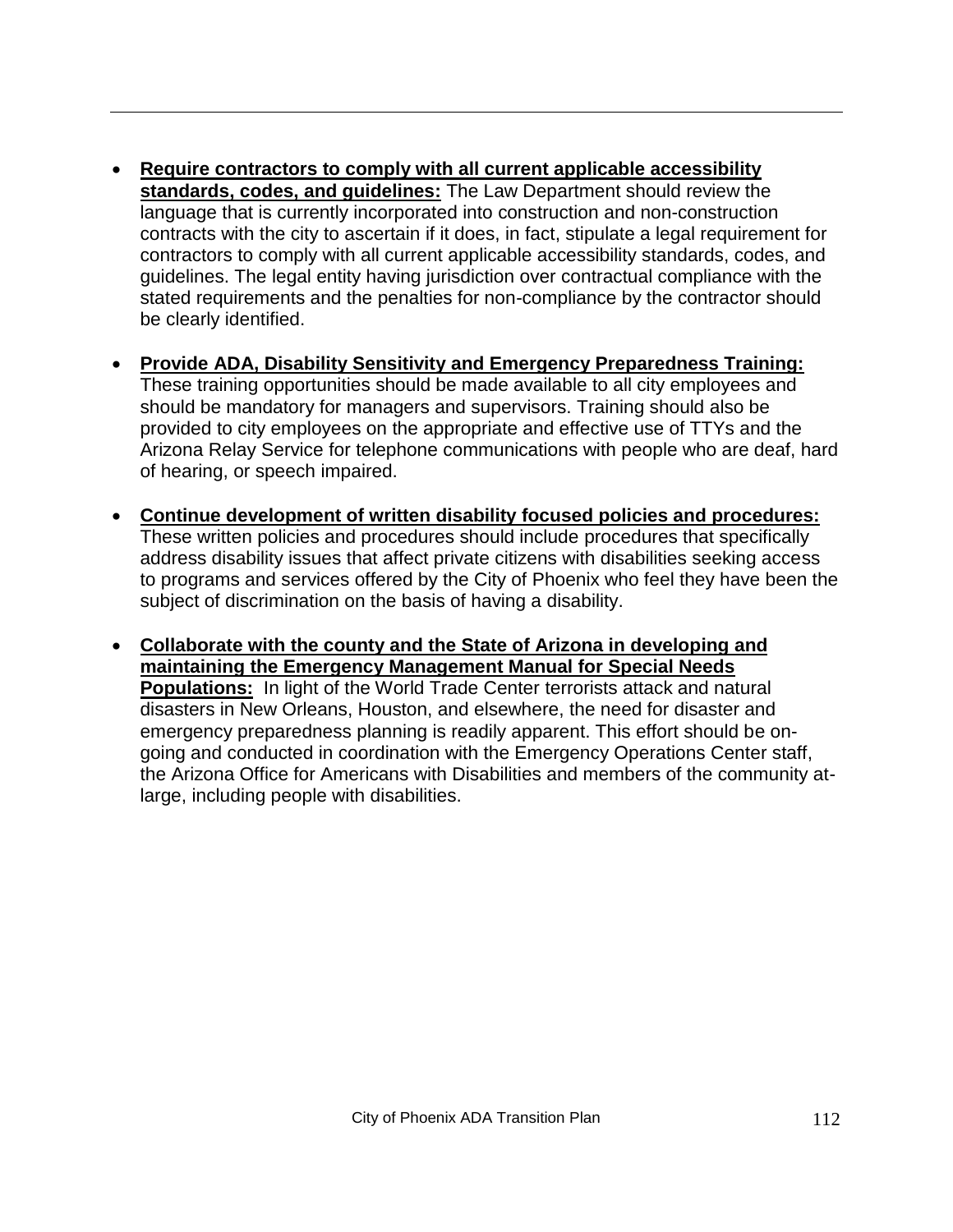- **Require contractors to comply with all current applicable accessibility standards, codes, and guidelines:** The Law Department should review the language that is currently incorporated into construction and non-construction contracts with the city to ascertain if it does, in fact, stipulate a legal requirement for contractors to comply with all current applicable accessibility standards, codes, and guidelines. The legal entity having jurisdiction over contractual compliance with the stated requirements and the penalties for non-compliance by the contractor should be clearly identified.

- **Provide ADA, Disability Sensitivity and Emergency Preparedness Training:** These training opportunities should be made available to all city employees and should be mandatory for managers and supervisors. Training should also be provided to city employees on the appropriate and effective use of TTYs and the Arizona Relay Service for telephone communications with people who are deaf, hard of hearing, or speech impaired.

- **Continue development of written disability focused policies and procedures:** These written policies and procedures should include procedures that specifically address disability issues that affect private citizens with disabilities seeking access to programs and services offered by the City of Phoenix who feel they have been the subject of discrimination on the basis of having a disability.

- **Collaborate with the county and the State of Arizona in developing and maintaining the Emergency Management Manual for Special Needs Populations:** In light of the World Trade Center terrorists attack and natural disasters in New Orleans, Houston, and elsewhere, the need for disaster and emergency preparedness planning is readily apparent. This effort should be on-going and conducted in coordination with the Emergency Operations Center staff, the Arizona Office for Americans with Disabilities and members of the community at-large, including people with disabilities.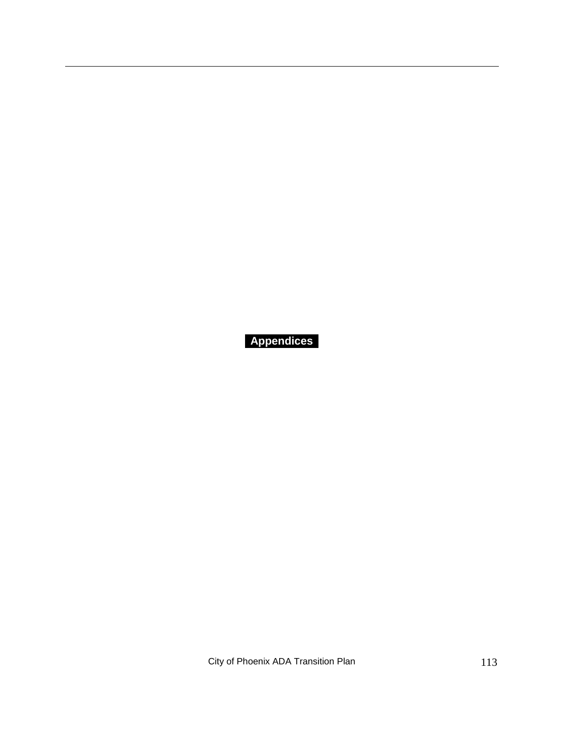# Appendices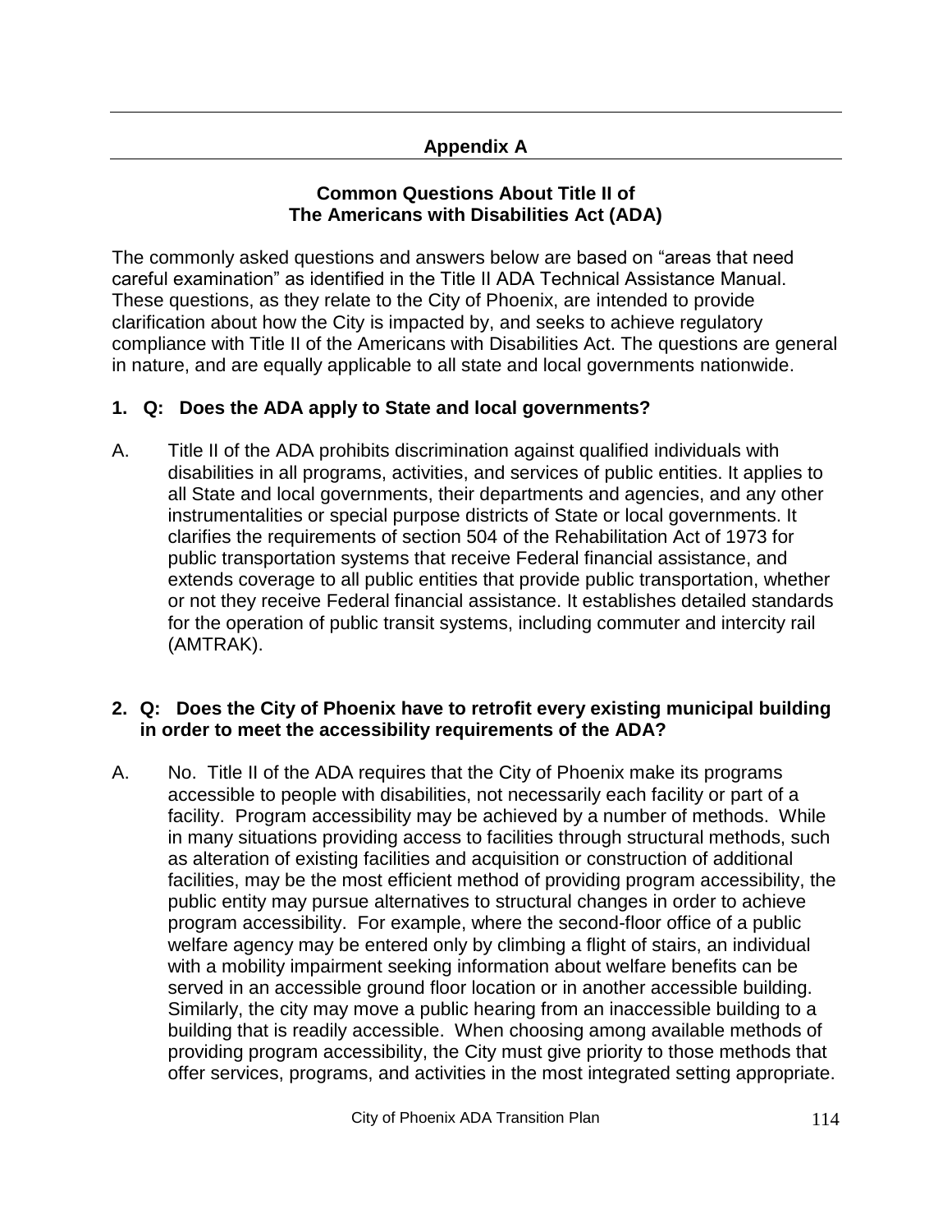# Appendix A

## Common Questions About Title II of The Americans with Disabilities Act (ADA)

The commonly asked questions and answers below are based on "areas that need careful examination" as identified in the Title II ADA Technical Assistance Manual. These questions, as they relate to the City of Phoenix, are intended to provide clarification about how the City is impacted by, and seeks to achieve regulatory compliance with Title II of the Americans with Disabilities Act. The questions are general in nature, and are equally applicable to all state and local governments nationwide.

**1. Q: Does the ADA apply to State and local governments?**

A. Title II of the ADA prohibits discrimination against qualified individuals with disabilities in all programs, activities, and services of public entities. It applies to all State and local governments, their departments and agencies, and any other instrumentalities or special purpose districts of State or local governments. It clarifies the requirements of section 504 of the Rehabilitation Act of 1973 for public transportation systems that receive Federal financial assistance, and extends coverage to all public entities that provide public transportation, whether or not they receive Federal financial assistance. It establishes detailed standards for the operation of public transit systems, including commuter and intercity rail (AMTRAK).

**2. Q: Does the City of Phoenix have to retrofit every existing municipal building in order to meet the accessibility requirements of the ADA?**

A. No. Title II of the ADA requires that the City of Phoenix make its programs accessible to people with disabilities, not necessarily each facility or part of a facility. Program accessibility may be achieved by a number of methods. While in many situations providing access to facilities through structural methods, such as alteration of existing facilities and acquisition or construction of additional facilities, may be the most efficient method of providing program accessibility, the public entity may pursue alternatives to structural changes in order to achieve program accessibility. For example, where the second-floor office of a public welfare agency may be entered only by climbing a flight of stairs, an individual with a mobility impairment seeking information about welfare benefits can be served in an accessible ground floor location or in another accessible building. Similarly, the city may move a public hearing from an inaccessible building to a building that is readily accessible. When choosing among available methods of providing program accessibility, the City must give priority to those methods that offer services, programs, and activities in the most integrated setting appropriate.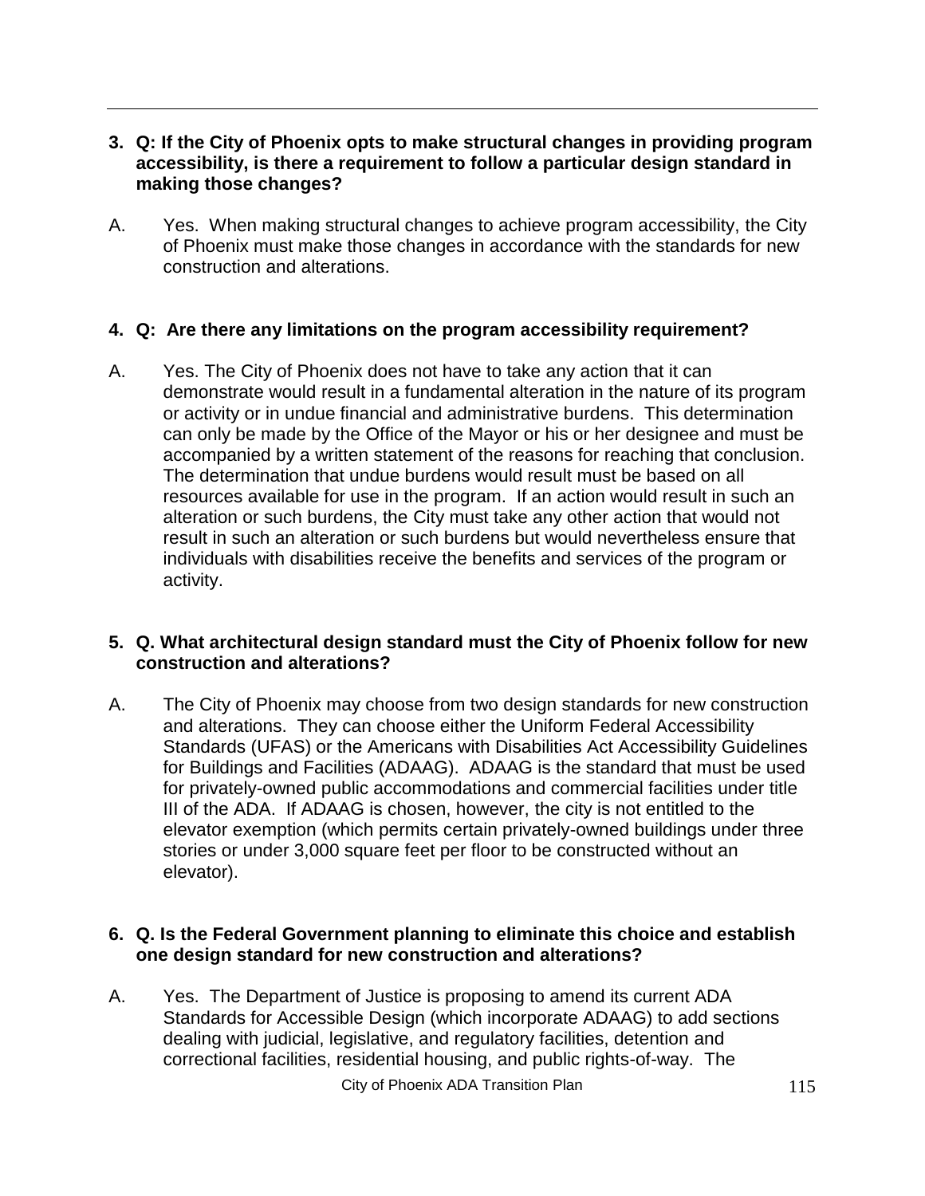**3. Q: If the City of Phoenix opts to make structural changes in providing program accessibility, is there a requirement to follow a particular design standard in making those changes?**

A. Yes. When making structural changes to achieve program accessibility, the City of Phoenix must make those changes in accordance with the standards for new construction and alterations.

**4. Q: Are there any limitations on the program accessibility requirement?**

A. Yes. The City of Phoenix does not have to take any action that it can demonstrate would result in a fundamental alteration in the nature of its program or activity or in undue financial and administrative burdens. This determination can only be made by the Office of the Mayor or his or her designee and must be accompanied by a written statement of the reasons for reaching that conclusion. The determination that undue burdens would result must be based on all resources available for use in the program. If an action would result in such an alteration or such burdens, the City must take any other action that would not result in such an alteration or such burdens but would nevertheless ensure that individuals with disabilities receive the benefits and services of the program or activity.

**5. Q. What architectural design standard must the City of Phoenix follow for new construction and alterations?**

A. The City of Phoenix may choose from two design standards for new construction and alterations. They can choose either the Uniform Federal Accessibility Standards (UFAS) or the Americans with Disabilities Act Accessibility Guidelines for Buildings and Facilities (ADAAG). ADAAG is the standard that must be used for privately-owned public accommodations and commercial facilities under title III of the ADA. If ADAAG is chosen, however, the city is not entitled to the elevator exemption (which permits certain privately-owned buildings under three stories or under 3,000 square feet per floor to be constructed without an elevator).

**6. Q. Is the Federal Government planning to eliminate this choice and establish one design standard for new construction and alterations?**

A. Yes. The Department of Justice is proposing to amend its current ADA Standards for Accessible Design (which incorporate ADAAG) to add sections dealing with judicial, legislative, and regulatory facilities, detention and correctional facilities, residential housing, and public rights-of-way. The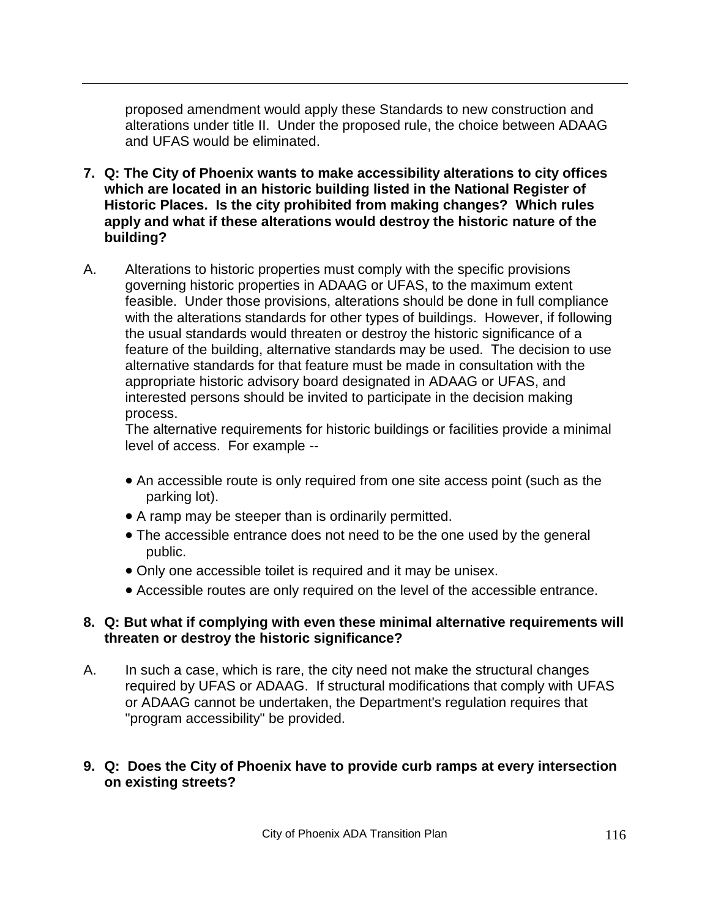proposed amendment would apply these Standards to new construction and alterations under title II. Under the proposed rule, the choice between ADAAG and UFAS would be eliminated.

**7. Q: The City of Phoenix wants to make accessibility alterations to city offices which are located in an historic building listed in the National Register of Historic Places. Is the city prohibited from making changes? Which rules apply and what if these alterations would destroy the historic nature of the building?**

A. Alterations to historic properties must comply with the specific provisions governing historic properties in ADAAG or UFAS, to the maximum extent feasible. Under those provisions, alterations should be done in full compliance with the alterations standards for other types of buildings. However, if following the usual standards would threaten or destroy the historic significance of a feature of the building, alternative standards may be used. The decision to use alternative standards for that feature must be made in consultation with the appropriate historic advisory board designated in ADAAG or UFAS, and interested persons should be invited to participate in the decision making process.

The alternative requirements for historic buildings or facilities provide a minimal level of access. For example --

- An accessible route is only required from one site access point (such as the parking lot).
- A ramp may be steeper than is ordinarily permitted.
- The accessible entrance does not need to be the one used by the general public.
- Only one accessible toilet is required and it may be unisex.
- Accessible routes are only required on the level of the accessible entrance.

**8. Q: But what if complying with even these minimal alternative requirements will threaten or destroy the historic significance?**

A. In such a case, which is rare, the city need not make the structural changes required by UFAS or ADAAG. If structural modifications that comply with UFAS or ADAAG cannot be undertaken, the Department's regulation requires that "program accessibility" be provided.

**9. Q: Does the City of Phoenix have to provide curb ramps at every intersection on existing streets?**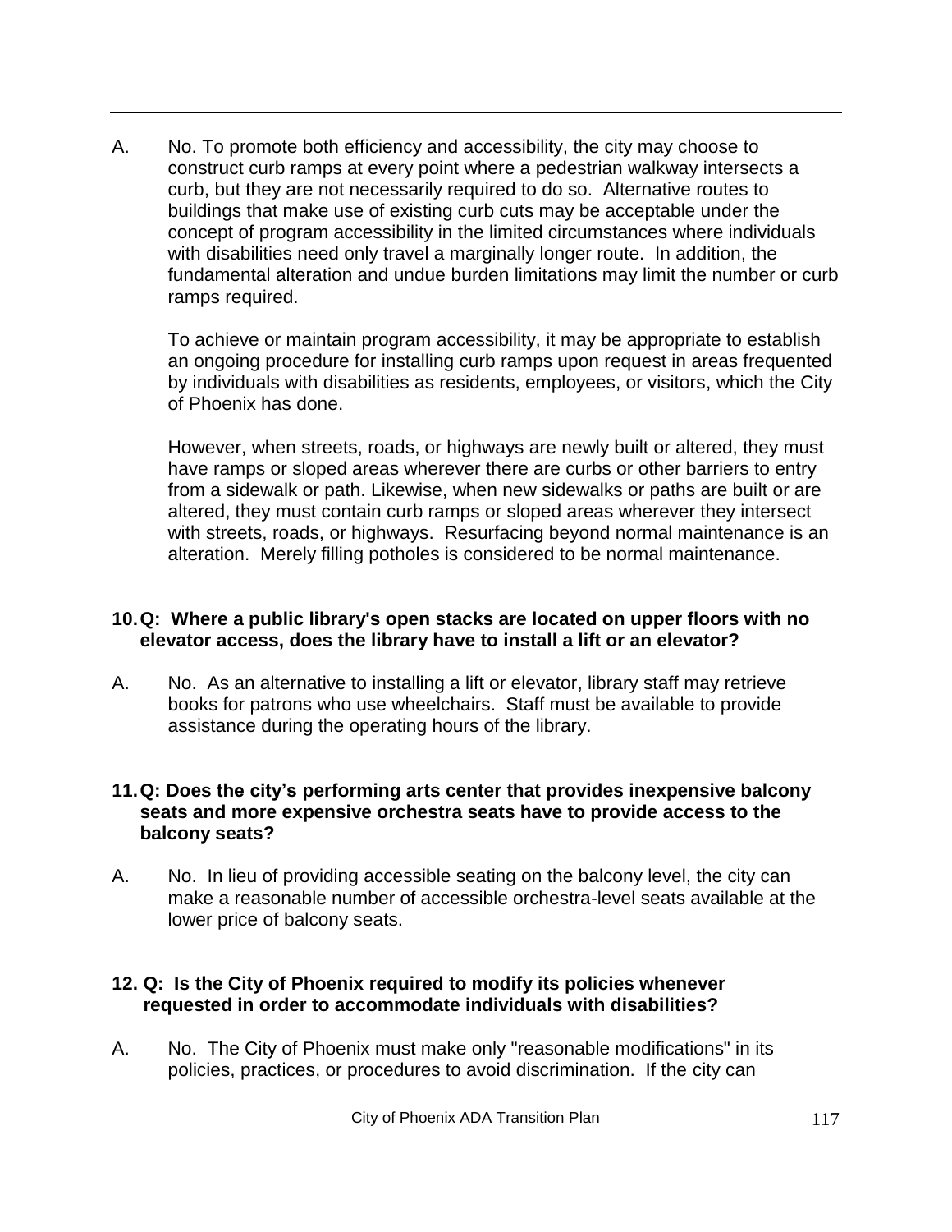A. No. To promote both efficiency and accessibility, the city may choose to construct curb ramps at every point where a pedestrian walkway intersects a curb, but they are not necessarily required to do so. Alternative routes to buildings that make use of existing curb cuts may be acceptable under the concept of program accessibility in the limited circumstances where individuals with disabilities need only travel a marginally longer route. In addition, the fundamental alteration and undue burden limitations may limit the number or curb ramps required.

To achieve or maintain program accessibility, it may be appropriate to establish an ongoing procedure for installing curb ramps upon request in areas frequented by individuals with disabilities as residents, employees, or visitors, which the City of Phoenix has done.

However, when streets, roads, or highways are newly built or altered, they must have ramps or sloped areas wherever there are curbs or other barriers to entry from a sidewalk or path. Likewise, when new sidewalks or paths are built or are altered, they must contain curb ramps or sloped areas wherever they intersect with streets, roads, or highways. Resurfacing beyond normal maintenance is an alteration. Merely filling potholes is considered to be normal maintenance.

**10. Q: Where a public library's open stacks are located on upper floors with no elevator access, does the library have to install a lift or an elevator?**

A. No. As an alternative to installing a lift or elevator, library staff may retrieve books for patrons who use wheelchairs. Staff must be available to provide assistance during the operating hours of the library.

**11. Q: Does the city's performing arts center that provides inexpensive balcony seats and more expensive orchestra seats have to provide access to the balcony seats?**

A. No. In lieu of providing accessible seating on the balcony level, the city can make a reasonable number of accessible orchestra-level seats available at the lower price of balcony seats.

**12. Q: Is the City of Phoenix required to modify its policies whenever requested in order to accommodate individuals with disabilities?**

A. No. The City of Phoenix must make only "reasonable modifications" in its policies, practices, or procedures to avoid discrimination. If the city can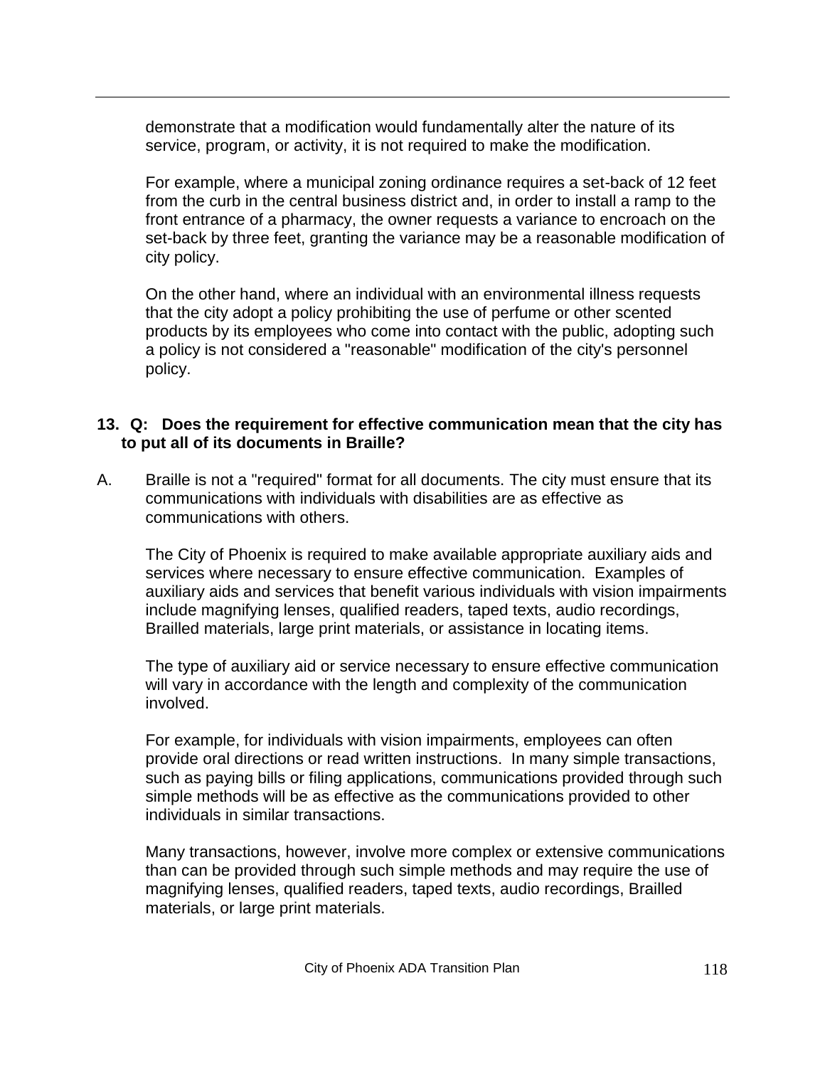demonstrate that a modification would fundamentally alter the nature of its service, program, or activity, it is not required to make the modification.

For example, where a municipal zoning ordinance requires a set-back of 12 feet from the curb in the central business district and, in order to install a ramp to the front entrance of a pharmacy, the owner requests a variance to encroach on the set-back by three feet, granting the variance may be a reasonable modification of city policy.

On the other hand, where an individual with an environmental illness requests that the city adopt a policy prohibiting the use of perfume or other scented products by its employees who come into contact with the public, adopting such a policy is not considered a "reasonable" modification of the city's personnel policy.

**13. Q: Does the requirement for effective communication mean that the city has to put all of its documents in Braille?**

A. Braille is not a "required" format for all documents. The city must ensure that its communications with individuals with disabilities are as effective as communications with others.

The City of Phoenix is required to make available appropriate auxiliary aids and services where necessary to ensure effective communication. Examples of auxiliary aids and services that benefit various individuals with vision impairments include magnifying lenses, qualified readers, taped texts, audio recordings, Brailled materials, large print materials, or assistance in locating items.

The type of auxiliary aid or service necessary to ensure effective communication will vary in accordance with the length and complexity of the communication involved.

For example, for individuals with vision impairments, employees can often provide oral directions or read written instructions. In many simple transactions, such as paying bills or filing applications, communications provided through such simple methods will be as effective as the communications provided to other individuals in similar transactions.

Many transactions, however, involve more complex or extensive communications than can be provided through such simple methods and may require the use of magnifying lenses, qualified readers, taped texts, audio recordings, Brailled materials, or large print materials.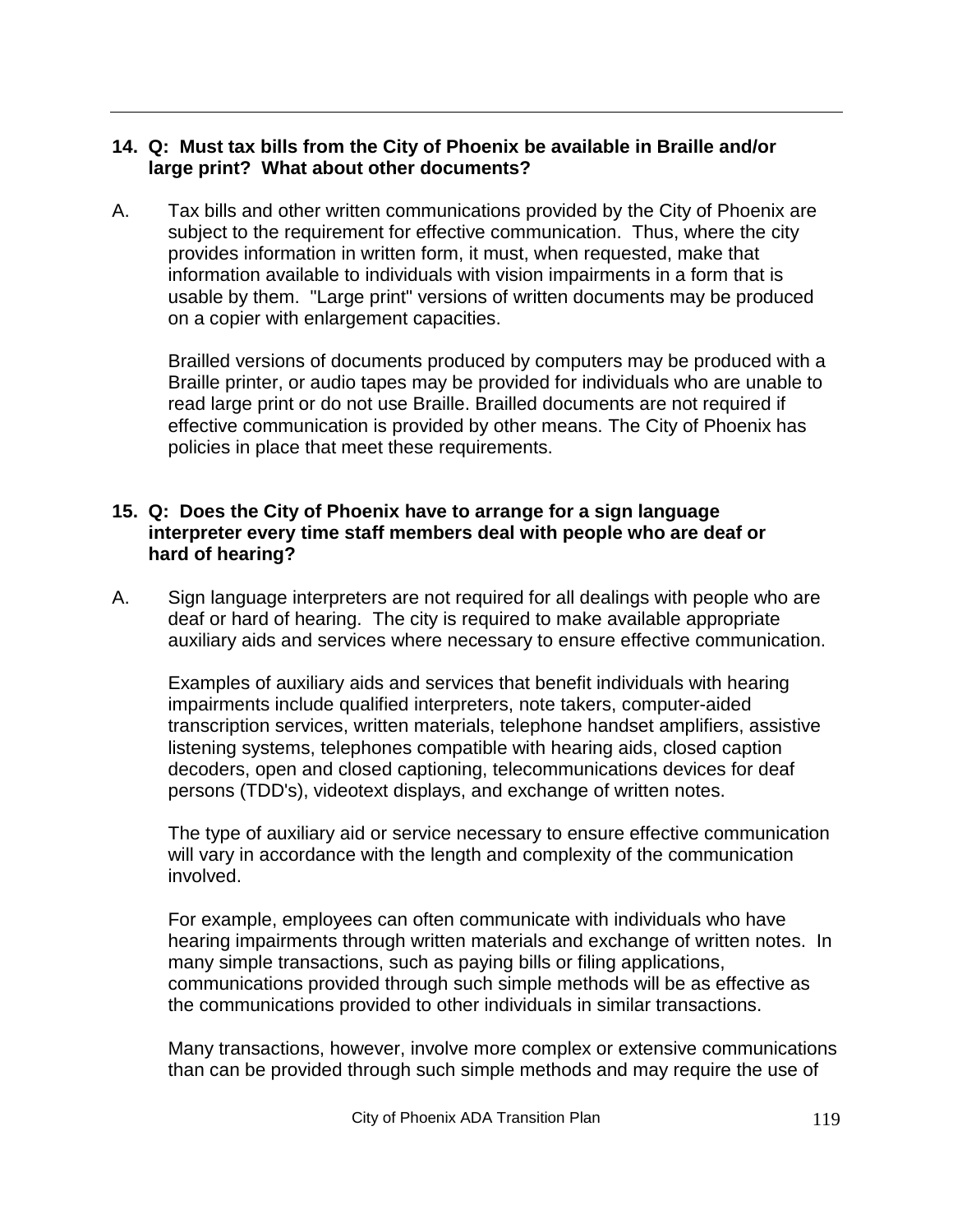**14. Q: Must tax bills from the City of Phoenix be available in Braille and/or large print? What about other documents?**

A. Tax bills and other written communications provided by the City of Phoenix are subject to the requirement for effective communication. Thus, where the city provides information in written form, it must, when requested, make that information available to individuals with vision impairments in a form that is usable by them. "Large print" versions of written documents may be produced on a copier with enlargement capacities.

Brailled versions of documents produced by computers may be produced with a Braille printer, or audio tapes may be provided for individuals who are unable to read large print or do not use Braille. Brailled documents are not required if effective communication is provided by other means. The City of Phoenix has policies in place that meet these requirements.

**15. Q: Does the City of Phoenix have to arrange for a sign language interpreter every time staff members deal with people who are deaf or hard of hearing?**

A. Sign language interpreters are not required for all dealings with people who are deaf or hard of hearing. The city is required to make available appropriate auxiliary aids and services where necessary to ensure effective communication.

Examples of auxiliary aids and services that benefit individuals with hearing impairments include qualified interpreters, note takers, computer-aided transcription services, written materials, telephone handset amplifiers, assistive listening systems, telephones compatible with hearing aids, closed caption decoders, open and closed captioning, telecommunications devices for deaf persons (TDD's), videotext displays, and exchange of written notes.

The type of auxiliary aid or service necessary to ensure effective communication will vary in accordance with the length and complexity of the communication involved.

For example, employees can often communicate with individuals who have hearing impairments through written materials and exchange of written notes. In many simple transactions, such as paying bills or filing applications, communications provided through such simple methods will be as effective as the communications provided to other individuals in similar transactions.

Many transactions, however, involve more complex or extensive communications than can be provided through such simple methods and may require the use of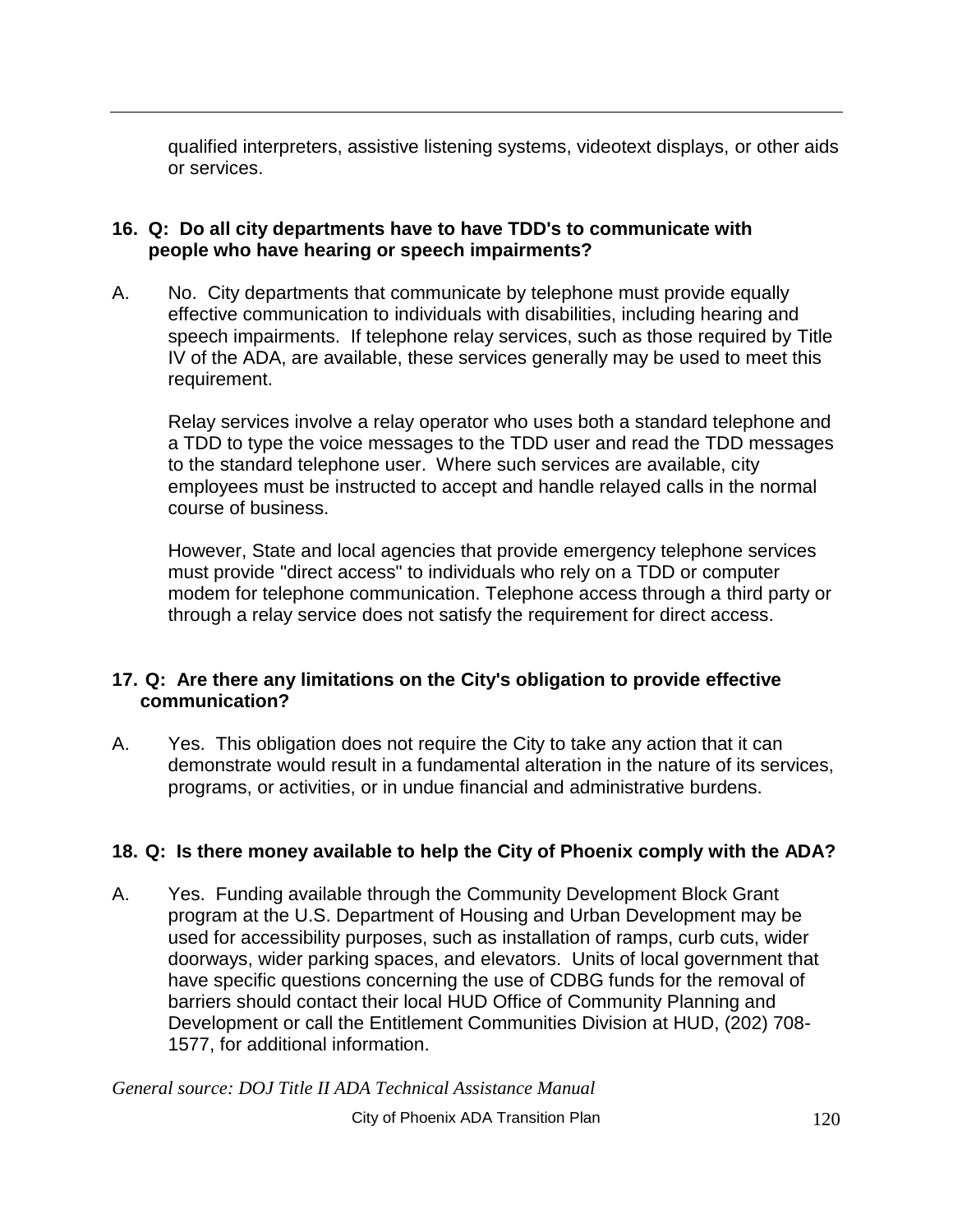qualified interpreters, assistive listening systems, videotext displays, or other aids or services.

**16. Q: Do all city departments have to have TDD's to communicate with people who have hearing or speech impairments?**

A. No. City departments that communicate by telephone must provide equally effective communication to individuals with disabilities, including hearing and speech impairments. If telephone relay services, such as those required by Title IV of the ADA, are available, these services generally may be used to meet this requirement.

Relay services involve a relay operator who uses both a standard telephone and a TDD to type the voice messages to the TDD user and read the TDD messages to the standard telephone user. Where such services are available, city employees must be instructed to accept and handle relayed calls in the normal course of business.

However, State and local agencies that provide emergency telephone services must provide "direct access" to individuals who rely on a TDD or computer modem for telephone communication. Telephone access through a third party or through a relay service does not satisfy the requirement for direct access.

**17. Q: Are there any limitations on the City's obligation to provide effective communication?**

A. Yes. This obligation does not require the City to take any action that it can demonstrate would result in a fundamental alteration in the nature of its services, programs, or activities, or in undue financial and administrative burdens.

**18. Q: Is there money available to help the City of Phoenix comply with the ADA?**

A. Yes. Funding available through the Community Development Block Grant program at the U.S. Department of Housing and Urban Development may be used for accessibility purposes, such as installation of ramps, curb cuts, wider doorways, wider parking spaces, and elevators. Units of local government that have specific questions concerning the use of CDBG funds for the removal of barriers should contact their local HUD Office of Community Planning and Development or call the Entitlement Communities Division at HUD, (202) 708-1577, for additional information.

*General source: DOJ Title II ADA Technical Assistance Manual*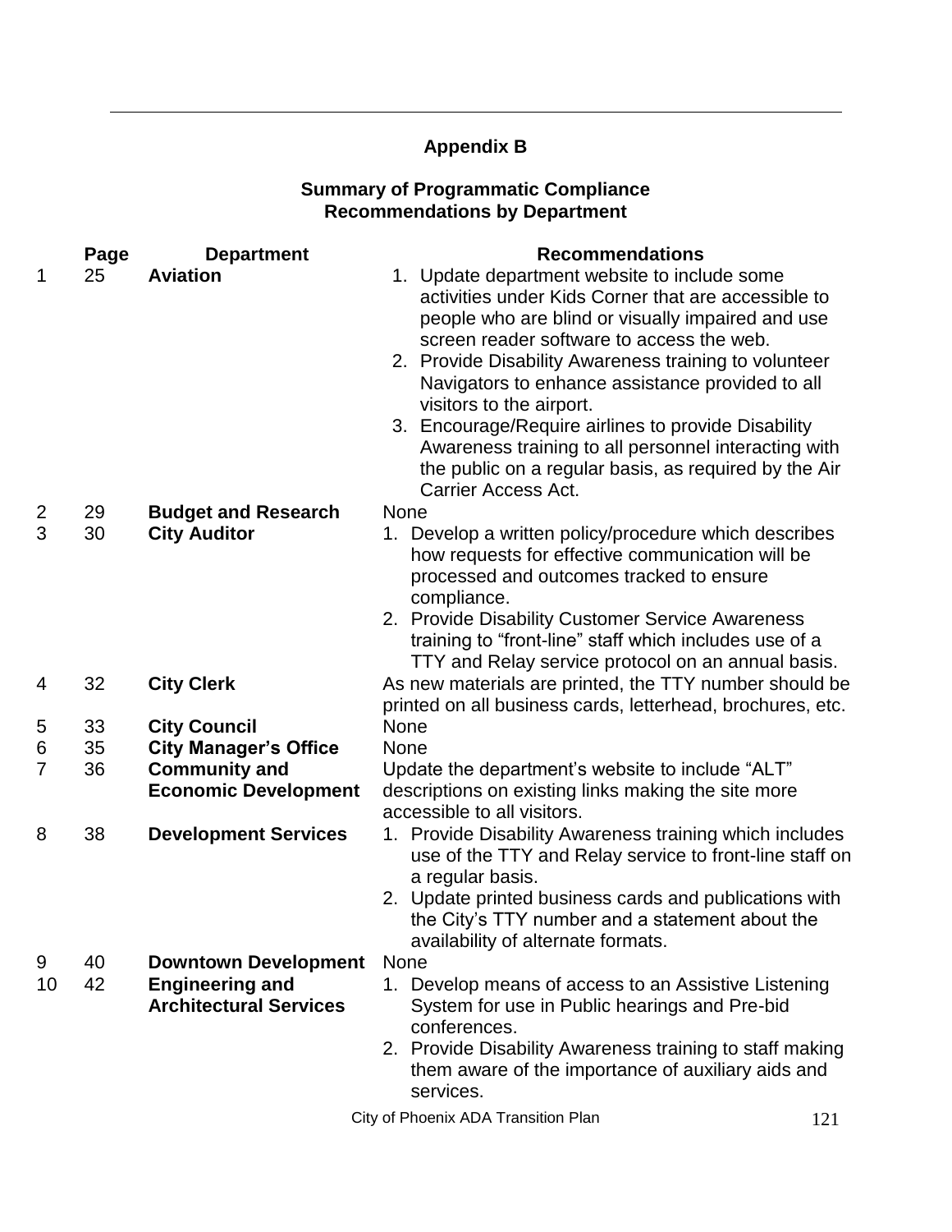## Appendix B

### Summary of Programmatic Compliance Recommendations by Department

| | Page | Department | Recommendations |
|---|---|---|---|
| 1 | 25 | **Aviation** | 1. Update department website to include some activities under Kids Corner that are accessible to people who are blind or visually impaired and use screen reader software to access the web.<br>2. Provide Disability Awareness training to volunteer Navigators to enhance assistance provided to all visitors to the airport.<br>3. Encourage/Require airlines to provide Disability Awareness training to all personnel interacting with the public on a regular basis, as required by the Air Carrier Access Act. |
| 2 | 29 | **Budget and Research** | None |
| 3 | 30 | **City Auditor** | 1. Develop a written policy/procedure which describes how requests for effective communication will be processed and outcomes tracked to ensure compliance.<br>2. Provide Disability Customer Service Awareness training to "front-line" staff which includes use of a TTY and Relay service protocol on an annual basis. |
| 4 | 32 | **City Clerk** | As new materials are printed, the TTY number should be printed on all business cards, letterhead, brochures, etc. |
| 5 | 33 | **City Council** | None |
| 6 | 35 | **City Manager's Office** | None |
| 7 | 36 | **Community and Economic Development** | Update the department's website to include "ALT" descriptions on existing links making the site more accessible to all visitors. |
| 8 | 38 | **Development Services** | 1. Provide Disability Awareness training which includes use of the TTY and Relay service to front-line staff on a regular basis.<br>2. Update printed business cards and publications with the City's TTY number and a statement about the availability of alternate formats. |
| 9 | 40 | **Downtown Development** | None |
| 10 | 42 | **Engineering and Architectural Services** | 1. Develop means of access to an Assistive Listening System for use in Public hearings and Pre-bid conferences.<br>2. Provide Disability Awareness training to staff making them aware of the importance of auxiliary aids and services. |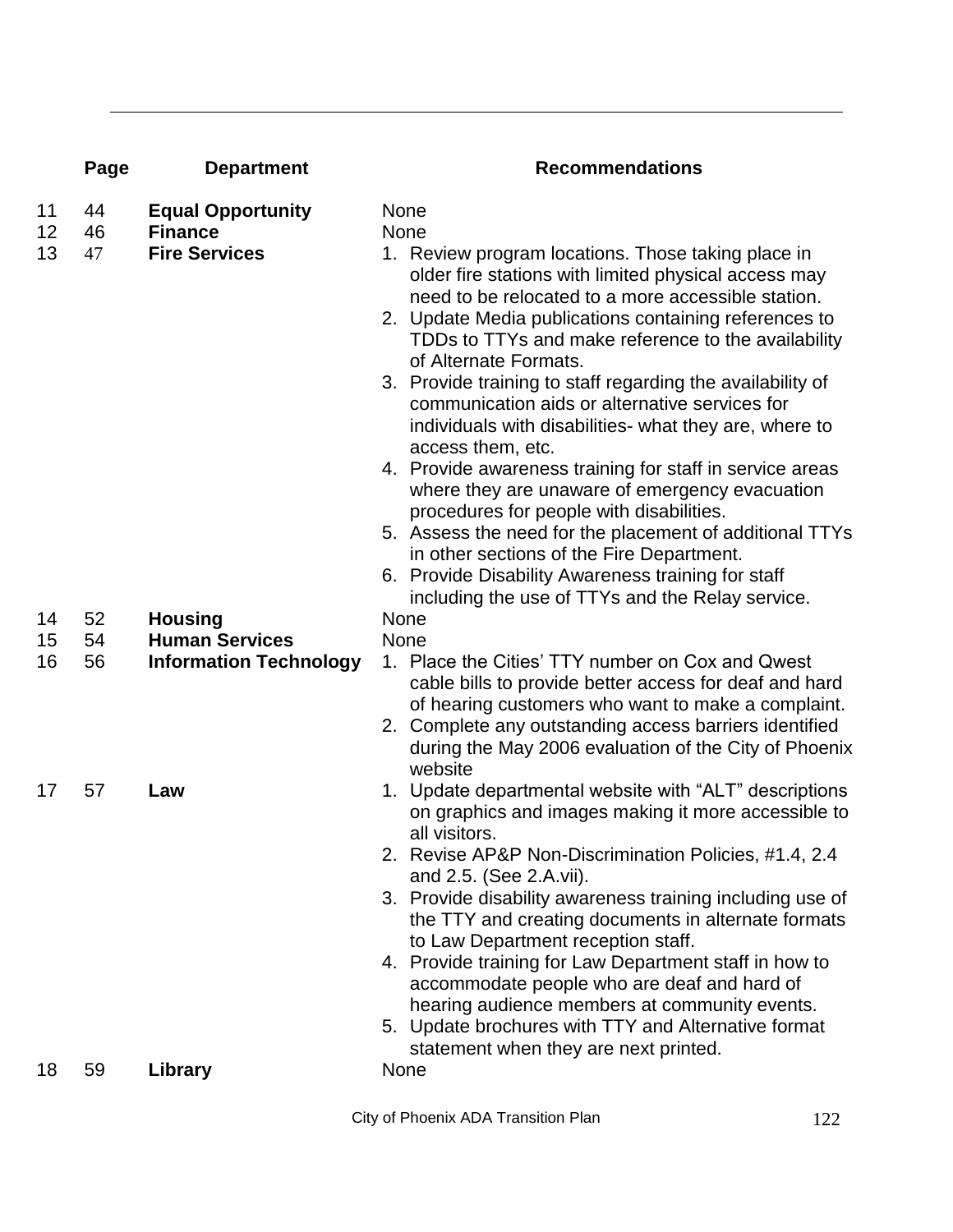| | Page | Department | Recommendations |
|---|---|---|---|
| 11 | 44 | **Equal Opportunity** | None |
| 12 | 46 | **Finance** | None |
| 13 | 47 | **Fire Services** | 1. Review program locations. Those taking place in older fire stations with limited physical access may need to be relocated to a more accessible station.<br>2. Update Media publications containing references to TDDs to TTYs and make reference to the availability of Alternate Formats.<br>3. Provide training to staff regarding the availability of communication aids or alternative services for individuals with disabilities- what they are, where to access them, etc.<br>4. Provide awareness training for staff in service areas where they are unaware of emergency evacuation procedures for people with disabilities.<br>5. Assess the need for the placement of additional TTYs in other sections of the Fire Department.<br>6. Provide Disability Awareness training for staff including the use of TTYs and the Relay service. |
| 14 | 52 | **Housing** | None |
| 15 | 54 | **Human Services** | None |
| 16 | 56 | **Information Technology** | 1. Place the Cities' TTY number on Cox and Qwest cable bills to provide better access for deaf and hard of hearing customers who want to make a complaint.<br>2. Complete any outstanding access barriers identified during the May 2006 evaluation of the City of Phoenix website |
| 17 | 57 | **Law** | 1. Update departmental website with "ALT" descriptions on graphics and images making it more accessible to all visitors.<br>2. Revise AP&P Non-Discrimination Policies, #1.4, 2.4 and 2.5. (See 2.A.vii).<br>3. Provide disability awareness training including use of the TTY and creating documents in alternate formats to Law Department reception staff.<br>4. Provide training for Law Department staff in how to accommodate people who are deaf and hard of hearing audience members at community events.<br>5. Update brochures with TTY and Alternative format statement when they are next printed. |
| 18 | 59 | **Library** | None |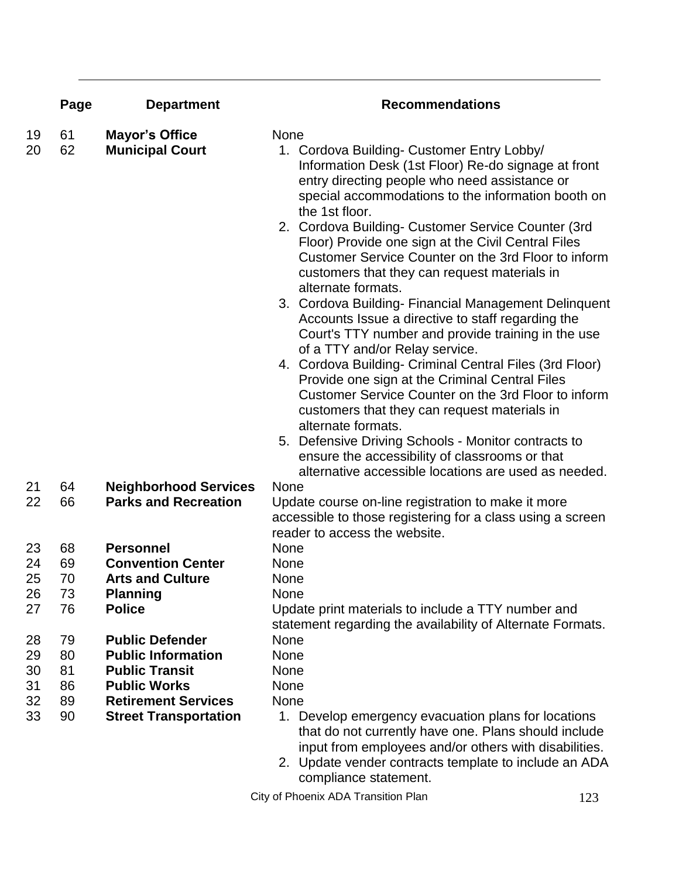| | Page | Department | Recommendations |
|---|---|---|---|
| 19 | 61 | **Mayor's Office** | None |
| 20 | 62 | **Municipal Court** | 1. Cordova Building- Customer Entry Lobby/ Information Desk (1st Floor) Re-do signage at front entry directing people who need assistance or special accommodations to the information booth on the 1st floor. 2. Cordova Building- Customer Service Counter (3rd Floor) Provide one sign at the Civil Central Files Customer Service Counter on the 3rd Floor to inform customers that they can request materials in alternate formats. 3. Cordova Building- Financial Management Delinquent Accounts Issue a directive to staff regarding the Court's TTY number and provide training in the use of a TTY and/or Relay service. 4. Cordova Building- Criminal Central Files (3rd Floor) Provide one sign at the Criminal Central Files Customer Service Counter on the 3rd Floor to inform customers that they can request materials in alternate formats. 5. Defensive Driving Schools - Monitor contracts to ensure the accessibility of classrooms or that alternative accessible locations are used as needed. |
| 21 | 64 | **Neighborhood Services** | None |
| 22 | 66 | **Parks and Recreation** | Update course on-line registration to make it more accessible to those registering for a class using a screen reader to access the website. |
| 23 | 68 | **Personnel** | None |
| 24 | 69 | **Convention Center** | None |
| 25 | 70 | **Arts and Culture** | None |
| 26 | 73 | **Planning** | None |
| 27 | 76 | **Police** | Update print materials to include a TTY number and statement regarding the availability of Alternate Formats. |
| 28 | 79 | **Public Defender** | None |
| 29 | 80 | **Public Information** | None |
| 30 | 81 | **Public Transit** | None |
| 31 | 86 | **Public Works** | None |
| 32 | 89 | **Retirement Services** | None |
| 33 | 90 | **Street Transportation** | 1. Develop emergency evacuation plans for locations that do not currently have one. Plans should include input from employees and/or others with disabilities. 2. Update vender contracts template to include an ADA compliance statement. |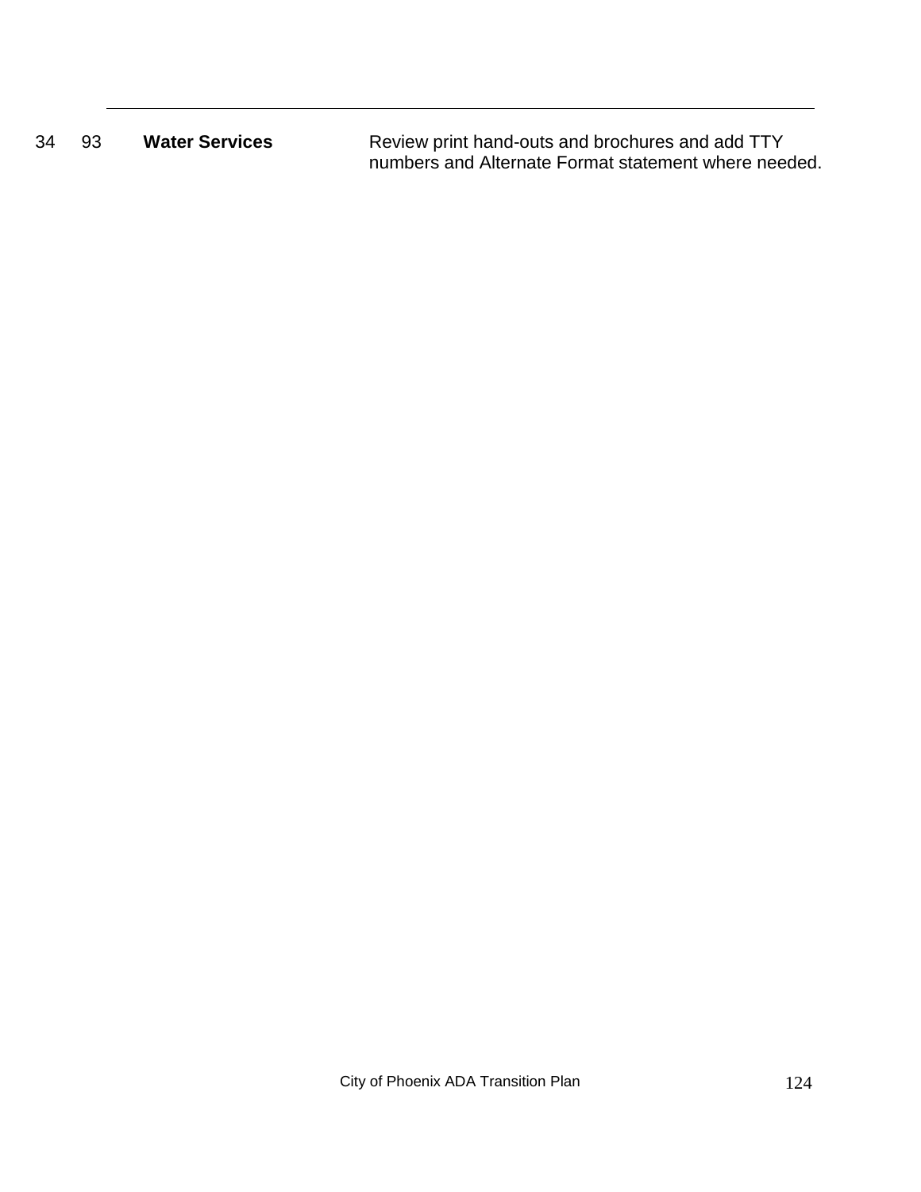| 34 | 93 | **Water Services** | Review print hand-outs and brochures and add TTY numbers and Alternate Format statement where needed. |
|---|---|---|---|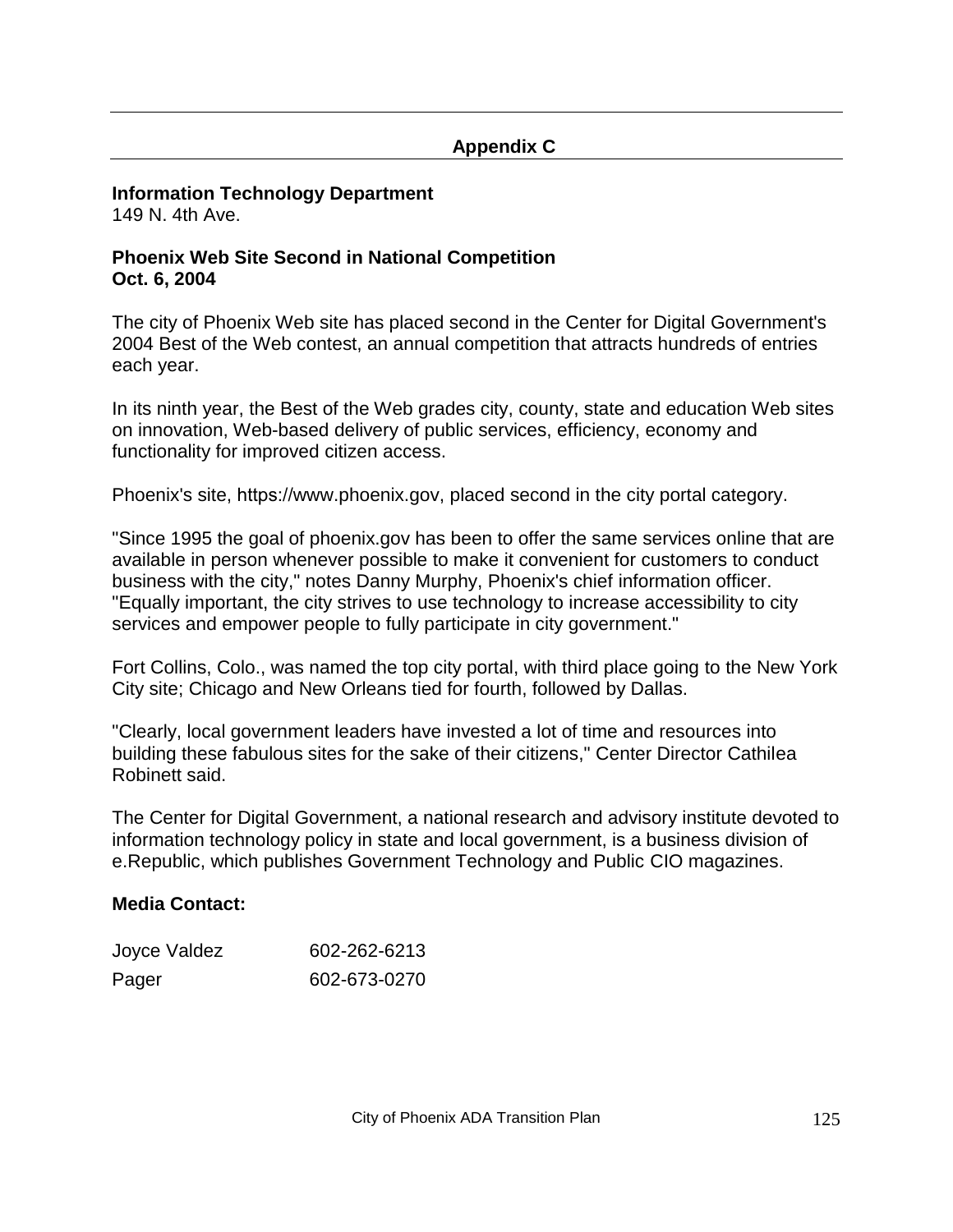## Appendix C

**Information Technology Department**
149 N. 4th Ave.

**Phoenix Web Site Second in National Competition**
**Oct. 6, 2004**

The city of Phoenix Web site has placed second in the Center for Digital Government's 2004 Best of the Web contest, an annual competition that attracts hundreds of entries each year.

In its ninth year, the Best of the Web grades city, county, state and education Web sites on innovation, Web-based delivery of public services, efficiency, economy and functionality for improved citizen access.

Phoenix's site, https://www.phoenix.gov, placed second in the city portal category.

"Since 1995 the goal of phoenix.gov has been to offer the same services online that are available in person whenever possible to make it convenient for customers to conduct business with the city," notes Danny Murphy, Phoenix's chief information officer. "Equally important, the city strives to use technology to increase accessibility to city services and empower people to fully participate in city government."

Fort Collins, Colo., was named the top city portal, with third place going to the New York City site; Chicago and New Orleans tied for fourth, followed by Dallas.

"Clearly, local government leaders have invested a lot of time and resources into building these fabulous sites for the sake of their citizens," Center Director Cathilea Robinett said.

The Center for Digital Government, a national research and advisory institute devoted to information technology policy in state and local government, is a business division of e.Republic, which publishes Government Technology and Public CIO magazines.

**Media Contact:**

| | |
|---|---|
| Joyce Valdez | 602-262-6213 |
| Pager | 602-673-0270 |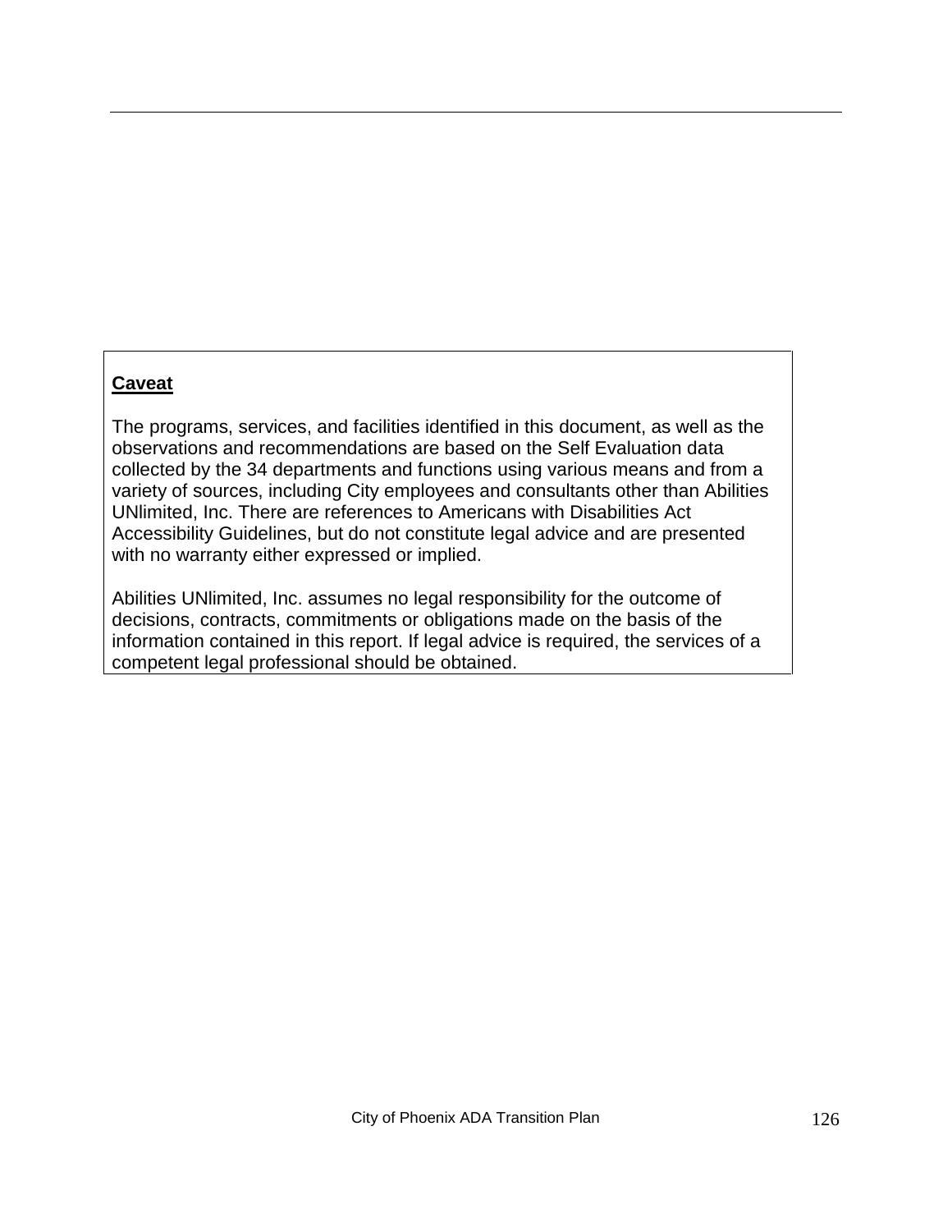**Caveat**

The programs, services, and facilities identified in this document, as well as the observations and recommendations are based on the Self Evaluation data collected by the 34 departments and functions using various means and from a variety of sources, including City employees and consultants other than Abilities UNlimited, Inc. There are references to Americans with Disabilities Act Accessibility Guidelines, but do not constitute legal advice and are presented with no warranty either expressed or implied.

Abilities UNlimited, Inc. assumes no legal responsibility for the outcome of decisions, contracts, commitments or obligations made on the basis of the information contained in this report. If legal advice is required, the services of a competent legal professional should be obtained.